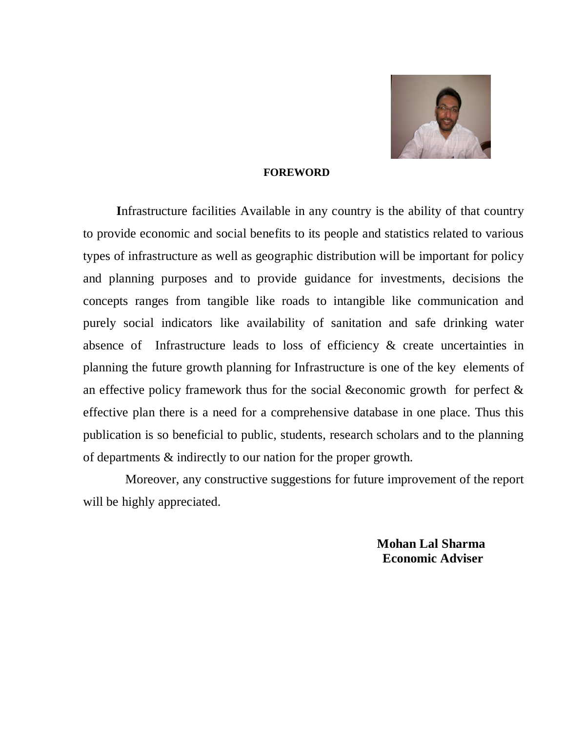## FOREWORD

**I**nfrastructure facilities Available in any country is the ability of that country to provide economic and social benefits to its people and statistics related to various types of infrastructure as well as geographic distribution will be important for policy and planning purposes and to provide guidance for investments, decisions the concepts ranges from tangible like roads to intangible like communication and purely social indicators like availability of sanitation and safe drinking water absence of Infrastructure leads to loss of efficiency & create uncertainties in planning the future growth planning for Infrastructure is one of the key elements of an effective policy framework thus for the social &economic growth for perfect & effective plan there is a need for a comprehensive database in one place. Thus this publication is so beneficial to public, students, research scholars and to the planning of departments & indirectly to our nation for the proper growth.

Moreover, any constructive suggestions for future improvement of the report will be highly appreciated.

**Mohan Lal Sharma**
**Economic Adviser**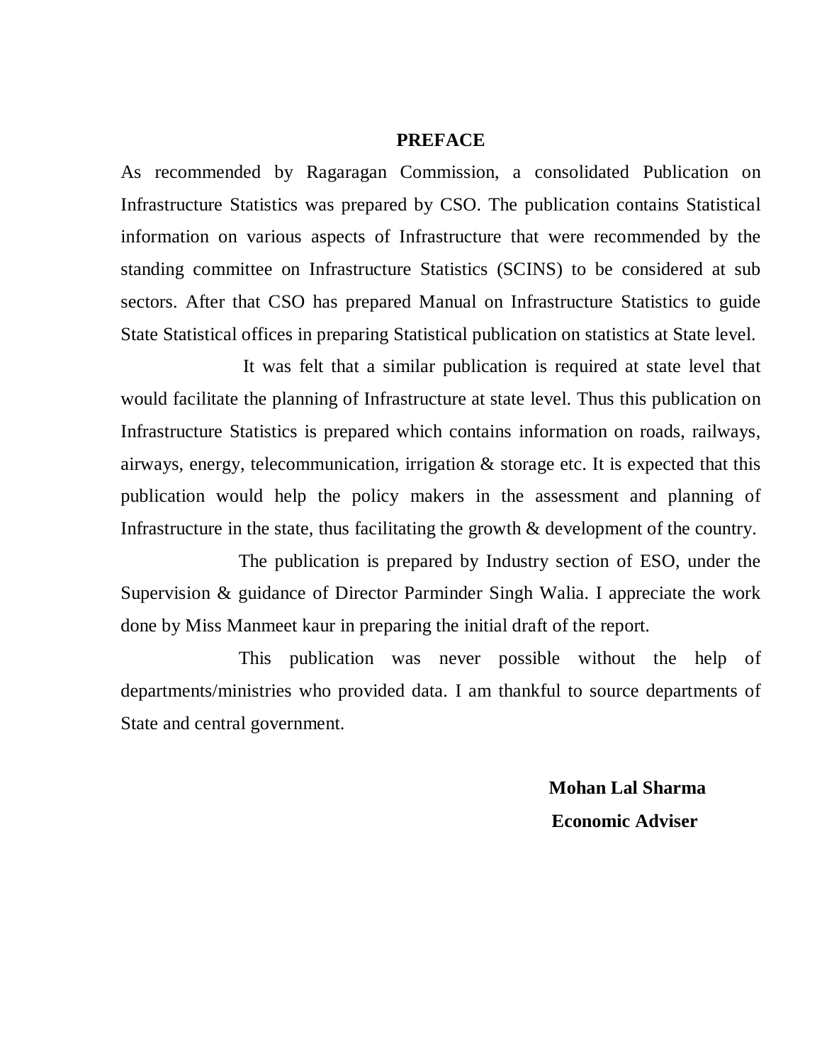# PREFACE

As recommended by Ragaragan Commission, a consolidated Publication on Infrastructure Statistics was prepared by CSO. The publication contains Statistical information on various aspects of Infrastructure that were recommended by the standing committee on Infrastructure Statistics (SCINS) to be considered at sub sectors. After that CSO has prepared Manual on Infrastructure Statistics to guide State Statistical offices in preparing Statistical publication on statistics at State level.

It was felt that a similar publication is required at state level that would facilitate the planning of Infrastructure at state level. Thus this publication on Infrastructure Statistics is prepared which contains information on roads, railways, airways, energy, telecommunication, irrigation & storage etc. It is expected that this publication would help the policy makers in the assessment and planning of Infrastructure in the state, thus facilitating the growth & development of the country.

The publication is prepared by Industry section of ESO, under the Supervision & guidance of Director Parminder Singh Walia. I appreciate the work done by Miss Manmeet kaur in preparing the initial draft of the report.

This publication was never possible without the help of departments/ministries who provided data. I am thankful to source departments of State and central government.

**Mohan Lal Sharma**
**Economic Adviser**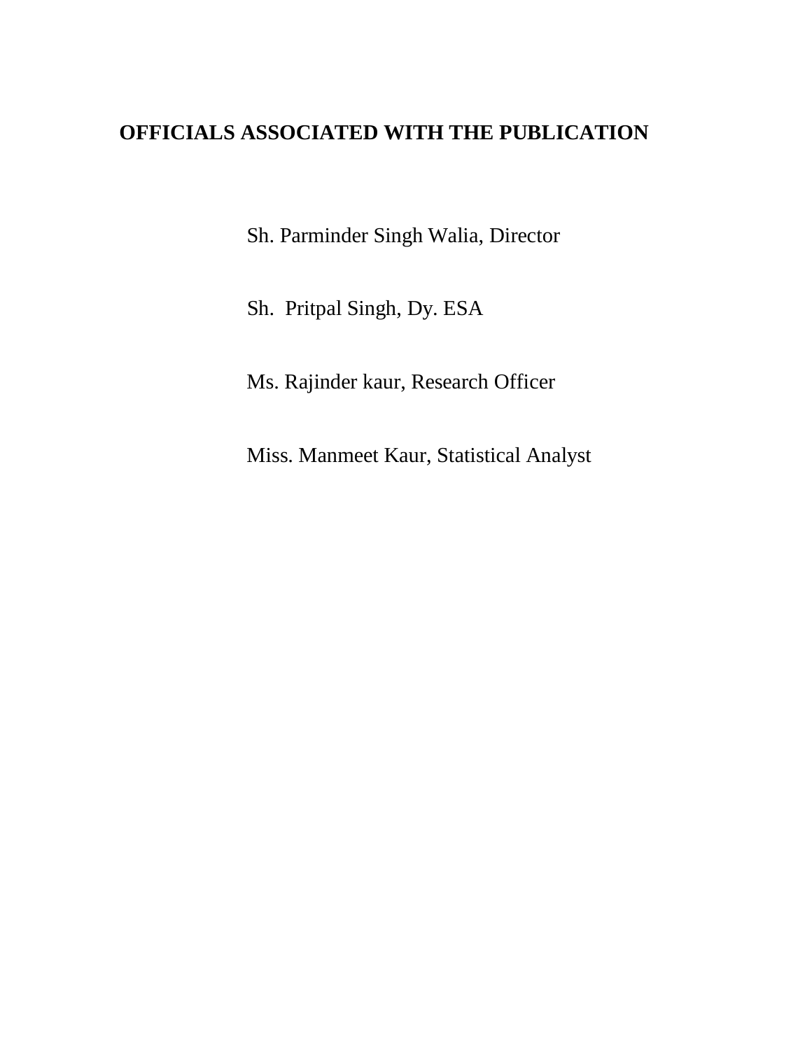# OFFICIALS ASSOCIATED WITH THE PUBLICATION

Sh. Parminder Singh Walia, Director

Sh. Pritpal Singh, Dy. ESA

Ms. Rajinder kaur, Research Officer

Miss. Manmeet Kaur, Statistical Analyst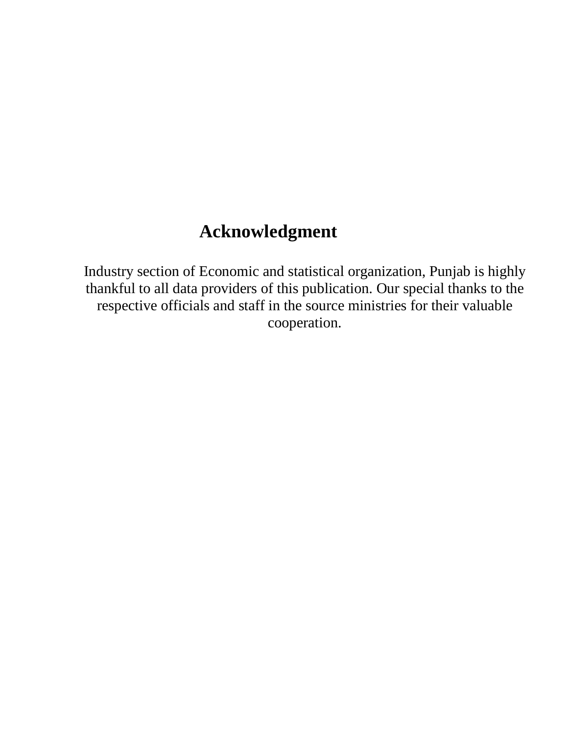# Acknowledgment

Industry section of Economic and statistical organization, Punjab is highly thankful to all data providers of this publication. Our special thanks to the respective officials and staff in the source ministries for their valuable cooperation.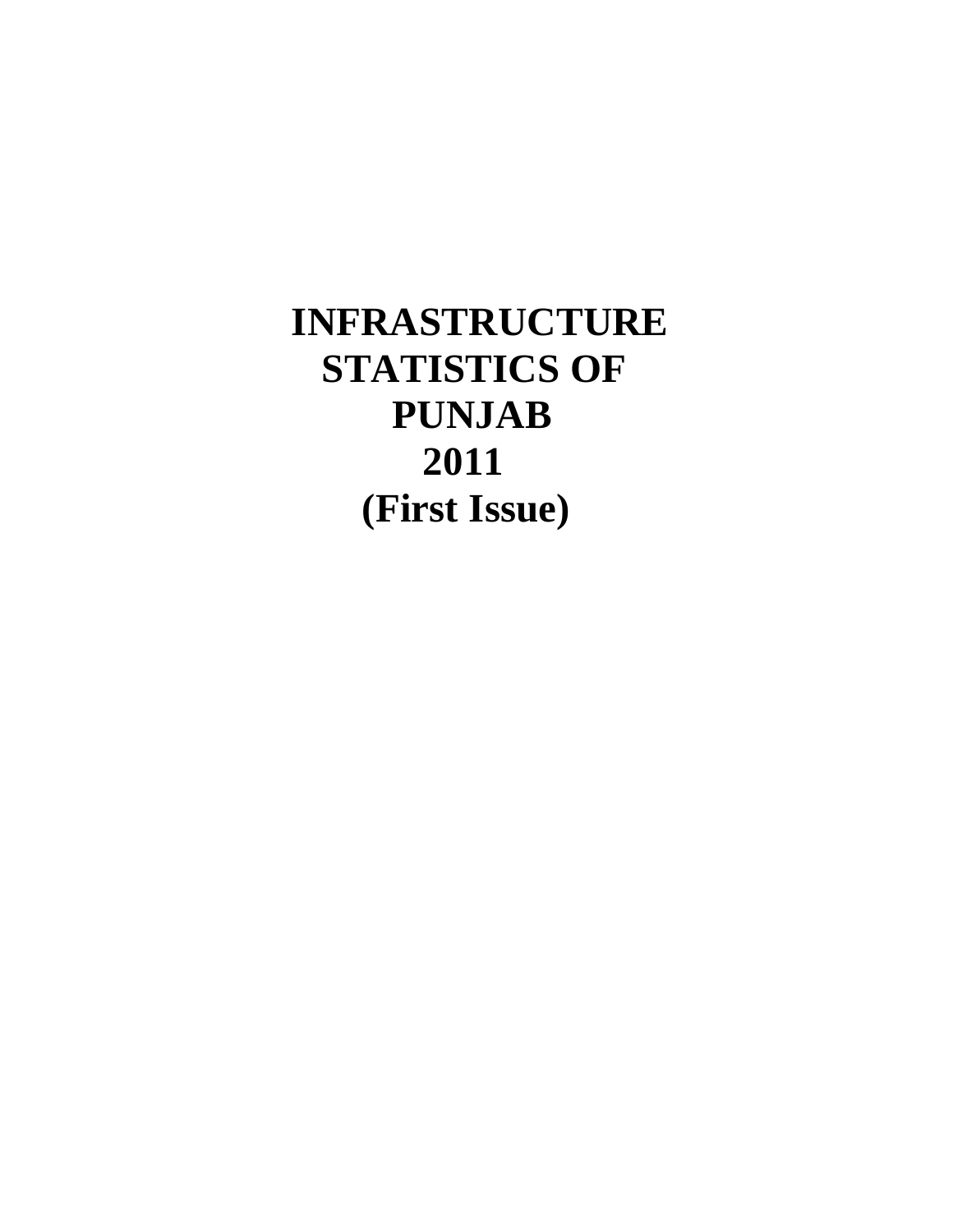# INFRASTRUCTURE STATISTICS OF PUNJAB 2011 (First Issue)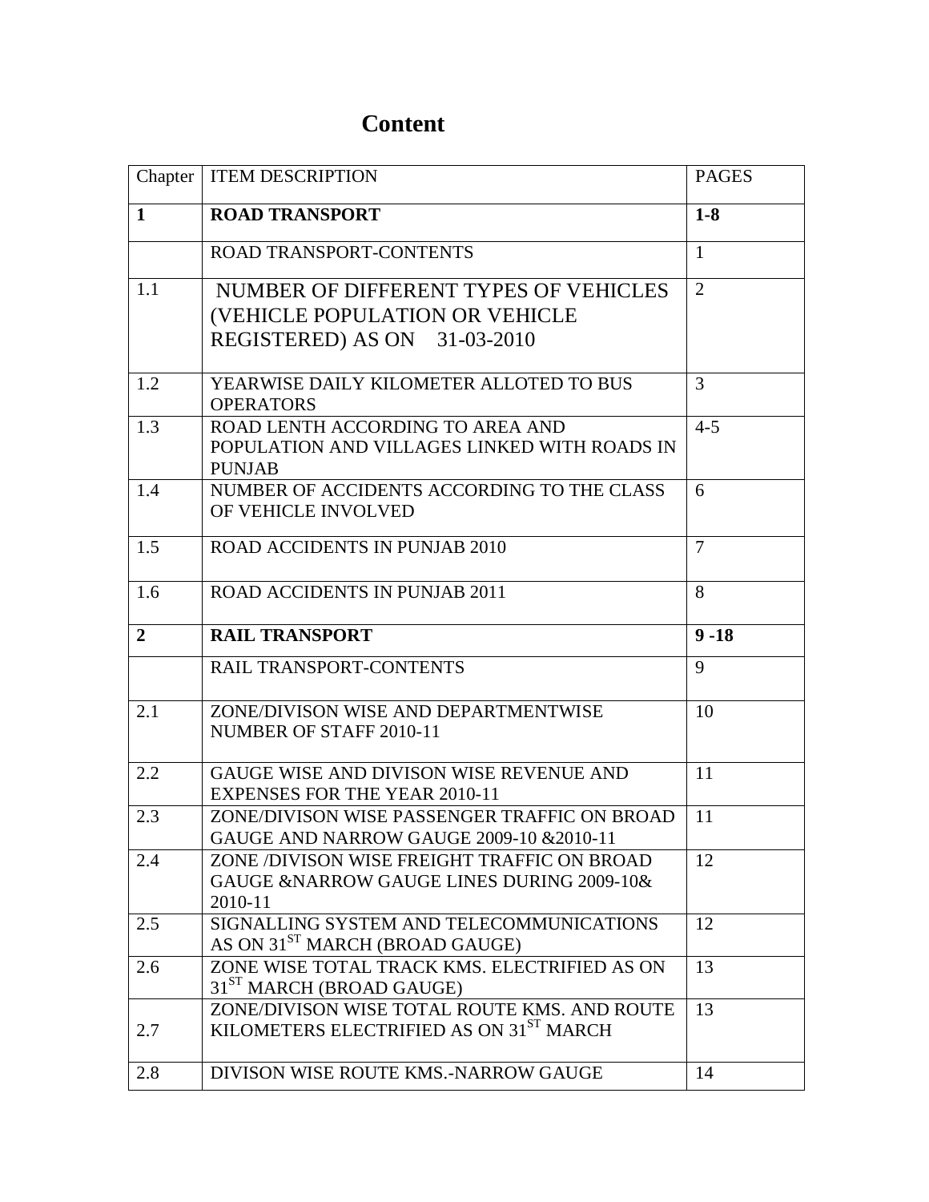# Content

| Chapter | ITEM DESCRIPTION | PAGES |
|---|---|---|
| **1** | **ROAD TRANSPORT** | **1-8** |
| | ROAD TRANSPORT-CONTENTS | 1 |
| 1.1 | NUMBER OF DIFFERENT TYPES OF VEHICLES (VEHICLE POPULATION OR VEHICLE REGISTERED) AS ON 31-03-2010 | 2 |
| 1.2 | YEARWISE DAILY KILOMETER ALLOTED TO BUS OPERATORS | 3 |
| 1.3 | ROAD LENTH ACCORDING TO AREA AND POPULATION AND VILLAGES LINKED WITH ROADS IN PUNJAB | 4-5 |
| 1.4 | NUMBER OF ACCIDENTS ACCORDING TO THE CLASS OF VEHICLE INVOLVED | 6 |
| 1.5 | ROAD ACCIDENTS IN PUNJAB 2010 | 7 |
| 1.6 | ROAD ACCIDENTS IN PUNJAB 2011 | 8 |
| **2** | **RAIL TRANSPORT** | **9 -18** |
| | RAIL TRANSPORT-CONTENTS | 9 |
| 2.1 | ZONE/DIVISON WISE AND DEPARTMENTWISE NUMBER OF STAFF 2010-11 | 10 |
| 2.2 | GAUGE WISE AND DIVISON WISE REVENUE AND EXPENSES FOR THE YEAR 2010-11 | 11 |
| 2.3 | ZONE/DIVISON WISE PASSENGER TRAFFIC ON BROAD GAUGE AND NARROW GAUGE 2009-10 &2010-11 | 11 |
| 2.4 | ZONE /DIVISON WISE FREIGHT TRAFFIC ON BROAD GAUGE &NARROW GAUGE LINES DURING 2009-10& 2010-11 | 12 |
| 2.5 | SIGNALLING SYSTEM AND TELECOMMUNICATIONS AS ON 31ST MARCH (BROAD GAUGE) | 12 |
| 2.6 | ZONE WISE TOTAL TRACK KMS. ELECTRIFIED AS ON 31ST MARCH (BROAD GAUGE) | 13 |
| 2.7 | ZONE/DIVISON WISE TOTAL ROUTE KMS. AND ROUTE KILOMETERS ELECTRIFIED AS ON 31ST MARCH | 13 |
| 2.8 | DIVISON WISE ROUTE KMS.-NARROW GAUGE | 14 |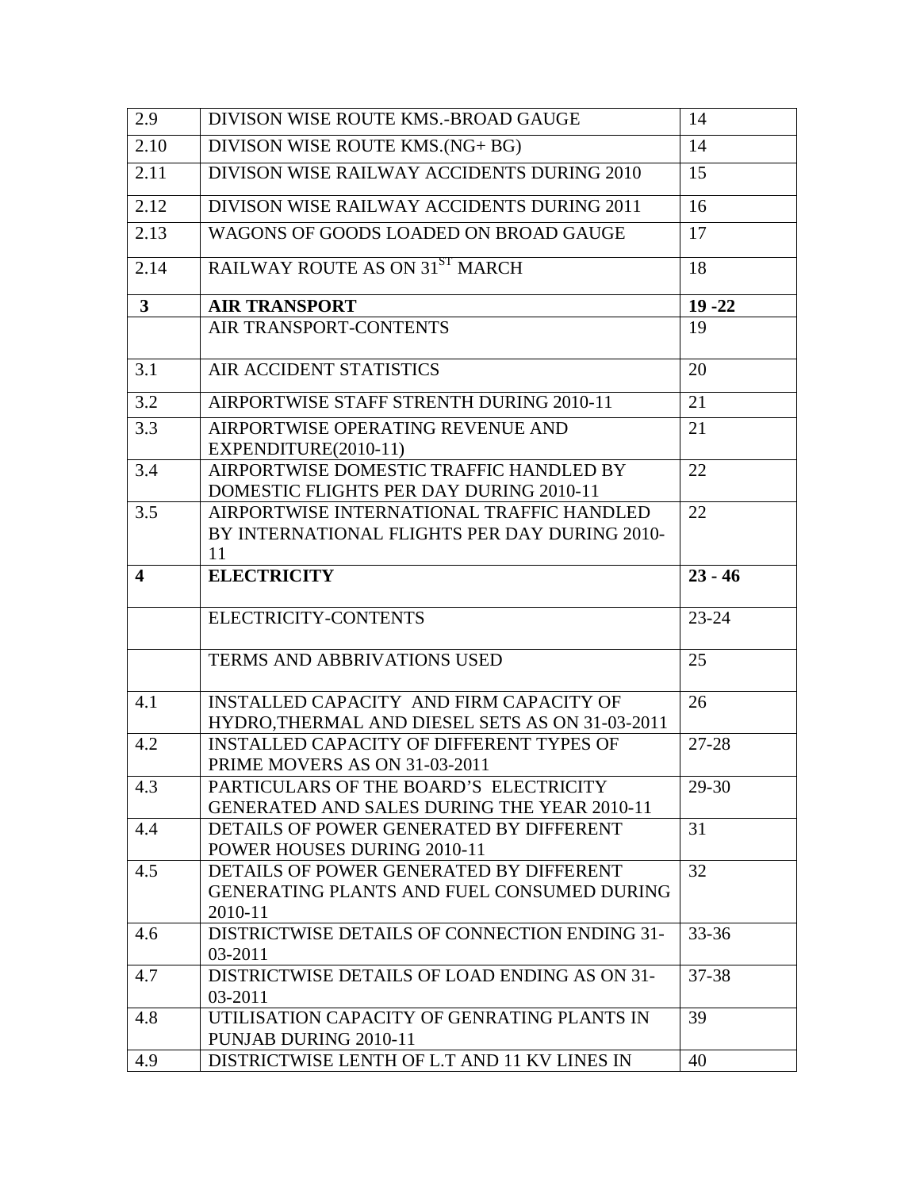| | | |
|---|---|---|
| 2.9 | DIVISON WISE ROUTE KMS.-BROAD GAUGE | 14 |
| 2.10 | DIVISON WISE ROUTE KMS.(NG+ BG) | 14 |
| 2.11 | DIVISON WISE RAILWAY ACCIDENTS DURING 2010 | 15 |
| 2.12 | DIVISON WISE RAILWAY ACCIDENTS DURING 2011 | 16 |
| 2.13 | WAGONS OF GOODS LOADED ON BROAD GAUGE | 17 |
| 2.14 | RAILWAY ROUTE AS ON 31$^{ST}$ MARCH | 18 |
| **3** | **AIR TRANSPORT** | **19 -22** |
| | AIR TRANSPORT-CONTENTS | 19 |
| 3.1 | AIR ACCIDENT STATISTICS | 20 |
| 3.2 | AIRPORTWISE STAFF STRENTH DURING 2010-11 | 21 |
| 3.3 | AIRPORTWISE OPERATING REVENUE AND EXPENDITURE(2010-11) | 21 |
| 3.4 | AIRPORTWISE DOMESTIC TRAFFIC HANDLED BY DOMESTIC FLIGHTS PER DAY DURING 2010-11 | 22 |
| 3.5 | AIRPORTWISE INTERNATIONAL TRAFFIC HANDLED BY INTERNATIONAL FLIGHTS PER DAY DURING 2010-11 | 22 |
| **4** | **ELECTRICITY** | **23 - 46** |
| | ELECTRICITY-CONTENTS | 23-24 |
| | TERMS AND ABBRIVATIONS USED | 25 |
| 4.1 | INSTALLED CAPACITY AND FIRM CAPACITY OF HYDRO,THERMAL AND DIESEL SETS AS ON 31-03-2011 | 26 |
| 4.2 | INSTALLED CAPACITY OF DIFFERENT TYPES OF PRIME MOVERS AS ON 31-03-2011 | 27-28 |
| 4.3 | PARTICULARS OF THE BOARD'S ELECTRICITY GENERATED AND SALES DURING THE YEAR 2010-11 | 29-30 |
| 4.4 | DETAILS OF POWER GENERATED BY DIFFERENT POWER HOUSES DURING 2010-11 | 31 |
| 4.5 | DETAILS OF POWER GENERATED BY DIFFERENT GENERATING PLANTS AND FUEL CONSUMED DURING 2010-11 | 32 |
| 4.6 | DISTRICTWISE DETAILS OF CONNECTION ENDING 31-03-2011 | 33-36 |
| 4.7 | DISTRICTWISE DETAILS OF LOAD ENDING AS ON 31-03-2011 | 37-38 |
| 4.8 | UTILISATION CAPACITY OF GENRATING PLANTS IN PUNJAB DURING 2010-11 | 39 |
| 4.9 | DISTRICTWISE LENTH OF L.T AND 11 KV LINES IN | 40 |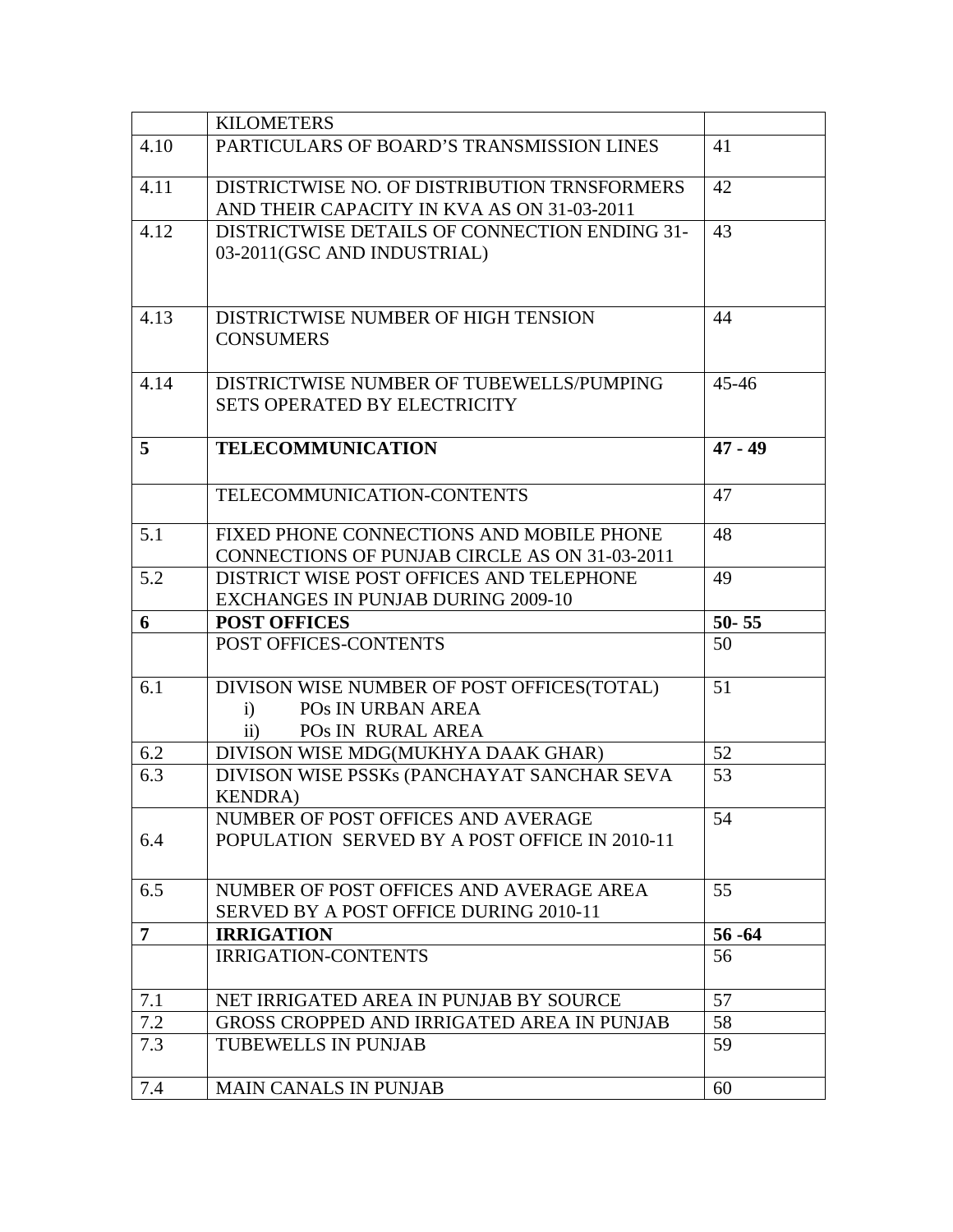| | | |
|---|---|---|
| | KILOMETERS | |
| 4.10 | PARTICULARS OF BOARD'S TRANSMISSION LINES | 41 |
| 4.11 | DISTRICTWISE NO. OF DISTRIBUTION TRNSFORMERS AND THEIR CAPACITY IN KVA AS ON 31-03-2011 | 42 |
| 4.12 | DISTRICTWISE DETAILS OF CONNECTION ENDING 31-03-2011(GSC AND INDUSTRIAL) | 43 |
| 4.13 | DISTRICTWISE NUMBER OF HIGH TENSION CONSUMERS | 44 |
| 4.14 | DISTRICTWISE NUMBER OF TUBEWELLS/PUMPING SETS OPERATED BY ELECTRICITY | 45-46 |
| **5** | **TELECOMMUNICATION** | **47 - 49** |
| | TELECOMMUNICATION-CONTENTS | 47 |
| 5.1 | FIXED PHONE CONNECTIONS AND MOBILE PHONE CONNECTIONS OF PUNJAB CIRCLE AS ON 31-03-2011 | 48 |
| 5.2 | DISTRICT WISE POST OFFICES AND TELEPHONE EXCHANGES IN PUNJAB DURING 2009-10 | 49 |
| **6** | **POST OFFICES** | **50- 55** |
| | POST OFFICES-CONTENTS | 50 |
| 6.1 | DIVISON WISE NUMBER OF POST OFFICES(TOTAL)<br>i) POs IN URBAN AREA<br>ii) POs IN RURAL AREA | 51 |
| 6.2 | DIVISON WISE MDG(MUKHYA DAAK GHAR) | 52 |
| 6.3 | DIVISON WISE PSSKs (PANCHAYAT SANCHAR SEVA KENDRA) | 53 |
| 6.4 | NUMBER OF POST OFFICES AND AVERAGE POPULATION SERVED BY A POST OFFICE IN 2010-11 | 54 |
| 6.5 | NUMBER OF POST OFFICES AND AVERAGE AREA SERVED BY A POST OFFICE DURING 2010-11 | 55 |
| **7** | **IRRIGATION** | **56 -64** |
| | IRRIGATION-CONTENTS | 56 |
| 7.1 | NET IRRIGATED AREA IN PUNJAB BY SOURCE | 57 |
| 7.2 | GROSS CROPPED AND IRRIGATED AREA IN PUNJAB | 58 |
| 7.3 | TUBEWELLS IN PUNJAB | 59 |
| 7.4 | MAIN CANALS IN PUNJAB | 60 |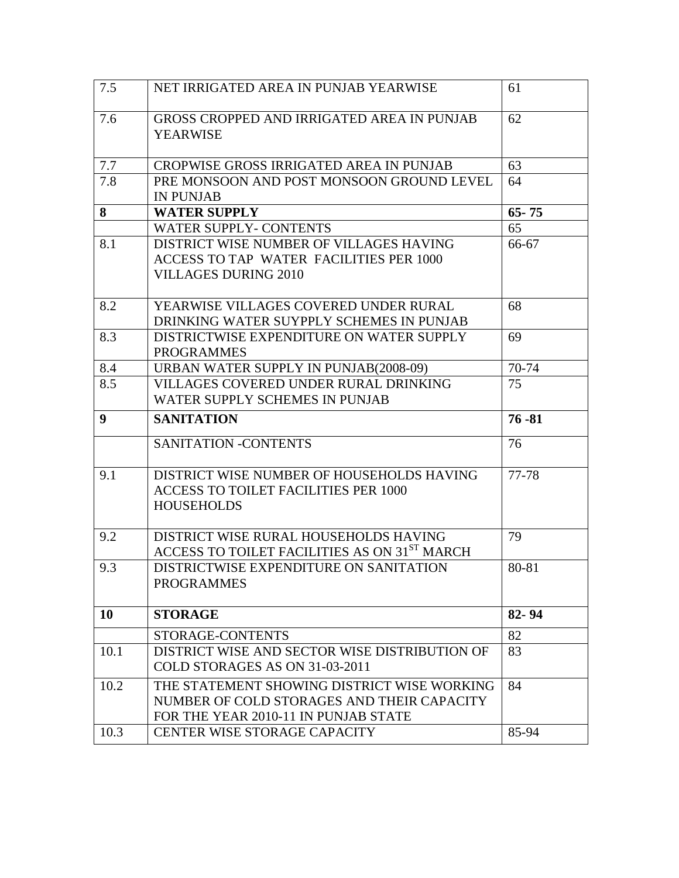| | | |
|---|---|---|
| 7.5 | NET IRRIGATED AREA IN PUNJAB YEARWISE | 61 |
| 7.6 | GROSS CROPPED AND IRRIGATED AREA IN PUNJAB YEARWISE | 62 |
| 7.7 | CROPWISE GROSS IRRIGATED AREA IN PUNJAB | 63 |
| 7.8 | PRE MONSOON AND POST MONSOON GROUND LEVEL IN PUNJAB | 64 |
| **8** | **WATER SUPPLY** | **65- 75** |
| | WATER SUPPLY- CONTENTS | 65 |
| 8.1 | DISTRICT WISE NUMBER OF VILLAGES HAVING ACCESS TO TAP WATER FACILITIES PER 1000 VILLAGES DURING 2010 | 66-67 |
| 8.2 | YEARWISE VILLAGES COVERED UNDER RURAL DRINKING WATER SUYPPLY SCHEMES IN PUNJAB | 68 |
| 8.3 | DISTRICTWISE EXPENDITURE ON WATER SUPPLY PROGRAMMES | 69 |
| 8.4 | URBAN WATER SUPPLY IN PUNJAB(2008-09) | 70-74 |
| 8.5 | VILLAGES COVERED UNDER RURAL DRINKING WATER SUPPLY SCHEMES IN PUNJAB | 75 |
| **9** | **SANITATION** | **76 -81** |
| | SANITATION -CONTENTS | 76 |
| 9.1 | DISTRICT WISE NUMBER OF HOUSEHOLDS HAVING ACCESS TO TOILET FACILITIES PER 1000 HOUSEHOLDS | 77-78 |
| 9.2 | DISTRICT WISE RURAL HOUSEHOLDS HAVING ACCESS TO TOILET FACILITIES AS ON 31ST MARCH | 79 |
| 9.3 | DISTRICTWISE EXPENDITURE ON SANITATION PROGRAMMES | 80-81 |
| **10** | **STORAGE** | **82- 94** |
| | STORAGE-CONTENTS | 82 |
| 10.1 | DISTRICT WISE AND SECTOR WISE DISTRIBUTION OF COLD STORAGES AS ON 31-03-2011 | 83 |
| 10.2 | THE STATEMENT SHOWING DISTRICT WISE WORKING NUMBER OF COLD STORAGES AND THEIR CAPACITY FOR THE YEAR 2010-11 IN PUNJAB STATE | 84 |
| 10.3 | CENTER WISE STORAGE CAPACITY | 85-94 |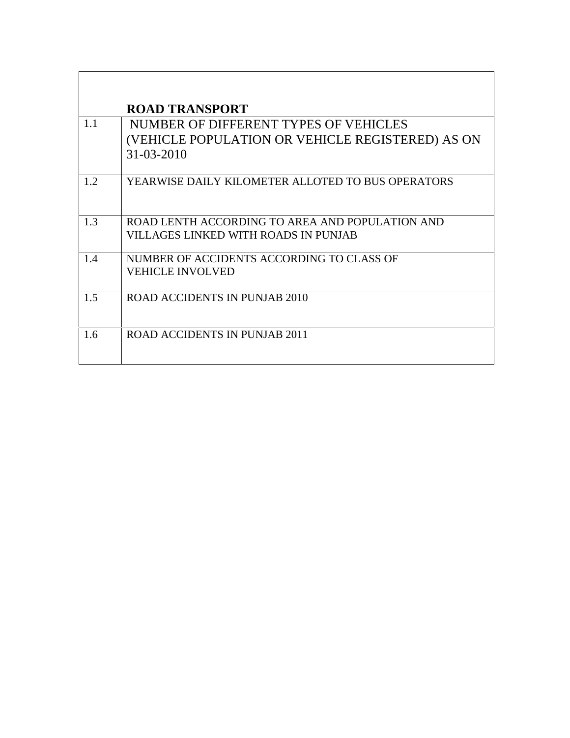| | ROAD TRANSPORT |
|---|---|
| 1.1 | NUMBER OF DIFFERENT TYPES OF VEHICLES (VEHICLE POPULATION OR VEHICLE REGISTERED) AS ON 31-03-2010 |
| 1.2 | YEARWISE DAILY KILOMETER ALLOTED TO BUS OPERATORS |
| 1.3 | ROAD LENTH ACCORDING TO AREA AND POPULATION AND VILLAGES LINKED WITH ROADS IN PUNJAB |
| 1.4 | NUMBER OF ACCIDENTS ACCORDING TO CLASS OF VEHICLE INVOLVED |
| 1.5 | ROAD ACCIDENTS IN PUNJAB 2010 |
| 1.6 | ROAD ACCIDENTS IN PUNJAB 2011 |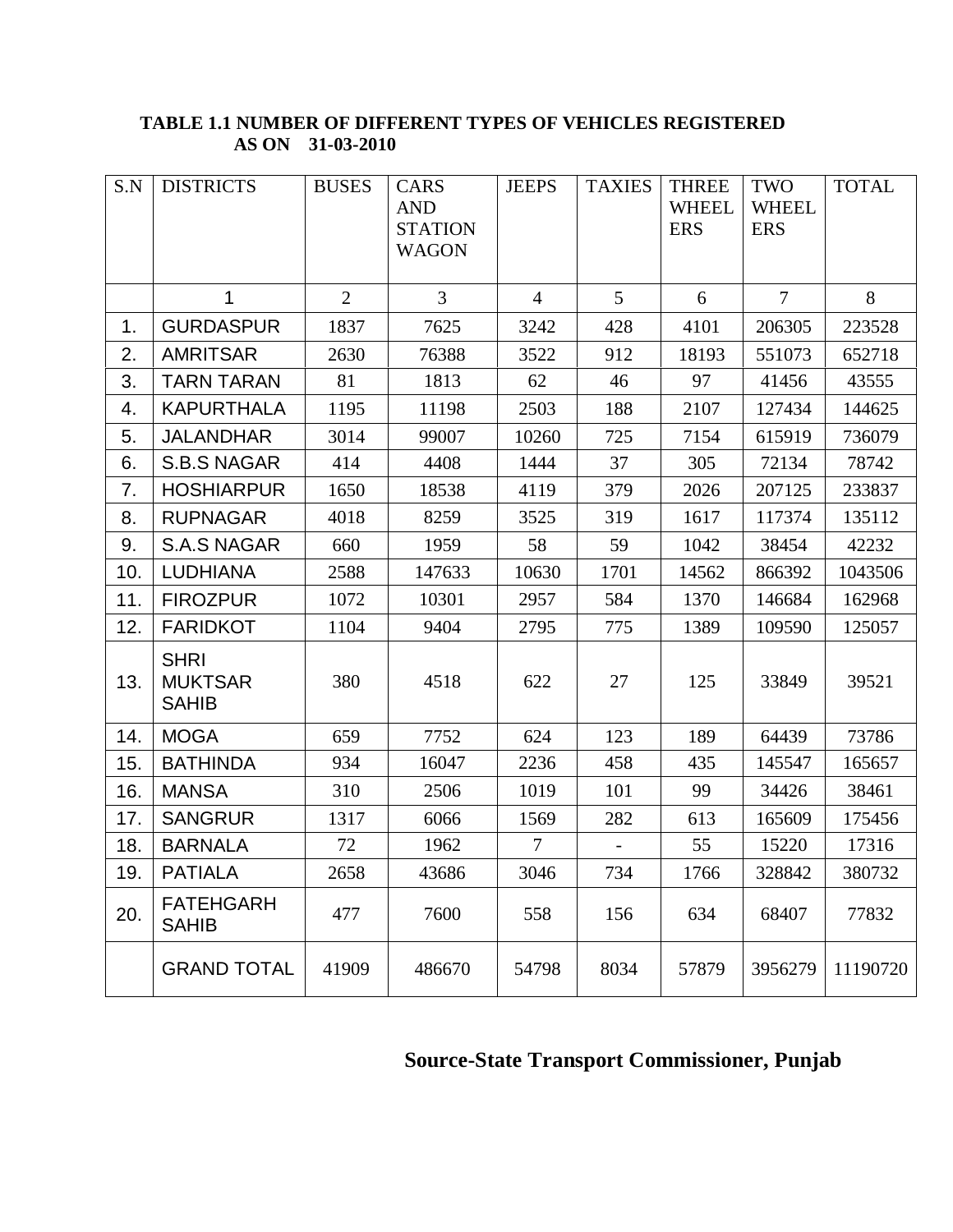**TABLE 1.1 NUMBER OF DIFFERENT TYPES OF VEHICLES REGISTERED AS ON 31-03-2010**

| S.N | DISTRICTS | BUSES | CARS AND STATION WAGON | JEEPS | TAXIES | THREE WHEELERS | TWO WHEELERS | TOTAL |
|---|---|---|---|---|---|---|---|---|
| | 1 | 2 | 3 | 4 | 5 | 6 | 7 | 8 |
| 1. | GURDASPUR | 1837 | 7625 | 3242 | 428 | 4101 | 206305 | 223528 |
| 2. | AMRITSAR | 2630 | 76388 | 3522 | 912 | 18193 | 551073 | 652718 |
| 3. | TARN TARAN | 81 | 1813 | 62 | 46 | 97 | 41456 | 43555 |
| 4. | KAPURTHALA | 1195 | 11198 | 2503 | 188 | 2107 | 127434 | 144625 |
| 5. | JALANDHAR | 3014 | 99007 | 10260 | 725 | 7154 | 615919 | 736079 |
| 6. | S.B.S NAGAR | 414 | 4408 | 1444 | 37 | 305 | 72134 | 78742 |
| 7. | HOSHIARPUR | 1650 | 18538 | 4119 | 379 | 2026 | 207125 | 233837 |
| 8. | RUPNAGAR | 4018 | 8259 | 3525 | 319 | 1617 | 117374 | 135112 |
| 9. | S.A.S NAGAR | 660 | 1959 | 58 | 59 | 1042 | 38454 | 42232 |
| 10. | LUDHIANA | 2588 | 147633 | 10630 | 1701 | 14562 | 866392 | 1043506 |
| 11. | FIROZPUR | 1072 | 10301 | 2957 | 584 | 1370 | 146684 | 162968 |
| 12. | FARIDKOT | 1104 | 9404 | 2795 | 775 | 1389 | 109590 | 125057 |
| 13. | SHRI MUKTSAR SAHIB | 380 | 4518 | 622 | 27 | 125 | 33849 | 39521 |
| 14. | MOGA | 659 | 7752 | 624 | 123 | 189 | 64439 | 73786 |
| 15. | BATHINDA | 934 | 16047 | 2236 | 458 | 435 | 145547 | 165657 |
| 16. | MANSA | 310 | 2506 | 1019 | 101 | 99 | 34426 | 38461 |
| 17. | SANGRUR | 1317 | 6066 | 1569 | 282 | 613 | 165609 | 175456 |
| 18. | BARNALA | 72 | 1962 | 7 | - | 55 | 15220 | 17316 |
| 19. | PATIALA | 2658 | 43686 | 3046 | 734 | 1766 | 328842 | 380732 |
| 20. | FATEHGARH SAHIB | 477 | 7600 | 558 | 156 | 634 | 68407 | 77832 |
| | GRAND TOTAL | 41909 | 486670 | 54798 | 8034 | 57879 | 3956279 | 11190720 |

**Source-State Transport Commissioner, Punjab**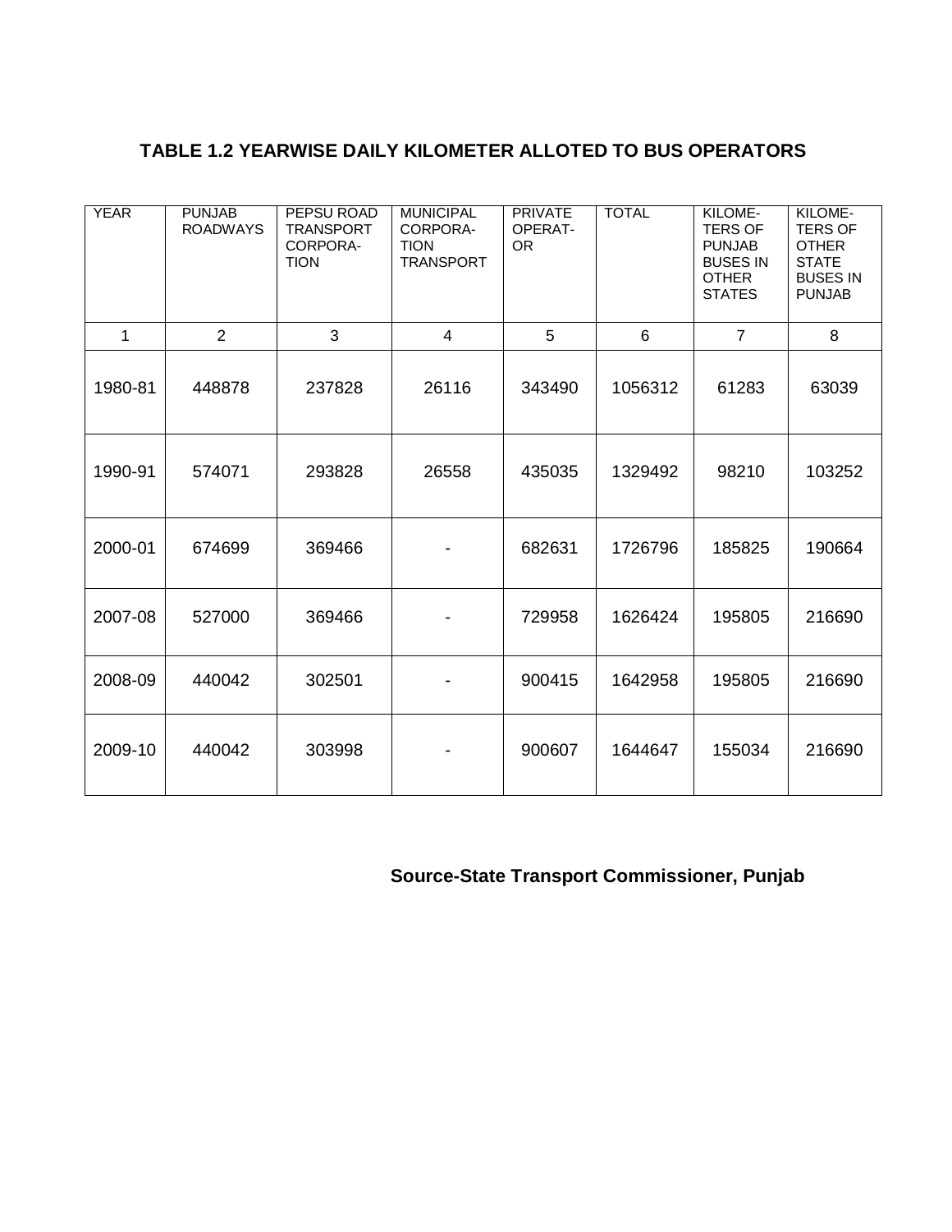## TABLE 1.2 YEARWISE DAILY KILOMETER ALLOTED TO BUS OPERATORS

| YEAR | PUNJAB ROADWAYS | PEPSU ROAD TRANSPORT CORPORA-TION | MUNICIPAL CORPORA-TION TRANSPORT | PRIVATE OPERAT-OR | TOTAL | KILOME-TERS OF PUNJAB BUSES IN OTHER STATES | KILOME-TERS OF OTHER STATE BUSES IN PUNJAB |
|---|---|---|---|---|---|---|---|
| 1 | 2 | 3 | 4 | 5 | 6 | 7 | 8 |
| 1980-81 | 448878 | 237828 | 26116 | 343490 | 1056312 | 61283 | 63039 |
| 1990-91 | 574071 | 293828 | 26558 | 435035 | 1329492 | 98210 | 103252 |
| 2000-01 | 674699 | 369466 | - | 682631 | 1726796 | 185825 | 190664 |
| 2007-08 | 527000 | 369466 | - | 729958 | 1626424 | 195805 | 216690 |
| 2008-09 | 440042 | 302501 | - | 900415 | 1642958 | 195805 | 216690 |
| 2009-10 | 440042 | 303998 | - | 900607 | 1644647 | 155034 | 216690 |

**Source-State Transport Commissioner, Punjab**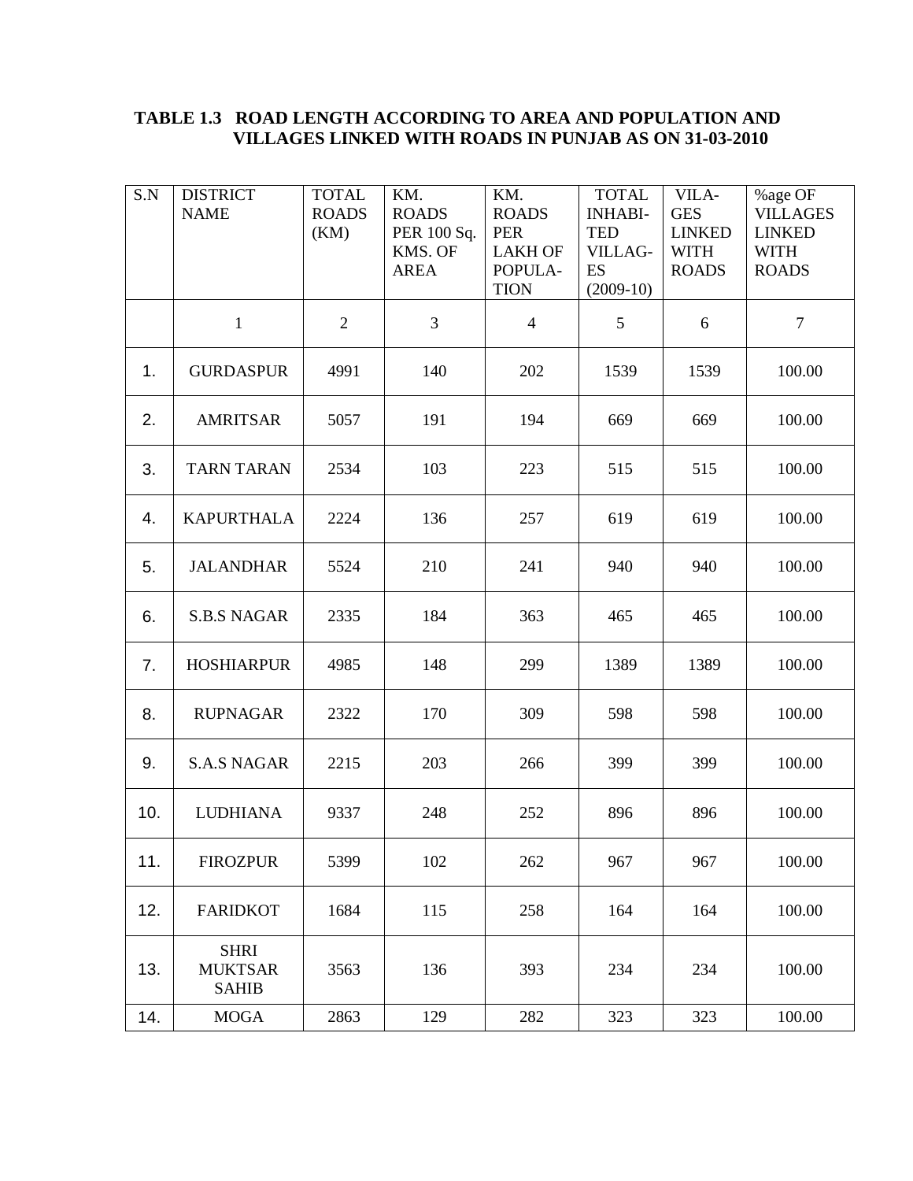**TABLE 1.3 ROAD LENGTH ACCORDING TO AREA AND POPULATION AND VILLAGES LINKED WITH ROADS IN PUNJAB AS ON 31-03-2010**

| S.N | DISTRICT NAME | TOTAL ROADS (KM) | KM. ROADS PER 100 Sq. KMS. OF AREA | KM. ROADS PER LAKH OF POPULA-TION | TOTAL INHABI-TED VILLAG-ES (2009-10) | VILA-GES LINKED WITH ROADS | %age OF VILLAGES LINKED WITH ROADS |
|---|---|---|---|---|---|---|---|
| | 1 | 2 | 3 | 4 | 5 | 6 | 7 |
| 1. | GURDASPUR | 4991 | 140 | 202 | 1539 | 1539 | 100.00 |
| 2. | AMRITSAR | 5057 | 191 | 194 | 669 | 669 | 100.00 |
| 3. | TARN TARAN | 2534 | 103 | 223 | 515 | 515 | 100.00 |
| 4. | KAPURTHALA | 2224 | 136 | 257 | 619 | 619 | 100.00 |
| 5. | JALANDHAR | 5524 | 210 | 241 | 940 | 940 | 100.00 |
| 6. | S.B.S NAGAR | 2335 | 184 | 363 | 465 | 465 | 100.00 |
| 7. | HOSHIARPUR | 4985 | 148 | 299 | 1389 | 1389 | 100.00 |
| 8. | RUPNAGAR | 2322 | 170 | 309 | 598 | 598 | 100.00 |
| 9. | S.A.S NAGAR | 2215 | 203 | 266 | 399 | 399 | 100.00 |
| 10. | LUDHIANA | 9337 | 248 | 252 | 896 | 896 | 100.00 |
| 11. | FIROZPUR | 5399 | 102 | 262 | 967 | 967 | 100.00 |
| 12. | FARIDKOT | 1684 | 115 | 258 | 164 | 164 | 100.00 |
| 13. | SHRI MUKTSAR SAHIB | 3563 | 136 | 393 | 234 | 234 | 100.00 |
| 14. | MOGA | 2863 | 129 | 282 | 323 | 323 | 100.00 |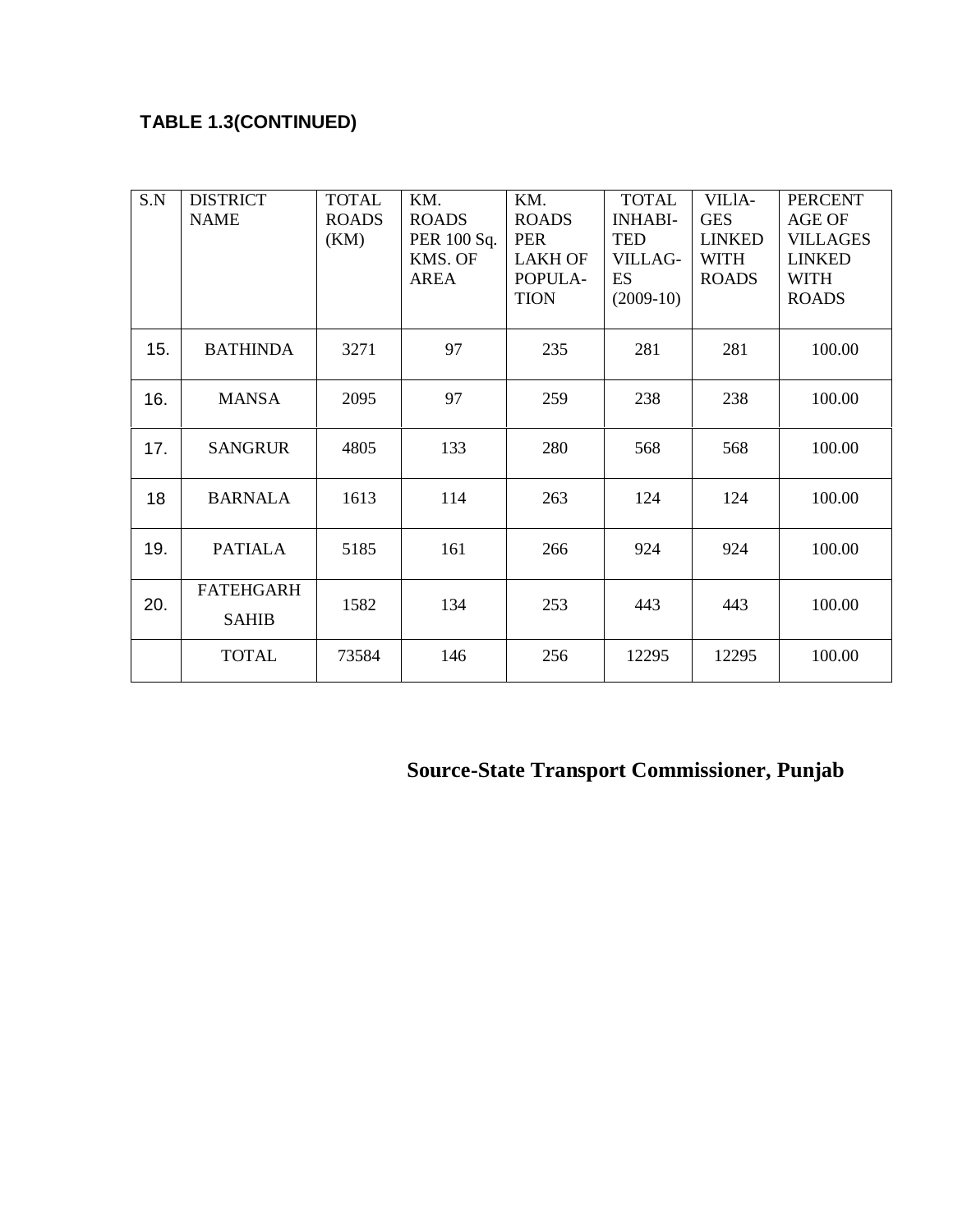**TABLE 1.3(CONTINUED)**

| S.N | DISTRICT NAME | TOTAL ROADS (KM) | KM. ROADS PER 100 Sq. KMS. OF AREA | KM. ROADS PER LAKH OF POPULA-TION | TOTAL INHABI-TED VILLAG-ES (2009-10) | VILlA-GES LINKED WITH ROADS | PERCENT AGE OF VILLAGES LINKED WITH ROADS |
|---|---|---|---|---|---|---|---|
| 15. | BATHINDA | 3271 | 97 | 235 | 281 | 281 | 100.00 |
| 16. | MANSA | 2095 | 97 | 259 | 238 | 238 | 100.00 |
| 17. | SANGRUR | 4805 | 133 | 280 | 568 | 568 | 100.00 |
| 18 | BARNALA | 1613 | 114 | 263 | 124 | 124 | 100.00 |
| 19. | PATIALA | 5185 | 161 | 266 | 924 | 924 | 100.00 |
| 20. | FATEHGARH SAHIB | 1582 | 134 | 253 | 443 | 443 | 100.00 |
| | TOTAL | 73584 | 146 | 256 | 12295 | 12295 | 100.00 |

**Source-State Transport Commissioner, Punjab**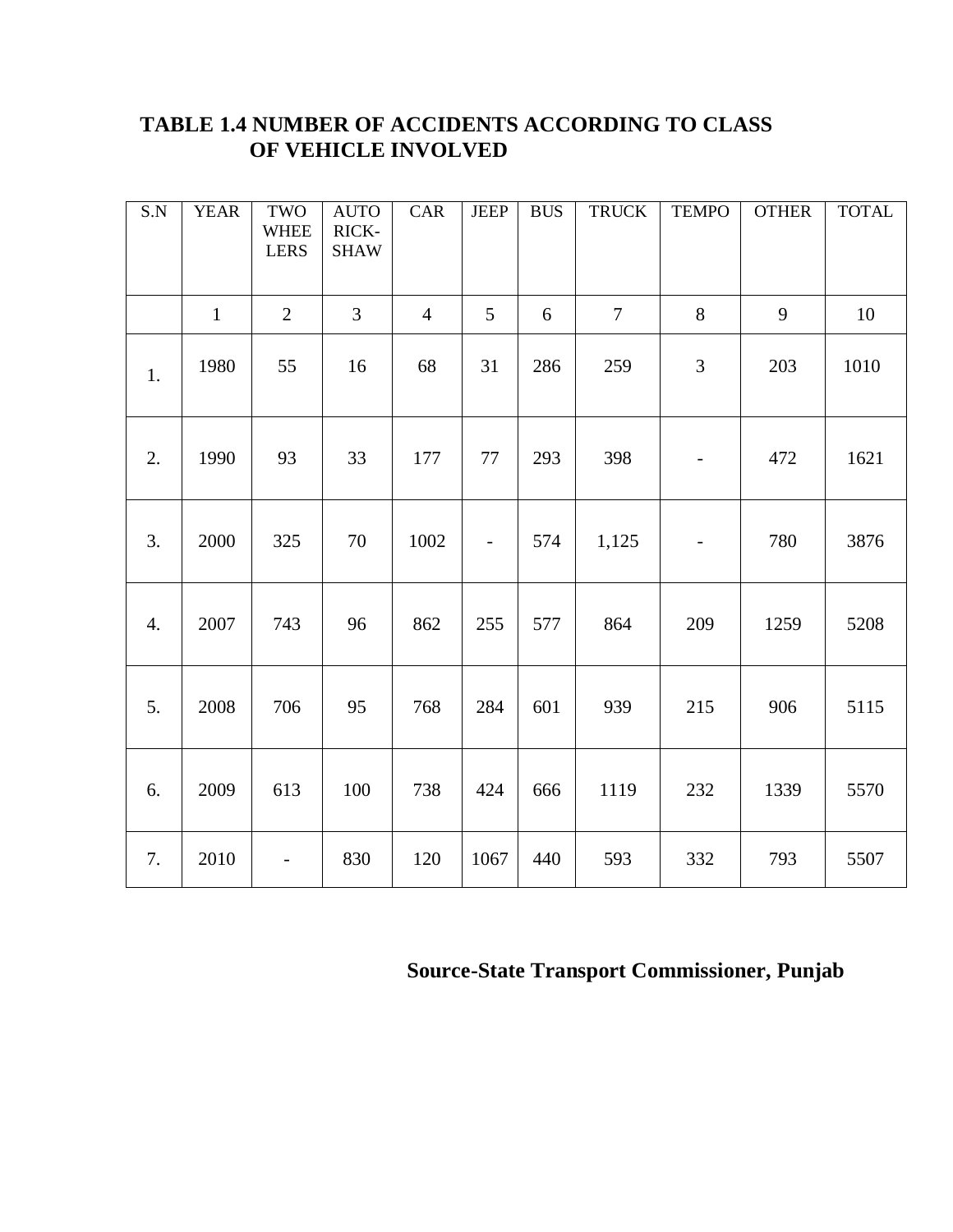**TABLE 1.4 NUMBER OF ACCIDENTS ACCORDING TO CLASS OF VEHICLE INVOLVED**

| S.N | YEAR | TWO WHEELERS | AUTO RICK-SHAW | CAR | JEEP | BUS | TRUCK | TEMPO | OTHER | TOTAL |
|---|---|---|---|---|---|---|---|---|---|---|
| | 1 | 2 | 3 | 4 | 5 | 6 | 7 | 8 | 9 | 10 |
| 1. | 1980 | 55 | 16 | 68 | 31 | 286 | 259 | 3 | 203 | 1010 |
| 2. | 1990 | 93 | 33 | 177 | 77 | 293 | 398 | - | 472 | 1621 |
| 3. | 2000 | 325 | 70 | 1002 | - | 574 | 1,125 | - | 780 | 3876 |
| 4. | 2007 | 743 | 96 | 862 | 255 | 577 | 864 | 209 | 1259 | 5208 |
| 5. | 2008 | 706 | 95 | 768 | 284 | 601 | 939 | 215 | 906 | 5115 |
| 6. | 2009 | 613 | 100 | 738 | 424 | 666 | 1119 | 232 | 1339 | 5570 |
| 7. | 2010 | - | 830 | 120 | 1067 | 440 | 593 | 332 | 793 | 5507 |

**Source-State Transport Commissioner, Punjab**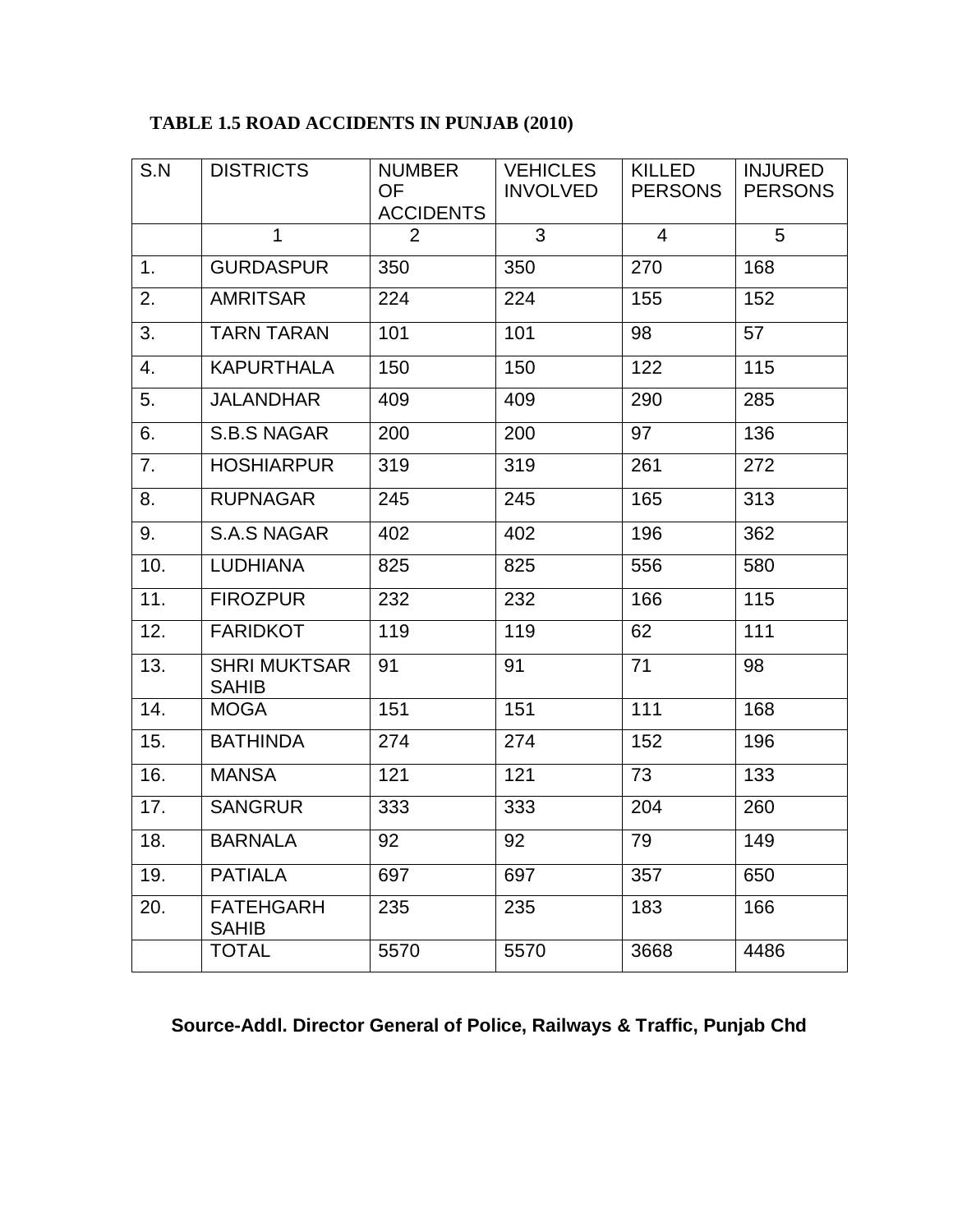**TABLE 1.5 ROAD ACCIDENTS IN PUNJAB (2010)**

| S.N | DISTRICTS | NUMBER OF ACCIDENTS | VEHICLES INVOLVED | KILLED PERSONS | INJURED PERSONS |
|---|---|---|---|---|---|
| | 1 | 2 | 3 | 4 | 5 |
| 1. | GURDASPUR | 350 | 350 | 270 | 168 |
| 2. | AMRITSAR | 224 | 224 | 155 | 152 |
| 3. | TARN TARAN | 101 | 101 | 98 | 57 |
| 4. | KAPURTHALA | 150 | 150 | 122 | 115 |
| 5. | JALANDHAR | 409 | 409 | 290 | 285 |
| 6. | S.B.S NAGAR | 200 | 200 | 97 | 136 |
| 7. | HOSHIARPUR | 319 | 319 | 261 | 272 |
| 8. | RUPNAGAR | 245 | 245 | 165 | 313 |
| 9. | S.A.S NAGAR | 402 | 402 | 196 | 362 |
| 10. | LUDHIANA | 825 | 825 | 556 | 580 |
| 11. | FIROZPUR | 232 | 232 | 166 | 115 |
| 12. | FARIDKOT | 119 | 119 | 62 | 111 |
| 13. | SHRI MUKTSAR SAHIB | 91 | 91 | 71 | 98 |
| 14. | MOGA | 151 | 151 | 111 | 168 |
| 15. | BATHINDA | 274 | 274 | 152 | 196 |
| 16. | MANSA | 121 | 121 | 73 | 133 |
| 17. | SANGRUR | 333 | 333 | 204 | 260 |
| 18. | BARNALA | 92 | 92 | 79 | 149 |
| 19. | PATIALA | 697 | 697 | 357 | 650 |
| 20. | FATEHGARH SAHIB | 235 | 235 | 183 | 166 |
| | TOTAL | 5570 | 5570 | 3668 | 4486 |

**Source-Addl. Director General of Police, Railways & Traffic, Punjab Chd**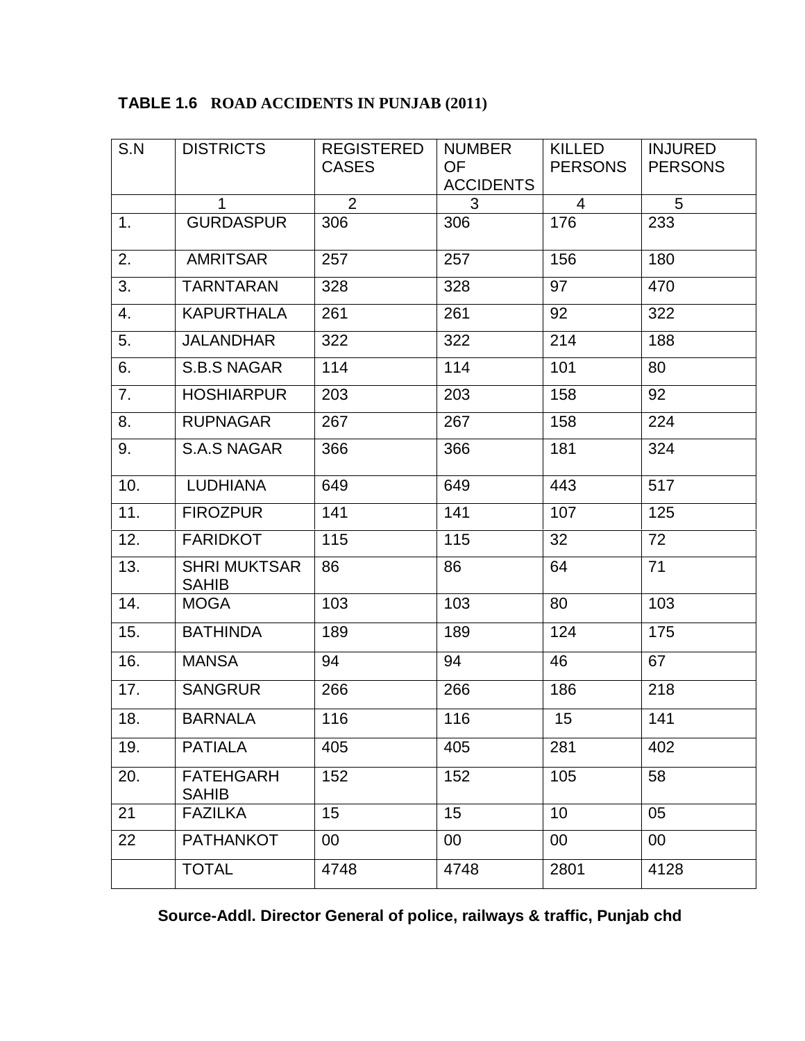**TABLE 1.6 ROAD ACCIDENTS IN PUNJAB (2011)**

| S.N | DISTRICTS | REGISTERED CASES | NUMBER OF ACCIDENTS | KILLED PERSONS | INJURED PERSONS |
|---|---|---|---|---|---|
| | 1 | 2 | 3 | 4 | 5 |
| 1. | GURDASPUR | 306 | 306 | 176 | 233 |
| 2. | AMRITSAR | 257 | 257 | 156 | 180 |
| 3. | TARNTARAN | 328 | 328 | 97 | 470 |
| 4. | KAPURTHALA | 261 | 261 | 92 | 322 |
| 5. | JALANDHAR | 322 | 322 | 214 | 188 |
| 6. | S.B.S NAGAR | 114 | 114 | 101 | 80 |
| 7. | HOSHIARPUR | 203 | 203 | 158 | 92 |
| 8. | RUPNAGAR | 267 | 267 | 158 | 224 |
| 9. | S.A.S NAGAR | 366 | 366 | 181 | 324 |
| 10. | LUDHIANA | 649 | 649 | 443 | 517 |
| 11. | FIROZPUR | 141 | 141 | 107 | 125 |
| 12. | FARIDKOT | 115 | 115 | 32 | 72 |
| 13. | SHRI MUKTSAR SAHIB | 86 | 86 | 64 | 71 |
| 14. | MOGA | 103 | 103 | 80 | 103 |
| 15. | BATHINDA | 189 | 189 | 124 | 175 |
| 16. | MANSA | 94 | 94 | 46 | 67 |
| 17. | SANGRUR | 266 | 266 | 186 | 218 |
| 18. | BARNALA | 116 | 116 | 15 | 141 |
| 19. | PATIALA | 405 | 405 | 281 | 402 |
| 20. | FATEHGARH SAHIB | 152 | 152 | 105 | 58 |
| 21 | FAZILKA | 15 | 15 | 10 | 05 |
| 22 | PATHANKOT | 00 | 00 | 00 | 00 |
| | TOTAL | 4748 | 4748 | 2801 | 4128 |

**Source-Addl. Director General of police, railways & traffic, Punjab chd**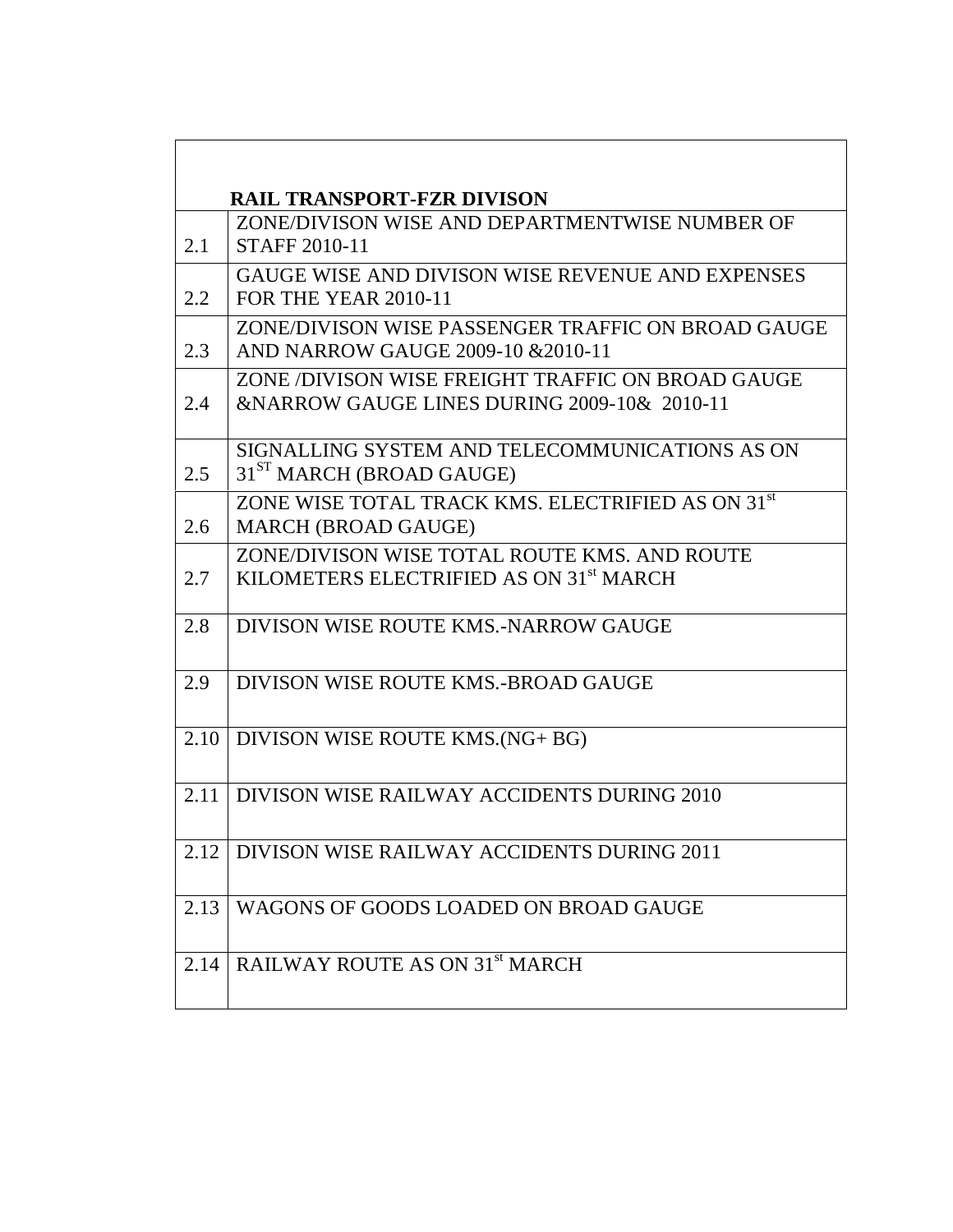| | RAIL TRANSPORT-FZR DIVISON |
|---|---|
| 2.1 | ZONE/DIVISON WISE AND DEPARTMENTWISE NUMBER OF STAFF 2010-11 |
| 2.2 | GAUGE WISE AND DIVISON WISE REVENUE AND EXPENSES FOR THE YEAR 2010-11 |
| 2.3 | ZONE/DIVISON WISE PASSENGER TRAFFIC ON BROAD GAUGE AND NARROW GAUGE 2009-10 &2010-11 |
| 2.4 | ZONE /DIVISON WISE FREIGHT TRAFFIC ON BROAD GAUGE &NARROW GAUGE LINES DURING 2009-10& 2010-11 |
| 2.5 | SIGNALLING SYSTEM AND TELECOMMUNICATIONS AS ON 31ST MARCH (BROAD GAUGE) |
| 2.6 | ZONE WISE TOTAL TRACK KMS. ELECTRIFIED AS ON 31st MARCH (BROAD GAUGE) |
| 2.7 | ZONE/DIVISON WISE TOTAL ROUTE KMS. AND ROUTE KILOMETERS ELECTRIFIED AS ON 31st MARCH |
| 2.8 | DIVISON WISE ROUTE KMS.-NARROW GAUGE |
| 2.9 | DIVISON WISE ROUTE KMS.-BROAD GAUGE |
| 2.10 | DIVISON WISE ROUTE KMS.(NG+ BG) |
| 2.11 | DIVISON WISE RAILWAY ACCIDENTS DURING 2010 |
| 2.12 | DIVISON WISE RAILWAY ACCIDENTS DURING 2011 |
| 2.13 | WAGONS OF GOODS LOADED ON BROAD GAUGE |
| 2.14 | RAILWAY ROUTE AS ON 31st MARCH |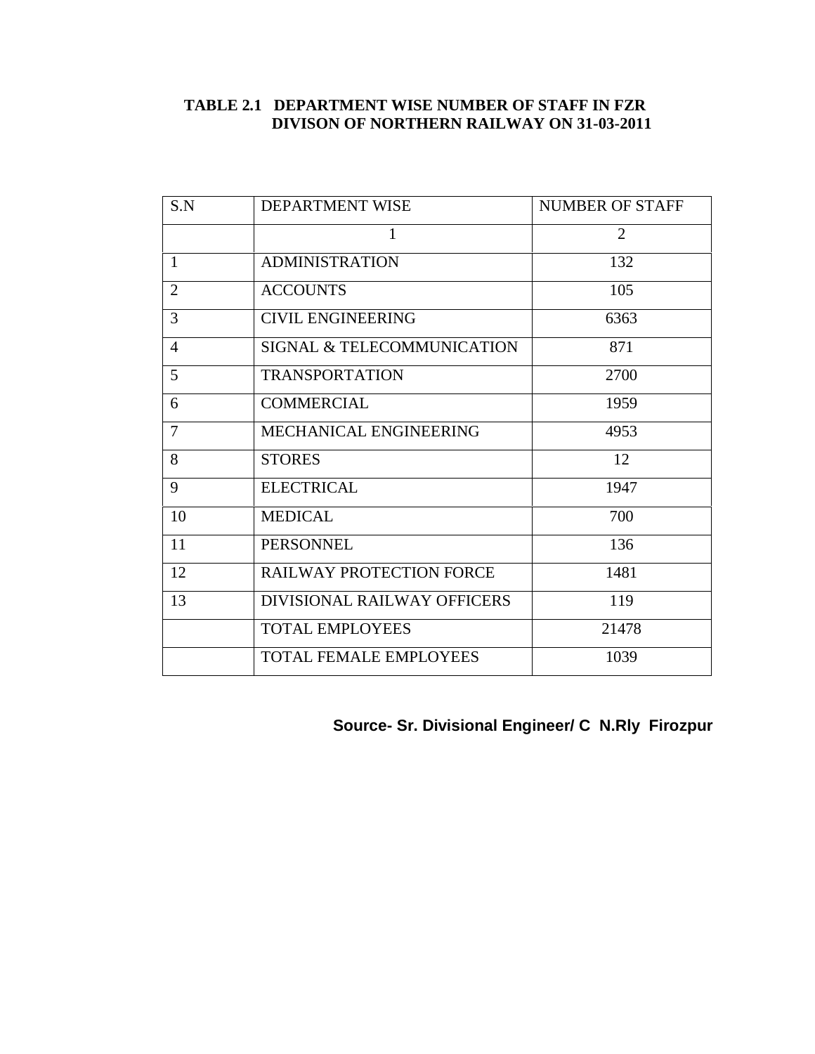**TABLE 2.1 DEPARTMENT WISE NUMBER OF STAFF IN FZR DIVISON OF NORTHERN RAILWAY ON 31-03-2011**

| S.N | DEPARTMENT WISE | NUMBER OF STAFF |
|---|---|---|
| | 1 | 2 |
| 1 | ADMINISTRATION | 132 |
| 2 | ACCOUNTS | 105 |
| 3 | CIVIL ENGINEERING | 6363 |
| 4 | SIGNAL & TELECOMMUNICATION | 871 |
| 5 | TRANSPORTATION | 2700 |
| 6 | COMMERCIAL | 1959 |
| 7 | MECHANICAL ENGINEERING | 4953 |
| 8 | STORES | 12 |
| 9 | ELECTRICAL | 1947 |
| 10 | MEDICAL | 700 |
| 11 | PERSONNEL | 136 |
| 12 | RAILWAY PROTECTION FORCE | 1481 |
| 13 | DIVISIONAL RAILWAY OFFICERS | 119 |
| | TOTAL EMPLOYEES | 21478 |
| | TOTAL FEMALE EMPLOYEES | 1039 |

**Source- Sr. Divisional Engineer/ C N.Rly Firozpur**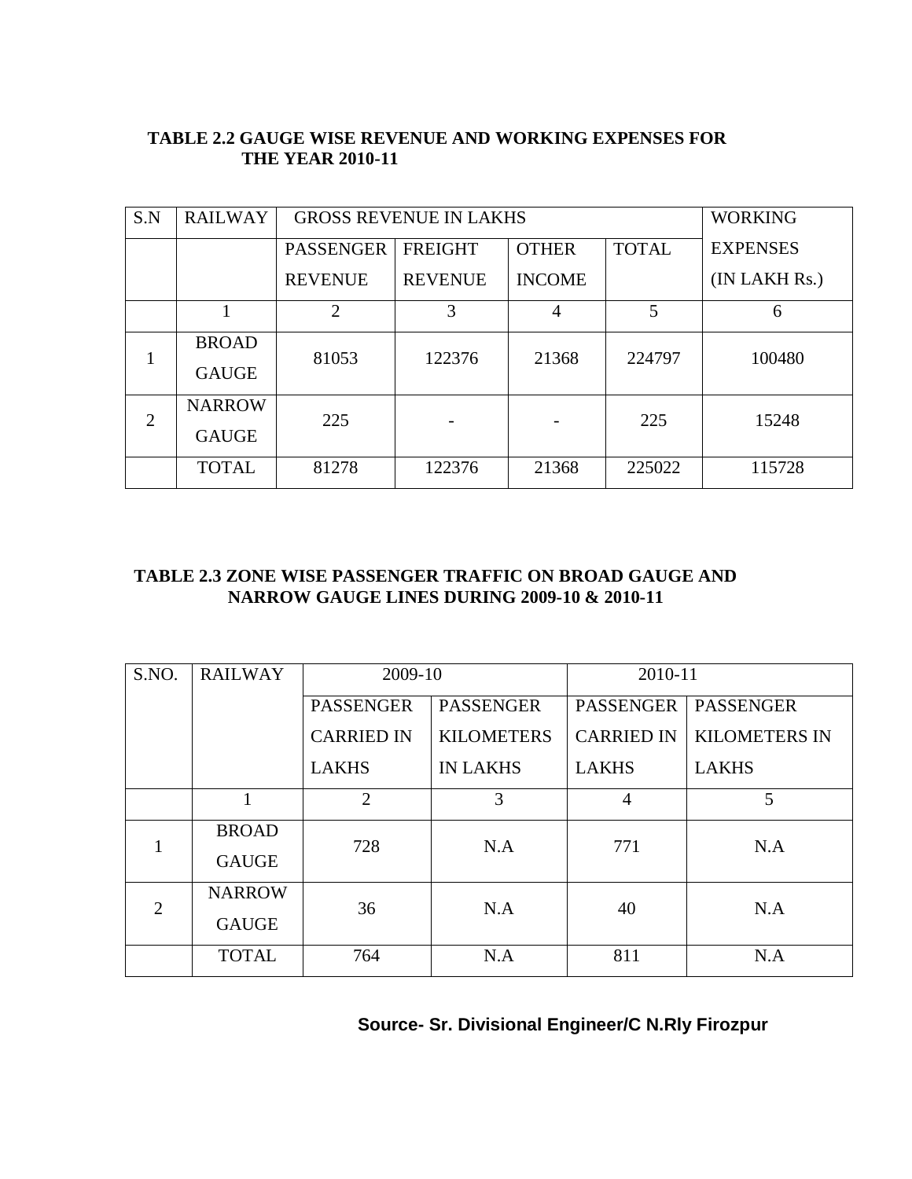**TABLE 2.2 GAUGE WISE REVENUE AND WORKING EXPENSES FOR THE YEAR 2010-11**

| S.N | RAILWAY | GROSS REVENUE IN LAKHS | | | | WORKING EXPENSES (IN LAKH Rs.) |
|---|---|---|---|---|---|---|
| | | PASSENGER REVENUE | FREIGHT REVENUE | OTHER INCOME | TOTAL | |
| | 1 | 2 | 3 | 4 | 5 | 6 |
| 1 | BROAD GAUGE | 81053 | 122376 | 21368 | 224797 | 100480 |
| 2 | NARROW GAUGE | 225 | - | - | 225 | 15248 |
| | TOTAL | 81278 | 122376 | 21368 | 225022 | 115728 |

**TABLE 2.3 ZONE WISE PASSENGER TRAFFIC ON BROAD GAUGE AND NARROW GAUGE LINES DURING 2009-10 & 2010-11**

| S.NO. | RAILWAY | 2009-10 | | 2010-11 | |
|---|---|---|---|---|---|
| | | PASSENGER CARRIED IN LAKHS | PASSENGER KILOMETERS IN LAKHS | PASSENGER CARRIED IN LAKHS | PASSENGER KILOMETERS IN LAKHS |
| | 1 | 2 | 3 | 4 | 5 |
| 1 | BROAD GAUGE | 728 | N.A | 771 | N.A |
| 2 | NARROW GAUGE | 36 | N.A | 40 | N.A |
| | TOTAL | 764 | N.A | 811 | N.A |

**Source- Sr. Divisional Engineer/C N.Rly Firozpur**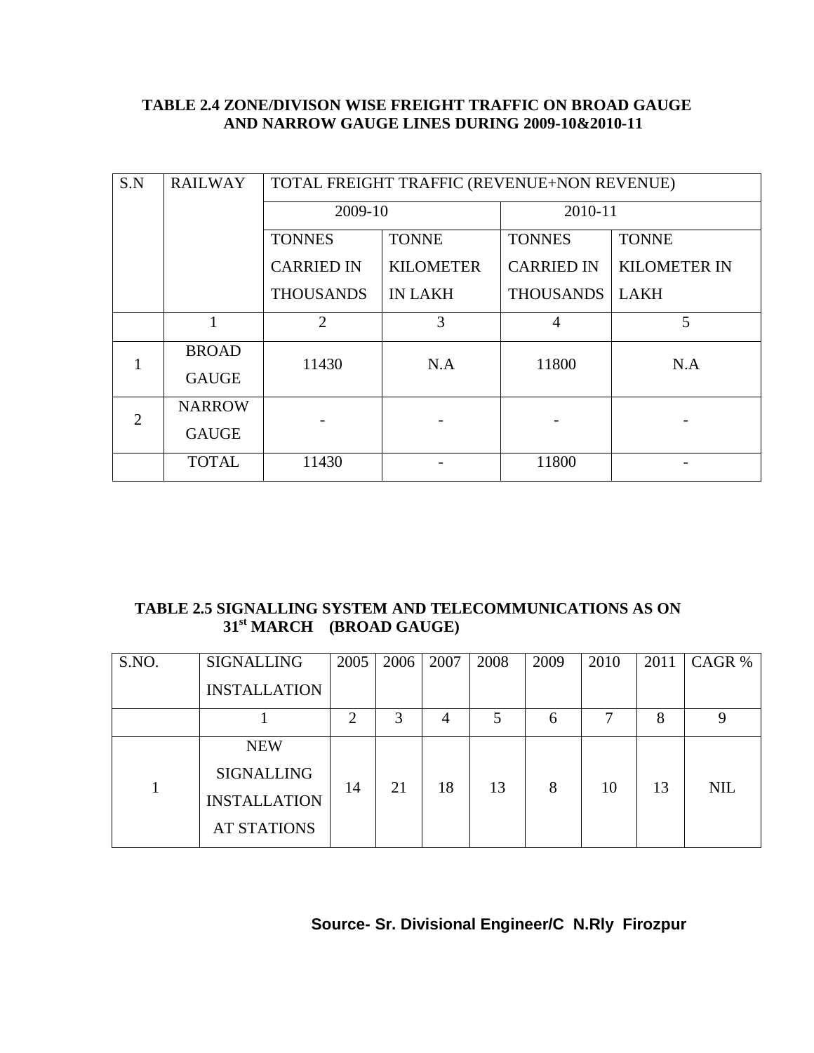**TABLE 2.4 ZONE/DIVISON WISE FREIGHT TRAFFIC ON BROAD GAUGE AND NARROW GAUGE LINES DURING 2009-10&2010-11**

| S.N | RAILWAY | TOTAL FREIGHT TRAFFIC (REVENUE+NON REVENUE) | | | |
|---|---|---|---|---|---|
| | | 2009-10 | | 2010-11 | |
| | | TONNES CARRIED IN THOUSANDS | TONNE KILOMETER IN LAKH | TONNES CARRIED IN THOUSANDS | TONNE KILOMETER IN LAKH |
| | 1 | 2 | 3 | 4 | 5 |
| 1 | BROAD GAUGE | 11430 | N.A | 11800 | N.A |
| 2 | NARROW GAUGE | - | - | - | - |
| | TOTAL | 11430 | - | 11800 | - |

**TABLE 2.5 SIGNALLING SYSTEM AND TELECOMMUNICATIONS AS ON 31st MARCH (BROAD GAUGE)**

| S.NO. | SIGNALLING INSTALLATION | 2005 | 2006 | 2007 | 2008 | 2009 | 2010 | 2011 | CAGR % |
|---|---|---|---|---|---|---|---|---|---|
| | 1 | 2 | 3 | 4 | 5 | 6 | 7 | 8 | 9 |
| 1 | NEW SIGNALLING INSTALLATION AT STATIONS | 14 | 21 | 18 | 13 | 8 | 10 | 13 | NIL |

**Source- Sr. Divisional Engineer/C N.Rly Firozpur**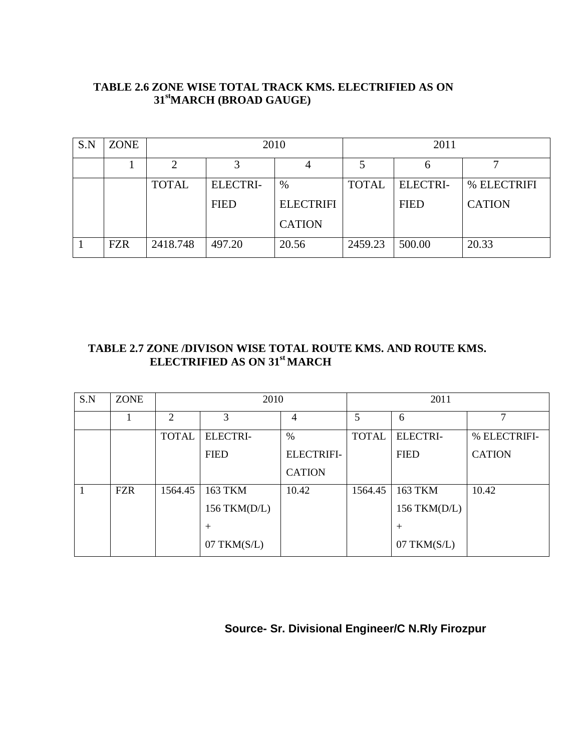### TABLE 2.6 ZONE WISE TOTAL TRACK KMS. ELECTRIFIED AS ON 31st MARCH (BROAD GAUGE)

| S.N | ZONE | 2010 | | | 2011 | | |
|---|---|---|---|---|---|---|---|
| | 1 | 2 | 3 | 4 | 5 | 6 | 7 |
| | | TOTAL | ELECTRI-FIED | % ELECTRIFICATION | TOTAL | ELECTRI-FIED | % ELECTRIFICATION |
| 1 | FZR | 2418.748 | 497.20 | 20.56 | 2459.23 | 500.00 | 20.33 |

### TABLE 2.7 ZONE /DIVISON WISE TOTAL ROUTE KMS. AND ROUTE KMS. ELECTRIFIED AS ON 31st MARCH

| S.N | ZONE | 2010 | | | 2011 | | |
|---|---|---|---|---|---|---|---|
| | 1 | 2 | 3 | 4 | 5 | 6 | 7 |
| | | TOTAL | ELECTRI-FIED | % ELECTRIFI-CATION | TOTAL | ELECTRI-FIED | % ELECTRIFI-CATION |
| 1 | FZR | 1564.45 | 163 TKM 156 TKM(D/L) + 07 TKM(S/L) | 10.42 | 1564.45 | 163 TKM 156 TKM(D/L) + 07 TKM(S/L) | 10.42 |

**Source- Sr. Divisional Engineer/C N.Rly Firozpur**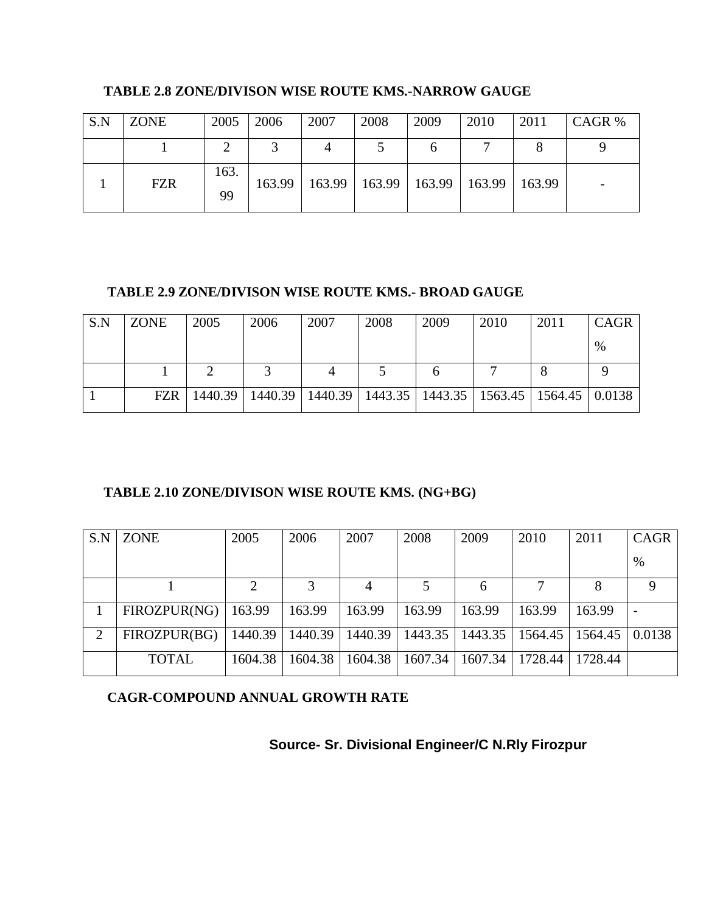**TABLE 2.8 ZONE/DIVISON WISE ROUTE KMS.-NARROW GAUGE**

| S.N | ZONE | 2005 | 2006 | 2007 | 2008 | 2009 | 2010 | 2011 | CAGR % |
|---|---|---|---|---|---|---|---|---|---|
| | 1 | 2 | 3 | 4 | 5 | 6 | 7 | 8 | 9 |
| 1 | FZR | 163.99 | 163.99 | 163.99 | 163.99 | 163.99 | 163.99 | 163.99 | - |

**TABLE 2.9 ZONE/DIVISON WISE ROUTE KMS.- BROAD GAUGE**

| S.N | ZONE | 2005 | 2006 | 2007 | 2008 | 2009 | 2010 | 2011 | CAGR % |
|---|---|---|---|---|---|---|---|---|---|
| | 1 | 2 | 3 | 4 | 5 | 6 | 7 | 8 | 9 |
| 1 | FZR | 1440.39 | 1440.39 | 1440.39 | 1443.35 | 1443.35 | 1563.45 | 1564.45 | 0.0138 |

**TABLE 2.10 ZONE/DIVISON WISE ROUTE KMS. (NG+BG)**

| S.N | ZONE | 2005 | 2006 | 2007 | 2008 | 2009 | 2010 | 2011 | CAGR % |
|---|---|---|---|---|---|---|---|---|---|
| | 1 | 2 | 3 | 4 | 5 | 6 | 7 | 8 | 9 |
| 1 | FIROZPUR(NG) | 163.99 | 163.99 | 163.99 | 163.99 | 163.99 | 163.99 | 163.99 | - |
| 2 | FIROZPUR(BG) | 1440.39 | 1440.39 | 1440.39 | 1443.35 | 1443.35 | 1564.45 | 1564.45 | 0.0138 |
| | TOTAL | 1604.38 | 1604.38 | 1604.38 | 1607.34 | 1607.34 | 1728.44 | 1728.44 | |

**CAGR-COMPOUND ANNUAL GROWTH RATE**

**Source- Sr. Divisional Engineer/C N.Rly Firozpur**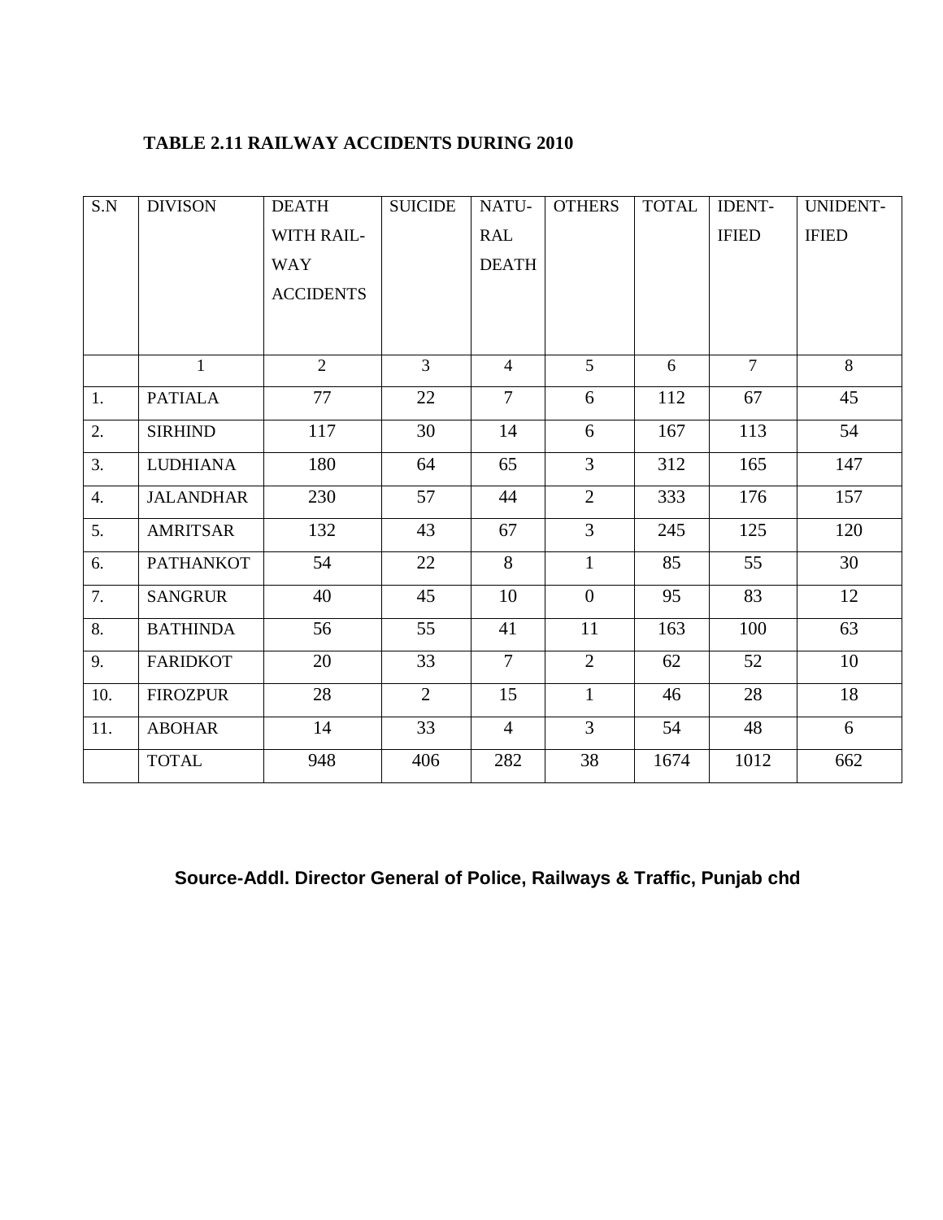**TABLE 2.11 RAILWAY ACCIDENTS DURING 2010**

| S.N | DIVISON | DEATH WITH RAIL-WAY ACCIDENTS | SUICIDE | NATU-RAL DEATH | OTHERS | TOTAL | IDENT-IFIED | UNIDENT-IFIED |
|---|---|---|---|---|---|---|---|---|
| | 1 | 2 | 3 | 4 | 5 | 6 | 7 | 8 |
| 1. | PATIALA | 77 | 22 | 7 | 6 | 112 | 67 | 45 |
| 2. | SIRHIND | 117 | 30 | 14 | 6 | 167 | 113 | 54 |
| 3. | LUDHIANA | 180 | 64 | 65 | 3 | 312 | 165 | 147 |
| 4. | JALANDHAR | 230 | 57 | 44 | 2 | 333 | 176 | 157 |
| 5. | AMRITSAR | 132 | 43 | 67 | 3 | 245 | 125 | 120 |
| 6. | PATHANKOT | 54 | 22 | 8 | 1 | 85 | 55 | 30 |
| 7. | SANGRUR | 40 | 45 | 10 | 0 | 95 | 83 | 12 |
| 8. | BATHINDA | 56 | 55 | 41 | 11 | 163 | 100 | 63 |
| 9. | FARIDKOT | 20 | 33 | 7 | 2 | 62 | 52 | 10 |
| 10. | FIROZPUR | 28 | 2 | 15 | 1 | 46 | 28 | 18 |
| 11. | ABOHAR | 14 | 33 | 4 | 3 | 54 | 48 | 6 |
| | TOTAL | 948 | 406 | 282 | 38 | 1674 | 1012 | 662 |

**Source-Addl. Director General of Police, Railways & Traffic, Punjab chd**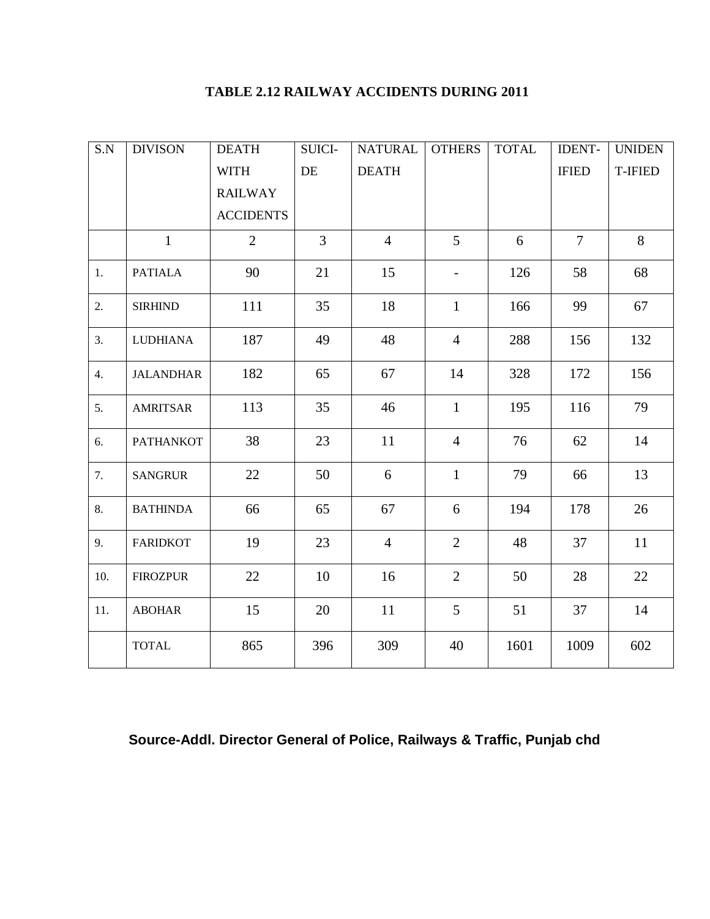**TABLE 2.12 RAILWAY ACCIDENTS DURING 2011**

| S.N | DIVISON | DEATH WITH RAILWAY ACCIDENTS | SUICI-DE | NATURAL DEATH | OTHERS | TOTAL | IDENT-IFIED | UNIDEN T-IFIED |
|---|---|---|---|---|---|---|---|---|
| | 1 | 2 | 3 | 4 | 5 | 6 | 7 | 8 |
| 1. | PATIALA | 90 | 21 | 15 | - | 126 | 58 | 68 |
| 2. | SIRHIND | 111 | 35 | 18 | 1 | 166 | 99 | 67 |
| 3. | LUDHIANA | 187 | 49 | 48 | 4 | 288 | 156 | 132 |
| 4. | JALANDHAR | 182 | 65 | 67 | 14 | 328 | 172 | 156 |
| 5. | AMRITSAR | 113 | 35 | 46 | 1 | 195 | 116 | 79 |
| 6. | PATHANKOT | 38 | 23 | 11 | 4 | 76 | 62 | 14 |
| 7. | SANGRUR | 22 | 50 | 6 | 1 | 79 | 66 | 13 |
| 8. | BATHINDA | 66 | 65 | 67 | 6 | 194 | 178 | 26 |
| 9. | FARIDKOT | 19 | 23 | 4 | 2 | 48 | 37 | 11 |
| 10. | FIROZPUR | 22 | 10 | 16 | 2 | 50 | 28 | 22 |
| 11. | ABOHAR | 15 | 20 | 11 | 5 | 51 | 37 | 14 |
| | TOTAL | 865 | 396 | 309 | 40 | 1601 | 1009 | 602 |

**Source-Addl. Director General of Police, Railways & Traffic, Punjab chd**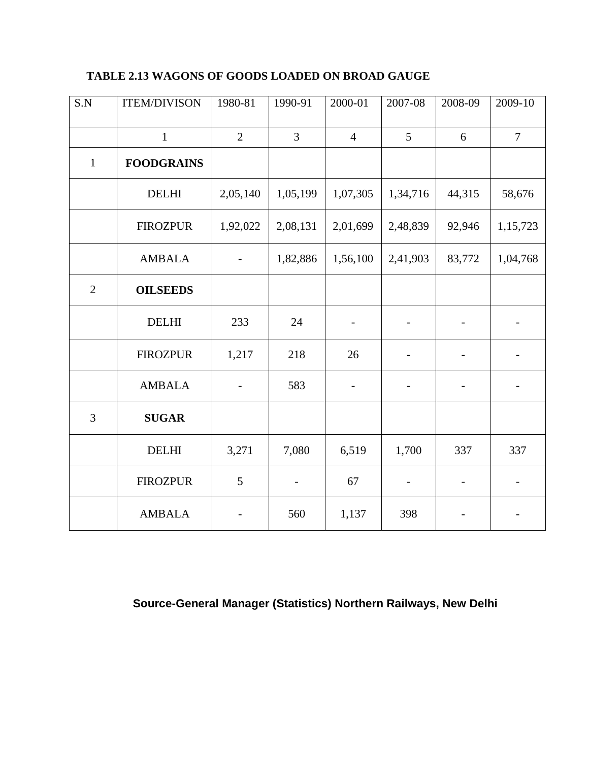**TABLE 2.13 WAGONS OF GOODS LOADED ON BROAD GAUGE**

| S.N | ITEM/DIVISON | 1980-81 | 1990-91 | 2000-01 | 2007-08 | 2008-09 | 2009-10 |
|---|---|---|---|---|---|---|---|
| | 1 | 2 | 3 | 4 | 5 | 6 | 7 |
| 1 | **FOODGRAINS** | | | | | | |
| | DELHI | 2,05,140 | 1,05,199 | 1,07,305 | 1,34,716 | 44,315 | 58,676 |
| | FIROZPUR | 1,92,022 | 2,08,131 | 2,01,699 | 2,48,839 | 92,946 | 1,15,723 |
| | AMBALA | - | 1,82,886 | 1,56,100 | 2,41,903 | 83,772 | 1,04,768 |
| 2 | **OILSEEDS** | | | | | | |
| | DELHI | 233 | 24 | - | - | - | - |
| | FIROZPUR | 1,217 | 218 | 26 | - | - | - |
| | AMBALA | - | 583 | - | - | - | - |
| 3 | **SUGAR** | | | | | | |
| | DELHI | 3,271 | 7,080 | 6,519 | 1,700 | 337 | 337 |
| | FIROZPUR | 5 | - | 67 | - | - | - |
| | AMBALA | - | 560 | 1,137 | 398 | - | - |

**Source-General Manager (Statistics) Northern Railways, New Delhi**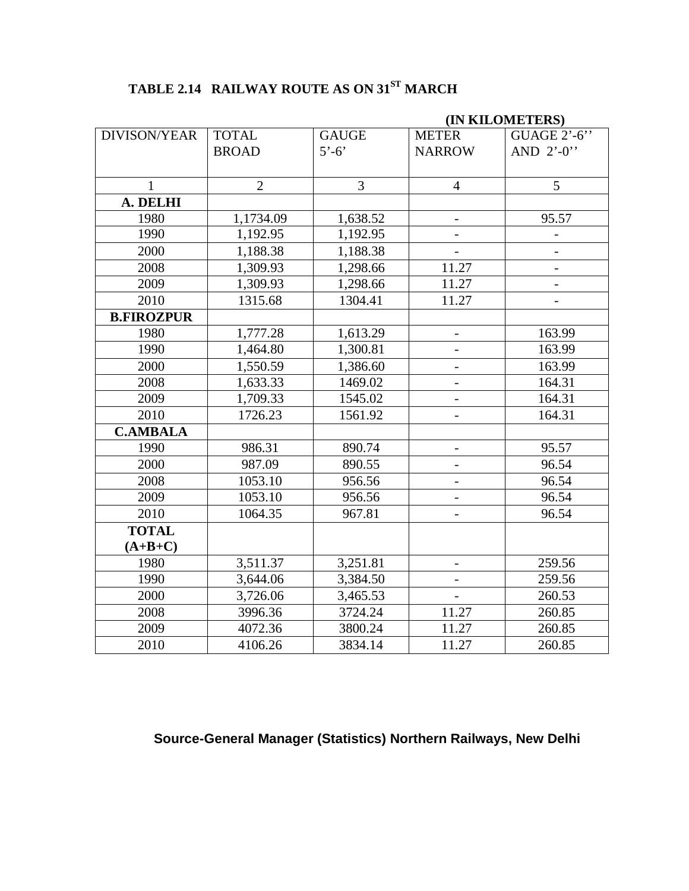# TABLE 2.14 RAILWAY ROUTE AS ON 31ST MARCH

**(IN KILOMETERS)**

| DIVISON/YEAR | TOTAL BROAD | GAUGE 5'-6' | METER NARROW | GUAGE 2'-6'' AND 2'-0'' |
|---|---|---|---|---|
| 1 | 2 | 3 | 4 | 5 |
| **A. DELHI** | | | | |
| 1980 | 1,1734.09 | 1,638.52 | - | 95.57 |
| 1990 | 1,192.95 | 1,192.95 | - | - |
| 2000 | 1,188.38 | 1,188.38 | - | - |
| 2008 | 1,309.93 | 1,298.66 | 11.27 | - |
| 2009 | 1,309.93 | 1,298.66 | 11.27 | - |
| 2010 | 1315.68 | 1304.41 | 11.27 | - |
| **B.FIROZPUR** | | | | |
| 1980 | 1,777.28 | 1,613.29 | - | 163.99 |
| 1990 | 1,464.80 | 1,300.81 | - | 163.99 |
| 2000 | 1,550.59 | 1,386.60 | - | 163.99 |
| 2008 | 1,633.33 | 1469.02 | - | 164.31 |
| 2009 | 1,709.33 | 1545.02 | - | 164.31 |
| 2010 | 1726.23 | 1561.92 | - | 164.31 |
| **C.AMBALA** | | | | |
| 1990 | 986.31 | 890.74 | - | 95.57 |
| 2000 | 987.09 | 890.55 | - | 96.54 |
| 2008 | 1053.10 | 956.56 | - | 96.54 |
| 2009 | 1053.10 | 956.56 | - | 96.54 |
| 2010 | 1064.35 | 967.81 | - | 96.54 |
| **TOTAL (A+B+C)** | | | | |
| 1980 | 3,511.37 | 3,251.81 | - | 259.56 |
| 1990 | 3,644.06 | 3,384.50 | - | 259.56 |
| 2000 | 3,726.06 | 3,465.53 | - | 260.53 |
| 2008 | 3996.36 | 3724.24 | 11.27 | 260.85 |
| 2009 | 4072.36 | 3800.24 | 11.27 | 260.85 |
| 2010 | 4106.26 | 3834.14 | 11.27 | 260.85 |

**Source-General Manager (Statistics) Northern Railways, New Delhi**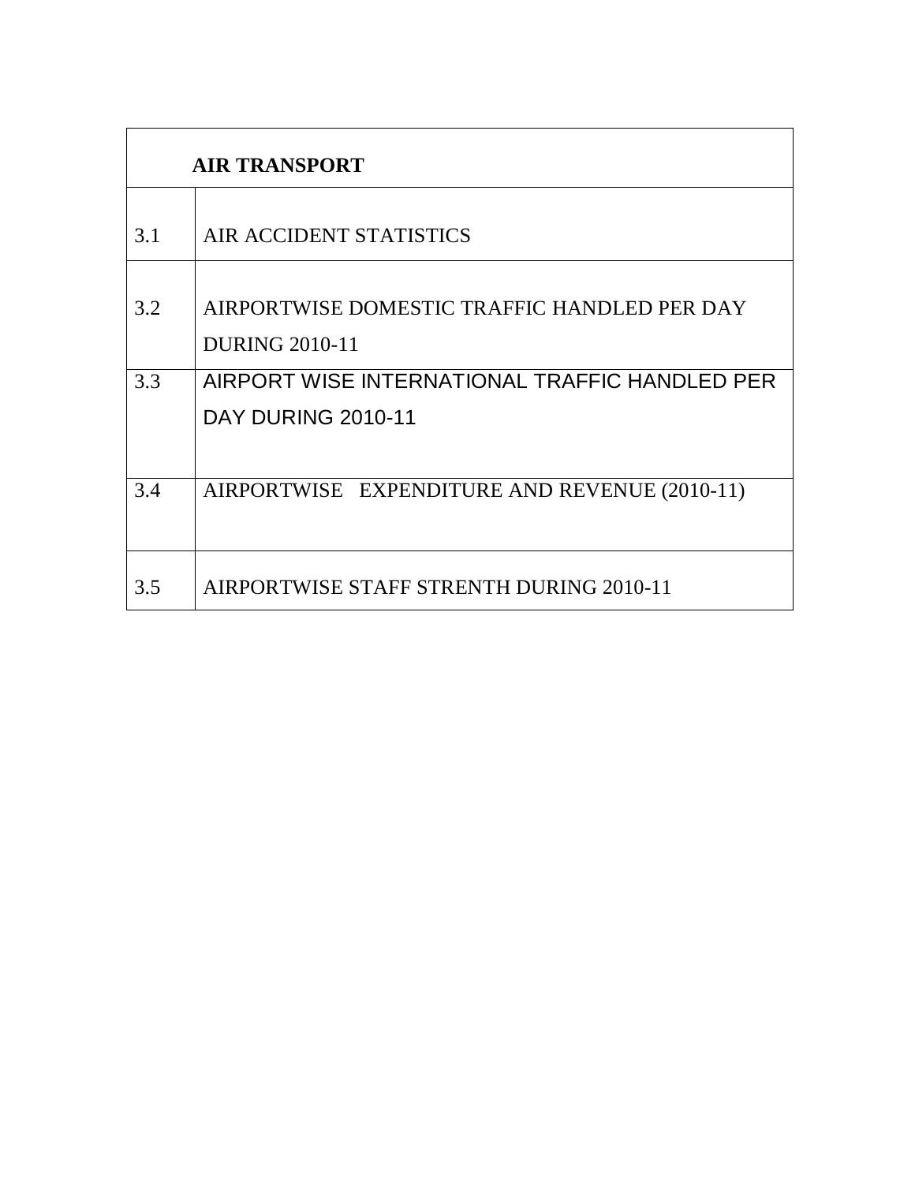| AIR TRANSPORT | |
|---|---|
| 3.1 | AIR ACCIDENT STATISTICS |
| 3.2 | AIRPORTWISE DOMESTIC TRAFFIC HANDLED PER DAY DURING 2010-11 |
| 3.3 | AIRPORT WISE INTERNATIONAL TRAFFIC HANDLED PER DAY DURING 2010-11 |
| 3.4 | AIRPORTWISE EXPENDITURE AND REVENUE (2010-11) |
| 3.5 | AIRPORTWISE STAFF STRENTH DURING 2010-11 |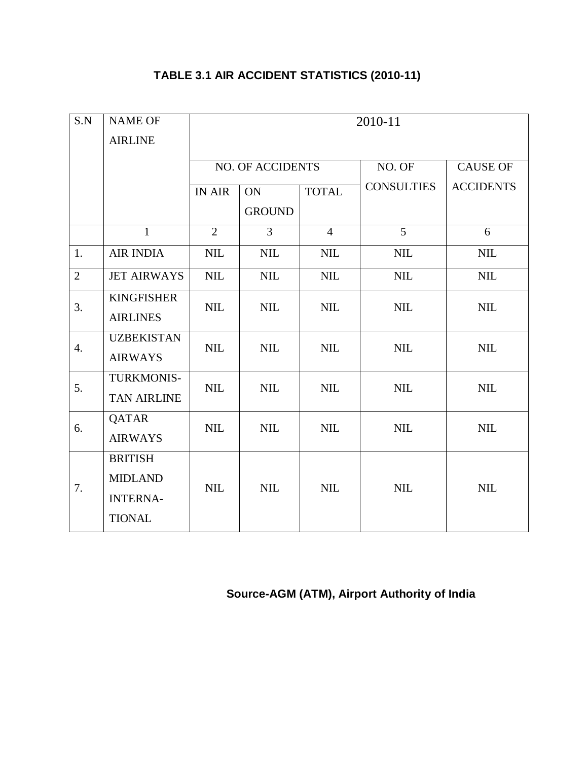**TABLE 3.1 AIR ACCIDENT STATISTICS (2010-11)**

| S.N | NAME OF AIRLINE | 2010-11 | | | | |
|---|---|---|---|---|---|---|
| | | NO. OF ACCIDENTS | | | NO. OF CONSULTIES | CAUSE OF ACCIDENTS |
| | | IN AIR | ON GROUND | TOTAL | | |
| | 1 | 2 | 3 | 4 | 5 | 6 |
| 1. | AIR INDIA | NIL | NIL | NIL | NIL | NIL |
| 2 | JET AIRWAYS | NIL | NIL | NIL | NIL | NIL |
| 3. | KINGFISHER AIRLINES | NIL | NIL | NIL | NIL | NIL |
| 4. | UZBEKISTAN AIRWAYS | NIL | NIL | NIL | NIL | NIL |
| 5. | TURKMONIS-TAN AIRLINE | NIL | NIL | NIL | NIL | NIL |
| 6. | QATAR AIRWAYS | NIL | NIL | NIL | NIL | NIL |
| 7. | BRITISH MIDLAND INTERNA-TIONAL | NIL | NIL | NIL | NIL | NIL |

**Source-AGM (ATM), Airport Authority of India**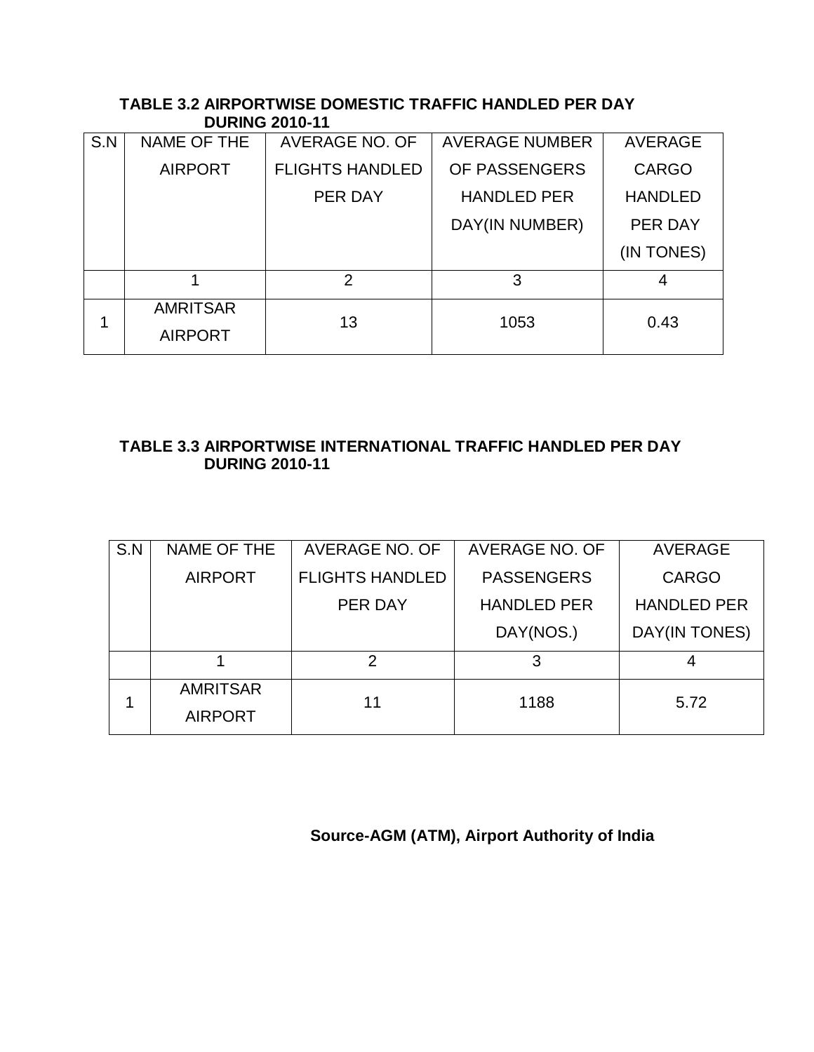**TABLE 3.2 AIRPORTWISE DOMESTIC TRAFFIC HANDLED PER DAY DURING 2010-11**

| S.N | NAME OF THE AIRPORT | AVERAGE NO. OF FLIGHTS HANDLED PER DAY | AVERAGE NUMBER OF PASSENGERS HANDLED PER DAY(IN NUMBER) | AVERAGE CARGO HANDLED PER DAY (IN TONES) |
|---|---|---|---|---|
| | 1 | 2 | 3 | 4 |
| 1 | AMRITSAR AIRPORT | 13 | 1053 | 0.43 |

**TABLE 3.3 AIRPORTWISE INTERNATIONAL TRAFFIC HANDLED PER DAY DURING 2010-11**

| S.N | NAME OF THE AIRPORT | AVERAGE NO. OF FLIGHTS HANDLED PER DAY | AVERAGE NO. OF PASSENGERS HANDLED PER DAY(NOS.) | AVERAGE CARGO HANDLED PER DAY(IN TONES) |
|---|---|---|---|---|
| | 1 | 2 | 3 | 4 |
| 1 | AMRITSAR AIRPORT | 11 | 1188 | 5.72 |

**Source-AGM (ATM), Airport Authority of India**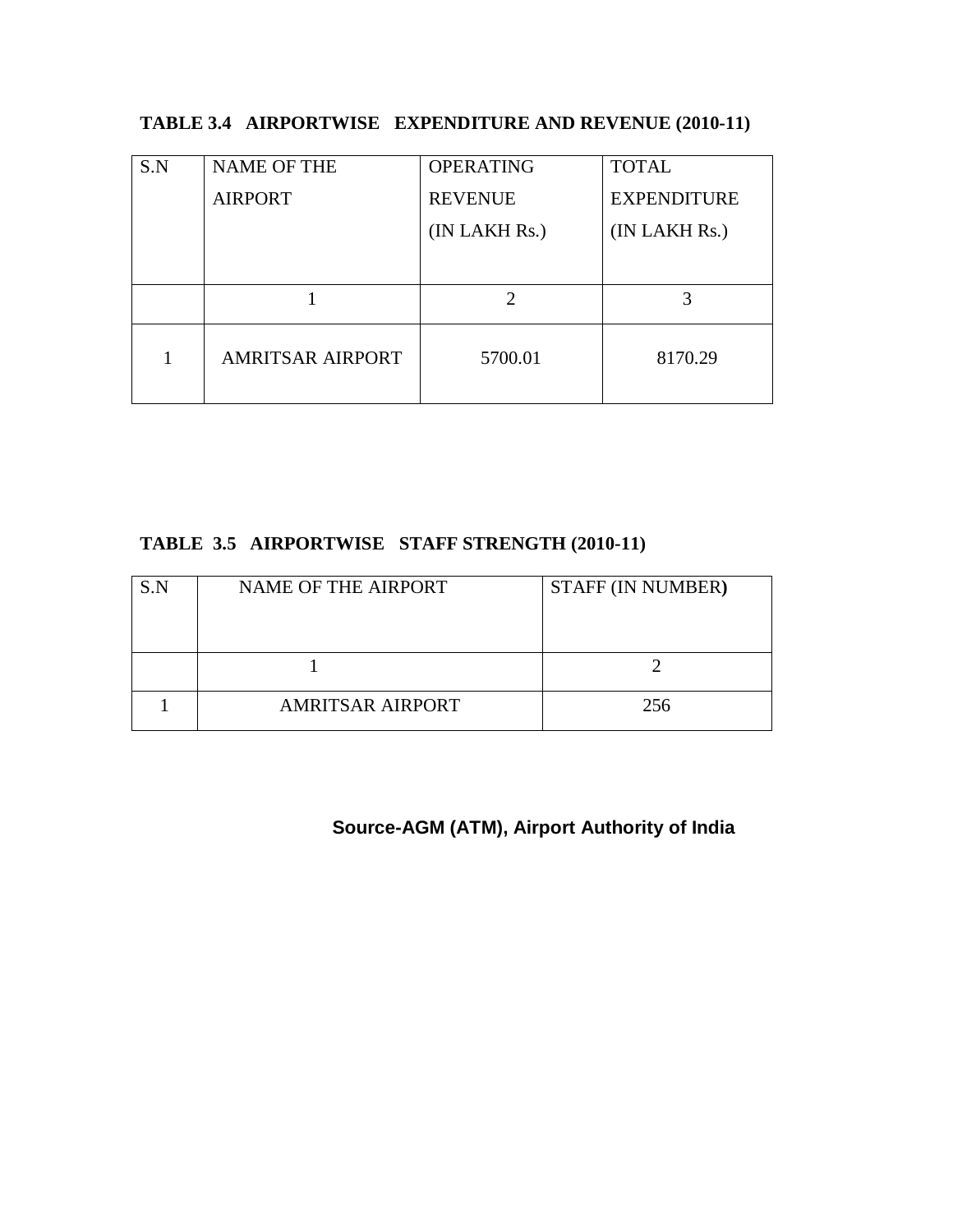**TABLE 3.4 AIRPORTWISE EXPENDITURE AND REVENUE (2010-11)**

| S.N | NAME OF THE AIRPORT | OPERATING REVENUE (IN LAKH Rs.) | TOTAL EXPENDITURE (IN LAKH Rs.) |
|---|---|---|---|
| | 1 | 2 | 3 |
| 1 | AMRITSAR AIRPORT | 5700.01 | 8170.29 |

**TABLE 3.5 AIRPORTWISE STAFF STRENGTH (2010-11)**

| S.N | NAME OF THE AIRPORT | STAFF (IN NUMBER) |
|---|---|---|
| | 1 | 2 |
| 1 | AMRITSAR AIRPORT | 256 |

**Source-AGM (ATM), Airport Authority of India**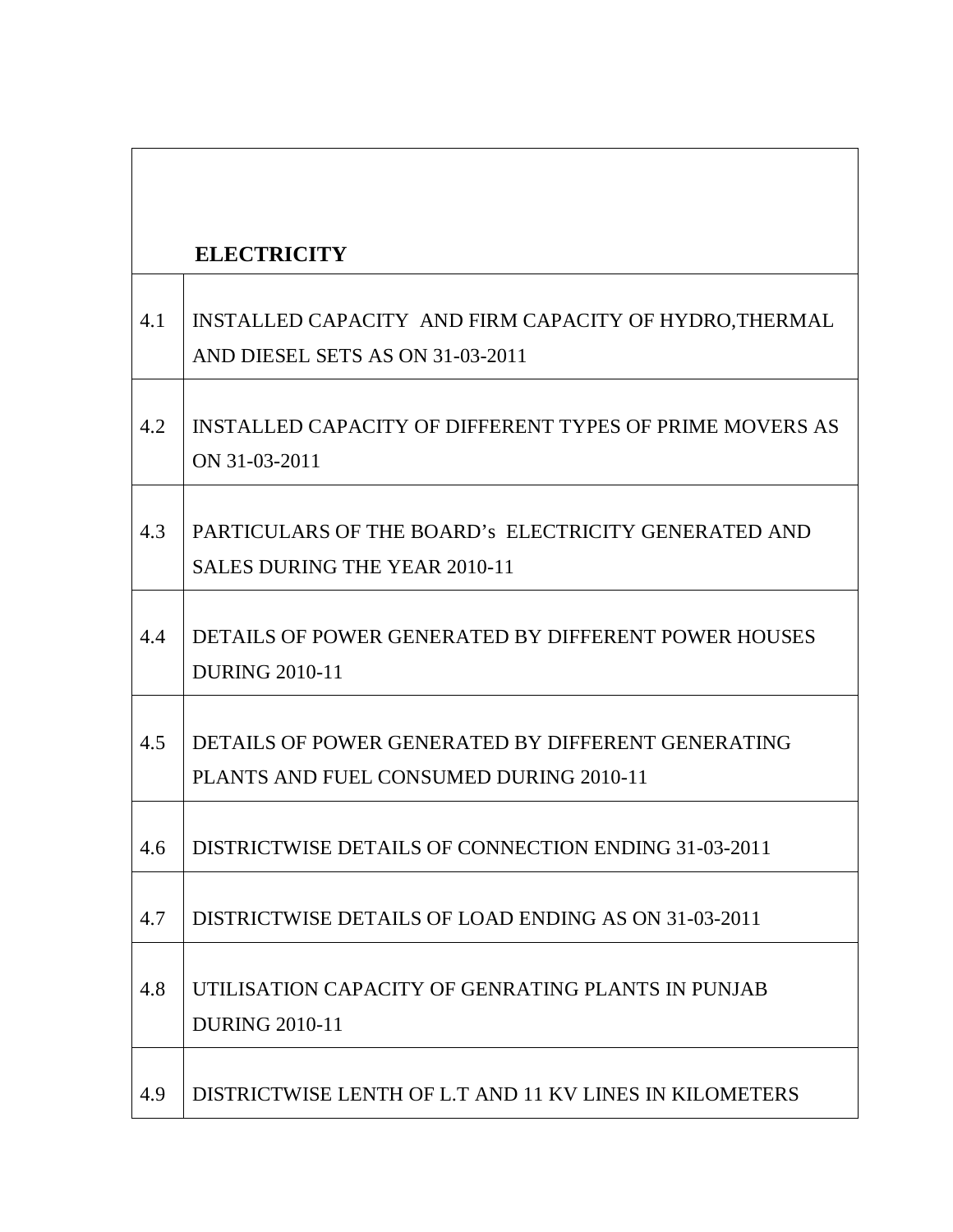## ELECTRICITY

| | |
|---|---|
| 4.1 | INSTALLED CAPACITY AND FIRM CAPACITY OF HYDRO,THERMAL AND DIESEL SETS AS ON 31-03-2011 |
| 4.2 | INSTALLED CAPACITY OF DIFFERENT TYPES OF PRIME MOVERS AS ON 31-03-2011 |
| 4.3 | PARTICULARS OF THE BOARD's ELECTRICITY GENERATED AND SALES DURING THE YEAR 2010-11 |
| 4.4 | DETAILS OF POWER GENERATED BY DIFFERENT POWER HOUSES DURING 2010-11 |
| 4.5 | DETAILS OF POWER GENERATED BY DIFFERENT GENERATING PLANTS AND FUEL CONSUMED DURING 2010-11 |
| 4.6 | DISTRICTWISE DETAILS OF CONNECTION ENDING 31-03-2011 |
| 4.7 | DISTRICTWISE DETAILS OF LOAD ENDING AS ON 31-03-2011 |
| 4.8 | UTILISATION CAPACITY OF GENRATING PLANTS IN PUNJAB DURING 2010-11 |
| 4.9 | DISTRICTWISE LENTH OF L.T AND 11 KV LINES IN KILOMETERS |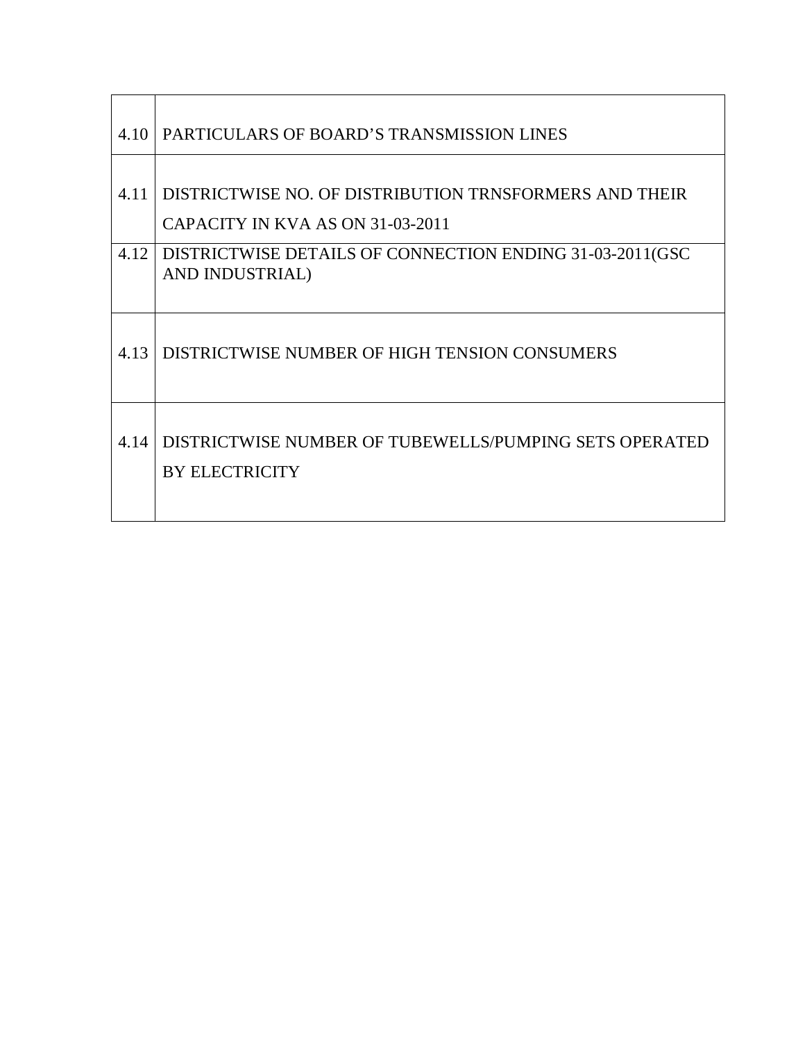| | |
|---|---|
| 4.10 | PARTICULARS OF BOARD'S TRANSMISSION LINES |
| 4.11 | DISTRICTWISE NO. OF DISTRIBUTION TRNSFORMERS AND THEIR CAPACITY IN KVA AS ON 31-03-2011 |
| 4.12 | DISTRICTWISE DETAILS OF CONNECTION ENDING 31-03-2011(GSC AND INDUSTRIAL) |
| 4.13 | DISTRICTWISE NUMBER OF HIGH TENSION CONSUMERS |
| 4.14 | DISTRICTWISE NUMBER OF TUBEWELLS/PUMPING SETS OPERATED BY ELECTRICITY |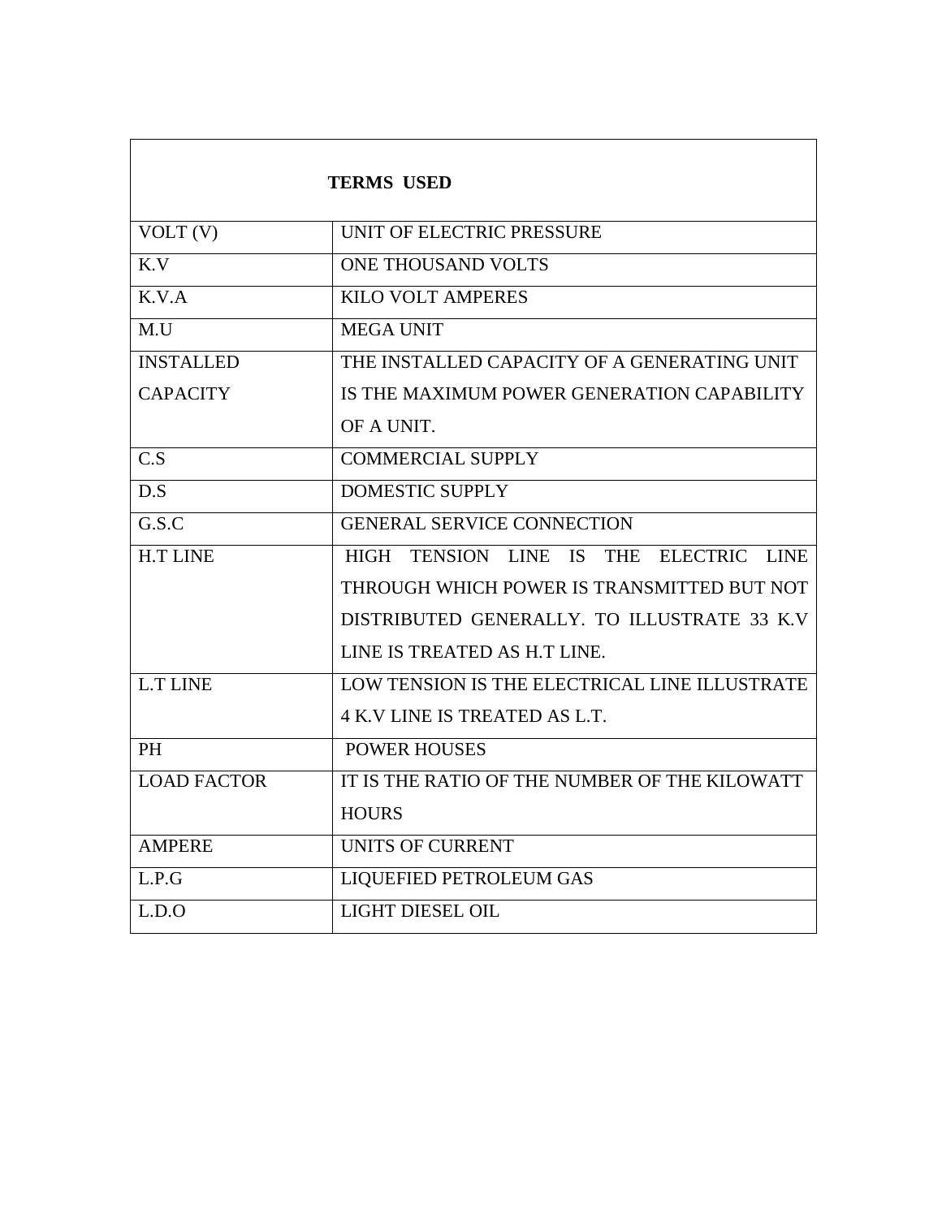| TERMS USED | |
|---|---|
| VOLT (V) | UNIT OF ELECTRIC PRESSURE |
| K.V | ONE THOUSAND VOLTS |
| K.V.A | KILO VOLT AMPERES |
| M.U | MEGA UNIT |
| INSTALLED CAPACITY | THE INSTALLED CAPACITY OF A GENERATING UNIT IS THE MAXIMUM POWER GENERATION CAPABILITY OF A UNIT. |
| C.S | COMMERCIAL SUPPLY |
| D.S | DOMESTIC SUPPLY |
| G.S.C | GENERAL SERVICE CONNECTION |
| H.T LINE | HIGH TENSION LINE IS THE ELECTRIC LINE THROUGH WHICH POWER IS TRANSMITTED BUT NOT DISTRIBUTED GENERALLY. TO ILLUSTRATE 33 K.V LINE IS TREATED AS H.T LINE. |
| L.T LINE | LOW TENSION IS THE ELECTRICAL LINE ILLUSTRATE 4 K.V LINE IS TREATED AS L.T. |
| PH | POWER HOUSES |
| LOAD FACTOR | IT IS THE RATIO OF THE NUMBER OF THE KILOWATT HOURS |
| AMPERE | UNITS OF CURRENT |
| L.P.G | LIQUEFIED PETROLEUM GAS |
| L.D.O | LIGHT DIESEL OIL |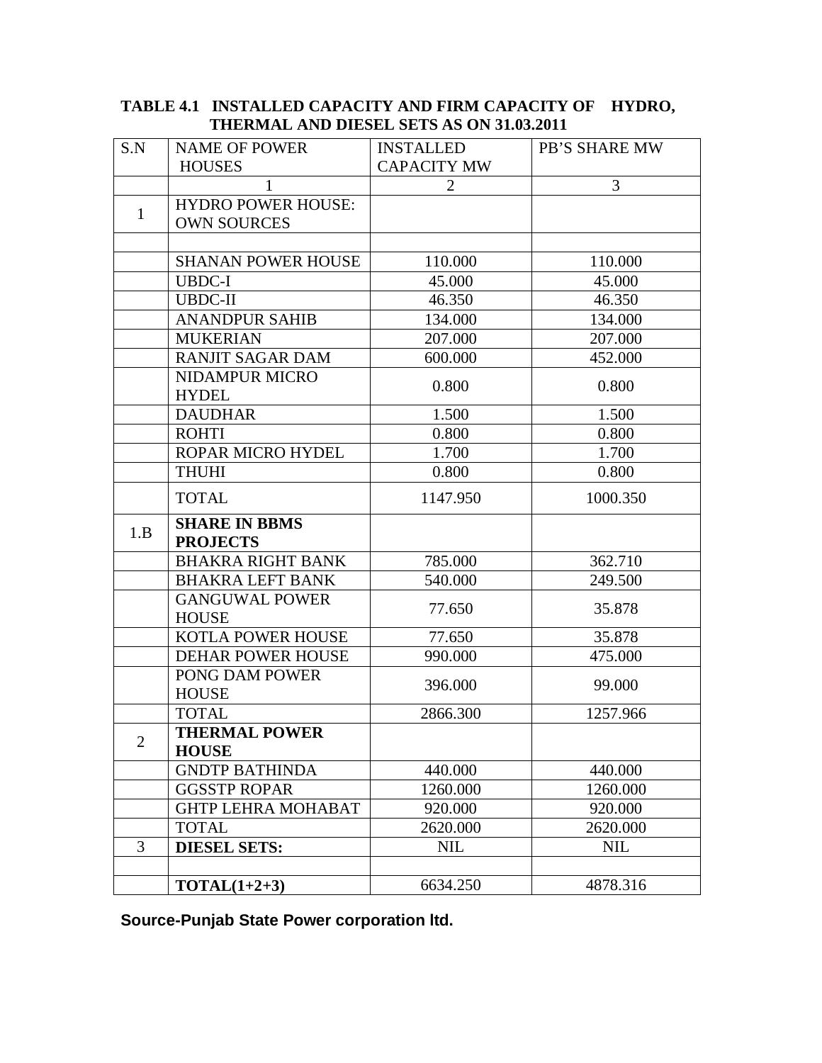**TABLE 4.1 INSTALLED CAPACITY AND FIRM CAPACITY OF HYDRO, THERMAL AND DIESEL SETS AS ON 31.03.2011**

| S.N | NAME OF POWER HOUSES | INSTALLED CAPACITY MW | PB'S SHARE MW |
|---|---|---|---|
| | 1 | 2 | 3 |
| 1 | HYDRO POWER HOUSE: OWN SOURCES | | |
| | | | |
| | SHANAN POWER HOUSE | 110.000 | 110.000 |
| | UBDC-I | 45.000 | 45.000 |
| | UBDC-II | 46.350 | 46.350 |
| | ANANDPUR SAHIB | 134.000 | 134.000 |
| | MUKERIAN | 207.000 | 207.000 |
| | RANJIT SAGAR DAM | 600.000 | 452.000 |
| | NIDAMPUR MICRO HYDEL | 0.800 | 0.800 |
| | DAUDHAR | 1.500 | 1.500 |
| | ROHTI | 0.800 | 0.800 |
| | ROPAR MICRO HYDEL | 1.700 | 1.700 |
| | THUHI | 0.800 | 0.800 |
| | TOTAL | 1147.950 | 1000.350 |
| 1.B | **SHARE IN BBMS PROJECTS** | | |
| | BHAKRA RIGHT BANK | 785.000 | 362.710 |
| | BHAKRA LEFT BANK | 540.000 | 249.500 |
| | GANGUWAL POWER HOUSE | 77.650 | 35.878 |
| | KOTLA POWER HOUSE | 77.650 | 35.878 |
| | DEHAR POWER HOUSE | 990.000 | 475.000 |
| | PONG DAM POWER HOUSE | 396.000 | 99.000 |
| | TOTAL | 2866.300 | 1257.966 |
| 2 | **THERMAL POWER HOUSE** | | |
| | GNDTP BATHINDA | 440.000 | 440.000 |
| | GGSSTP ROPAR | 1260.000 | 1260.000 |
| | GHTP LEHRA MOHABAT | 920.000 | 920.000 |
| | TOTAL | 2620.000 | 2620.000 |
| 3 | **DIESEL SETS:** | NIL | NIL |
| | | | |
| | **TOTAL(1+2+3)** | 6634.250 | 4878.316 |

**Source-Punjab State Power corporation ltd.**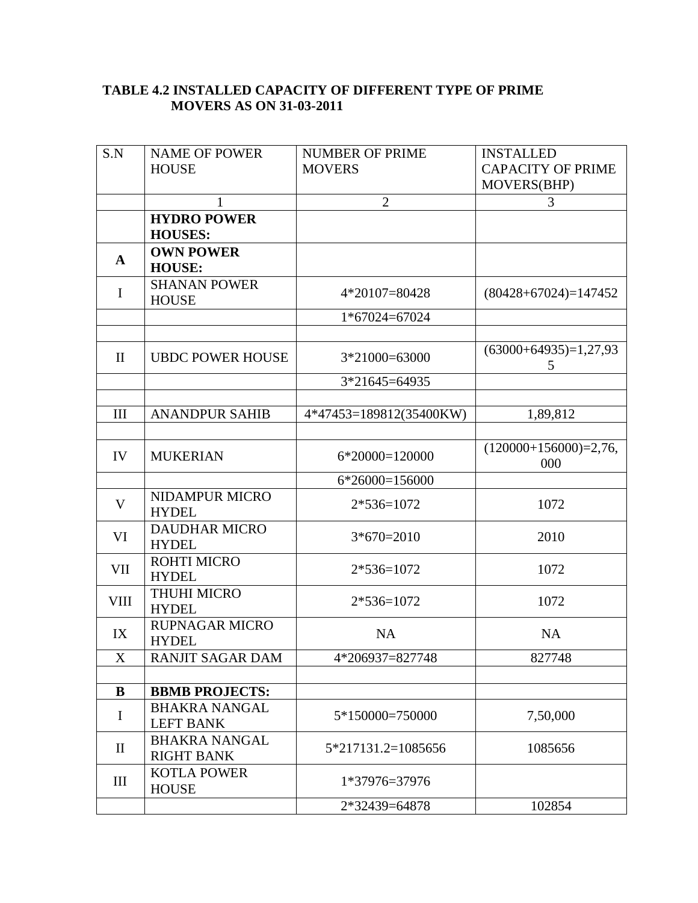**TABLE 4.2 INSTALLED CAPACITY OF DIFFERENT TYPE OF PRIME MOVERS AS ON 31-03-2011**

| S.N | NAME OF POWER HOUSE | NUMBER OF PRIME MOVERS | INSTALLED CAPACITY OF PRIME MOVERS(BHP) |
|---|---|---|---|
| | 1 | 2 | 3 |
| | **HYDRO POWER HOUSES:** | | |
| **A** | **OWN POWER HOUSE:** | | |
| I | SHANAN POWER HOUSE | 4*20107=80428 | (80428+67024)=147452 |
| | | 1*67024=67024 | |
| | | | |
| II | UBDC POWER HOUSE | 3*21000=63000 | (63000+64935)=1,27,935 |
| | | 3*21645=64935 | |
| | | | |
| III | ANANDPUR SAHIB | 4*47453=189812(35400KW) | 1,89,812 |
| | | | |
| IV | MUKERIAN | 6*20000=120000 | (120000+156000)=2,76,000 |
| | | 6*26000=156000 | |
| V | NIDAMPUR MICRO HYDEL | 2*536=1072 | 1072 |
| VI | DAUDHAR MICRO HYDEL | 3*670=2010 | 2010 |
| VII | ROHTI MICRO HYDEL | 2*536=1072 | 1072 |
| VIII | THUHI MICRO HYDEL | 2*536=1072 | 1072 |
| IX | RUPNAGAR MICRO HYDEL | NA | NA |
| X | RANJIT SAGAR DAM | 4*206937=827748 | 827748 |
| | | | |
| **B** | **BBMB PROJECTS:** | | |
| I | BHAKRA NANGAL LEFT BANK | 5*150000=750000 | 7,50,000 |
| II | BHAKRA NANGAL RIGHT BANK | 5*217131.2=1085656 | 1085656 |
| III | KOTLA POWER HOUSE | 1*37976=37976 | |
| | | 2*32439=64878 | 102854 |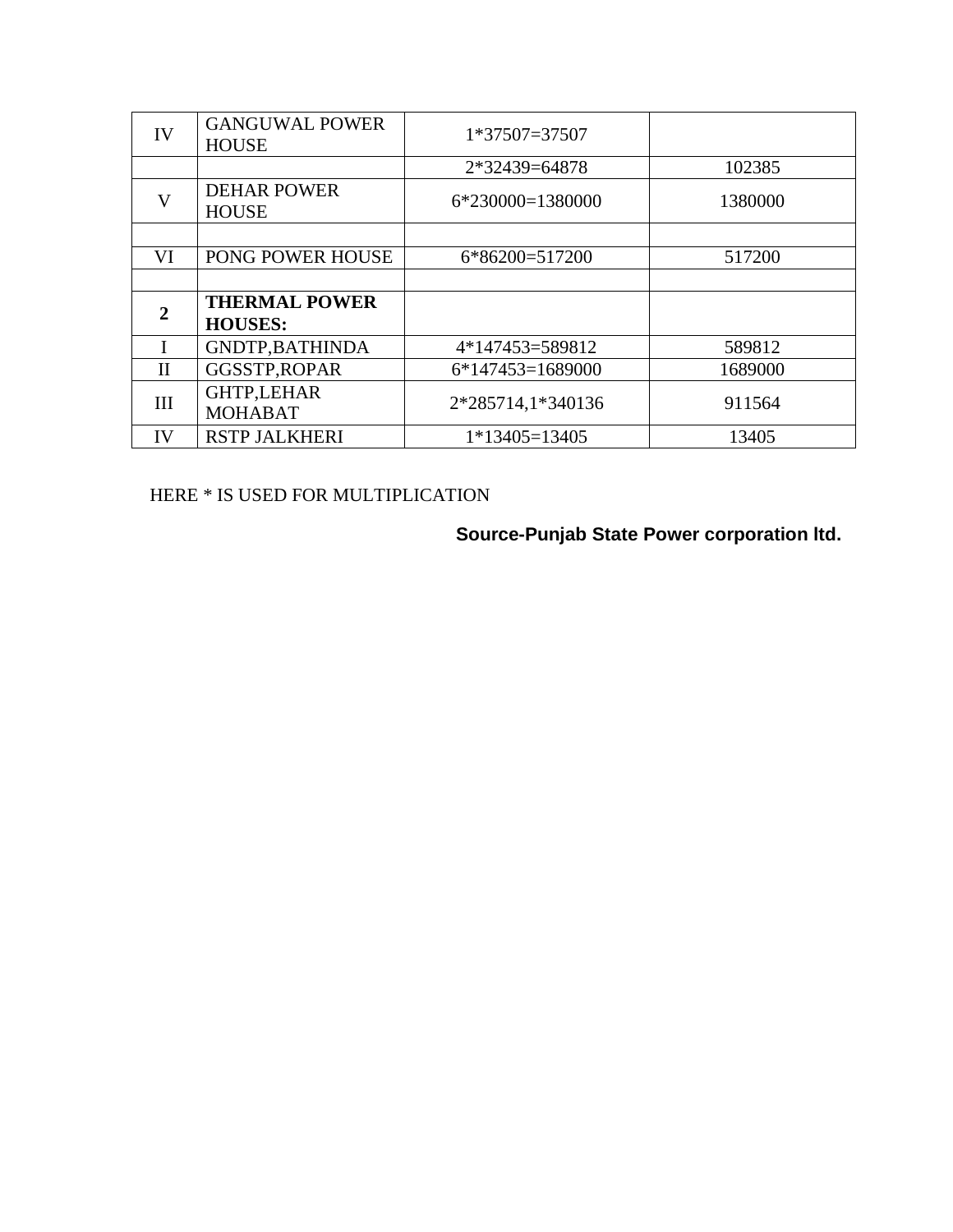| | | | |
|---|---|---|---|
| IV | GANGUWAL POWER HOUSE | 1*37507=37507 | |
| | | 2*32439=64878 | 102385 |
| V | DEHAR POWER HOUSE | 6*230000=1380000 | 1380000 |
| | | | |
| VI | PONG POWER HOUSE | 6*86200=517200 | 517200 |
| | | | |
| **2** | **THERMAL POWER HOUSES:** | | |
| I | GNDTP,BATHINDA | 4*147453=589812 | 589812 |
| II | GGSSTP,ROPAR | 6*147453=1689000 | 1689000 |
| III | GHTP,LEHAR MOHABAT | 2*285714,1*340136 | 911564 |
| IV | RSTP JALKHERI | 1*13405=13405 | 13405 |

HERE * IS USED FOR MULTIPLICATION

**Source-Punjab State Power corporation ltd.**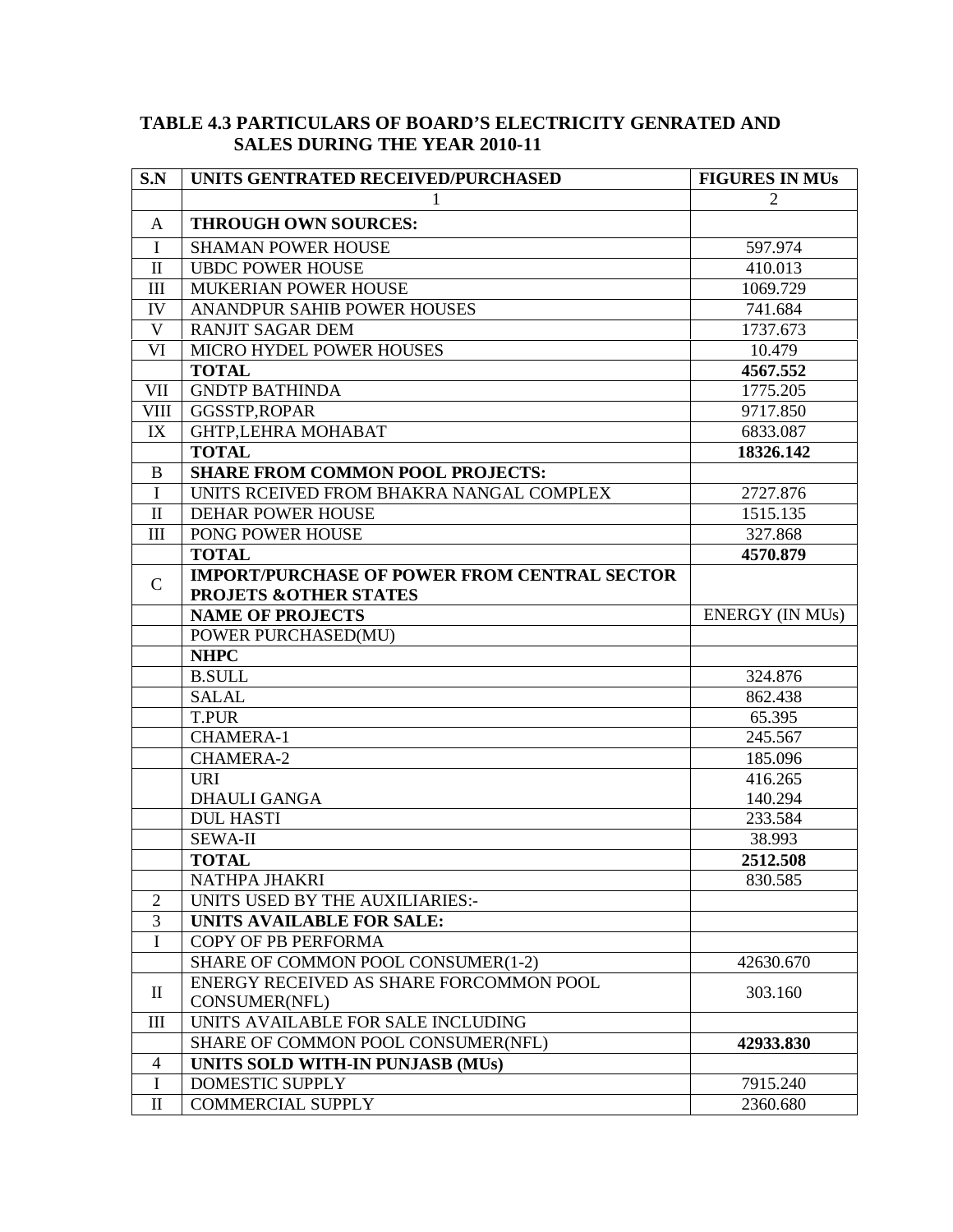## TABLE 4.3 PARTICULARS OF BOARD'S ELECTRICITY GENRATED AND SALES DURING THE YEAR 2010-11

| S.N | UNITS GENTRATED RECEIVED/PURCHASED | FIGURES IN MUs |
|---|---|---|
| | 1 | 2 |
| A | **THROUGH OWN SOURCES:** | |
| I | SHAMAN POWER HOUSE | 597.974 |
| II | UBDC POWER HOUSE | 410.013 |
| III | MUKERIAN POWER HOUSE | 1069.729 |
| IV | ANANDPUR SAHIB POWER HOUSES | 741.684 |
| V | RANJIT SAGAR DEM | 1737.673 |
| VI | MICRO HYDEL POWER HOUSES | 10.479 |
| | **TOTAL** | **4567.552** |
| VII | GNDTP BATHINDA | 1775.205 |
| VIII | GGSSTP,ROPAR | 9717.850 |
| IX | GHTP,LEHRA MOHABAT | 6833.087 |
| | **TOTAL** | **18326.142** |
| B | **SHARE FROM COMMON POOL PROJECTS:** | |
| I | UNITS RCEIVED FROM BHAKRA NANGAL COMPLEX | 2727.876 |
| II | DEHAR POWER HOUSE | 1515.135 |
| III | PONG POWER HOUSE | 327.868 |
| | **TOTAL** | **4570.879** |
| C | **IMPORT/PURCHASE OF POWER FROM CENTRAL SECTOR PROJETS &OTHER STATES** | |
| | **NAME OF PROJECTS** | ENERGY (IN MUs) |
| | POWER PURCHASED(MU) | |
| | **NHPC** | |
| | B.SULL | 324.876 |
| | SALAL | 862.438 |
| | T.PUR | 65.395 |
| | CHAMERA-1 | 245.567 |
| | CHAMERA-2 | 185.096 |
| | URI | 416.265 |
| | DHAULI GANGA | 140.294 |
| | DUL HASTI | 233.584 |
| | SEWA-II | 38.993 |
| | **TOTAL** | **2512.508** |
| | NATHPA JHAKRI | 830.585 |
| 2 | UNITS USED BY THE AUXILIARIES:- | |
| 3 | **UNITS AVAILABLE FOR SALE:** | |
| I | COPY OF PB PERFORMA | |
| | SHARE OF COMMON POOL CONSUMER(1-2) | 42630.670 |
| II | ENERGY RECEIVED AS SHARE FORCOMMON POOL CONSUMER(NFL) | 303.160 |
| III | UNITS AVAILABLE FOR SALE INCLUDING | |
| | SHARE OF COMMON POOL CONSUMER(NFL) | **42933.830** |
| 4 | **UNITS SOLD WITH-IN PUNJASB (MUs)** | |
| I | DOMESTIC SUPPLY | 7915.240 |
| II | COMMERCIAL SUPPLY | 2360.680 |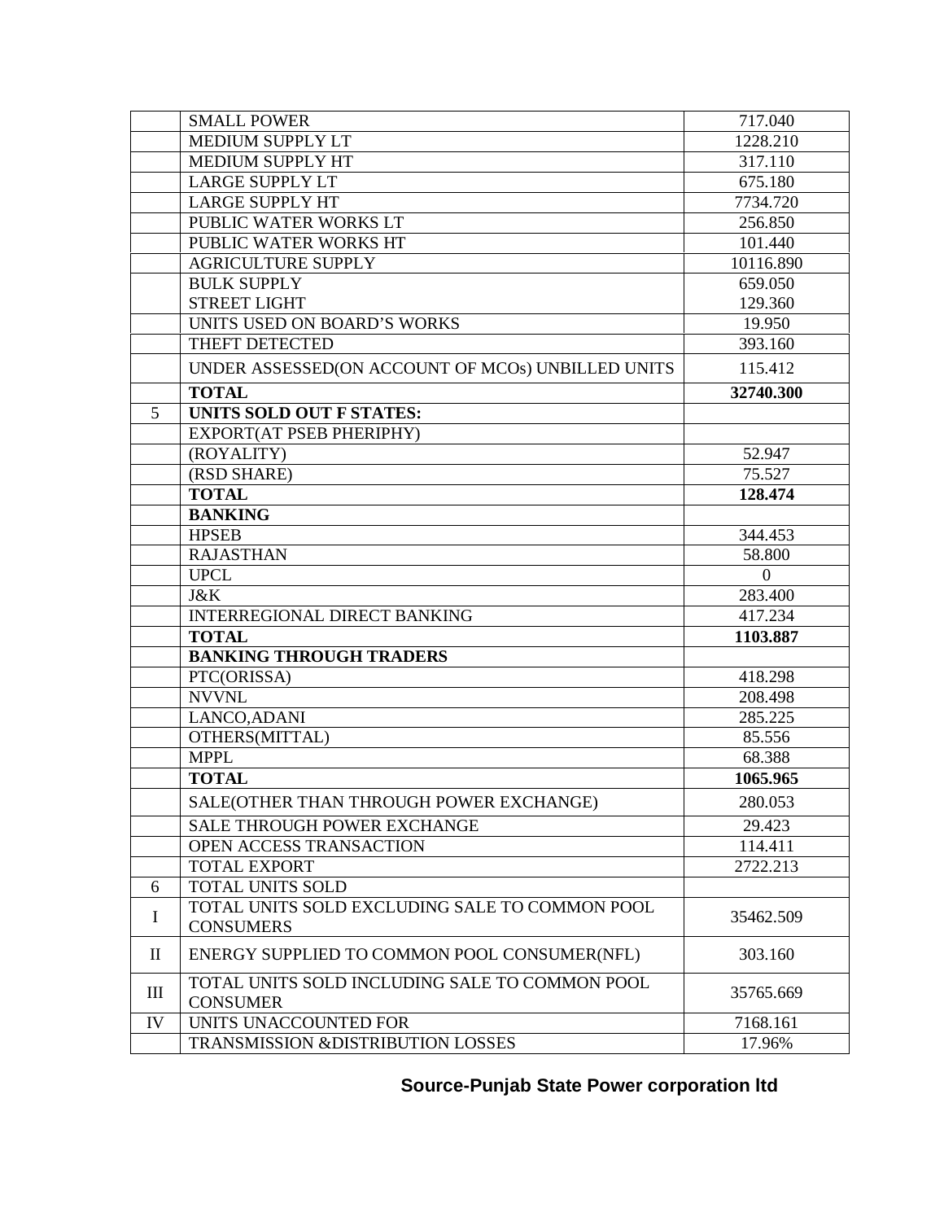| | | |
|---|---|---|
| | SMALL POWER | 717.040 |
| | MEDIUM SUPPLY LT | 1228.210 |
| | MEDIUM SUPPLY HT | 317.110 |
| | LARGE SUPPLY LT | 675.180 |
| | LARGE SUPPLY HT | 7734.720 |
| | PUBLIC WATER WORKS LT | 256.850 |
| | PUBLIC WATER WORKS HT | 101.440 |
| | AGRICULTURE SUPPLY | 10116.890 |
| | BULK SUPPLY | 659.050 |
| | STREET LIGHT | 129.360 |
| | UNITS USED ON BOARD'S WORKS | 19.950 |
| | THEFT DETECTED | 393.160 |
| | UNDER ASSESSED(ON ACCOUNT OF MCOs) UNBILLED UNITS | 115.412 |
| | **TOTAL** | **32740.300** |
| 5 | **UNITS SOLD OUT F STATES:** | |
| | EXPORT(AT PSEB PHERIPHY) | |
| | (ROYALITY) | 52.947 |
| | (RSD SHARE) | 75.527 |
| | **TOTAL** | **128.474** |
| | **BANKING** | |
| | HPSEB | 344.453 |
| | RAJASTHAN | 58.800 |
| | UPCL | 0 |
| | J&K | 283.400 |
| | INTERREGIONAL DIRECT BANKING | 417.234 |
| | **TOTAL** | **1103.887** |
| | **BANKING THROUGH TRADERS** | |
| | PTC(ORISSA) | 418.298 |
| | NVVNL | 208.498 |
| | LANCO,ADANI | 285.225 |
| | OTHERS(MITTAL) | 85.556 |
| | MPPL | 68.388 |
| | **TOTAL** | **1065.965** |
| | SALE(OTHER THAN THROUGH POWER EXCHANGE) | 280.053 |
| | SALE THROUGH POWER EXCHANGE | 29.423 |
| | OPEN ACCESS TRANSACTION | 114.411 |
| | TOTAL EXPORT | 2722.213 |
| 6 | TOTAL UNITS SOLD | |
| I | TOTAL UNITS SOLD EXCLUDING SALE TO COMMON POOL CONSUMERS | 35462.509 |
| II | ENERGY SUPPLIED TO COMMON POOL CONSUMER(NFL) | 303.160 |
| III | TOTAL UNITS SOLD INCLUDING SALE TO COMMON POOL CONSUMER | 35765.669 |
| IV | UNITS UNACCOUNTED FOR | 7168.161 |
| | TRANSMISSION &DISTRIBUTION LOSSES | 17.96% |

**Source-Punjab State Power corporation ltd**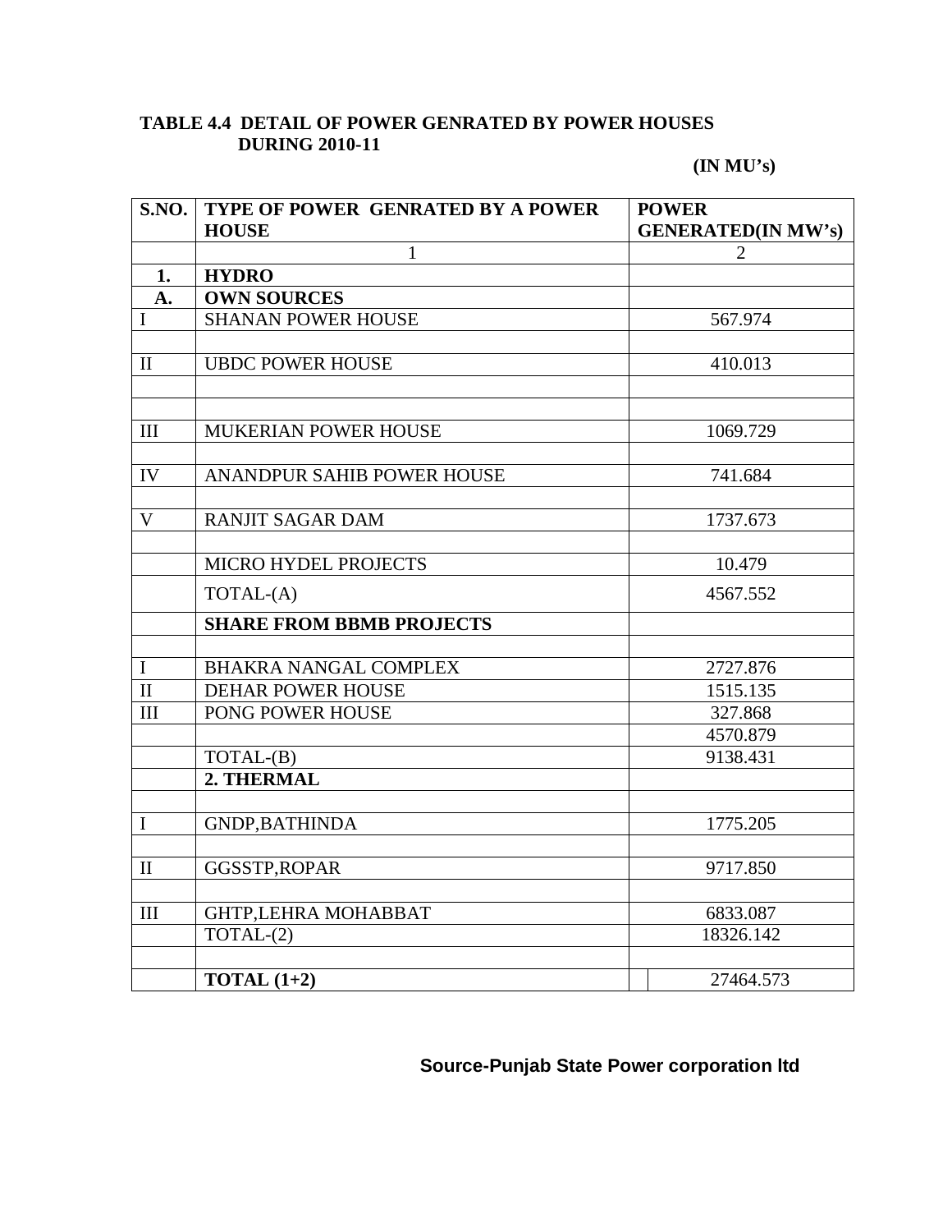**TABLE 4.4 DETAIL OF POWER GENRATED BY POWER HOUSES DURING 2010-11**

**(IN MU's)**

| S.NO. | TYPE OF POWER GENRATED BY A POWER HOUSE | POWER GENERATED(IN MW's) |
|---|---|---|
| | 1 | 2 |
| **1.** | **HYDRO** | |
| **A.** | **OWN SOURCES** | |
| I | SHANAN POWER HOUSE | 567.974 |
| | | |
| II | UBDC POWER HOUSE | 410.013 |
| | | |
| | | |
| III | MUKERIAN POWER HOUSE | 1069.729 |
| | | |
| IV | ANANDPUR SAHIB POWER HOUSE | 741.684 |
| | | |
| V | RANJIT SAGAR DAM | 1737.673 |
| | | |
| | MICRO HYDEL PROJECTS | 10.479 |
| | TOTAL-(A) | 4567.552 |
| | **SHARE FROM BBMB PROJECTS** | |
| | | |
| I | BHAKRA NANGAL COMPLEX | 2727.876 |
| II | DEHAR POWER HOUSE | 1515.135 |
| III | PONG POWER HOUSE | 327.868 |
| | | 4570.879 |
| | TOTAL-(B) | 9138.431 |
| | **2. THERMAL** | |
| | | |
| I | GNDP,BATHINDA | 1775.205 |
| | | |
| II | GGSSTP,ROPAR | 9717.850 |
| | | |
| III | GHTP,LEHRA MOHABBAT | 6833.087 |
| | TOTAL-(2) | 18326.142 |
| | | |
| | **TOTAL (1+2)** | 27464.573 |

**Source-Punjab State Power corporation ltd**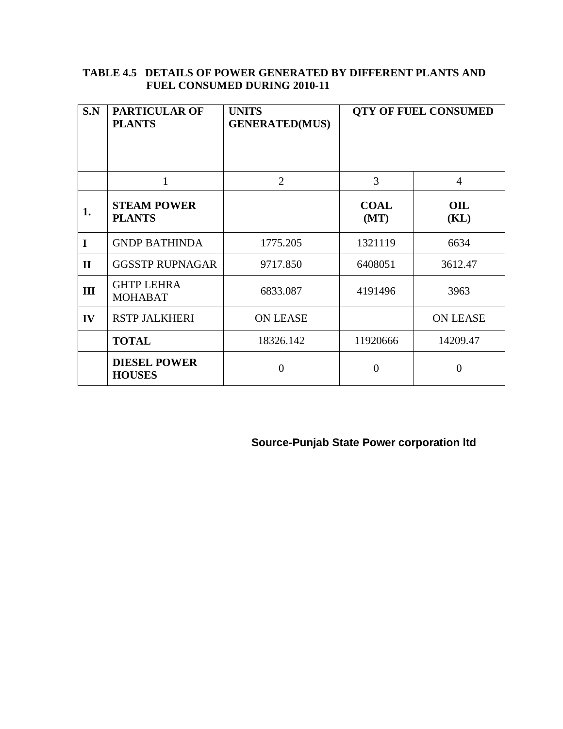**TABLE 4.5 DETAILS OF POWER GENERATED BY DIFFERENT PLANTS AND FUEL CONSUMED DURING 2010-11**

| S.N | PARTICULAR OF PLANTS | UNITS GENERATED(MUS) | QTY OF FUEL CONSUMED | |
|---|---|---|---|---|
| | 1 | 2 | 3 | 4 |
| **1.** | **STEAM POWER PLANTS** | | **COAL (MT)** | **OIL (KL)** |
| **I** | GNDP BATHINDA | 1775.205 | 1321119 | 6634 |
| **II** | GGSSTP RUPNAGAR | 9717.850 | 6408051 | 3612.47 |
| **III** | GHTP LEHRA MOHABAT | 6833.087 | 4191496 | 3963 |
| **IV** | RSTP JALKHERI | ON LEASE | | ON LEASE |
| | **TOTAL** | 18326.142 | 11920666 | 14209.47 |
| | **DIESEL POWER HOUSES** | 0 | 0 | 0 |

**Source-Punjab State Power corporation ltd**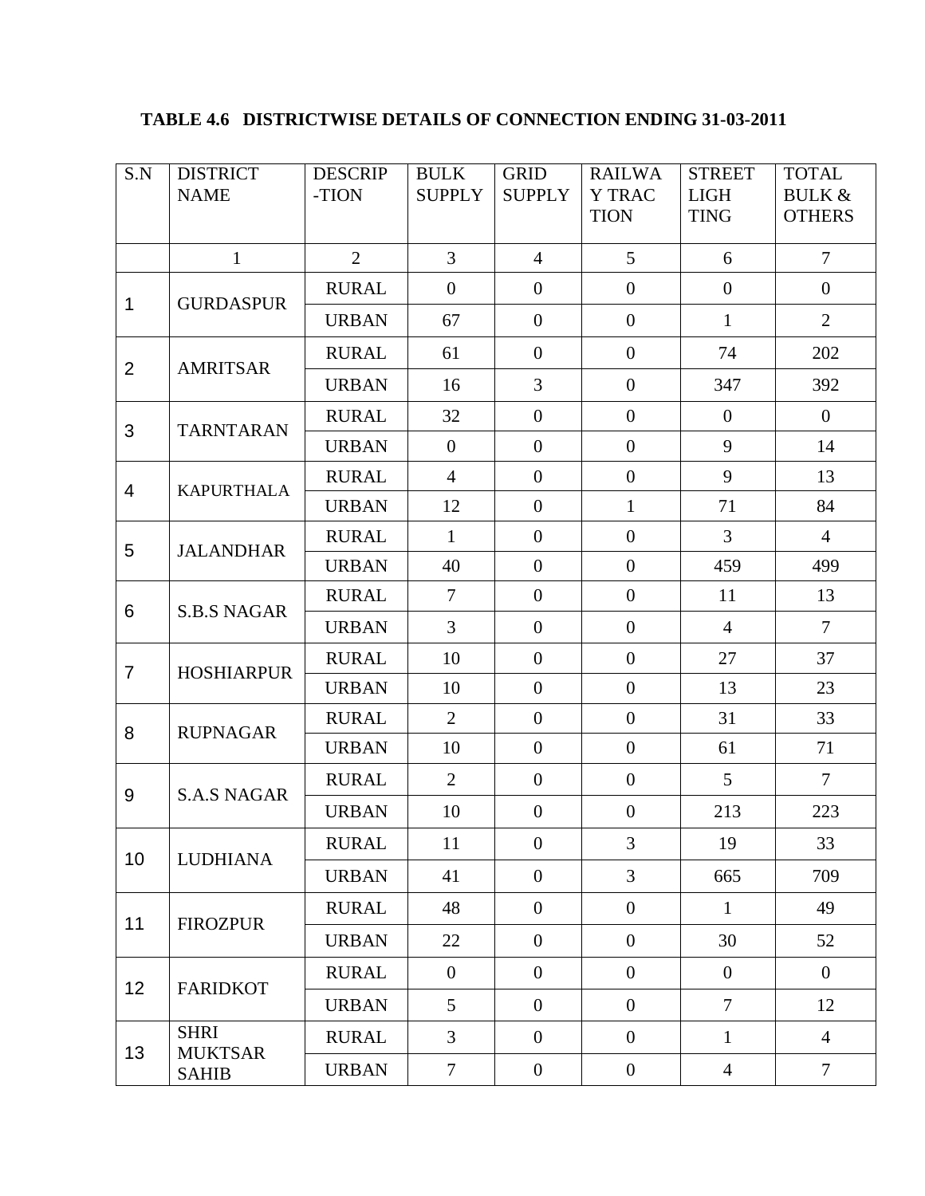**TABLE 4.6 DISTRICTWISE DETAILS OF CONNECTION ENDING 31-03-2011**

| S.N | DISTRICT NAME | DESCRIP -TION | BULK SUPPLY | GRID SUPPLY | RAILWAY TRACTION | STREET LIGHTING | TOTAL BULK & OTHERS |
|---|---|---|---|---|---|---|---|
| | 1 | 2 | 3 | 4 | 5 | 6 | 7 |
| 1 | GURDASPUR | RURAL | 0 | 0 | 0 | 0 | 0 |
| | | URBAN | 67 | 0 | 0 | 1 | 2 |
| 2 | AMRITSAR | RURAL | 61 | 0 | 0 | 74 | 202 |
| | | URBAN | 16 | 3 | 0 | 347 | 392 |
| 3 | TARNTARAN | RURAL | 32 | 0 | 0 | 0 | 0 |
| | | URBAN | 0 | 0 | 0 | 9 | 14 |
| 4 | KAPURTHALA | RURAL | 4 | 0 | 0 | 9 | 13 |
| | | URBAN | 12 | 0 | 1 | 71 | 84 |
| 5 | JALANDHAR | RURAL | 1 | 0 | 0 | 3 | 4 |
| | | URBAN | 40 | 0 | 0 | 459 | 499 |
| 6 | S.B.S NAGAR | RURAL | 7 | 0 | 0 | 11 | 13 |
| | | URBAN | 3 | 0 | 0 | 4 | 7 |
| 7 | HOSHIARPUR | RURAL | 10 | 0 | 0 | 27 | 37 |
| | | URBAN | 10 | 0 | 0 | 13 | 23 |
| 8 | RUPNAGAR | RURAL | 2 | 0 | 0 | 31 | 33 |
| | | URBAN | 10 | 0 | 0 | 61 | 71 |
| 9 | S.A.S NAGAR | RURAL | 2 | 0 | 0 | 5 | 7 |
| | | URBAN | 10 | 0 | 0 | 213 | 223 |
| 10 | LUDHIANA | RURAL | 11 | 0 | 3 | 19 | 33 |
| | | URBAN | 41 | 0 | 3 | 665 | 709 |
| 11 | FIROZPUR | RURAL | 48 | 0 | 0 | 1 | 49 |
| | | URBAN | 22 | 0 | 0 | 30 | 52 |
| 12 | FARIDKOT | RURAL | 0 | 0 | 0 | 0 | 0 |
| | | URBAN | 5 | 0 | 0 | 7 | 12 |
| 13 | SHRI MUKTSAR SAHIB | RURAL | 3 | 0 | 0 | 1 | 4 |
| | | URBAN | 7 | 0 | 0 | 4 | 7 |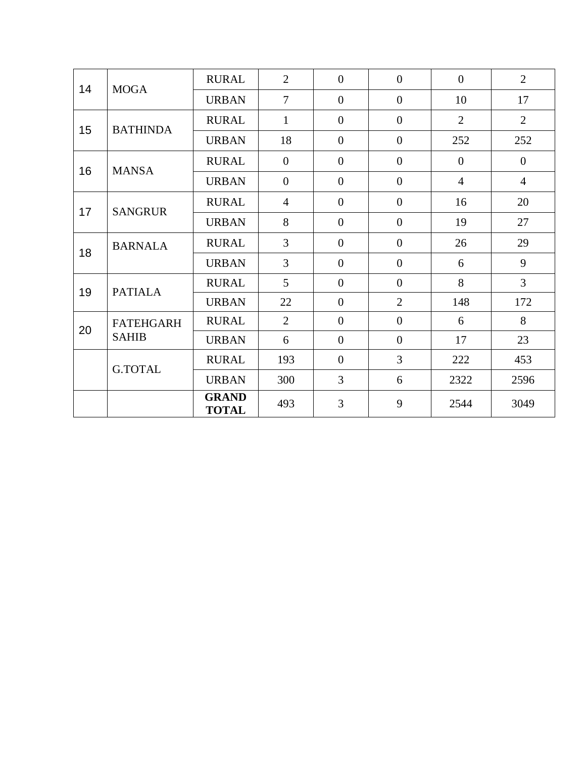| | | | | | | | |
|---|---|---|---|---|---|---|---|
| 14 | MOGA | RURAL | 2 | 0 | 0 | 0 | 2 |
| | | URBAN | 7 | 0 | 0 | 10 | 17 |
| 15 | BATHINDA | RURAL | 1 | 0 | 0 | 2 | 2 |
| | | URBAN | 18 | 0 | 0 | 252 | 252 |
| 16 | MANSA | RURAL | 0 | 0 | 0 | 0 | 0 |
| | | URBAN | 0 | 0 | 0 | 4 | 4 |
| 17 | SANGRUR | RURAL | 4 | 0 | 0 | 16 | 20 |
| | | URBAN | 8 | 0 | 0 | 19 | 27 |
| 18 | BARNALA | RURAL | 3 | 0 | 0 | 26 | 29 |
| | | URBAN | 3 | 0 | 0 | 6 | 9 |
| 19 | PATIALA | RURAL | 5 | 0 | 0 | 8 | 3 |
| | | URBAN | 22 | 0 | 2 | 148 | 172 |
| 20 | FATEHGARH SAHIB | RURAL | 2 | 0 | 0 | 6 | 8 |
| | | URBAN | 6 | 0 | 0 | 17 | 23 |
| | G.TOTAL | RURAL | 193 | 0 | 3 | 222 | 453 |
| | | URBAN | 300 | 3 | 6 | 2322 | 2596 |
| | | **GRAND TOTAL** | 493 | 3 | 9 | 2544 | 3049 |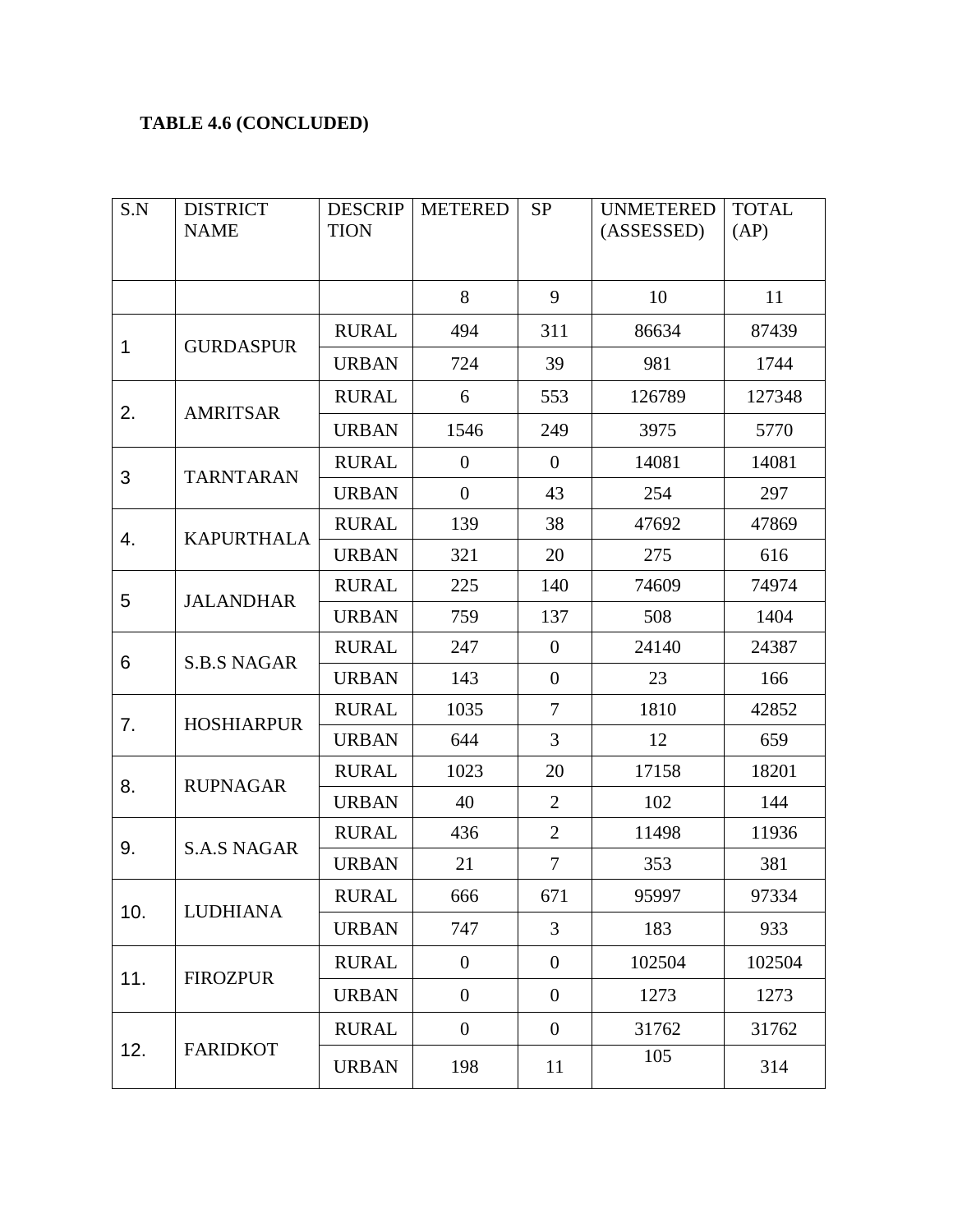**TABLE 4.6 (CONCLUDED)**

| S.N | DISTRICT NAME | DESCRIPTION | METERED | SP | UNMETERED (ASSESSED) | TOTAL (AP) |
|---|---|---|---|---|---|---|
| | | | 8 | 9 | 10 | 11 |
| 1 | GURDASPUR | RURAL | 494 | 311 | 86634 | 87439 |
| | | URBAN | 724 | 39 | 981 | 1744 |
| 2. | AMRITSAR | RURAL | 6 | 553 | 126789 | 127348 |
| | | URBAN | 1546 | 249 | 3975 | 5770 |
| 3 | TARNTARAN | RURAL | 0 | 0 | 14081 | 14081 |
| | | URBAN | 0 | 43 | 254 | 297 |
| 4. | KAPURTHALA | RURAL | 139 | 38 | 47692 | 47869 |
| | | URBAN | 321 | 20 | 275 | 616 |
| 5 | JALANDHAR | RURAL | 225 | 140 | 74609 | 74974 |
| | | URBAN | 759 | 137 | 508 | 1404 |
| 6 | S.B.S NAGAR | RURAL | 247 | 0 | 24140 | 24387 |
| | | URBAN | 143 | 0 | 23 | 166 |
| 7. | HOSHIARPUR | RURAL | 1035 | 7 | 1810 | 42852 |
| | | URBAN | 644 | 3 | 12 | 659 |
| 8. | RUPNAGAR | RURAL | 1023 | 20 | 17158 | 18201 |
| | | URBAN | 40 | 2 | 102 | 144 |
| 9. | S.A.S NAGAR | RURAL | 436 | 2 | 11498 | 11936 |
| | | URBAN | 21 | 7 | 353 | 381 |
| 10. | LUDHIANA | RURAL | 666 | 671 | 95997 | 97334 |
| | | URBAN | 747 | 3 | 183 | 933 |
| 11. | FIROZPUR | RURAL | 0 | 0 | 102504 | 102504 |
| | | URBAN | 0 | 0 | 1273 | 1273 |
| 12. | FARIDKOT | RURAL | 0 | 0 | 31762 | 31762 |
| | | URBAN | 198 | 11 | 105 | 314 |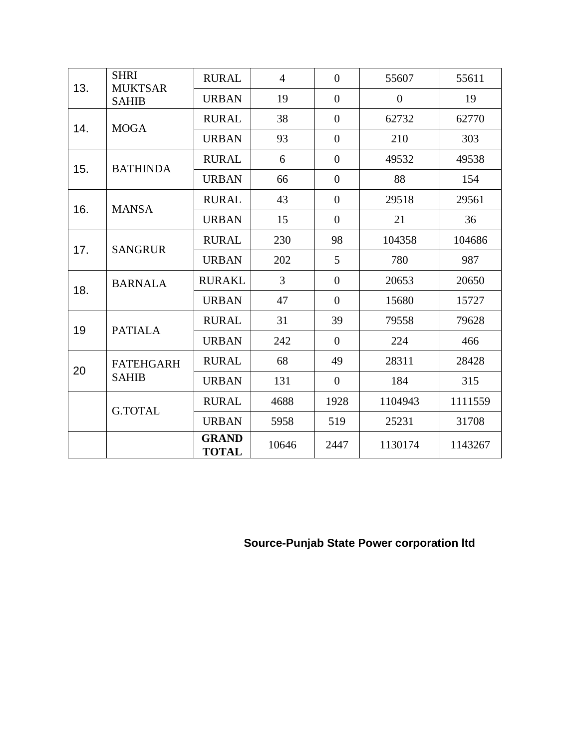| 13. | SHRI MUKTSAR SAHIB | RURAL | 4 | 0 | 55607 | 55611 |
|---|---|---|---|---|---|---|
| | | URBAN | 19 | 0 | 0 | 19 |
| 14. | MOGA | RURAL | 38 | 0 | 62732 | 62770 |
| | | URBAN | 93 | 0 | 210 | 303 |
| 15. | BATHINDA | RURAL | 6 | 0 | 49532 | 49538 |
| | | URBAN | 66 | 0 | 88 | 154 |
| 16. | MANSA | RURAL | 43 | 0 | 29518 | 29561 |
| | | URBAN | 15 | 0 | 21 | 36 |
| 17. | SANGRUR | RURAL | 230 | 98 | 104358 | 104686 |
| | | URBAN | 202 | 5 | 780 | 987 |
| 18. | BARNALA | RURAKL | 3 | 0 | 20653 | 20650 |
| | | URBAN | 47 | 0 | 15680 | 15727 |
| 19 | PATIALA | RURAL | 31 | 39 | 79558 | 79628 |
| | | URBAN | 242 | 0 | 224 | 466 |
| 20 | FATEHGARH SAHIB | RURAL | 68 | 49 | 28311 | 28428 |
| | | URBAN | 131 | 0 | 184 | 315 |
| | G.TOTAL | RURAL | 4688 | 1928 | 1104943 | 1111559 |
| | | URBAN | 5958 | 519 | 25231 | 31708 |
| | | **GRAND TOTAL** | 10646 | 2447 | 1130174 | 1143267 |

**Source-Punjab State Power corporation ltd**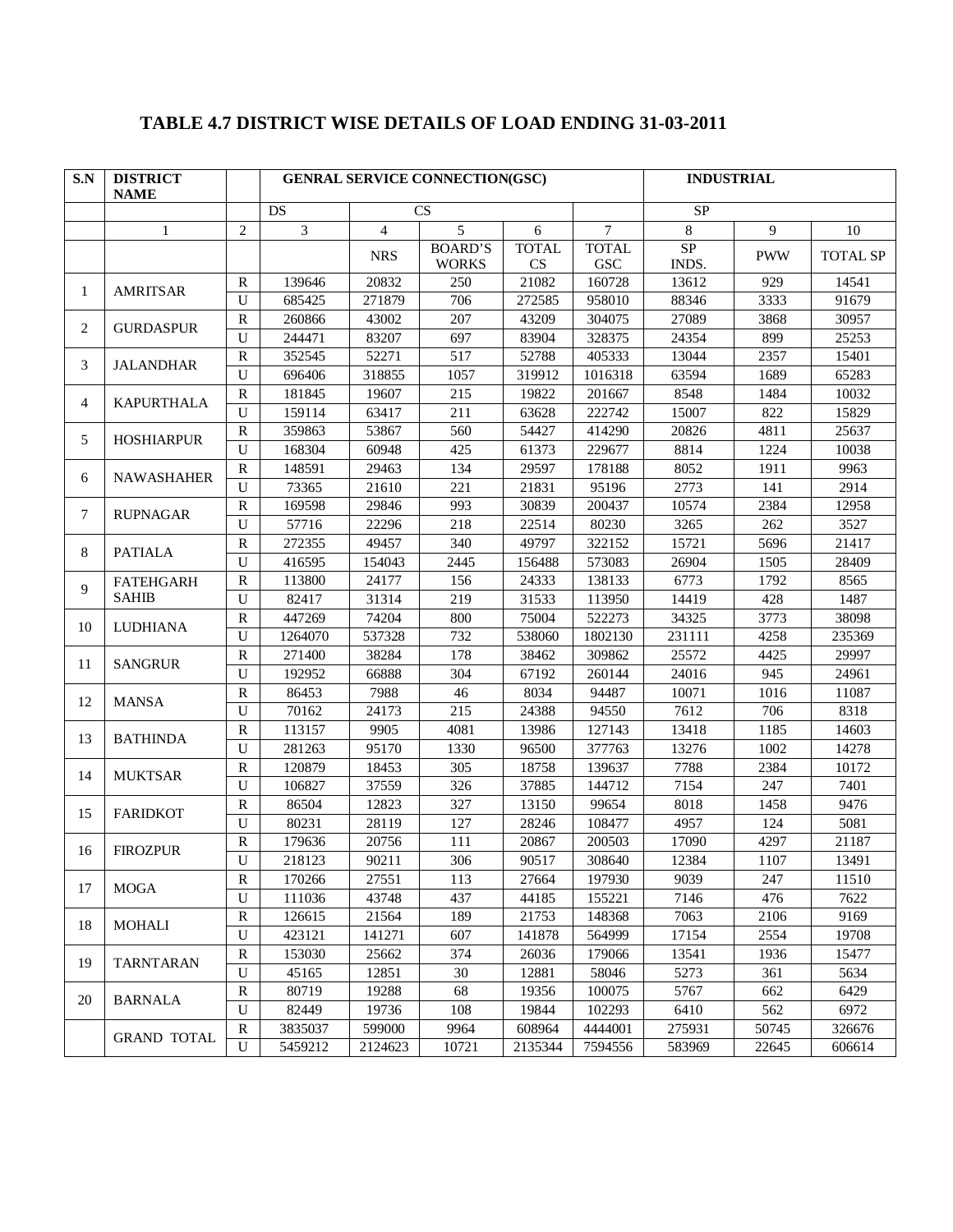## TABLE 4.7 DISTRICT WISE DETAILS OF LOAD ENDING 31-03-2011

| S.N | DISTRICT NAME | | GENRAL SERVICE CONNECTION(GSC) | | | | | INDUSTRIAL | | |
|---|---|---|---|---|---|---|---|---|---|---|
| | | | DS | CS | | | | SP | | |
| | 1 | 2 | 3 | 4 | 5 | 6 | 7 | 8 | 9 | 10 |
| | | | | NRS | BOARD'S WORKS | TOTAL CS | TOTAL GSC | SP INDS. | PWW | TOTAL SP |
| 1 | AMRITSAR | R | 139646 | 20832 | 250 | 21082 | 160728 | 13612 | 929 | 14541 |
| | | U | 685425 | 271879 | 706 | 272585 | 958010 | 88346 | 3333 | 91679 |
| 2 | GURDASPUR | R | 260866 | 43002 | 207 | 43209 | 304075 | 27089 | 3868 | 30957 |
| | | U | 244471 | 83207 | 697 | 83904 | 328375 | 24354 | 899 | 25253 |
| 3 | JALANDHAR | R | 352545 | 52271 | 517 | 52788 | 405333 | 13044 | 2357 | 15401 |
| | | U | 696406 | 318855 | 1057 | 319912 | 1016318 | 63594 | 1689 | 65283 |
| 4 | KAPURTHALA | R | 181845 | 19607 | 215 | 19822 | 201667 | 8548 | 1484 | 10032 |
| | | U | 159114 | 63417 | 211 | 63628 | 222742 | 15007 | 822 | 15829 |
| 5 | HOSHIARPUR | R | 359863 | 53867 | 560 | 54427 | 414290 | 20826 | 4811 | 25637 |
| | | U | 168304 | 60948 | 425 | 61373 | 229677 | 8814 | 1224 | 10038 |
| 6 | NAWASHAHER | R | 148591 | 29463 | 134 | 29597 | 178188 | 8052 | 1911 | 9963 |
| | | U | 73365 | 21610 | 221 | 21831 | 95196 | 2773 | 141 | 2914 |
| 7 | RUPNAGAR | R | 169598 | 29846 | 993 | 30839 | 200437 | 10574 | 2384 | 12958 |
| | | U | 57716 | 22296 | 218 | 22514 | 80230 | 3265 | 262 | 3527 |
| 8 | PATIALA | R | 272355 | 49457 | 340 | 49797 | 322152 | 15721 | 5696 | 21417 |
| | | U | 416595 | 154043 | 2445 | 156488 | 573083 | 26904 | 1505 | 28409 |
| 9 | FATEHGARH SAHIB | R | 113800 | 24177 | 156 | 24333 | 138133 | 6773 | 1792 | 8565 |
| | | U | 82417 | 31314 | 219 | 31533 | 113950 | 14419 | 428 | 1487 |
| 10 | LUDHIANA | R | 447269 | 74204 | 800 | 75004 | 522273 | 34325 | 3773 | 38098 |
| | | U | 1264070 | 537328 | 732 | 538060 | 1802130 | 231111 | 4258 | 235369 |
| 11 | SANGRUR | R | 271400 | 38284 | 178 | 38462 | 309862 | 25572 | 4425 | 29997 |
| | | U | 192952 | 66888 | 304 | 67192 | 260144 | 24016 | 945 | 24961 |
| 12 | MANSA | R | 86453 | 7988 | 46 | 8034 | 94487 | 10071 | 1016 | 11087 |
| | | U | 70162 | 24173 | 215 | 24388 | 94550 | 7612 | 706 | 8318 |
| 13 | BATHINDA | R | 113157 | 9905 | 4081 | 13986 | 127143 | 13418 | 1185 | 14603 |
| | | U | 281263 | 95170 | 1330 | 96500 | 377763 | 13276 | 1002 | 14278 |
| 14 | MUKTSAR | R | 120879 | 18453 | 305 | 18758 | 139637 | 7788 | 2384 | 10172 |
| | | U | 106827 | 37559 | 326 | 37885 | 144712 | 7154 | 247 | 7401 |
| 15 | FARIDKOT | R | 86504 | 12823 | 327 | 13150 | 99654 | 8018 | 1458 | 9476 |
| | | U | 80231 | 28119 | 127 | 28246 | 108477 | 4957 | 124 | 5081 |
| 16 | FIROZPUR | R | 179636 | 20756 | 111 | 20867 | 200503 | 17090 | 4297 | 21187 |
| | | U | 218123 | 90211 | 306 | 90517 | 308640 | 12384 | 1107 | 13491 |
| 17 | MOGA | R | 170266 | 27551 | 113 | 27664 | 197930 | 9039 | 247 | 11510 |
| | | U | 111036 | 43748 | 437 | 44185 | 155221 | 7146 | 476 | 7622 |
| 18 | MOHALI | R | 126615 | 21564 | 189 | 21753 | 148368 | 7063 | 2106 | 9169 |
| | | U | 423121 | 141271 | 607 | 141878 | 564999 | 17154 | 2554 | 19708 |
| 19 | TARNTARAN | R | 153030 | 25662 | 374 | 26036 | 179066 | 13541 | 1936 | 15477 |
| | | U | 45165 | 12851 | 30 | 12881 | 58046 | 5273 | 361 | 5634 |
| 20 | BARNALA | R | 80719 | 19288 | 68 | 19356 | 100075 | 5767 | 662 | 6429 |
| | | U | 82449 | 19736 | 108 | 19844 | 102293 | 6410 | 562 | 6972 |
| | GRAND TOTAL | R | 3835037 | 599000 | 9964 | 608964 | 4444001 | 275931 | 50745 | 326676 |
| | | U | 5459212 | 2124623 | 10721 | 2135344 | 7594556 | 583969 | 22645 | 606614 |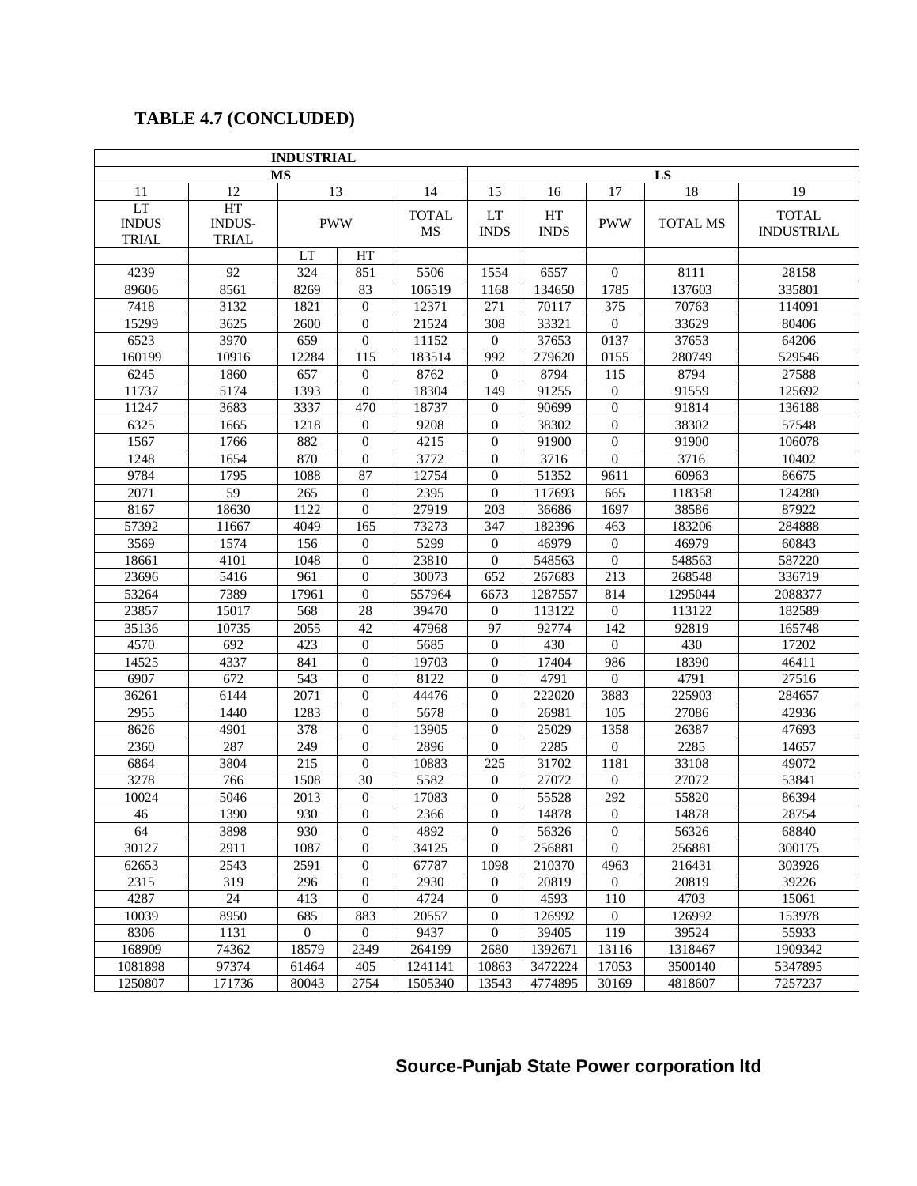## TABLE 4.7 (CONCLUDED)

| INDUSTRIAL | | | | | | | | | |
|---|---|---|---|---|---|---|---|---|---|
| MS | | | | | LS | | | | |
| 11 | 12 | 13 | | 14 | 15 | 16 | 17 | 18 | 19 |
| LT INDUS TRIAL | HT INDUS-TRIAL | PWW | | TOTAL MS | LT INDS | HT INDS | PWW | TOTAL MS | TOTAL INDUSTRIAL |
| | | LT | HT | | | | | | |
| 4239 | 92 | 324 | 851 | 5506 | 1554 | 6557 | 0 | 8111 | 28158 |
| 89606 | 8561 | 8269 | 83 | 106519 | 1168 | 134650 | 1785 | 137603 | 335801 |
| 7418 | 3132 | 1821 | 0 | 12371 | 271 | 70117 | 375 | 70763 | 114091 |
| 15299 | 3625 | 2600 | 0 | 21524 | 308 | 33321 | 0 | 33629 | 80406 |
| 6523 | 3970 | 659 | 0 | 11152 | 0 | 37653 | 0137 | 37653 | 64206 |
| 160199 | 10916 | 12284 | 115 | 183514 | 992 | 279620 | 0155 | 280749 | 529546 |
| 6245 | 1860 | 657 | 0 | 8762 | 0 | 8794 | 115 | 8794 | 27588 |
| 11737 | 5174 | 1393 | 0 | 18304 | 149 | 91255 | 0 | 91559 | 125692 |
| 11247 | 3683 | 3337 | 470 | 18737 | 0 | 90699 | 0 | 91814 | 136188 |
| 6325 | 1665 | 1218 | 0 | 9208 | 0 | 38302 | 0 | 38302 | 57548 |
| 1567 | 1766 | 882 | 0 | 4215 | 0 | 91900 | 0 | 91900 | 106078 |
| 1248 | 1654 | 870 | 0 | 3772 | 0 | 3716 | 0 | 3716 | 10402 |
| 9784 | 1795 | 1088 | 87 | 12754 | 0 | 51352 | 9611 | 60963 | 86675 |
| 2071 | 59 | 265 | 0 | 2395 | 0 | 117693 | 665 | 118358 | 124280 |
| 8167 | 18630 | 1122 | 0 | 27919 | 203 | 36686 | 1697 | 38586 | 87922 |
| 57392 | 11667 | 4049 | 165 | 73273 | 347 | 182396 | 463 | 183206 | 284888 |
| 3569 | 1574 | 156 | 0 | 5299 | 0 | 46979 | 0 | 46979 | 60843 |
| 18661 | 4101 | 1048 | 0 | 23810 | 0 | 548563 | 0 | 548563 | 587220 |
| 23696 | 5416 | 961 | 0 | 30073 | 652 | 267683 | 213 | 268548 | 336719 |
| 53264 | 7389 | 17961 | 0 | 557964 | 6673 | 1287557 | 814 | 1295044 | 2088377 |
| 23857 | 15017 | 568 | 28 | 39470 | 0 | 113122 | 0 | 113122 | 182589 |
| 35136 | 10735 | 2055 | 42 | 47968 | 97 | 92774 | 142 | 92819 | 165748 |
| 4570 | 692 | 423 | 0 | 5685 | 0 | 430 | 0 | 430 | 17202 |
| 14525 | 4337 | 841 | 0 | 19703 | 0 | 17404 | 986 | 18390 | 46411 |
| 6907 | 672 | 543 | 0 | 8122 | 0 | 4791 | 0 | 4791 | 27516 |
| 36261 | 6144 | 2071 | 0 | 44476 | 0 | 222020 | 3883 | 225903 | 284657 |
| 2955 | 1440 | 1283 | 0 | 5678 | 0 | 26981 | 105 | 27086 | 42936 |
| 8626 | 4901 | 378 | 0 | 13905 | 0 | 25029 | 1358 | 26387 | 47693 |
| 2360 | 287 | 249 | 0 | 2896 | 0 | 2285 | 0 | 2285 | 14657 |
| 6864 | 3804 | 215 | 0 | 10883 | 225 | 31702 | 1181 | 33108 | 49072 |
| 3278 | 766 | 1508 | 30 | 5582 | 0 | 27072 | 0 | 27072 | 53841 |
| 10024 | 5046 | 2013 | 0 | 17083 | 0 | 55528 | 292 | 55820 | 86394 |
| 46 | 1390 | 930 | 0 | 2366 | 0 | 14878 | 0 | 14878 | 28754 |
| 64 | 3898 | 930 | 0 | 4892 | 0 | 56326 | 0 | 56326 | 68840 |
| 30127 | 2911 | 1087 | 0 | 34125 | 0 | 256881 | 0 | 256881 | 300175 |
| 62653 | 2543 | 2591 | 0 | 67787 | 1098 | 210370 | 4963 | 216431 | 303926 |
| 2315 | 319 | 296 | 0 | 2930 | 0 | 20819 | 0 | 20819 | 39226 |
| 4287 | 24 | 413 | 0 | 4724 | 0 | 4593 | 110 | 4703 | 15061 |
| 10039 | 8950 | 685 | 883 | 20557 | 0 | 126992 | 0 | 126992 | 153978 |
| 8306 | 1131 | 0 | 0 | 9437 | 0 | 39405 | 119 | 39524 | 55933 |
| 168909 | 74362 | 18579 | 2349 | 264199 | 2680 | 1392671 | 13116 | 1318467 | 1909342 |
| 1081898 | 97374 | 61464 | 405 | 1241141 | 10863 | 3472224 | 17053 | 3500140 | 5347895 |
| 1250807 | 171736 | 80043 | 2754 | 1505340 | 13543 | 4774895 | 30169 | 4818607 | 7257237 |

**Source-Punjab State Power corporation ltd**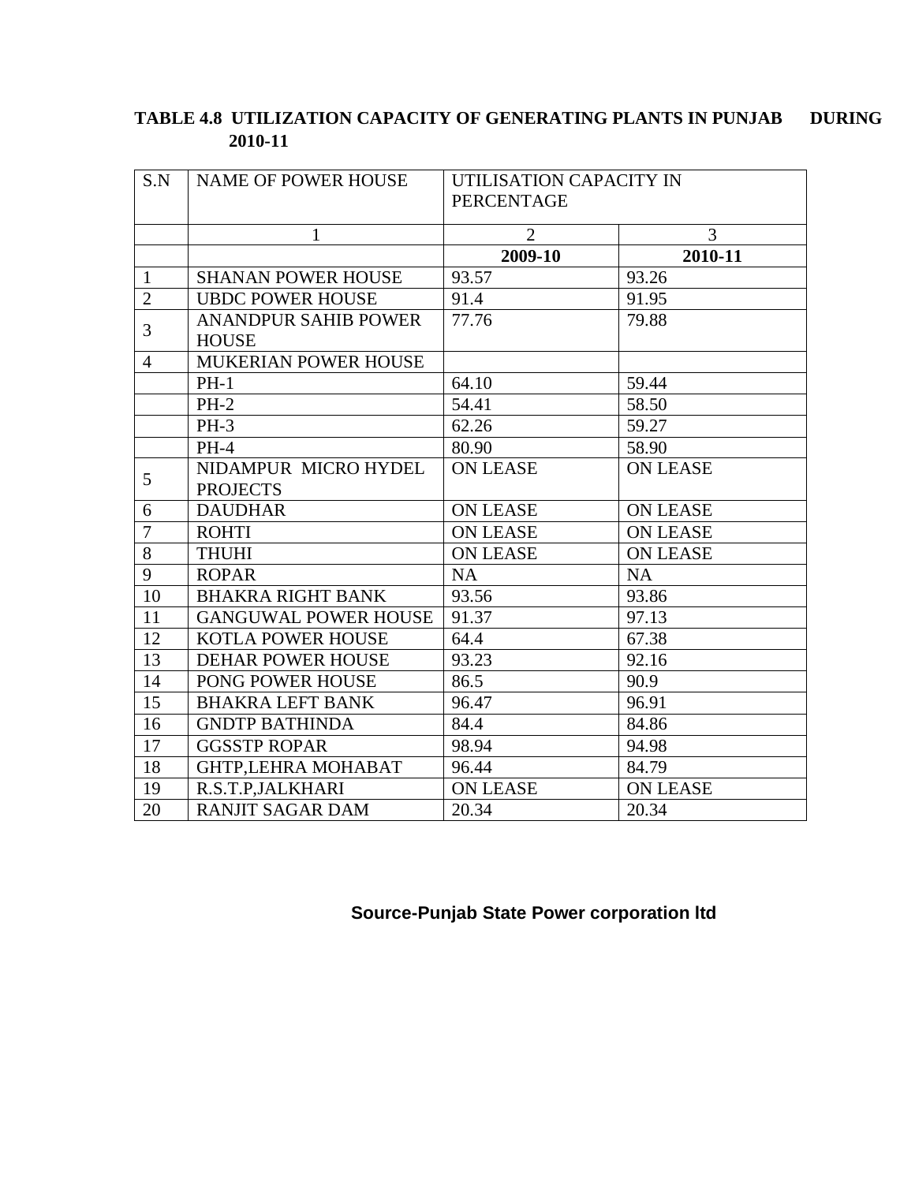**TABLE 4.8 UTILIZATION CAPACITY OF GENERATING PLANTS IN PUNJAB DURING 2010-11**

| S.N | NAME OF POWER HOUSE | UTILISATION CAPACITY IN PERCENTAGE | |
|---|---|---|---|
| | 1 | 2 | 3 |
| | | **2009-10** | **2010-11** |
| 1 | SHANAN POWER HOUSE | 93.57 | 93.26 |
| 2 | UBDC POWER HOUSE | 91.4 | 91.95 |
| 3 | ANANDPUR SAHIB POWER HOUSE | 77.76 | 79.88 |
| 4 | MUKERIAN POWER HOUSE | | |
| | PH-1 | 64.10 | 59.44 |
| | PH-2 | 54.41 | 58.50 |
| | PH-3 | 62.26 | 59.27 |
| | PH-4 | 80.90 | 58.90 |
| 5 | NIDAMPUR MICRO HYDEL PROJECTS | ON LEASE | ON LEASE |
| 6 | DAUDHAR | ON LEASE | ON LEASE |
| 7 | ROHTI | ON LEASE | ON LEASE |
| 8 | THUHI | ON LEASE | ON LEASE |
| 9 | ROPAR | NA | NA |
| 10 | BHAKRA RIGHT BANK | 93.56 | 93.86 |
| 11 | GANGUWAL POWER HOUSE | 91.37 | 97.13 |
| 12 | KOTLA POWER HOUSE | 64.4 | 67.38 |
| 13 | DEHAR POWER HOUSE | 93.23 | 92.16 |
| 14 | PONG POWER HOUSE | 86.5 | 90.9 |
| 15 | BHAKRA LEFT BANK | 96.47 | 96.91 |
| 16 | GNDTP BATHINDA | 84.4 | 84.86 |
| 17 | GGSSTP ROPAR | 98.94 | 94.98 |
| 18 | GHTP,LEHRA MOHABAT | 96.44 | 84.79 |
| 19 | R.S.T.P,JALKHARI | ON LEASE | ON LEASE |
| 20 | RANJIT SAGAR DAM | 20.34 | 20.34 |

**Source-Punjab State Power corporation ltd**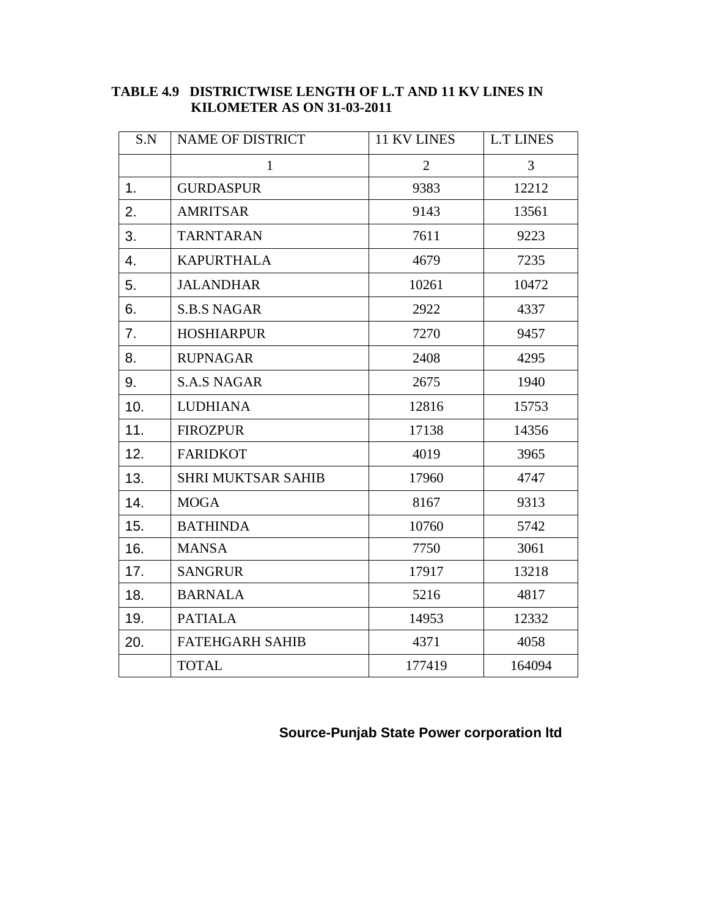**TABLE 4.9 DISTRICTWISE LENGTH OF L.T AND 11 KV LINES IN KILOMETER AS ON 31-03-2011**

| S.N | NAME OF DISTRICT | 11 KV LINES | L.T LINES |
|---|---|---|---|
| | 1 | 2 | 3 |
| 1. | GURDASPUR | 9383 | 12212 |
| 2. | AMRITSAR | 9143 | 13561 |
| 3. | TARNTARAN | 7611 | 9223 |
| 4. | KAPURTHALA | 4679 | 7235 |
| 5. | JALANDHAR | 10261 | 10472 |
| 6. | S.B.S NAGAR | 2922 | 4337 |
| 7. | HOSHIARPUR | 7270 | 9457 |
| 8. | RUPNAGAR | 2408 | 4295 |
| 9. | S.A.S NAGAR | 2675 | 1940 |
| 10. | LUDHIANA | 12816 | 15753 |
| 11. | FIROZPUR | 17138 | 14356 |
| 12. | FARIDKOT | 4019 | 3965 |
| 13. | SHRI MUKTSAR SAHIB | 17960 | 4747 |
| 14. | MOGA | 8167 | 9313 |
| 15. | BATHINDA | 10760 | 5742 |
| 16. | MANSA | 7750 | 3061 |
| 17. | SANGRUR | 17917 | 13218 |
| 18. | BARNALA | 5216 | 4817 |
| 19. | PATIALA | 14953 | 12332 |
| 20. | FATEHGARH SAHIB | 4371 | 4058 |
| | TOTAL | 177419 | 164094 |

**Source-Punjab State Power corporation ltd**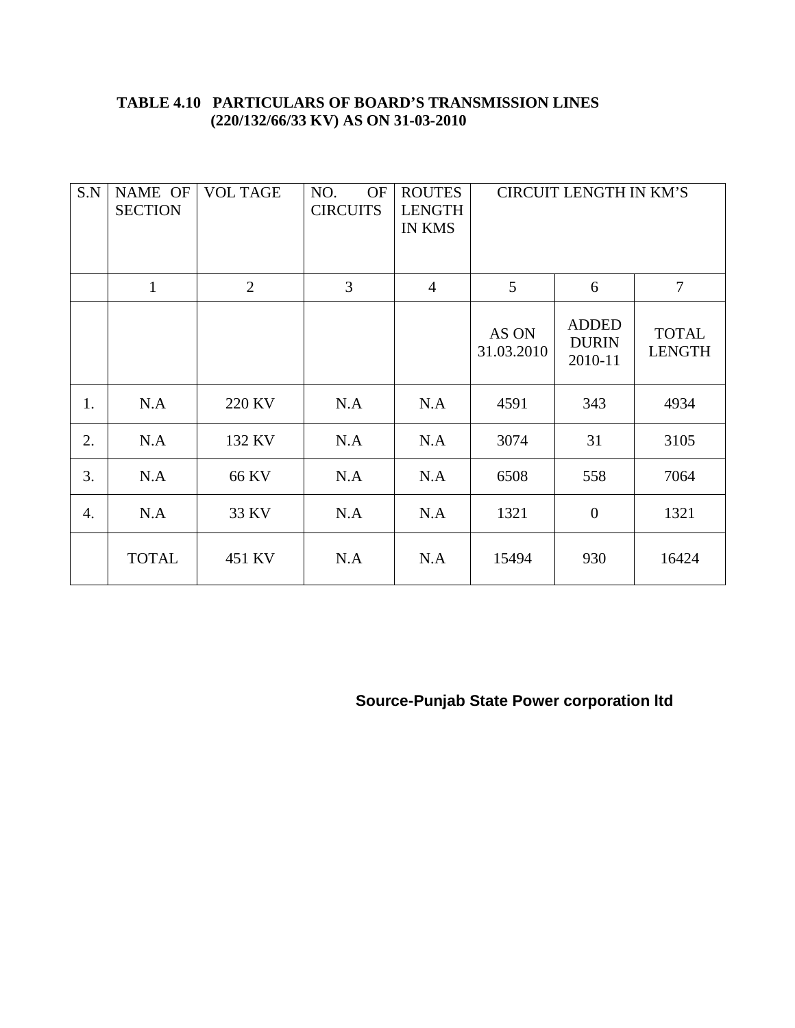**TABLE 4.10 PARTICULARS OF BOARD'S TRANSMISSION LINES (220/132/66/33 KV) AS ON 31-03-2010**

| S.N | NAME OF SECTION | VOL TAGE | NO. OF CIRCUITS | ROUTES LENGTH IN KMS | CIRCUIT LENGTH IN KM'S | | |
|---|---|---|---|---|---|---|---|
| | 1 | 2 | 3 | 4 | 5 | 6 | 7 |
| | | | | | AS ON 31.03.2010 | ADDED DURIN 2010-11 | TOTAL LENGTH |
| 1. | N.A | 220 KV | N.A | N.A | 4591 | 343 | 4934 |
| 2. | N.A | 132 KV | N.A | N.A | 3074 | 31 | 3105 |
| 3. | N.A | 66 KV | N.A | N.A | 6508 | 558 | 7064 |
| 4. | N.A | 33 KV | N.A | N.A | 1321 | 0 | 1321 |
| | TOTAL | 451 KV | N.A | N.A | 15494 | 930 | 16424 |

**Source-Punjab State Power corporation ltd**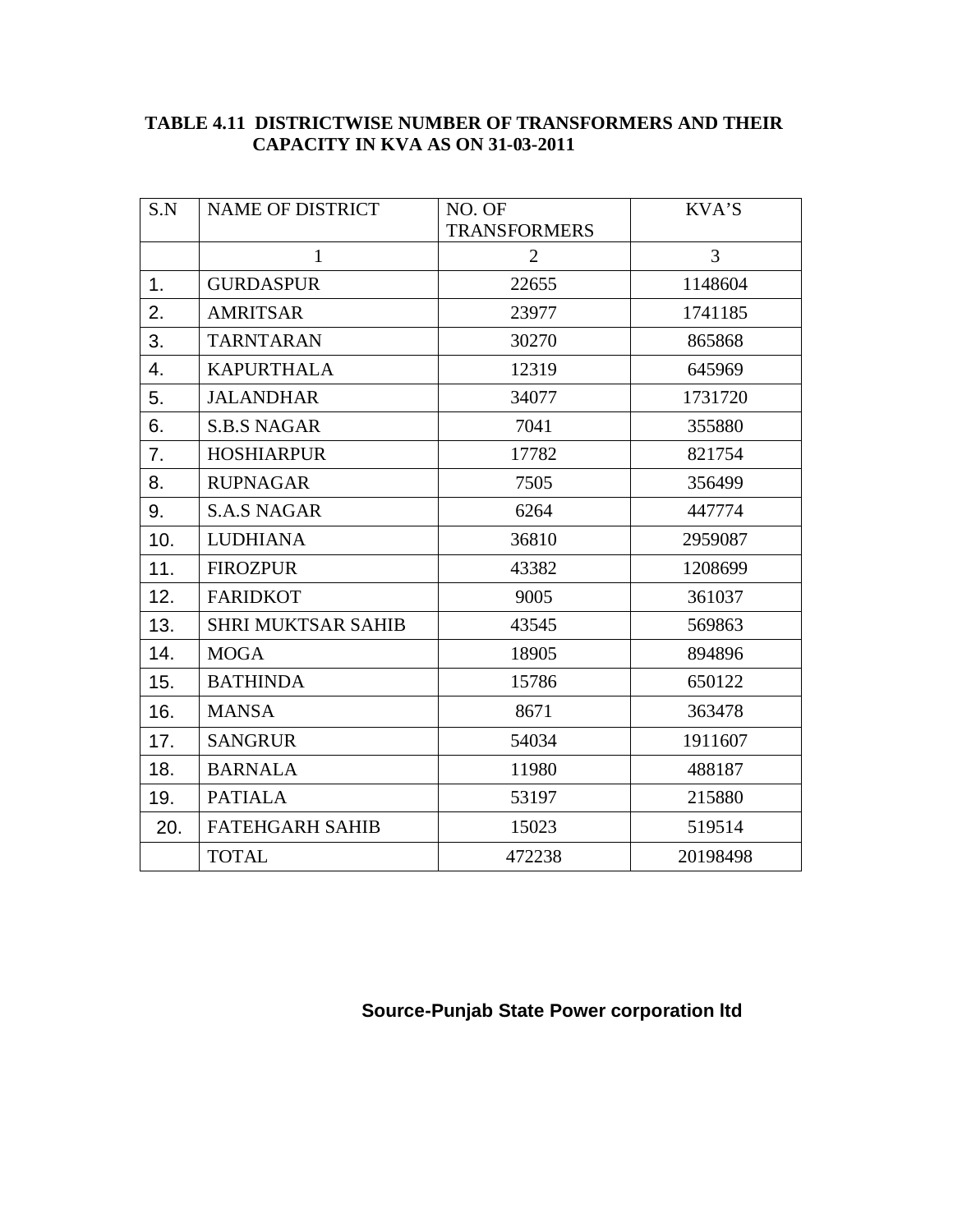**TABLE 4.11 DISTRICTWISE NUMBER OF TRANSFORMERS AND THEIR CAPACITY IN KVA AS ON 31-03-2011**

| S.N | NAME OF DISTRICT | NO. OF TRANSFORMERS | KVA'S |
|---|---|---|---|
| | 1 | 2 | 3 |
| 1. | GURDASPUR | 22655 | 1148604 |
| 2. | AMRITSAR | 23977 | 1741185 |
| 3. | TARNTARAN | 30270 | 865868 |
| 4. | KAPURTHALA | 12319 | 645969 |
| 5. | JALANDHAR | 34077 | 1731720 |
| 6. | S.B.S NAGAR | 7041 | 355880 |
| 7. | HOSHIARPUR | 17782 | 821754 |
| 8. | RUPNAGAR | 7505 | 356499 |
| 9. | S.A.S NAGAR | 6264 | 447774 |
| 10. | LUDHIANA | 36810 | 2959087 |
| 11. | FIROZPUR | 43382 | 1208699 |
| 12. | FARIDKOT | 9005 | 361037 |
| 13. | SHRI MUKTSAR SAHIB | 43545 | 569863 |
| 14. | MOGA | 18905 | 894896 |
| 15. | BATHINDA | 15786 | 650122 |
| 16. | MANSA | 8671 | 363478 |
| 17. | SANGRUR | 54034 | 1911607 |
| 18. | BARNALA | 11980 | 488187 |
| 19. | PATIALA | 53197 | 215880 |
| 20. | FATEHGARH SAHIB | 15023 | 519514 |
| | TOTAL | 472238 | 20198498 |

**Source-Punjab State Power corporation ltd**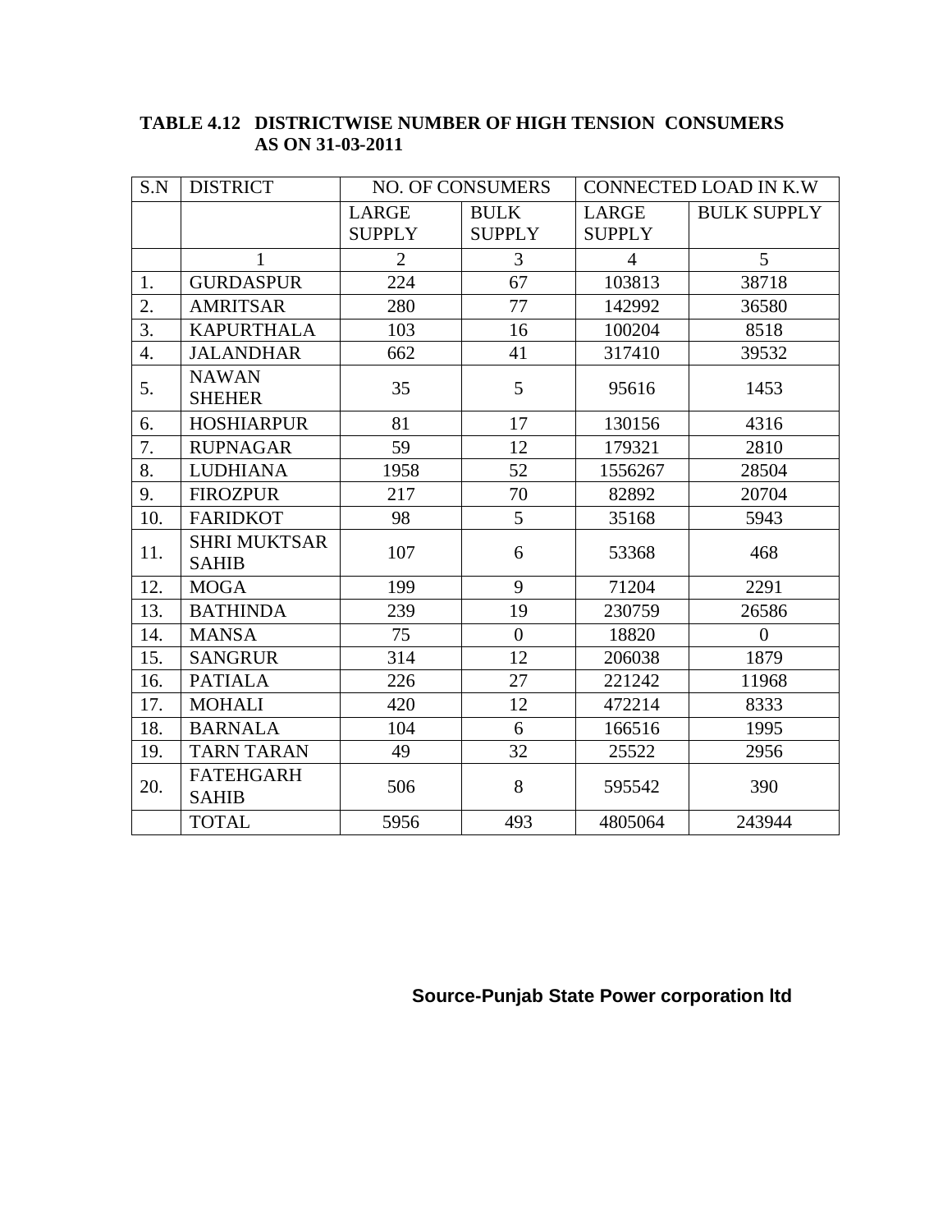**TABLE 4.12 DISTRICTWISE NUMBER OF HIGH TENSION CONSUMERS AS ON 31-03-2011**

| S.N | DISTRICT | NO. OF CONSUMERS | | CONNECTED LOAD IN K.W | |
|---|---|---|---|---|---|
| | | LARGE SUPPLY | BULK SUPPLY | LARGE SUPPLY | BULK SUPPLY |
| | 1 | 2 | 3 | 4 | 5 |
| 1. | GURDASPUR | 224 | 67 | 103813 | 38718 |
| 2. | AMRITSAR | 280 | 77 | 142992 | 36580 |
| 3. | KAPURTHALA | 103 | 16 | 100204 | 8518 |
| 4. | JALANDHAR | 662 | 41 | 317410 | 39532 |
| 5. | NAWAN SHEHER | 35 | 5 | 95616 | 1453 |
| 6. | HOSHIARPUR | 81 | 17 | 130156 | 4316 |
| 7. | RUPNAGAR | 59 | 12 | 179321 | 2810 |
| 8. | LUDHIANA | 1958 | 52 | 1556267 | 28504 |
| 9. | FIROZPUR | 217 | 70 | 82892 | 20704 |
| 10. | FARIDKOT | 98 | 5 | 35168 | 5943 |
| 11. | SHRI MUKTSAR SAHIB | 107 | 6 | 53368 | 468 |
| 12. | MOGA | 199 | 9 | 71204 | 2291 |
| 13. | BATHINDA | 239 | 19 | 230759 | 26586 |
| 14. | MANSA | 75 | 0 | 18820 | 0 |
| 15. | SANGRUR | 314 | 12 | 206038 | 1879 |
| 16. | PATIALA | 226 | 27 | 221242 | 11968 |
| 17. | MOHALI | 420 | 12 | 472214 | 8333 |
| 18. | BARNALA | 104 | 6 | 166516 | 1995 |
| 19. | TARN TARAN | 49 | 32 | 25522 | 2956 |
| 20. | FATEHGARH SAHIB | 506 | 8 | 595542 | 390 |
| | TOTAL | 5956 | 493 | 4805064 | 243944 |

**Source-Punjab State Power corporation ltd**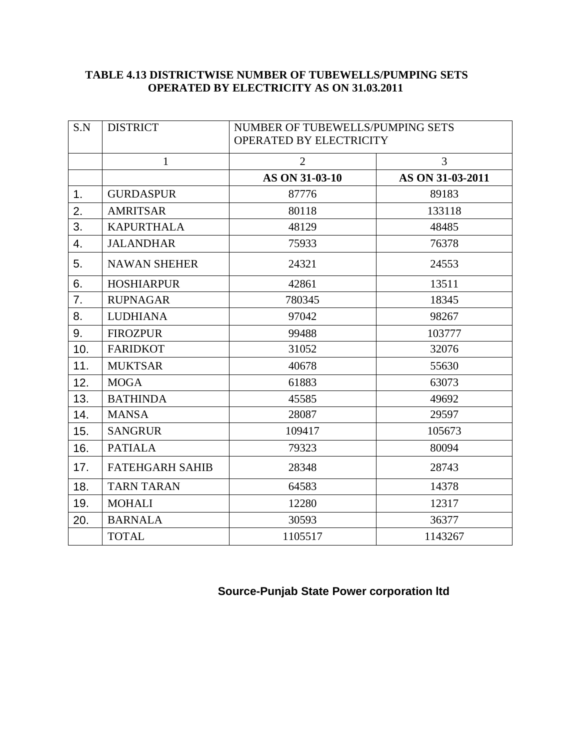**TABLE 4.13 DISTRICTWISE NUMBER OF TUBEWELLS/PUMPING SETS OPERATED BY ELECTRICITY AS ON 31.03.2011**

| S.N | DISTRICT | NUMBER OF TUBEWELLS/PUMPING SETS OPERATED BY ELECTRICITY | |
|---|---|---|---|
| | 1 | 2 | 3 |
| | | **AS ON 31-03-10** | **AS ON 31-03-2011** |
| 1. | GURDASPUR | 87776 | 89183 |
| 2. | AMRITSAR | 80118 | 133118 |
| 3. | KAPURTHALA | 48129 | 48485 |
| 4. | JALANDHAR | 75933 | 76378 |
| 5. | NAWAN SHEHER | 24321 | 24553 |
| 6. | HOSHIARPUR | 42861 | 13511 |
| 7. | RUPNAGAR | 780345 | 18345 |
| 8. | LUDHIANA | 97042 | 98267 |
| 9. | FIROZPUR | 99488 | 103777 |
| 10. | FARIDKOT | 31052 | 32076 |
| 11. | MUKTSAR | 40678 | 55630 |
| 12. | MOGA | 61883 | 63073 |
| 13. | BATHINDA | 45585 | 49692 |
| 14. | MANSA | 28087 | 29597 |
| 15. | SANGRUR | 109417 | 105673 |
| 16. | PATIALA | 79323 | 80094 |
| 17. | FATEHGARH SAHIB | 28348 | 28743 |
| 18. | TARN TARAN | 64583 | 14378 |
| 19. | MOHALI | 12280 | 12317 |
| 20. | BARNALA | 30593 | 36377 |
| | TOTAL | 1105517 | 1143267 |

**Source-Punjab State Power corporation ltd**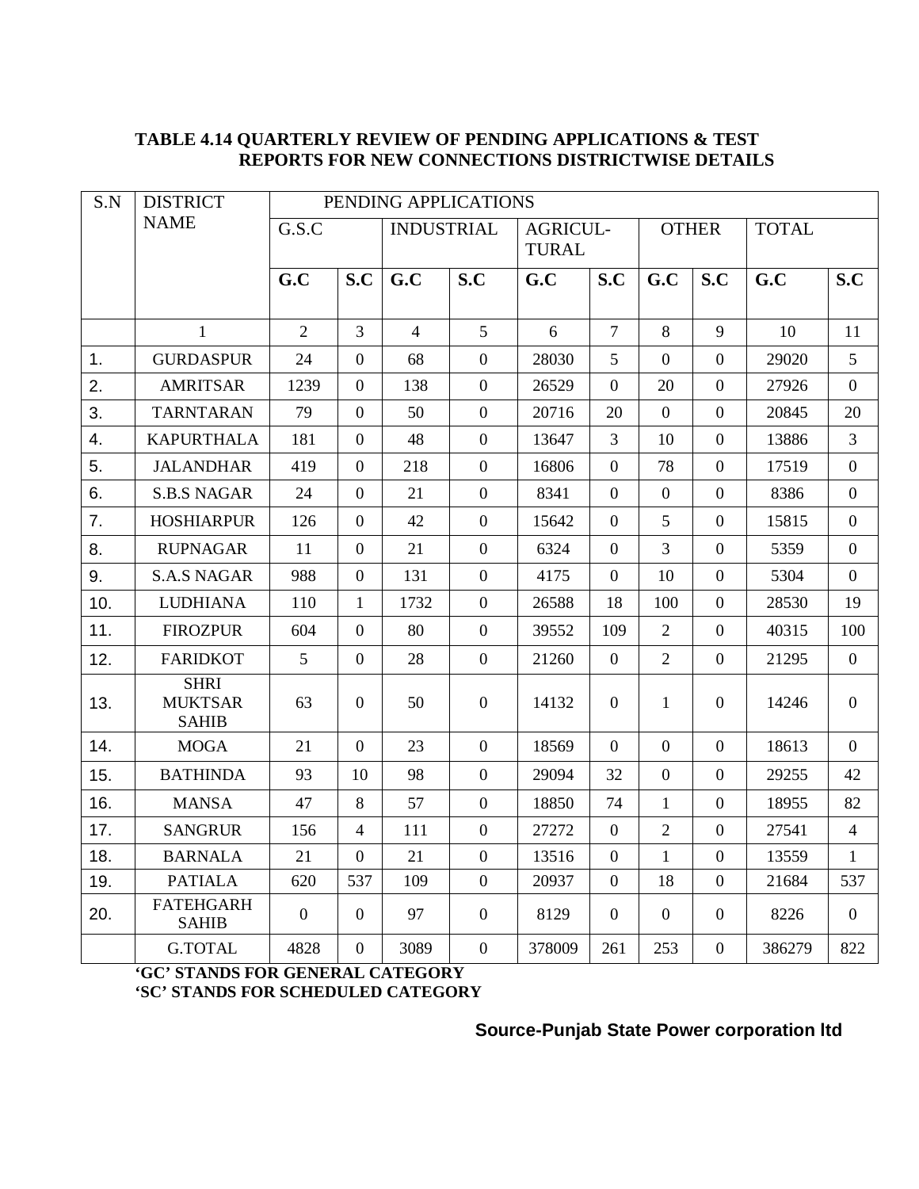**TABLE 4.14 QUARTERLY REVIEW OF PENDING APPLICATIONS & TEST REPORTS FOR NEW CONNECTIONS DISTRICTWISE DETAILS**

| S.N | DISTRICT NAME | PENDING APPLICATIONS | | | | | | | | | |
|---|---|---|---|---|---|---|---|---|---|---|---|
| | | G.S.C | | INDUSTRIAL | | AGRICUL-TURAL | | OTHER | | TOTAL | |
| | | **G.C** | **S.C** | **G.C** | **S.C** | **G.C** | **S.C** | **G.C** | **S.C** | **G.C** | **S.C** |
| | 1 | 2 | 3 | 4 | 5 | 6 | 7 | 8 | 9 | 10 | 11 |
| 1. | GURDASPUR | 24 | 0 | 68 | 0 | 28030 | 5 | 0 | 0 | 29020 | 5 |
| 2. | AMRITSAR | 1239 | 0 | 138 | 0 | 26529 | 0 | 20 | 0 | 27926 | 0 |
| 3. | TARNTARAN | 79 | 0 | 50 | 0 | 20716 | 20 | 0 | 0 | 20845 | 20 |
| 4. | KAPURTHALA | 181 | 0 | 48 | 0 | 13647 | 3 | 10 | 0 | 13886 | 3 |
| 5. | JALANDHAR | 419 | 0 | 218 | 0 | 16806 | 0 | 78 | 0 | 17519 | 0 |
| 6. | S.B.S NAGAR | 24 | 0 | 21 | 0 | 8341 | 0 | 0 | 0 | 8386 | 0 |
| 7. | HOSHIARPUR | 126 | 0 | 42 | 0 | 15642 | 0 | 5 | 0 | 15815 | 0 |
| 8. | RUPNAGAR | 11 | 0 | 21 | 0 | 6324 | 0 | 3 | 0 | 5359 | 0 |
| 9. | S.A.S NAGAR | 988 | 0 | 131 | 0 | 4175 | 0 | 10 | 0 | 5304 | 0 |
| 10. | LUDHIANA | 110 | 1 | 1732 | 0 | 26588 | 18 | 100 | 0 | 28530 | 19 |
| 11. | FIROZPUR | 604 | 0 | 80 | 0 | 39552 | 109 | 2 | 0 | 40315 | 100 |
| 12. | FARIDKOT | 5 | 0 | 28 | 0 | 21260 | 0 | 2 | 0 | 21295 | 0 |
| 13. | SHRI MUKTSAR SAHIB | 63 | 0 | 50 | 0 | 14132 | 0 | 1 | 0 | 14246 | 0 |
| 14. | MOGA | 21 | 0 | 23 | 0 | 18569 | 0 | 0 | 0 | 18613 | 0 |
| 15. | BATHINDA | 93 | 10 | 98 | 0 | 29094 | 32 | 0 | 0 | 29255 | 42 |
| 16. | MANSA | 47 | 8 | 57 | 0 | 18850 | 74 | 1 | 0 | 18955 | 82 |
| 17. | SANGRUR | 156 | 4 | 111 | 0 | 27272 | 0 | 2 | 0 | 27541 | 4 |
| 18. | BARNALA | 21 | 0 | 21 | 0 | 13516 | 0 | 1 | 0 | 13559 | 1 |
| 19. | PATIALA | 620 | 537 | 109 | 0 | 20937 | 0 | 18 | 0 | 21684 | 537 |
| 20. | FATEHGARH SAHIB | 0 | 0 | 97 | 0 | 8129 | 0 | 0 | 0 | 8226 | 0 |
| | G.TOTAL | 4828 | 0 | 3089 | 0 | 378009 | 261 | 253 | 0 | 386279 | 822 |

**'GC' STANDS FOR GENERAL CATEGORY**
**'SC' STANDS FOR SCHEDULED CATEGORY**

**Source-Punjab State Power corporation ltd**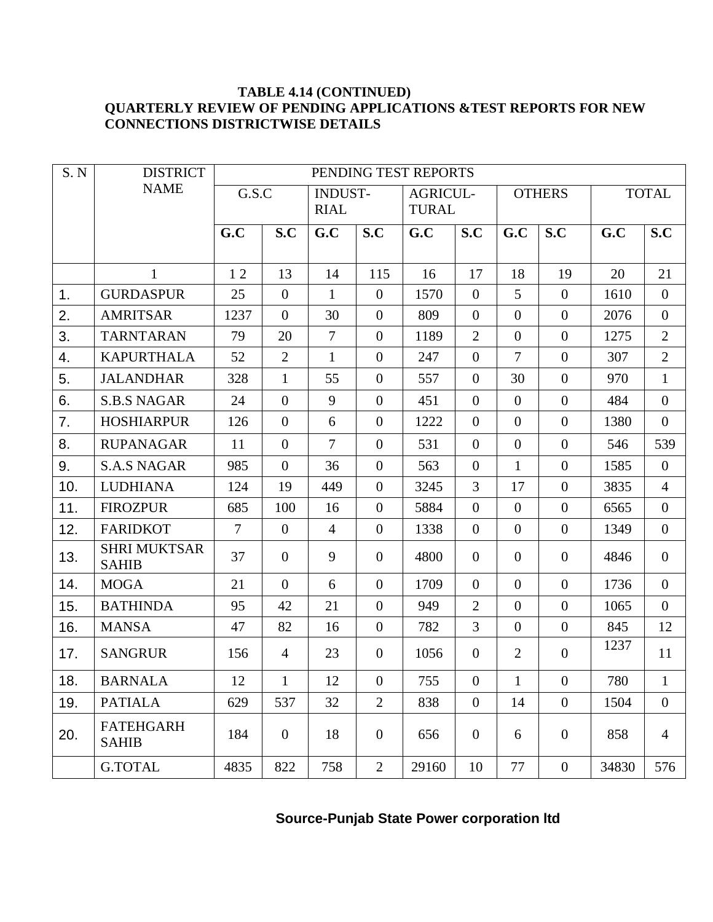**TABLE 4.14 (CONTINUED)**

**QUARTERLY REVIEW OF PENDING APPLICATIONS &TEST REPORTS FOR NEW CONNECTIONS DISTRICTWISE DETAILS**

| S. N | DISTRICT NAME | PENDING TEST REPORTS | | | | | | | | | |
|---|---|---|---|---|---|---|---|---|---|---|---|
| | | G.S.C | | INDUST-RIAL | | AGRICUL-TURAL | | OTHERS | | TOTAL | |
| | | **G.C** | **S.C** | **G.C** | **S.C** | **G.C** | **S.C** | **G.C** | **S.C** | **G.C** | **S.C** |
| | 1 | 1 2 | 13 | 14 | 115 | 16 | 17 | 18 | 19 | 20 | 21 |
| 1. | GURDASPUR | 25 | 0 | 1 | 0 | 1570 | 0 | 5 | 0 | 1610 | 0 |
| 2. | AMRITSAR | 1237 | 0 | 30 | 0 | 809 | 0 | 0 | 0 | 2076 | 0 |
| 3. | TARNTARAN | 79 | 20 | 7 | 0 | 1189 | 2 | 0 | 0 | 1275 | 2 |
| 4. | KAPURTHALA | 52 | 2 | 1 | 0 | 247 | 0 | 7 | 0 | 307 | 2 |
| 5. | JALANDHAR | 328 | 1 | 55 | 0 | 557 | 0 | 30 | 0 | 970 | 1 |
| 6. | S.B.S NAGAR | 24 | 0 | 9 | 0 | 451 | 0 | 0 | 0 | 484 | 0 |
| 7. | HOSHIARPUR | 126 | 0 | 6 | 0 | 1222 | 0 | 0 | 0 | 1380 | 0 |
| 8. | RUPANAGAR | 11 | 0 | 7 | 0 | 531 | 0 | 0 | 0 | 546 | 539 |
| 9. | S.A.S NAGAR | 985 | 0 | 36 | 0 | 563 | 0 | 1 | 0 | 1585 | 0 |
| 10. | LUDHIANA | 124 | 19 | 449 | 0 | 3245 | 3 | 17 | 0 | 3835 | 4 |
| 11. | FIROZPUR | 685 | 100 | 16 | 0 | 5884 | 0 | 0 | 0 | 6565 | 0 |
| 12. | FARIDKOT | 7 | 0 | 4 | 0 | 1338 | 0 | 0 | 0 | 1349 | 0 |
| 13. | SHRI MUKTSAR SAHIB | 37 | 0 | 9 | 0 | 4800 | 0 | 0 | 0 | 4846 | 0 |
| 14. | MOGA | 21 | 0 | 6 | 0 | 1709 | 0 | 0 | 0 | 1736 | 0 |
| 15. | BATHINDA | 95 | 42 | 21 | 0 | 949 | 2 | 0 | 0 | 1065 | 0 |
| 16. | MANSA | 47 | 82 | 16 | 0 | 782 | 3 | 0 | 0 | 845 | 12 |
| 17. | SANGRUR | 156 | 4 | 23 | 0 | 1056 | 0 | 2 | 0 | 1237 | 11 |
| 18. | BARNALA | 12 | 1 | 12 | 0 | 755 | 0 | 1 | 0 | 780 | 1 |
| 19. | PATIALA | 629 | 537 | 32 | 2 | 838 | 0 | 14 | 0 | 1504 | 0 |
| 20. | FATEHGARH SAHIB | 184 | 0 | 18 | 0 | 656 | 0 | 6 | 0 | 858 | 4 |
| | G.TOTAL | 4835 | 822 | 758 | 2 | 29160 | 10 | 77 | 0 | 34830 | 576 |

**Source-Punjab State Power corporation ltd**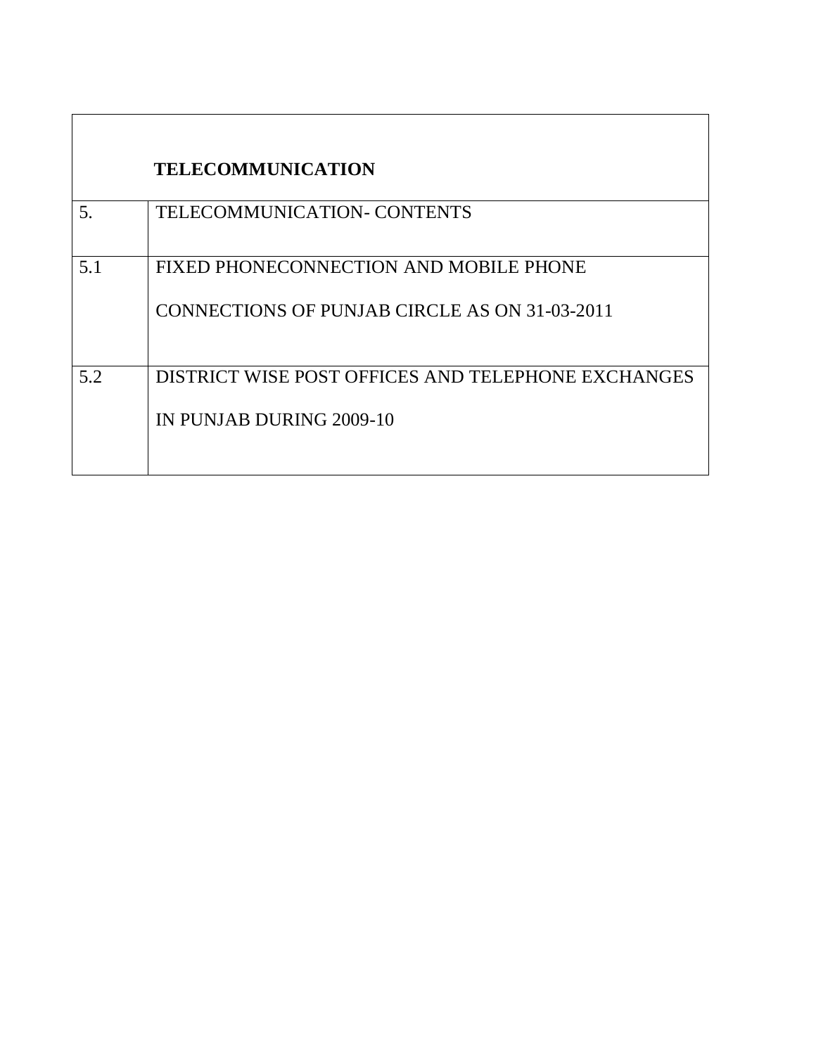| | **TELECOMMUNICATION** |
|---|---|
| 5. | TELECOMMUNICATION- CONTENTS |
| 5.1 | FIXED PHONECONNECTION AND MOBILE PHONE CONNECTIONS OF PUNJAB CIRCLE AS ON 31-03-2011 |
| 5.2 | DISTRICT WISE POST OFFICES AND TELEPHONE EXCHANGES IN PUNJAB DURING 2009-10 |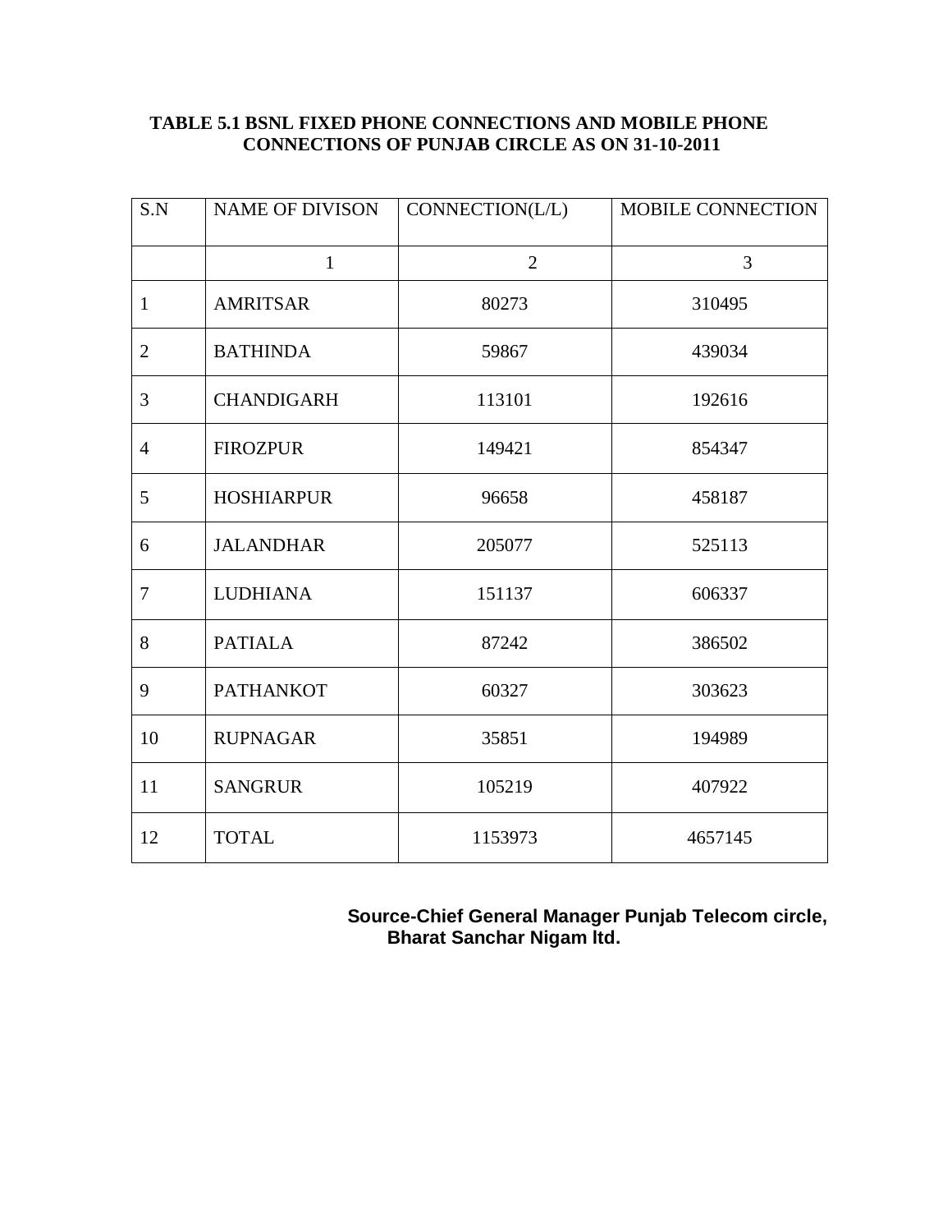**TABLE 5.1 BSNL FIXED PHONE CONNECTIONS AND MOBILE PHONE CONNECTIONS OF PUNJAB CIRCLE AS ON 31-10-2011**

| S.N | NAME OF DIVISON | CONNECTION(L/L) | MOBILE CONNECTION |
|---|---|---|---|
| | 1 | 2 | 3 |
| 1 | AMRITSAR | 80273 | 310495 |
| 2 | BATHINDA | 59867 | 439034 |
| 3 | CHANDIGARH | 113101 | 192616 |
| 4 | FIROZPUR | 149421 | 854347 |
| 5 | HOSHIARPUR | 96658 | 458187 |
| 6 | JALANDHAR | 205077 | 525113 |
| 7 | LUDHIANA | 151137 | 606337 |
| 8 | PATIALA | 87242 | 386502 |
| 9 | PATHANKOT | 60327 | 303623 |
| 10 | RUPNAGAR | 35851 | 194989 |
| 11 | SANGRUR | 105219 | 407922 |
| 12 | TOTAL | 1153973 | 4657145 |

**Source-Chief General Manager Punjab Telecom circle, Bharat Sanchar Nigam ltd.**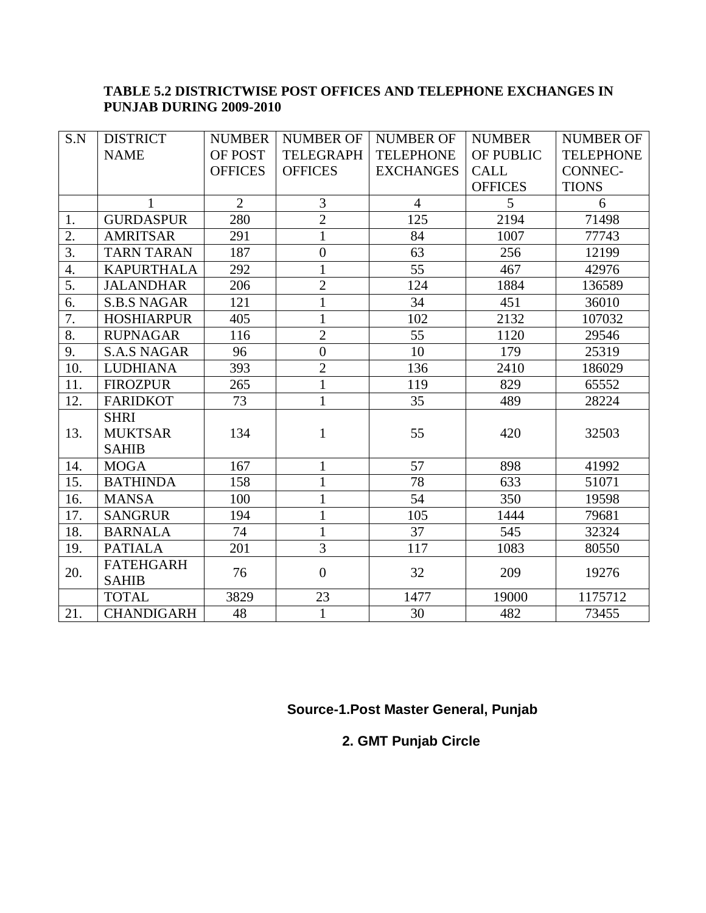**TABLE 5.2 DISTRICTWISE POST OFFICES AND TELEPHONE EXCHANGES IN PUNJAB DURING 2009-2010**

| S.N | DISTRICT NAME | NUMBER OF POST OFFICES | NUMBER OF TELEGRAPH OFFICES | NUMBER OF TELEPHONE EXCHANGES | NUMBER OF PUBLIC CALL OFFICES | NUMBER OF TELEPHONE CONNEC-TIONS |
|---|---|---|---|---|---|---|
| | 1 | 2 | 3 | 4 | 5 | 6 |
| 1. | GURDASPUR | 280 | 2 | 125 | 2194 | 71498 |
| 2. | AMRITSAR | 291 | 1 | 84 | 1007 | 77743 |
| 3. | TARN TARAN | 187 | 0 | 63 | 256 | 12199 |
| 4. | KAPURTHALA | 292 | 1 | 55 | 467 | 42976 |
| 5. | JALANDHAR | 206 | 2 | 124 | 1884 | 136589 |
| 6. | S.B.S NAGAR | 121 | 1 | 34 | 451 | 36010 |
| 7. | HOSHIARPUR | 405 | 1 | 102 | 2132 | 107032 |
| 8. | RUPNAGAR | 116 | 2 | 55 | 1120 | 29546 |
| 9. | S.A.S NAGAR | 96 | 0 | 10 | 179 | 25319 |
| 10. | LUDHIANA | 393 | 2 | 136 | 2410 | 186029 |
| 11. | FIROZPUR | 265 | 1 | 119 | 829 | 65552 |
| 12. | FARIDKOT | 73 | 1 | 35 | 489 | 28224 |
| 13. | SHRI MUKTSAR SAHIB | 134 | 1 | 55 | 420 | 32503 |
| 14. | MOGA | 167 | 1 | 57 | 898 | 41992 |
| 15. | BATHINDA | 158 | 1 | 78 | 633 | 51071 |
| 16. | MANSA | 100 | 1 | 54 | 350 | 19598 |
| 17. | SANGRUR | 194 | 1 | 105 | 1444 | 79681 |
| 18. | BARNALA | 74 | 1 | 37 | 545 | 32324 |
| 19. | PATIALA | 201 | 3 | 117 | 1083 | 80550 |
| 20. | FATEHGARH SAHIB | 76 | 0 | 32 | 209 | 19276 |
| | TOTAL | 3829 | 23 | 1477 | 19000 | 1175712 |
| 21. | CHANDIGARH | 48 | 1 | 30 | 482 | 73455 |

**Source-1.Post Master General, Punjab**

**2. GMT Punjab Circle**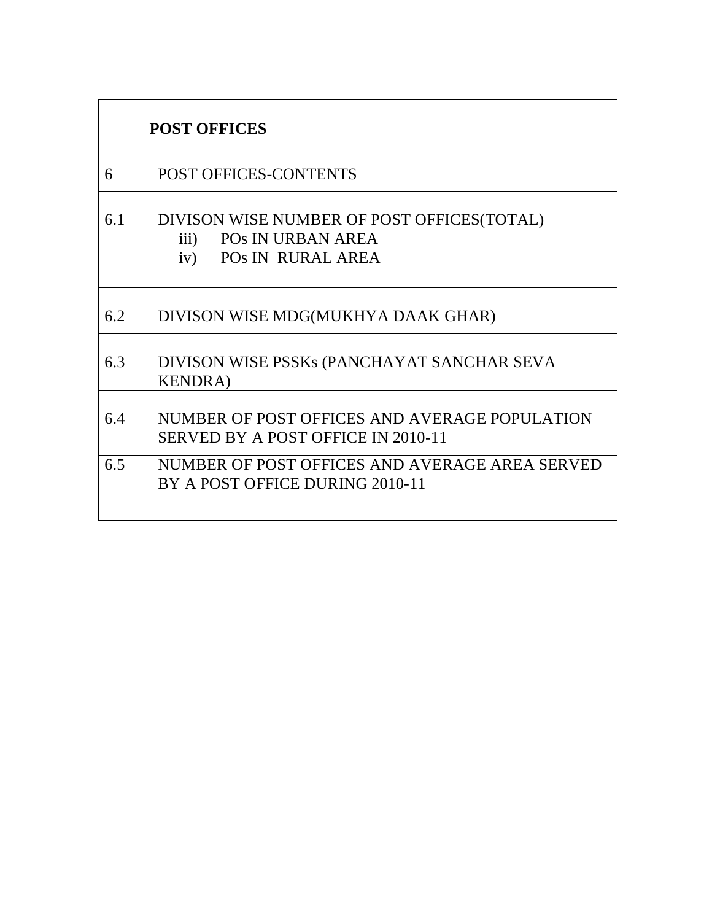| POST OFFICES | |
|---|---|
| 6 | POST OFFICES-CONTENTS |
| 6.1 | DIVISON WISE NUMBER OF POST OFFICES(TOTAL)<br>iii) POs IN URBAN AREA<br>iv) POs IN RURAL AREA |
| 6.2 | DIVISON WISE MDG(MUKHYA DAAK GHAR) |
| 6.3 | DIVISON WISE PSSKs (PANCHAYAT SANCHAR SEVA KENDRA) |
| 6.4 | NUMBER OF POST OFFICES AND AVERAGE POPULATION SERVED BY A POST OFFICE IN 2010-11 |
| 6.5 | NUMBER OF POST OFFICES AND AVERAGE AREA SERVED BY A POST OFFICE DURING 2010-11 |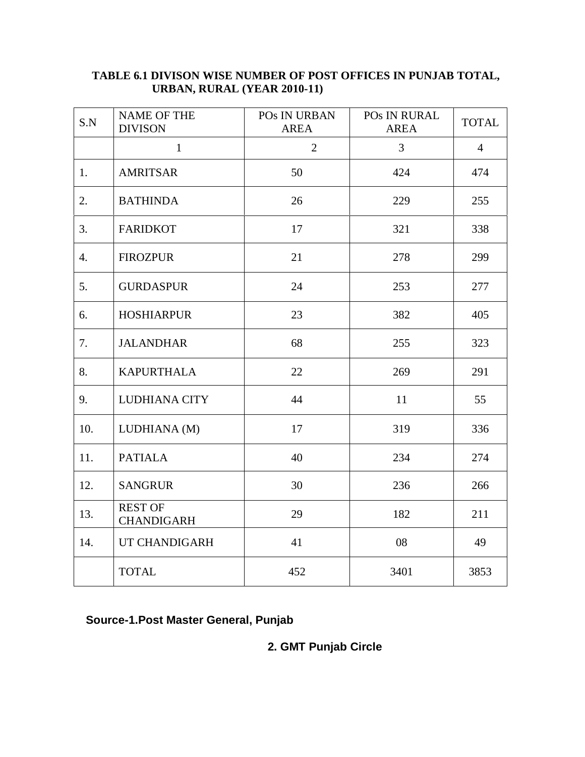**TABLE 6.1 DIVISON WISE NUMBER OF POST OFFICES IN PUNJAB TOTAL, URBAN, RURAL (YEAR 2010-11)**

| S.N | NAME OF THE DIVISON | POs IN URBAN AREA | POs IN RURAL AREA | TOTAL |
|---|---|---|---|---|
| | 1 | 2 | 3 | 4 |
| 1. | AMRITSAR | 50 | 424 | 474 |
| 2. | BATHINDA | 26 | 229 | 255 |
| 3. | FARIDKOT | 17 | 321 | 338 |
| 4. | FIROZPUR | 21 | 278 | 299 |
| 5. | GURDASPUR | 24 | 253 | 277 |
| 6. | HOSHIARPUR | 23 | 382 | 405 |
| 7. | JALANDHAR | 68 | 255 | 323 |
| 8. | KAPURTHALA | 22 | 269 | 291 |
| 9. | LUDHIANA CITY | 44 | 11 | 55 |
| 10. | LUDHIANA (M) | 17 | 319 | 336 |
| 11. | PATIALA | 40 | 234 | 274 |
| 12. | SANGRUR | 30 | 236 | 266 |
| 13. | REST OF CHANDIGARH | 29 | 182 | 211 |
| 14. | UT CHANDIGARH | 41 | 08 | 49 |
| | TOTAL | 452 | 3401 | 3853 |

**Source-1.Post Master General, Punjab**

**2. GMT Punjab Circle**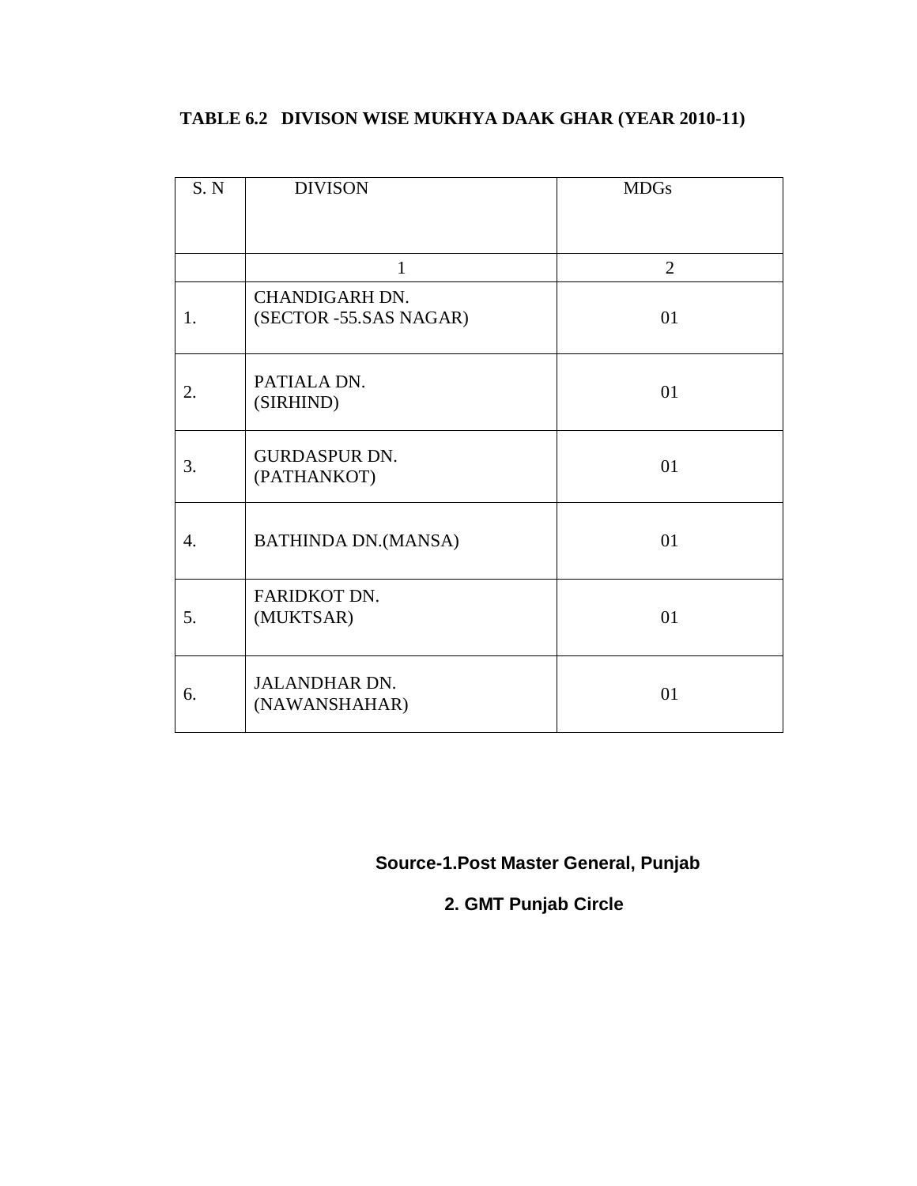**TABLE 6.2 DIVISON WISE MUKHYA DAAK GHAR (YEAR 2010-11)**

| S. N | DIVISON | MDGs |
|---|---|---|
| | 1 | 2 |
| 1. | CHANDIGARH DN. (SECTOR -55.SAS NAGAR) | 01 |
| 2. | PATIALA DN. (SIRHIND) | 01 |
| 3. | GURDASPUR DN. (PATHANKOT) | 01 |
| 4. | BATHINDA DN.(MANSA) | 01 |
| 5. | FARIDKOT DN. (MUKTSAR) | 01 |
| 6. | JALANDHAR DN. (NAWANSHAHAR) | 01 |

**Source-1.Post Master General, Punjab**

**2. GMT Punjab Circle**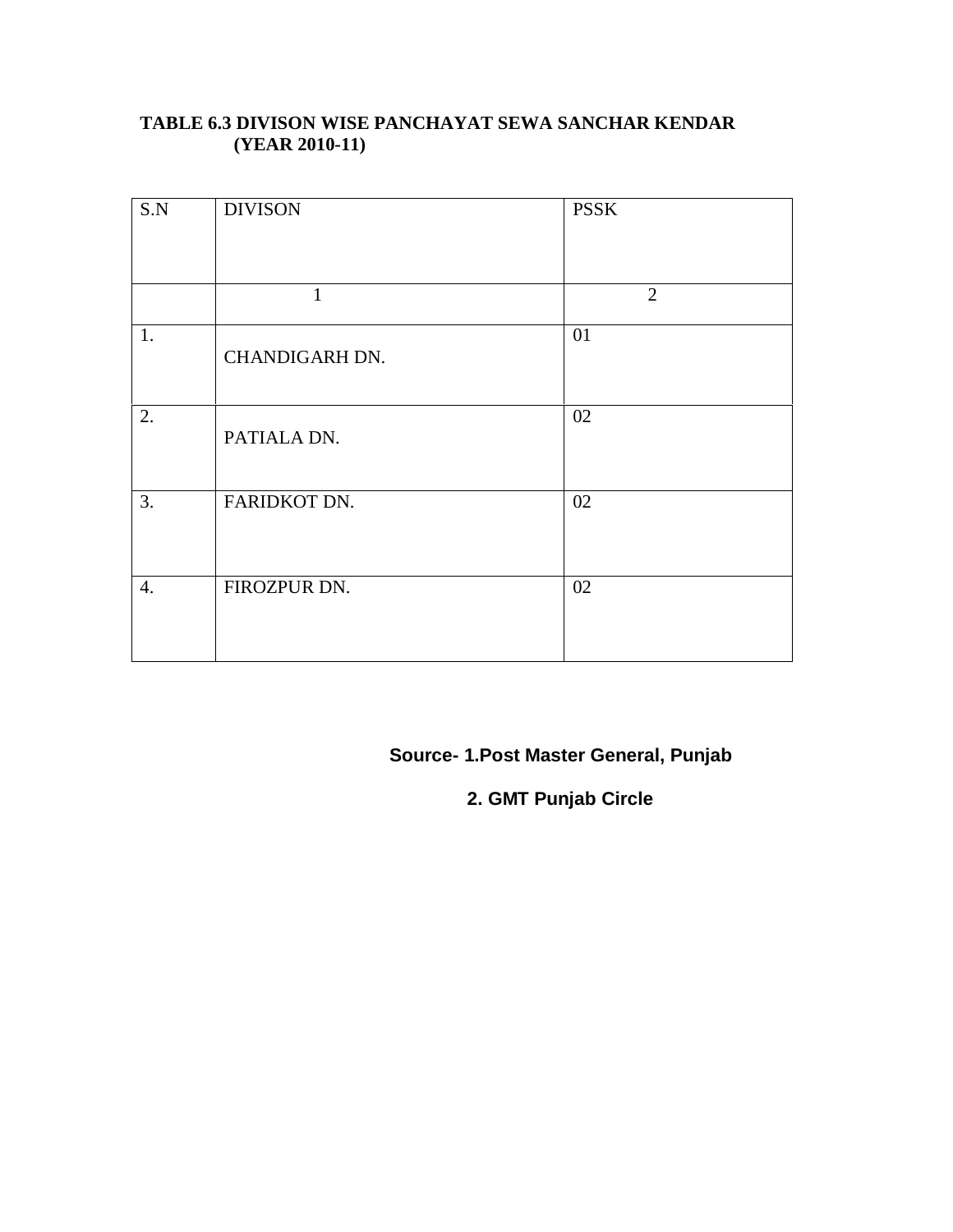**TABLE 6.3 DIVISON WISE PANCHAYAT SEWA SANCHAR KENDAR (YEAR 2010-11)**

| S.N | DIVISON | PSSK |
|---|---|---|
| | 1 | 2 |
| 1. | CHANDIGARH DN. | 01 |
| 2. | PATIALA DN. | 02 |
| 3. | FARIDKOT DN. | 02 |
| 4. | FIROZPUR DN. | 02 |

**Source- 1.Post Master General, Punjab**

**2. GMT Punjab Circle**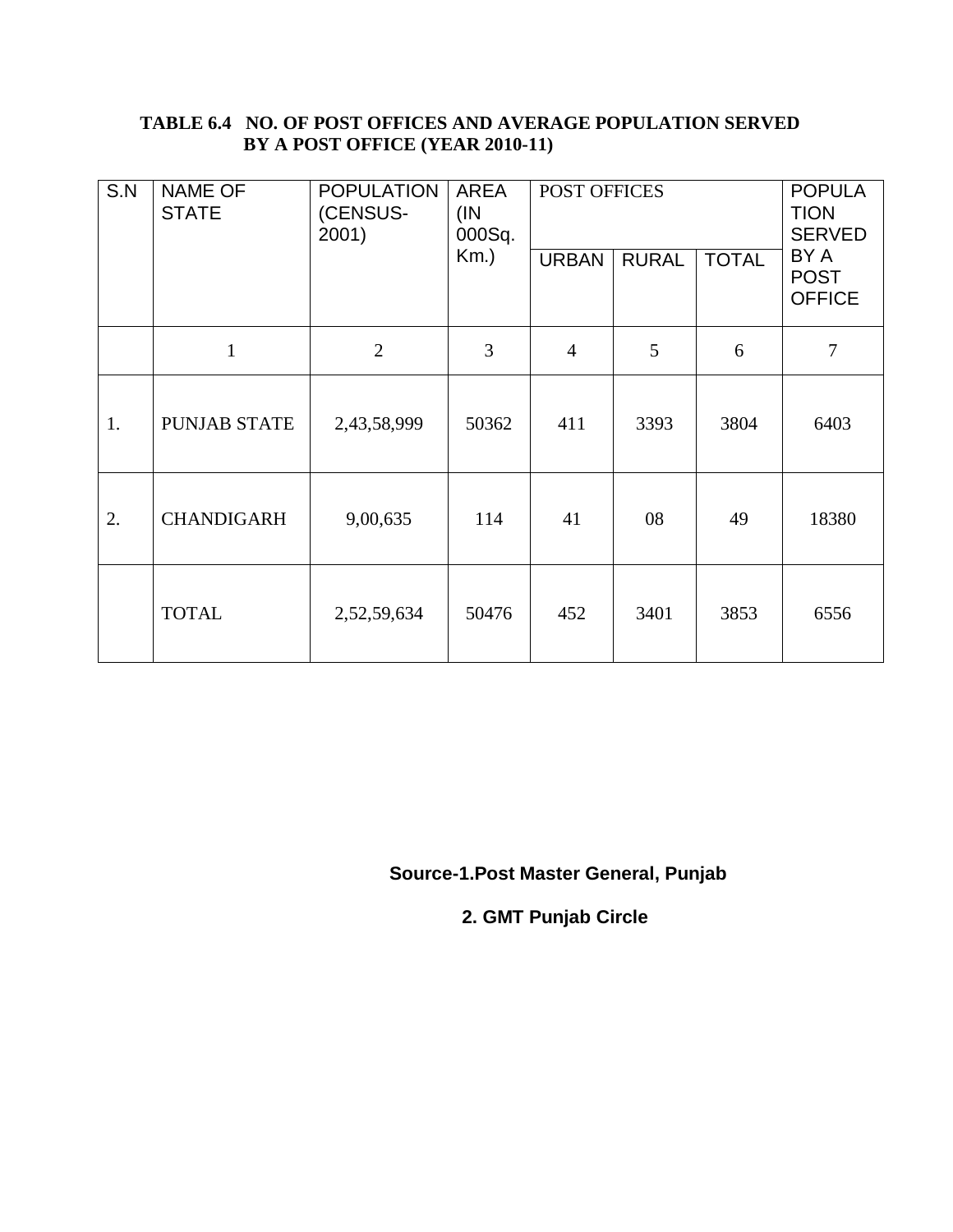**TABLE 6.4 NO. OF POST OFFICES AND AVERAGE POPULATION SERVED BY A POST OFFICE (YEAR 2010-11)**

| S.N | NAME OF STATE | POPULATION (CENSUS-2001) | AREA (IN 000Sq. Km.) | POST OFFICES | | | POPULATION SERVED BY A POST OFFICE |
|---|---|---|---|---|---|---|---|
| | | | | URBAN | RURAL | TOTAL | |
| | 1 | 2 | 3 | 4 | 5 | 6 | 7 |
| 1. | PUNJAB STATE | 2,43,58,999 | 50362 | 411 | 3393 | 3804 | 6403 |
| 2. | CHANDIGARH | 9,00,635 | 114 | 41 | 08 | 49 | 18380 |
| | TOTAL | 2,52,59,634 | 50476 | 452 | 3401 | 3853 | 6556 |

**Source-1.Post Master General, Punjab**

**2. GMT Punjab Circle**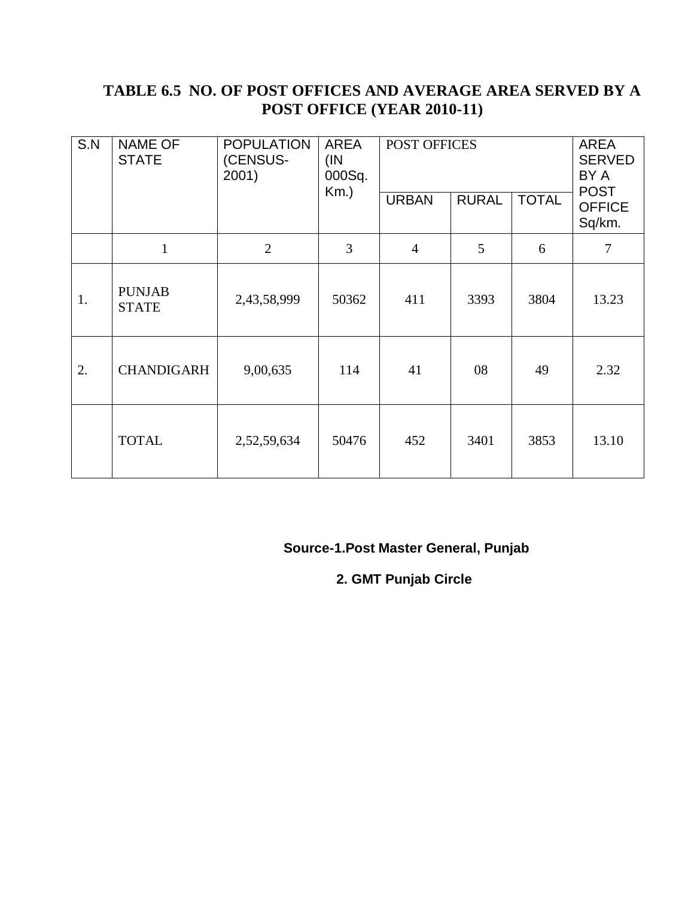## TABLE 6.5 NO. OF POST OFFICES AND AVERAGE AREA SERVED BY A POST OFFICE (YEAR 2010-11)

| S.N | NAME OF STATE | POPULATION (CENSUS-2001) | AREA (IN 000Sq. Km.) | POST OFFICES | | | AREA SERVED BY A POST OFFICE Sq/km. |
|---|---|---|---|---|---|---|---|
| | | | | URBAN | RURAL | TOTAL | |
| | 1 | 2 | 3 | 4 | 5 | 6 | 7 |
| 1. | PUNJAB STATE | 2,43,58,999 | 50362 | 411 | 3393 | 3804 | 13.23 |
| 2. | CHANDIGARH | 9,00,635 | 114 | 41 | 08 | 49 | 2.32 |
| | TOTAL | 2,52,59,634 | 50476 | 452 | 3401 | 3853 | 13.10 |

**Source-1.Post Master General, Punjab**

**2. GMT Punjab Circle**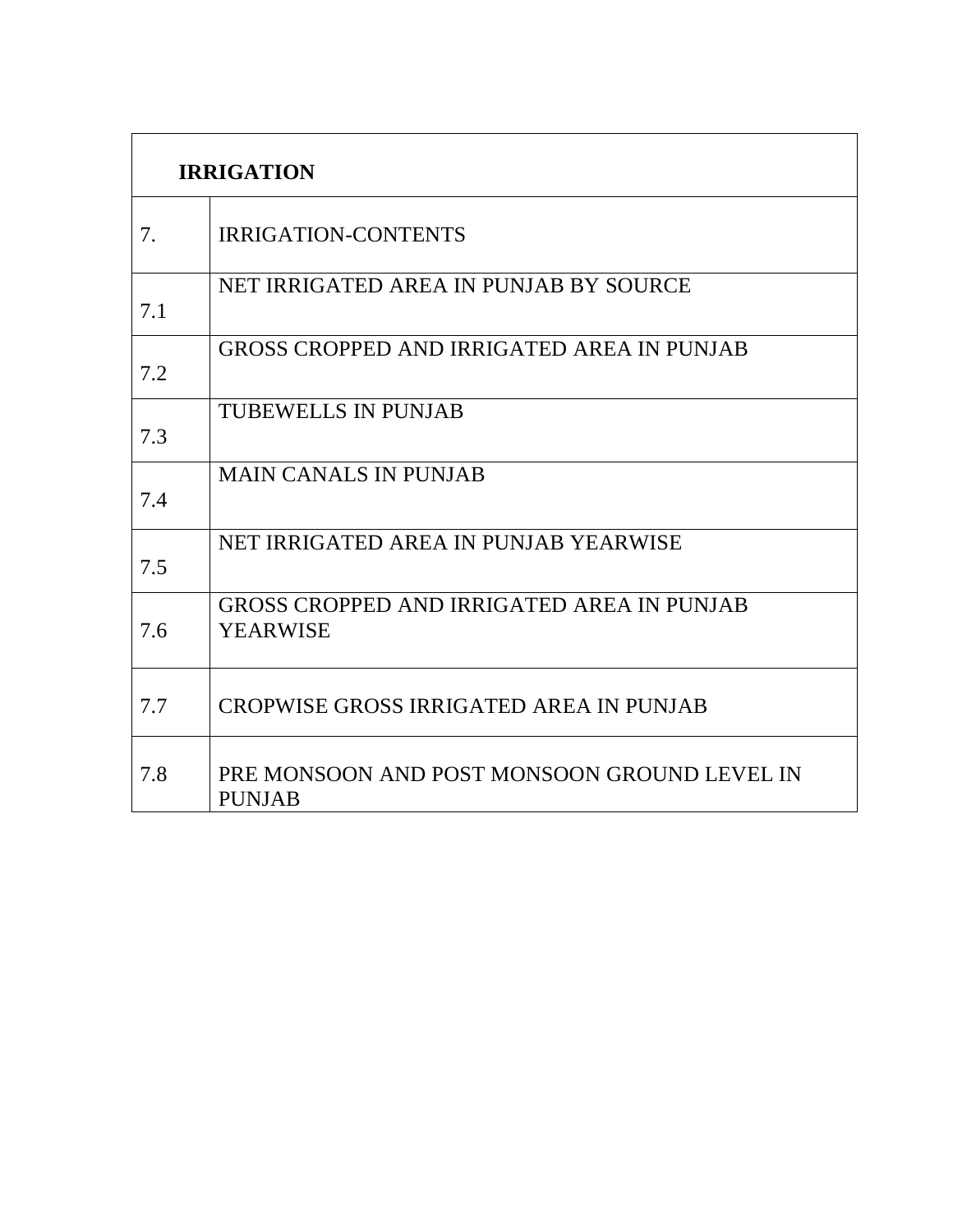| IRRIGATION | |
|---|---|
| 7. | IRRIGATION-CONTENTS |
| 7.1 | NET IRRIGATED AREA IN PUNJAB BY SOURCE |
| 7.2 | GROSS CROPPED AND IRRIGATED AREA IN PUNJAB |
| 7.3 | TUBEWELLS IN PUNJAB |
| 7.4 | MAIN CANALS IN PUNJAB |
| 7.5 | NET IRRIGATED AREA IN PUNJAB YEARWISE |
| 7.6 | GROSS CROPPED AND IRRIGATED AREA IN PUNJAB YEARWISE |
| 7.7 | CROPWISE GROSS IRRIGATED AREA IN PUNJAB |
| 7.8 | PRE MONSOON AND POST MONSOON GROUND LEVEL IN PUNJAB |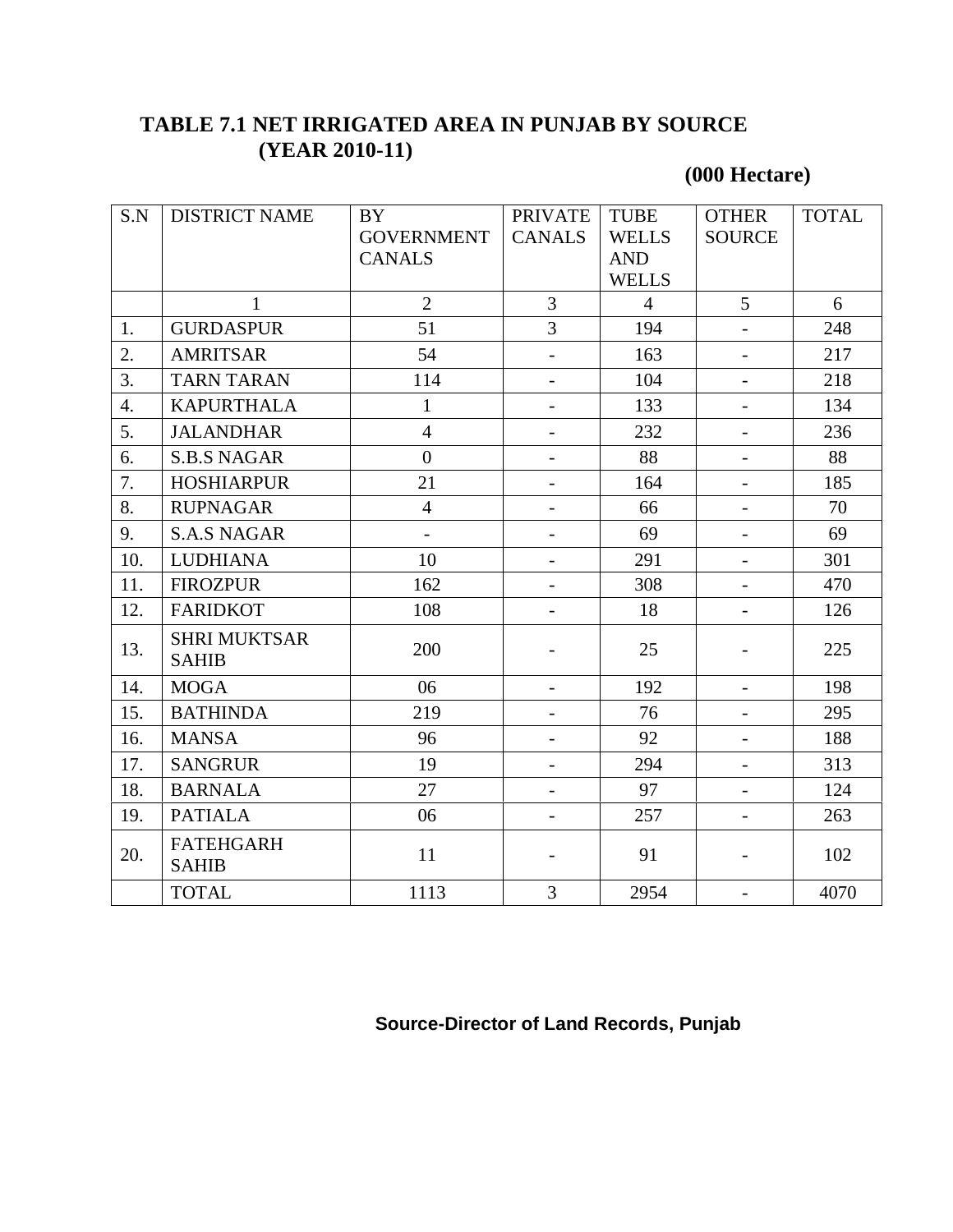## TABLE 7.1 NET IRRIGATED AREA IN PUNJAB BY SOURCE (YEAR 2010-11)

**(000 Hectare)**

| S.N | DISTRICT NAME | BY GOVERNMENT CANALS | PRIVATE CANALS | TUBE WELLS AND WELLS | OTHER SOURCE | TOTAL |
|---|---|---|---|---|---|---|
| | 1 | 2 | 3 | 4 | 5 | 6 |
| 1. | GURDASPUR | 51 | 3 | 194 | - | 248 |
| 2. | AMRITSAR | 54 | - | 163 | - | 217 |
| 3. | TARN TARAN | 114 | - | 104 | - | 218 |
| 4. | KAPURTHALA | 1 | - | 133 | - | 134 |
| 5. | JALANDHAR | 4 | - | 232 | - | 236 |
| 6. | S.B.S NAGAR | 0 | - | 88 | - | 88 |
| 7. | HOSHIARPUR | 21 | - | 164 | - | 185 |
| 8. | RUPNAGAR | 4 | - | 66 | - | 70 |
| 9. | S.A.S NAGAR | - | - | 69 | - | 69 |
| 10. | LUDHIANA | 10 | - | 291 | - | 301 |
| 11. | FIROZPUR | 162 | - | 308 | - | 470 |
| 12. | FARIDKOT | 108 | - | 18 | - | 126 |
| 13. | SHRI MUKTSAR SAHIB | 200 | - | 25 | - | 225 |
| 14. | MOGA | 06 | - | 192 | - | 198 |
| 15. | BATHINDA | 219 | - | 76 | - | 295 |
| 16. | MANSA | 96 | - | 92 | - | 188 |
| 17. | SANGRUR | 19 | - | 294 | - | 313 |
| 18. | BARNALA | 27 | - | 97 | - | 124 |
| 19. | PATIALA | 06 | - | 257 | - | 263 |
| 20. | FATEHGARH SAHIB | 11 | - | 91 | - | 102 |
| | TOTAL | 1113 | 3 | 2954 | - | 4070 |

**Source-Director of Land Records, Punjab**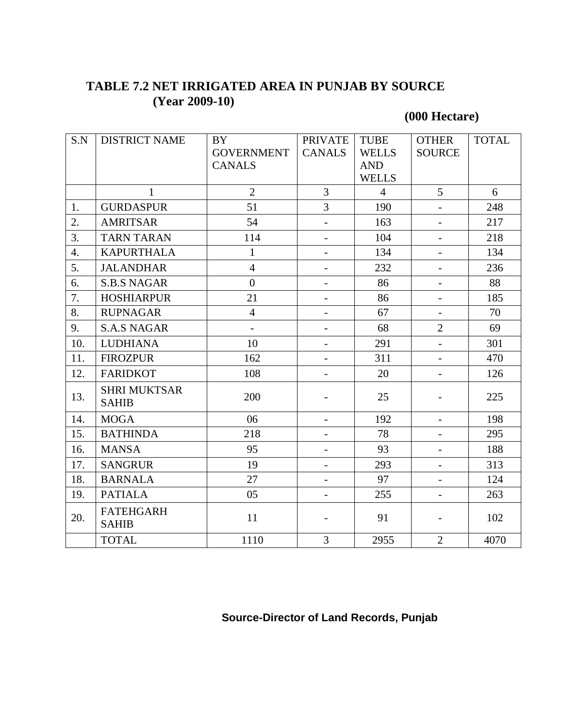## TABLE 7.2 NET IRRIGATED AREA IN PUNJAB BY SOURCE (Year 2009-10)

**(000 Hectare)**

| S.N | DISTRICT NAME | BY GOVERNMENT CANALS | PRIVATE CANALS | TUBE WELLS AND WELLS | OTHER SOURCE | TOTAL |
|---|---|---|---|---|---|---|
| | 1 | 2 | 3 | 4 | 5 | 6 |
| 1. | GURDASPUR | 51 | 3 | 190 | - | 248 |
| 2. | AMRITSAR | 54 | - | 163 | - | 217 |
| 3. | TARN TARAN | 114 | - | 104 | - | 218 |
| 4. | KAPURTHALA | 1 | - | 134 | - | 134 |
| 5. | JALANDHAR | 4 | - | 232 | - | 236 |
| 6. | S.B.S NAGAR | 0 | - | 86 | - | 88 |
| 7. | HOSHIARPUR | 21 | - | 86 | - | 185 |
| 8. | RUPNAGAR | 4 | - | 67 | - | 70 |
| 9. | S.A.S NAGAR | - | - | 68 | 2 | 69 |
| 10. | LUDHIANA | 10 | - | 291 | - | 301 |
| 11. | FIROZPUR | 162 | - | 311 | - | 470 |
| 12. | FARIDKOT | 108 | - | 20 | - | 126 |
| 13. | SHRI MUKTSAR SAHIB | 200 | - | 25 | - | 225 |
| 14. | MOGA | 06 | - | 192 | - | 198 |
| 15. | BATHINDA | 218 | - | 78 | - | 295 |
| 16. | MANSA | 95 | - | 93 | - | 188 |
| 17. | SANGRUR | 19 | - | 293 | - | 313 |
| 18. | BARNALA | 27 | - | 97 | - | 124 |
| 19. | PATIALA | 05 | - | 255 | - | 263 |
| 20. | FATEHGARH SAHIB | 11 | - | 91 | - | 102 |
| | TOTAL | 1110 | 3 | 2955 | 2 | 4070 |

**Source-Director of Land Records, Punjab**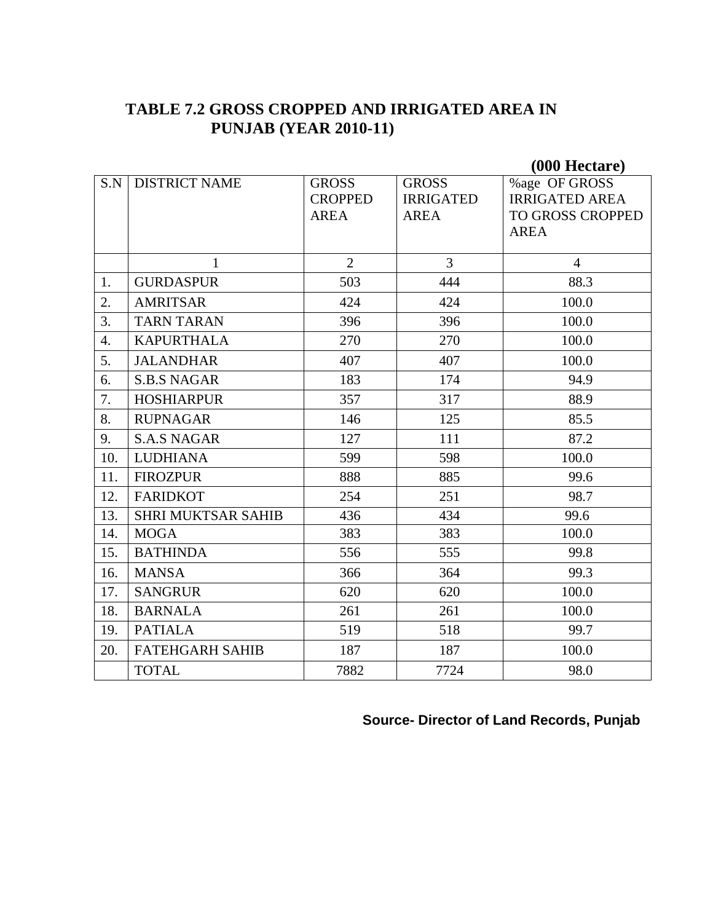## TABLE 7.2 GROSS CROPPED AND IRRIGATED AREA IN PUNJAB (YEAR 2010-11)

**(000 Hectare)**

| S.N | DISTRICT NAME | GROSS CROPPED AREA | GROSS IRRIGATED AREA | %age OF GROSS IRRIGATED AREA TO GROSS CROPPED AREA |
|---|---|---|---|---|
| | 1 | 2 | 3 | 4 |
| 1. | GURDASPUR | 503 | 444 | 88.3 |
| 2. | AMRITSAR | 424 | 424 | 100.0 |
| 3. | TARN TARAN | 396 | 396 | 100.0 |
| 4. | KAPURTHALA | 270 | 270 | 100.0 |
| 5. | JALANDHAR | 407 | 407 | 100.0 |
| 6. | S.B.S NAGAR | 183 | 174 | 94.9 |
| 7. | HOSHIARPUR | 357 | 317 | 88.9 |
| 8. | RUPNAGAR | 146 | 125 | 85.5 |
| 9. | S.A.S NAGAR | 127 | 111 | 87.2 |
| 10. | LUDHIANA | 599 | 598 | 100.0 |
| 11. | FIROZPUR | 888 | 885 | 99.6 |
| 12. | FARIDKOT | 254 | 251 | 98.7 |
| 13. | SHRI MUKTSAR SAHIB | 436 | 434 | 99.6 |
| 14. | MOGA | 383 | 383 | 100.0 |
| 15. | BATHINDA | 556 | 555 | 99.8 |
| 16. | MANSA | 366 | 364 | 99.3 |
| 17. | SANGRUR | 620 | 620 | 100.0 |
| 18. | BARNALA | 261 | 261 | 100.0 |
| 19. | PATIALA | 519 | 518 | 99.7 |
| 20. | FATEHGARH SAHIB | 187 | 187 | 100.0 |
| | TOTAL | 7882 | 7724 | 98.0 |

**Source- Director of Land Records, Punjab**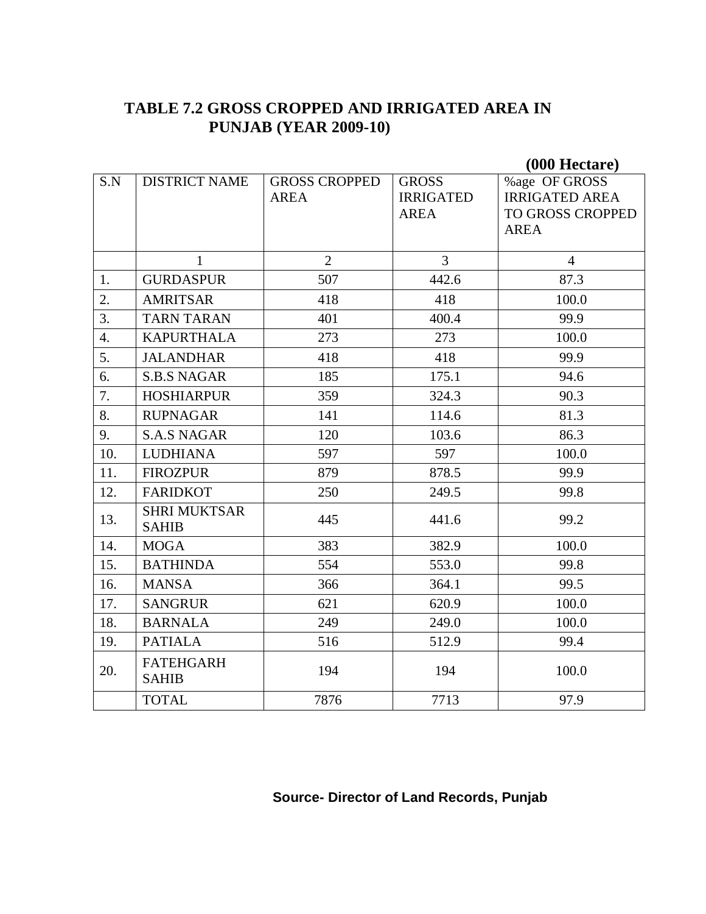**TABLE 7.2 GROSS CROPPED AND IRRIGATED AREA IN PUNJAB (YEAR 2009-10)**

**(000 Hectare)**

| S.N | DISTRICT NAME | GROSS CROPPED AREA | GROSS IRRIGATED AREA | %age OF GROSS IRRIGATED AREA TO GROSS CROPPED AREA |
|---|---|---|---|---|
| | 1 | 2 | 3 | 4 |
| 1. | GURDASPUR | 507 | 442.6 | 87.3 |
| 2. | AMRITSAR | 418 | 418 | 100.0 |
| 3. | TARN TARAN | 401 | 400.4 | 99.9 |
| 4. | KAPURTHALA | 273 | 273 | 100.0 |
| 5. | JALANDHAR | 418 | 418 | 99.9 |
| 6. | S.B.S NAGAR | 185 | 175.1 | 94.6 |
| 7. | HOSHIARPUR | 359 | 324.3 | 90.3 |
| 8. | RUPNAGAR | 141 | 114.6 | 81.3 |
| 9. | S.A.S NAGAR | 120 | 103.6 | 86.3 |
| 10. | LUDHIANA | 597 | 597 | 100.0 |
| 11. | FIROZPUR | 879 | 878.5 | 99.9 |
| 12. | FARIDKOT | 250 | 249.5 | 99.8 |
| 13. | SHRI MUKTSAR SAHIB | 445 | 441.6 | 99.2 |
| 14. | MOGA | 383 | 382.9 | 100.0 |
| 15. | BATHINDA | 554 | 553.0 | 99.8 |
| 16. | MANSA | 366 | 364.1 | 99.5 |
| 17. | SANGRUR | 621 | 620.9 | 100.0 |
| 18. | BARNALA | 249 | 249.0 | 100.0 |
| 19. | PATIALA | 516 | 512.9 | 99.4 |
| 20. | FATEHGARH SAHIB | 194 | 194 | 100.0 |
| | TOTAL | 7876 | 7713 | 97.9 |

**Source- Director of Land Records, Punjab**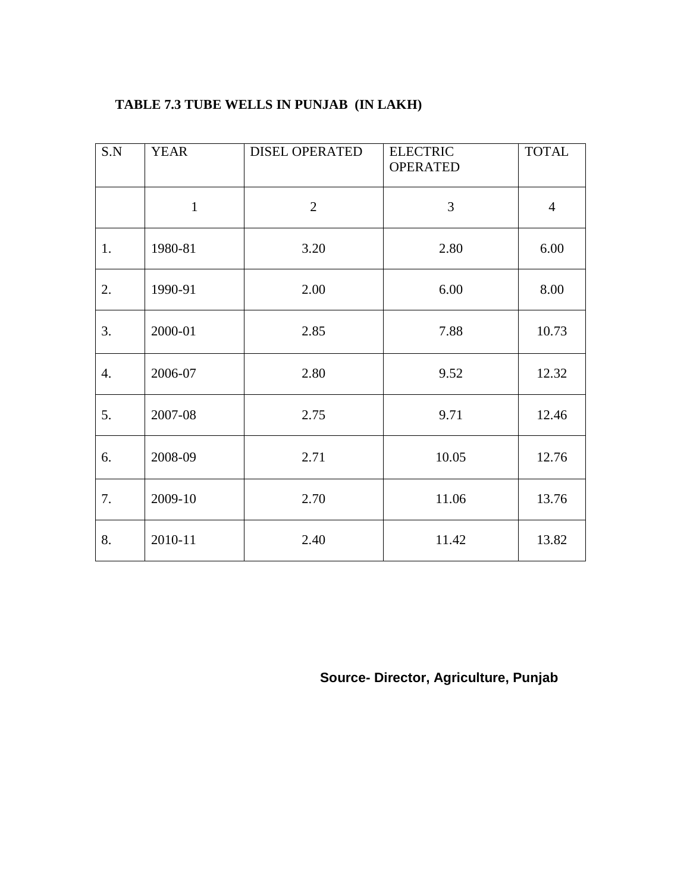**TABLE 7.3 TUBE WELLS IN PUNJAB (IN LAKH)**

| S.N | YEAR | DISEL OPERATED | ELECTRIC OPERATED | TOTAL |
|---|---|---|---|---|
| | 1 | 2 | 3 | 4 |
| 1. | 1980-81 | 3.20 | 2.80 | 6.00 |
| 2. | 1990-91 | 2.00 | 6.00 | 8.00 |
| 3. | 2000-01 | 2.85 | 7.88 | 10.73 |
| 4. | 2006-07 | 2.80 | 9.52 | 12.32 |
| 5. | 2007-08 | 2.75 | 9.71 | 12.46 |
| 6. | 2008-09 | 2.71 | 10.05 | 12.76 |
| 7. | 2009-10 | 2.70 | 11.06 | 13.76 |
| 8. | 2010-11 | 2.40 | 11.42 | 13.82 |

**Source- Director, Agriculture, Punjab**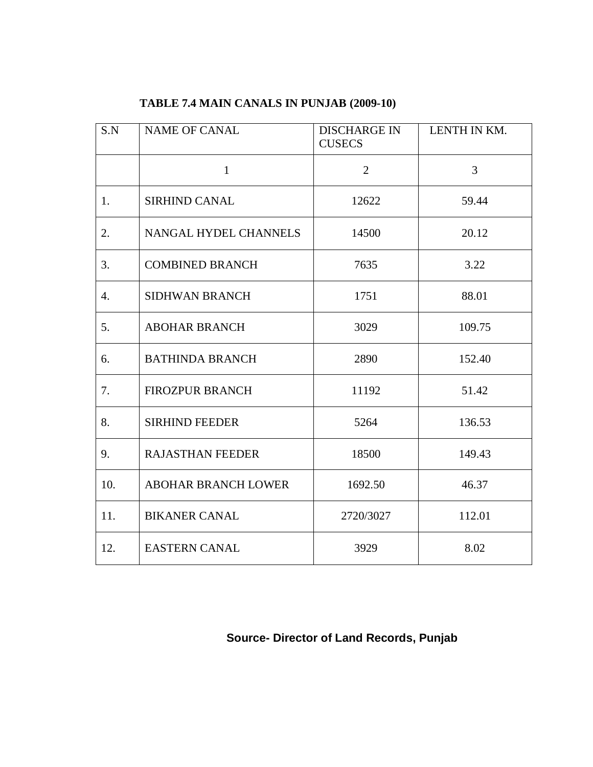**TABLE 7.4 MAIN CANALS IN PUNJAB (2009-10)**

| S.N | NAME OF CANAL | DISCHARGE IN CUSECS | LENTH IN KM. |
|---|---|---|---|
| | 1 | 2 | 3 |
| 1. | SIRHIND CANAL | 12622 | 59.44 |
| 2. | NANGAL HYDEL CHANNELS | 14500 | 20.12 |
| 3. | COMBINED BRANCH | 7635 | 3.22 |
| 4. | SIDHWAN BRANCH | 1751 | 88.01 |
| 5. | ABOHAR BRANCH | 3029 | 109.75 |
| 6. | BATHINDA BRANCH | 2890 | 152.40 |
| 7. | FIROZPUR BRANCH | 11192 | 51.42 |
| 8. | SIRHIND FEEDER | 5264 | 136.53 |
| 9. | RAJASTHAN FEEDER | 18500 | 149.43 |
| 10. | ABOHAR BRANCH LOWER | 1692.50 | 46.37 |
| 11. | BIKANER CANAL | 2720/3027 | 112.01 |
| 12. | EASTERN CANAL | 3929 | 8.02 |

**Source- Director of Land Records, Punjab**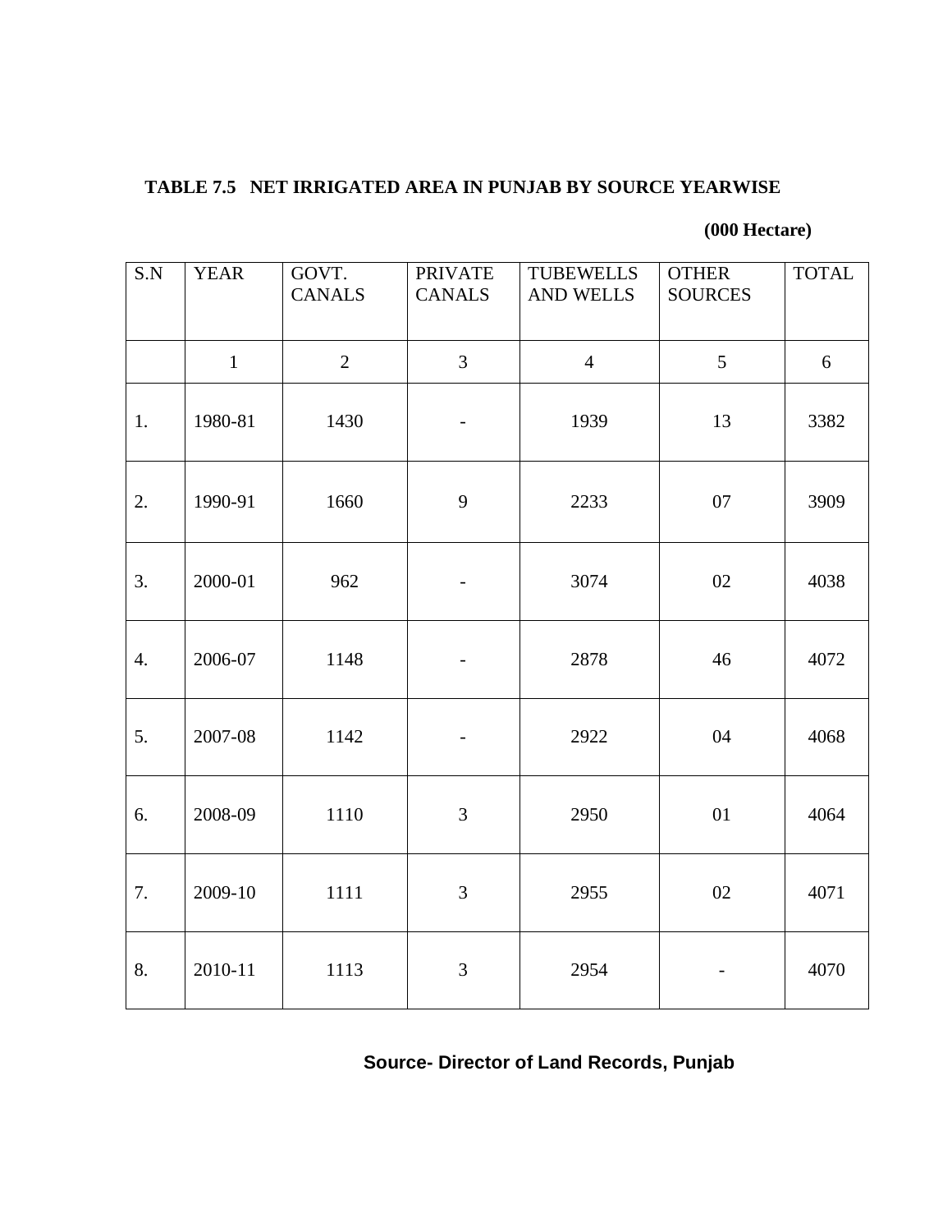**TABLE 7.5 NET IRRIGATED AREA IN PUNJAB BY SOURCE YEARWISE**

**(000 Hectare)**

| S.N | YEAR | GOVT. CANALS | PRIVATE CANALS | TUBEWELLS AND WELLS | OTHER SOURCES | TOTAL |
|---|---|---|---|---|---|---|
| | 1 | 2 | 3 | 4 | 5 | 6 |
| 1. | 1980-81 | 1430 | - | 1939 | 13 | 3382 |
| 2. | 1990-91 | 1660 | 9 | 2233 | 07 | 3909 |
| 3. | 2000-01 | 962 | - | 3074 | 02 | 4038 |
| 4. | 2006-07 | 1148 | - | 2878 | 46 | 4072 |
| 5. | 2007-08 | 1142 | - | 2922 | 04 | 4068 |
| 6. | 2008-09 | 1110 | 3 | 2950 | 01 | 4064 |
| 7. | 2009-10 | 1111 | 3 | 2955 | 02 | 4071 |
| 8. | 2010-11 | 1113 | 3 | 2954 | - | 4070 |

**Source- Director of Land Records, Punjab**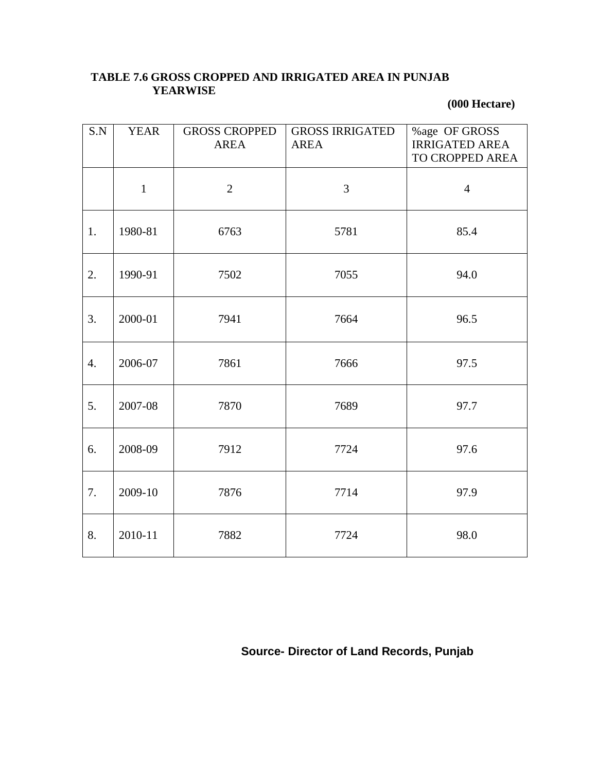**TABLE 7.6 GROSS CROPPED AND IRRIGATED AREA IN PUNJAB YEARWISE**

**(000 Hectare)**

| S.N | YEAR | GROSS CROPPED AREA | GROSS IRRIGATED AREA | %age OF GROSS IRRIGATED AREA TO CROPPED AREA |
|---|---|---|---|---|
| | 1 | 2 | 3 | 4 |
| 1. | 1980-81 | 6763 | 5781 | 85.4 |
| 2. | 1990-91 | 7502 | 7055 | 94.0 |
| 3. | 2000-01 | 7941 | 7664 | 96.5 |
| 4. | 2006-07 | 7861 | 7666 | 97.5 |
| 5. | 2007-08 | 7870 | 7689 | 97.7 |
| 6. | 2008-09 | 7912 | 7724 | 97.6 |
| 7. | 2009-10 | 7876 | 7714 | 97.9 |
| 8. | 2010-11 | 7882 | 7724 | 98.0 |

**Source- Director of Land Records, Punjab**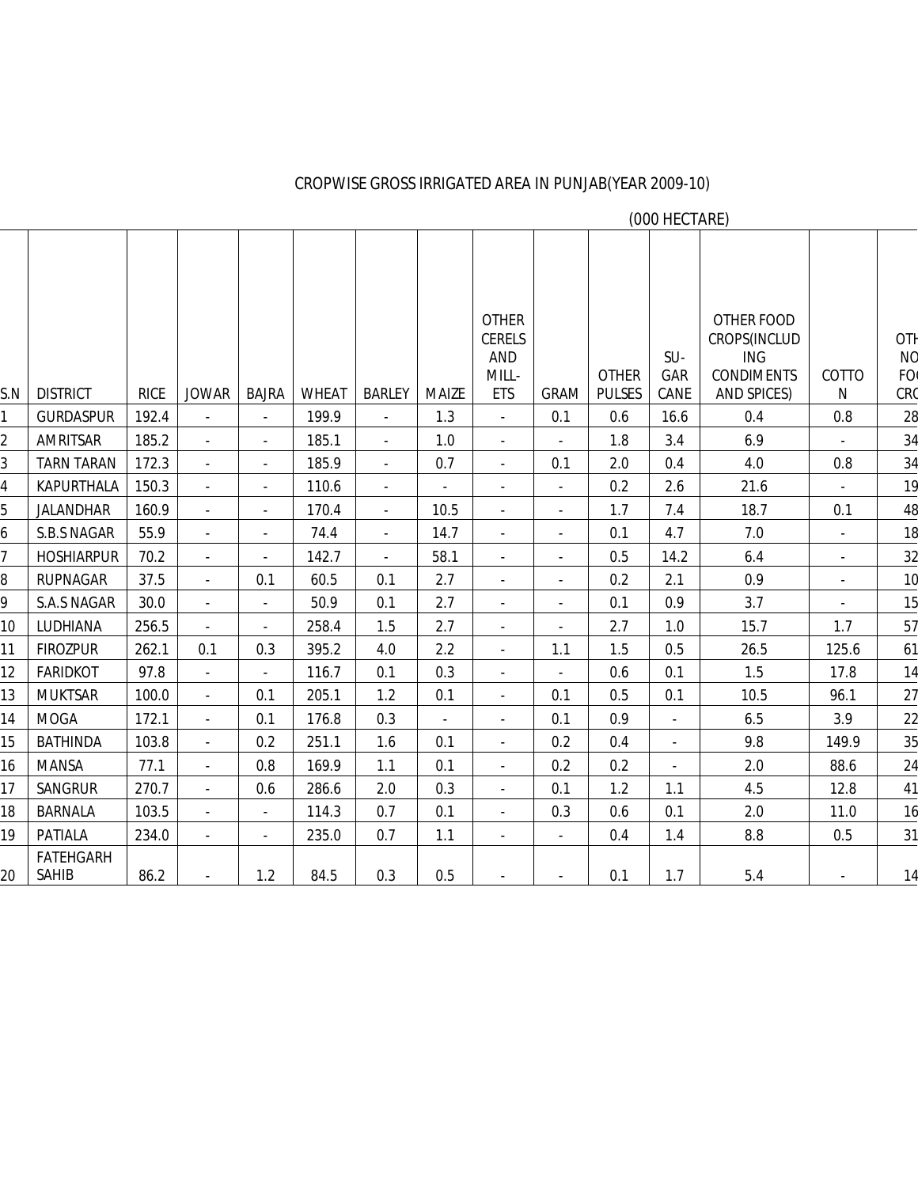CROPWISE GROSS IRRIGATED AREA IN PUNJAB(YEAR 2009-10)

(000 HECTARE)

| S.N | DISTRICT | RICE | JOWAR | BAJRA | WHEAT | BARLEY | MAIZE | OTHER CERELS AND MILL-ETS | GRAM | OTHER PULSES | SU-GAR CANE | OTHER FOOD CROPS(INCLUDING CONDIMENTS AND SPICES) | COTTON | OTH NO FO CRO |
|---|---|---|---|---|---|---|---|---|---|---|---|---|---|---|
| 1 | GURDASPUR | 192.4 | - | - | 199.9 | - | 1.3 | - | 0.1 | 0.6 | 16.6 | 0.4 | 0.8 | 28 |
| 2 | AMRITSAR | 185.2 | - | - | 185.1 | - | 1.0 | - | - | 1.8 | 3.4 | 6.9 | - | 34 |
| 3 | TARN TARAN | 172.3 | - | - | 185.9 | - | 0.7 | - | 0.1 | 2.0 | 0.4 | 4.0 | 0.8 | 34 |
| 4 | KAPURTHALA | 150.3 | - | - | 110.6 | - | - | - | - | 0.2 | 2.6 | 21.6 | - | 19 |
| 5 | JALANDHAR | 160.9 | - | - | 170.4 | - | 10.5 | - | - | 1.7 | 7.4 | 18.7 | 0.1 | 48 |
| 6 | S.B.S NAGAR | 55.9 | - | - | 74.4 | - | 14.7 | - | - | 0.1 | 4.7 | 7.0 | - | 18 |
| 7 | HOSHIARPUR | 70.2 | - | - | 142.7 | - | 58.1 | - | - | 0.5 | 14.2 | 6.4 | - | 32 |
| 8 | RUPNAGAR | 37.5 | - | 0.1 | 60.5 | 0.1 | 2.7 | - | - | 0.2 | 2.1 | 0.9 | - | 10 |
| 9 | S.A.S NAGAR | 30.0 | - | - | 50.9 | 0.1 | 2.7 | - | - | 0.1 | 0.9 | 3.7 | - | 15 |
| 10 | LUDHIANA | 256.5 | - | - | 258.4 | 1.5 | 2.7 | - | - | 2.7 | 1.0 | 15.7 | 1.7 | 57 |
| 11 | FIROZPUR | 262.1 | 0.1 | 0.3 | 395.2 | 4.0 | 2.2 | - | 1.1 | 1.5 | 0.5 | 26.5 | 125.6 | 61 |
| 12 | FARIDKOT | 97.8 | - | - | 116.7 | 0.1 | 0.3 | - | - | 0.6 | 0.1 | 1.5 | 17.8 | 14 |
| 13 | MUKTSAR | 100.0 | - | 0.1 | 205.1 | 1.2 | 0.1 | - | 0.1 | 0.5 | 0.1 | 10.5 | 96.1 | 27 |
| 14 | MOGA | 172.1 | - | 0.1 | 176.8 | 0.3 | - | - | 0.1 | 0.9 | - | 6.5 | 3.9 | 22 |
| 15 | BATHINDA | 103.8 | - | 0.2 | 251.1 | 1.6 | 0.1 | - | 0.2 | 0.4 | - | 9.8 | 149.9 | 35 |
| 16 | MANSA | 77.1 | - | 0.8 | 169.9 | 1.1 | 0.1 | - | 0.2 | 0.2 | - | 2.0 | 88.6 | 24 |
| 17 | SANGRUR | 270.7 | - | 0.6 | 286.6 | 2.0 | 0.3 | - | 0.1 | 1.2 | 1.1 | 4.5 | 12.8 | 41 |
| 18 | BARNALA | 103.5 | - | - | 114.3 | 0.7 | 0.1 | - | 0.3 | 0.6 | 0.1 | 2.0 | 11.0 | 16 |
| 19 | PATIALA | 234.0 | - | - | 235.0 | 0.7 | 1.1 | - | - | 0.4 | 1.4 | 8.8 | 0.5 | 31 |
| 20 | FATEHGARH SAHIB | 86.2 | - | 1.2 | 84.5 | 0.3 | 0.5 | - | - | 0.1 | 1.7 | 5.4 | - | 14 |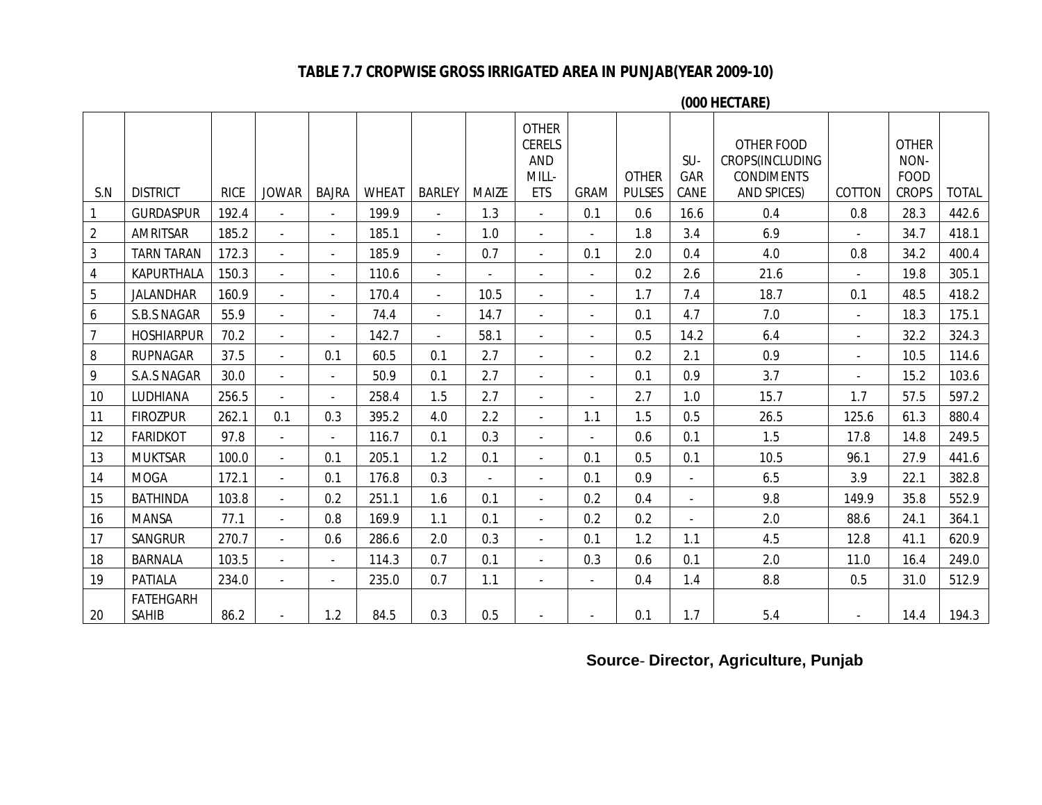## TABLE 7.7 CROPWISE GROSS IRRIGATED AREA IN PUNJAB(YEAR 2009-10)

**(000 HECTARE)**

| S.N | DISTRICT | RICE | JOWAR | BAJRA | WHEAT | BARLEY | MAIZE | OTHER CERELS AND MILL-ETS | GRAM | OTHER PULSES | SU-GAR CANE | OTHER FOOD CROPS(INCLUDING CONDIMENTS AND SPICES) | COTTON | OTHER NON-FOOD CROPS | TOTAL |
|---|---|---|---|---|---|---|---|---|---|---|---|---|---|---|---|
| 1 | GURDASPUR | 192.4 | - | - | 199.9 | - | 1.3 | - | 0.1 | 0.6 | 16.6 | 0.4 | 0.8 | 28.3 | 442.6 |
| 2 | AMRITSAR | 185.2 | - | - | 185.1 | - | 1.0 | - | - | 1.8 | 3.4 | 6.9 | - | 34.7 | 418.1 |
| 3 | TARN TARAN | 172.3 | - | - | 185.9 | - | 0.7 | - | 0.1 | 2.0 | 0.4 | 4.0 | 0.8 | 34.2 | 400.4 |
| 4 | KAPURTHALA | 150.3 | - | - | 110.6 | - | - | - | - | 0.2 | 2.6 | 21.6 | - | 19.8 | 305.1 |
| 5 | JALANDHAR | 160.9 | - | - | 170.4 | - | 10.5 | - | - | 1.7 | 7.4 | 18.7 | 0.1 | 48.5 | 418.2 |
| 6 | S.B.S NAGAR | 55.9 | - | - | 74.4 | - | 14.7 | - | - | 0.1 | 4.7 | 7.0 | - | 18.3 | 175.1 |
| 7 | HOSHIARPUR | 70.2 | - | - | 142.7 | - | 58.1 | - | - | 0.5 | 14.2 | 6.4 | - | 32.2 | 324.3 |
| 8 | RUPNAGAR | 37.5 | - | 0.1 | 60.5 | 0.1 | 2.7 | - | - | 0.2 | 2.1 | 0.9 | - | 10.5 | 114.6 |
| 9 | S.A.S NAGAR | 30.0 | - | - | 50.9 | 0.1 | 2.7 | - | - | 0.1 | 0.9 | 3.7 | - | 15.2 | 103.6 |
| 10 | LUDHIANA | 256.5 | - | - | 258.4 | 1.5 | 2.7 | - | - | 2.7 | 1.0 | 15.7 | 1.7 | 57.5 | 597.2 |
| 11 | FIROZPUR | 262.1 | 0.1 | 0.3 | 395.2 | 4.0 | 2.2 | - | 1.1 | 1.5 | 0.5 | 26.5 | 125.6 | 61.3 | 880.4 |
| 12 | FARIDKOT | 97.8 | - | - | 116.7 | 0.1 | 0.3 | - | - | 0.6 | 0.1 | 1.5 | 17.8 | 14.8 | 249.5 |
| 13 | MUKTSAR | 100.0 | - | 0.1 | 205.1 | 1.2 | 0.1 | - | 0.1 | 0.5 | 0.1 | 10.5 | 96.1 | 27.9 | 441.6 |
| 14 | MOGA | 172.1 | - | 0.1 | 176.8 | 0.3 | - | - | 0.1 | 0.9 | - | 6.5 | 3.9 | 22.1 | 382.8 |
| 15 | BATHINDA | 103.8 | - | 0.2 | 251.1 | 1.6 | 0.1 | - | 0.2 | 0.4 | - | 9.8 | 149.9 | 35.8 | 552.9 |
| 16 | MANSA | 77.1 | - | 0.8 | 169.9 | 1.1 | 0.1 | - | 0.2 | 0.2 | - | 2.0 | 88.6 | 24.1 | 364.1 |
| 17 | SANGRUR | 270.7 | - | 0.6 | 286.6 | 2.0 | 0.3 | - | 0.1 | 1.2 | 1.1 | 4.5 | 12.8 | 41.1 | 620.9 |
| 18 | BARNALA | 103.5 | - | - | 114.3 | 0.7 | 0.1 | - | 0.3 | 0.6 | 0.1 | 2.0 | 11.0 | 16.4 | 249.0 |
| 19 | PATIALA | 234.0 | - | - | 235.0 | 0.7 | 1.1 | - | - | 0.4 | 1.4 | 8.8 | 0.5 | 31.0 | 512.9 |
| 20 | FATEHGARH SAHIB | 86.2 | - | 1.2 | 84.5 | 0.3 | 0.5 | - | - | 0.1 | 1.7 | 5.4 | - | 14.4 | 194.3 |

**Source- Director, Agriculture, Punjab**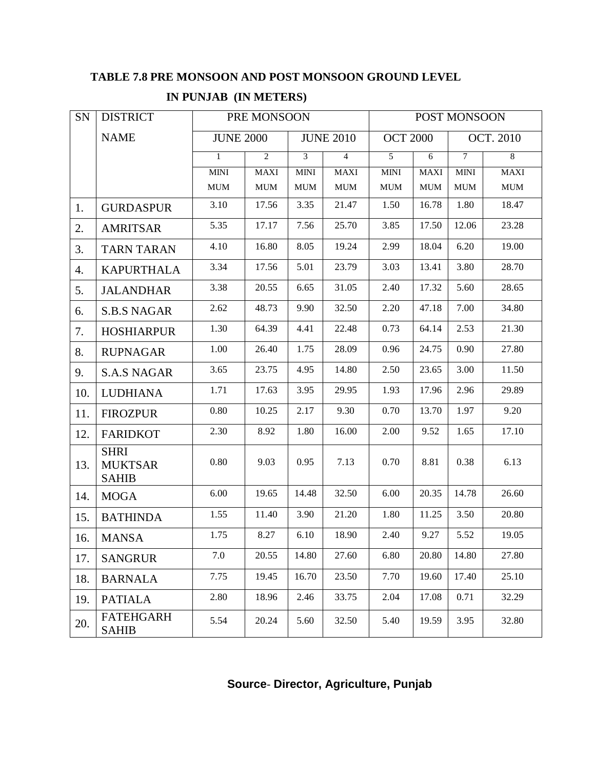**TABLE 7.8 PRE MONSOON AND POST MONSOON GROUND LEVEL IN PUNJAB (IN METERS)**

| SN | DISTRICT NAME | PRE MONSOON | | | | POST MONSOON | | | |
|---|---|---|---|---|---|---|---|---|---|
| | | JUNE 2000 | | JUNE 2010 | | OCT 2000 | | OCT. 2010 | |
| | | 1 | 2 | 3 | 4 | 5 | 6 | 7 | 8 |
| | | MINIMUM | MAXIMUM | MINIMUM | MAXIMUM | MINIMUM | MAXIMUM | MINIMUM | MAXIMUM |
| 1. | GURDASPUR | 3.10 | 17.56 | 3.35 | 21.47 | 1.50 | 16.78 | 1.80 | 18.47 |
| 2. | AMRITSAR | 5.35 | 17.17 | 7.56 | 25.70 | 3.85 | 17.50 | 12.06 | 23.28 |
| 3. | TARN TARAN | 4.10 | 16.80 | 8.05 | 19.24 | 2.99 | 18.04 | 6.20 | 19.00 |
| 4. | KAPURTHALA | 3.34 | 17.56 | 5.01 | 23.79 | 3.03 | 13.41 | 3.80 | 28.70 |
| 5. | JALANDHAR | 3.38 | 20.55 | 6.65 | 31.05 | 2.40 | 17.32 | 5.60 | 28.65 |
| 6. | S.B.S NAGAR | 2.62 | 48.73 | 9.90 | 32.50 | 2.20 | 47.18 | 7.00 | 34.80 |
| 7. | HOSHIARPUR | 1.30 | 64.39 | 4.41 | 22.48 | 0.73 | 64.14 | 2.53 | 21.30 |
| 8. | RUPNAGAR | 1.00 | 26.40 | 1.75 | 28.09 | 0.96 | 24.75 | 0.90 | 27.80 |
| 9. | S.A.S NAGAR | 3.65 | 23.75 | 4.95 | 14.80 | 2.50 | 23.65 | 3.00 | 11.50 |
| 10. | LUDHIANA | 1.71 | 17.63 | 3.95 | 29.95 | 1.93 | 17.96 | 2.96 | 29.89 |
| 11. | FIROZPUR | 0.80 | 10.25 | 2.17 | 9.30 | 0.70 | 13.70 | 1.97 | 9.20 |
| 12. | FARIDKOT | 2.30 | 8.92 | 1.80 | 16.00 | 2.00 | 9.52 | 1.65 | 17.10 |
| 13. | SHRI MUKTSAR SAHIB | 0.80 | 9.03 | 0.95 | 7.13 | 0.70 | 8.81 | 0.38 | 6.13 |
| 14. | MOGA | 6.00 | 19.65 | 14.48 | 32.50 | 6.00 | 20.35 | 14.78 | 26.60 |
| 15. | BATHINDA | 1.55 | 11.40 | 3.90 | 21.20 | 1.80 | 11.25 | 3.50 | 20.80 |
| 16. | MANSA | 1.75 | 8.27 | 6.10 | 18.90 | 2.40 | 9.27 | 5.52 | 19.05 |
| 17. | SANGRUR | 7.0 | 20.55 | 14.80 | 27.60 | 6.80 | 20.80 | 14.80 | 27.80 |
| 18. | BARNALA | 7.75 | 19.45 | 16.70 | 23.50 | 7.70 | 19.60 | 17.40 | 25.10 |
| 19. | PATIALA | 2.80 | 18.96 | 2.46 | 33.75 | 2.04 | 17.08 | 0.71 | 32.29 |
| 20. | FATEHGARH SAHIB | 5.54 | 20.24 | 5.60 | 32.50 | 5.40 | 19.59 | 3.95 | 32.80 |

**Source**- **Director, Agriculture, Punjab**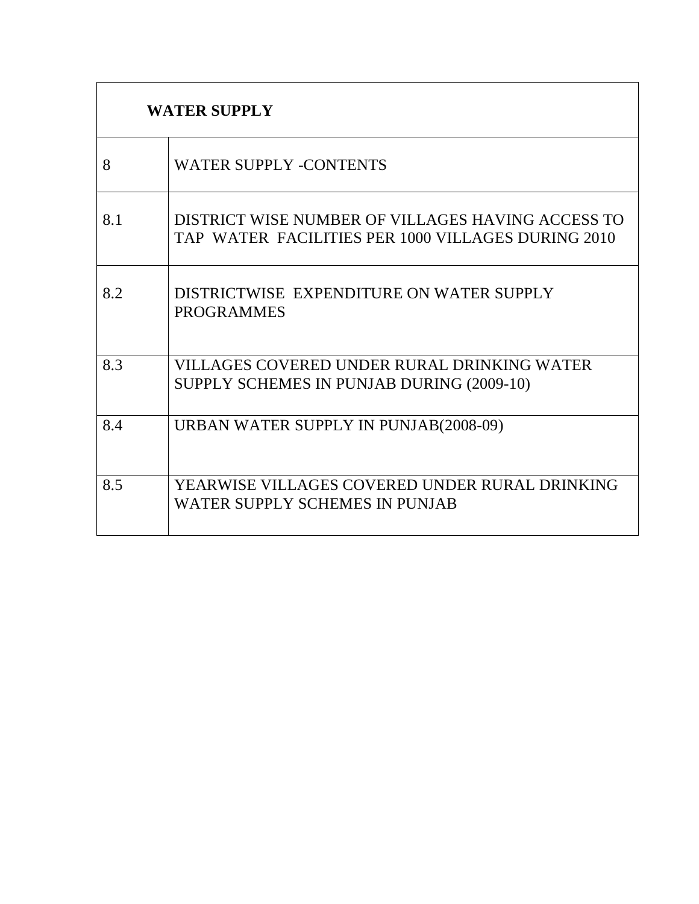| **WATER SUPPLY** | |
|---|---|
| 8 | WATER SUPPLY -CONTENTS |
| 8.1 | DISTRICT WISE NUMBER OF VILLAGES HAVING ACCESS TO TAP WATER FACILITIES PER 1000 VILLAGES DURING 2010 |
| 8.2 | DISTRICTWISE EXPENDITURE ON WATER SUPPLY PROGRAMMES |
| 8.3 | VILLAGES COVERED UNDER RURAL DRINKING WATER SUPPLY SCHEMES IN PUNJAB DURING (2009-10) |
| 8.4 | URBAN WATER SUPPLY IN PUNJAB(2008-09) |
| 8.5 | YEARWISE VILLAGES COVERED UNDER RURAL DRINKING WATER SUPPLY SCHEMES IN PUNJAB |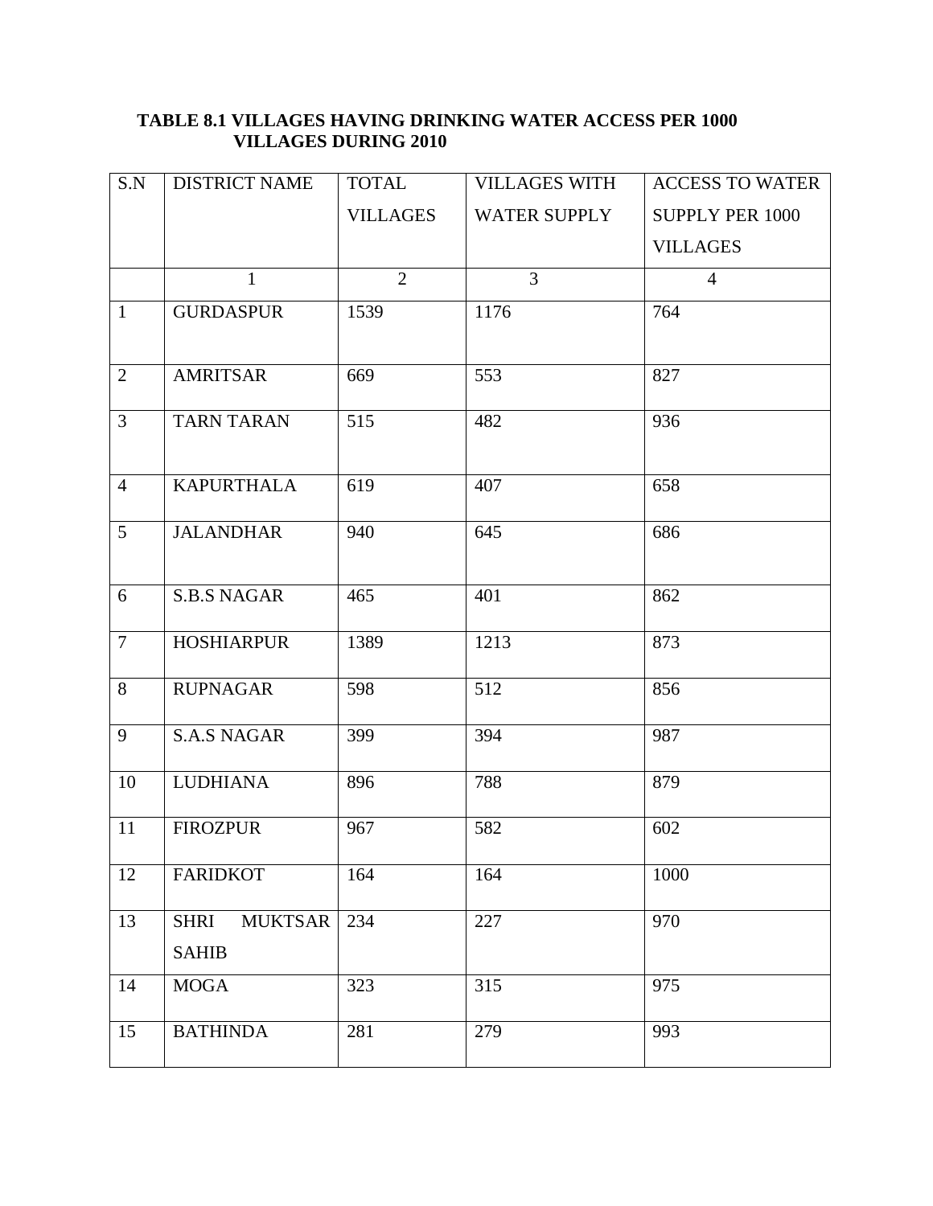**TABLE 8.1 VILLAGES HAVING DRINKING WATER ACCESS PER 1000 VILLAGES DURING 2010**

| S.N | DISTRICT NAME | TOTAL VILLAGES | VILLAGES WITH WATER SUPPLY | ACCESS TO WATER SUPPLY PER 1000 VILLAGES |
|---|---|---|---|---|
| | 1 | 2 | 3 | 4 |
| 1 | GURDASPUR | 1539 | 1176 | 764 |
| 2 | AMRITSAR | 669 | 553 | 827 |
| 3 | TARN TARAN | 515 | 482 | 936 |
| 4 | KAPURTHALA | 619 | 407 | 658 |
| 5 | JALANDHAR | 940 | 645 | 686 |
| 6 | S.B.S NAGAR | 465 | 401 | 862 |
| 7 | HOSHIARPUR | 1389 | 1213 | 873 |
| 8 | RUPNAGAR | 598 | 512 | 856 |
| 9 | S.A.S NAGAR | 399 | 394 | 987 |
| 10 | LUDHIANA | 896 | 788 | 879 |
| 11 | FIROZPUR | 967 | 582 | 602 |
| 12 | FARIDKOT | 164 | 164 | 1000 |
| 13 | SHRI MUKTSAR SAHIB | 234 | 227 | 970 |
| 14 | MOGA | 323 | 315 | 975 |
| 15 | BATHINDA | 281 | 279 | 993 |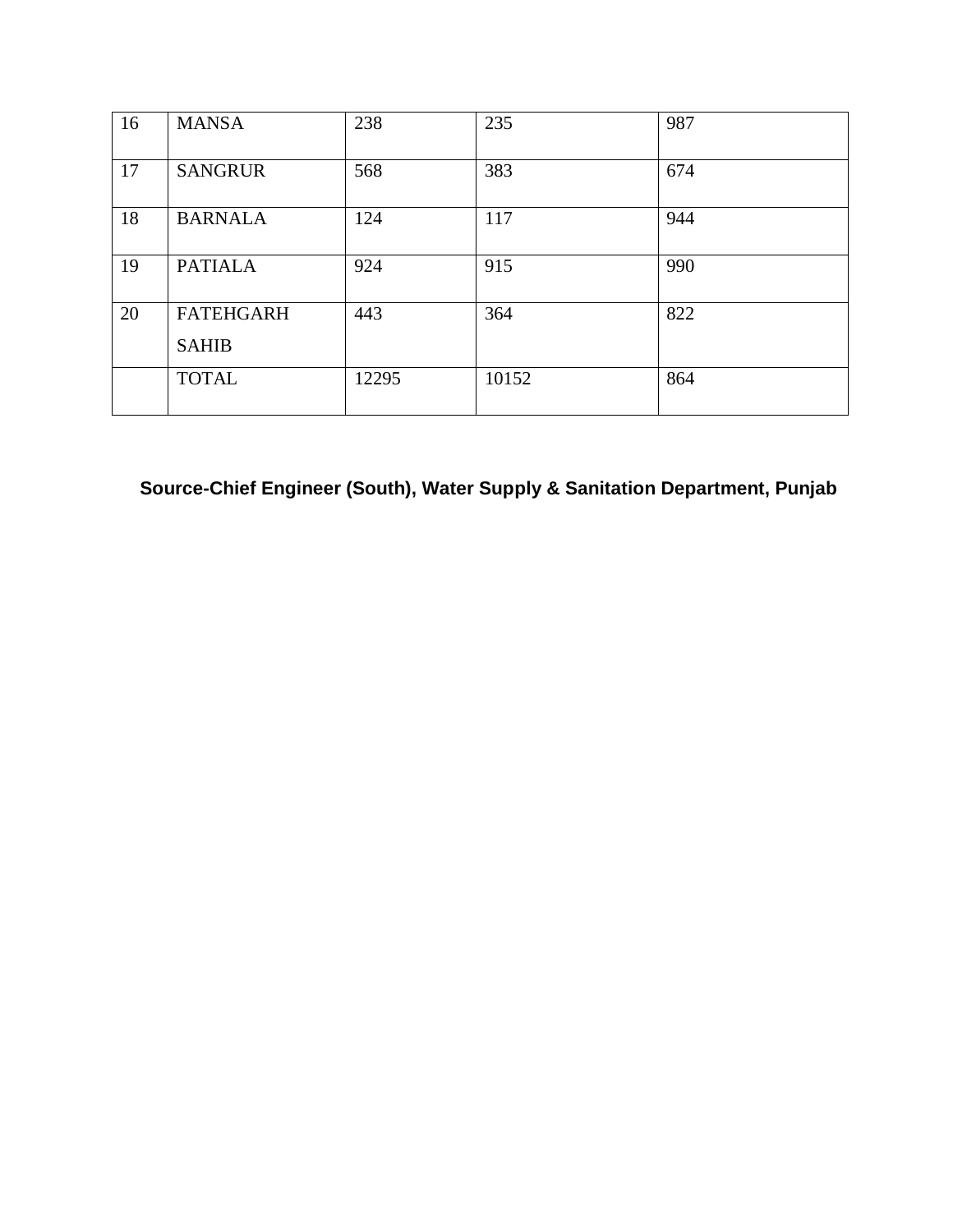| | | | | |
|---|---|---|---|---|
| 16 | MANSA | 238 | 235 | 987 |
| 17 | SANGRUR | 568 | 383 | 674 |
| 18 | BARNALA | 124 | 117 | 944 |
| 19 | PATIALA | 924 | 915 | 990 |
| 20 | FATEHGARH SAHIB | 443 | 364 | 822 |
| | TOTAL | 12295 | 10152 | 864 |

**Source-Chief Engineer (South), Water Supply & Sanitation Department, Punjab**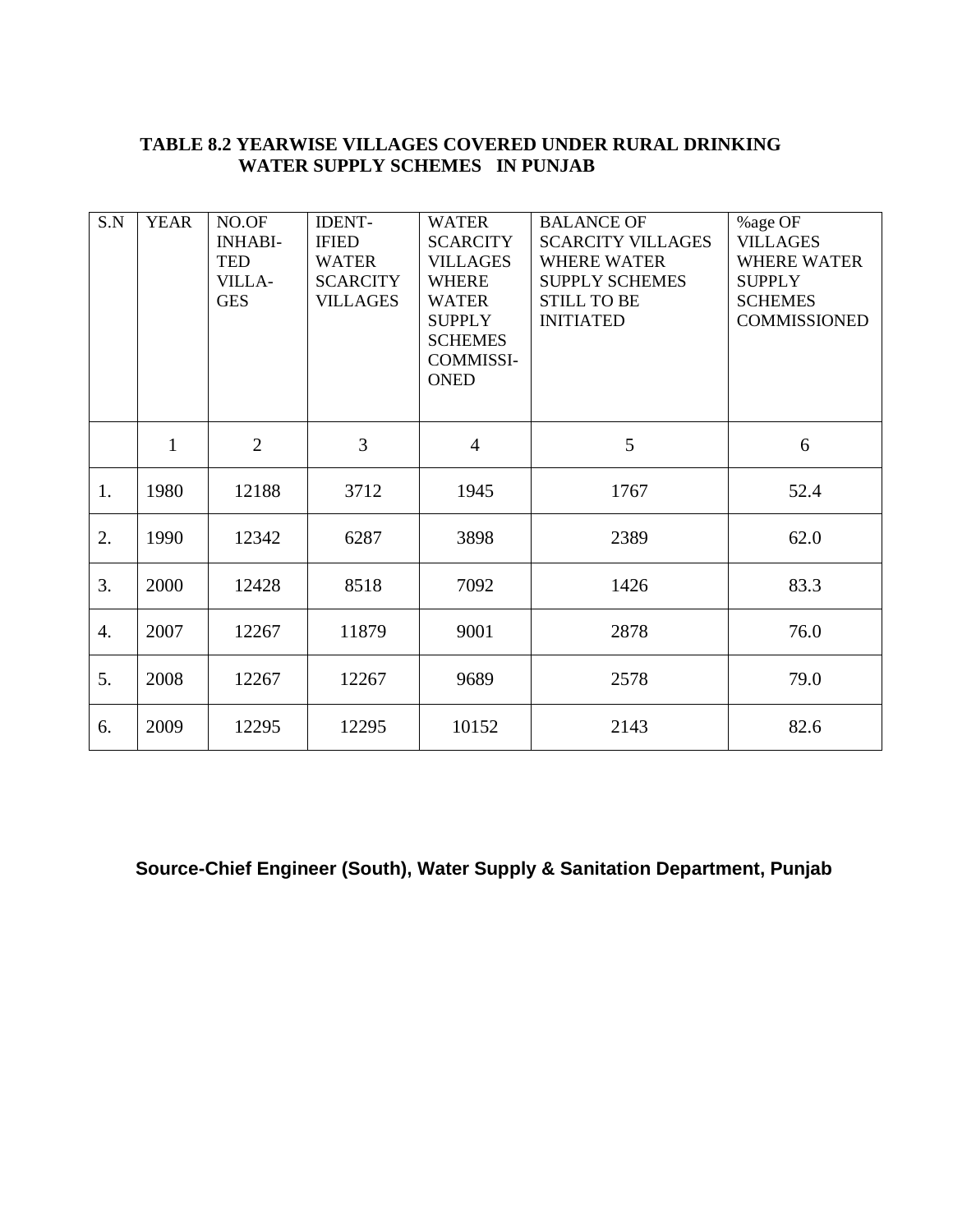**TABLE 8.2 YEARWISE VILLAGES COVERED UNDER RURAL DRINKING WATER SUPPLY SCHEMES IN PUNJAB**

| S.N | YEAR | NO.OF INHABI-TED VILLA-GES | IDENT-IFIED WATER SCARCITY VILLAGES | WATER SCARCITY VILLAGES WHERE WATER SUPPLY SCHEMES COMMISSI-ONED | BALANCE OF SCARCITY VILLAGES WHERE WATER SUPPLY SCHEMES STILL TO BE INITIATED | %age OF VILLAGES WHERE WATER SUPPLY SCHEMES COMMISSIONED |
|---|---|---|---|---|---|---|
| | 1 | 2 | 3 | 4 | 5 | 6 |
| 1. | 1980 | 12188 | 3712 | 1945 | 1767 | 52.4 |
| 2. | 1990 | 12342 | 6287 | 3898 | 2389 | 62.0 |
| 3. | 2000 | 12428 | 8518 | 7092 | 1426 | 83.3 |
| 4. | 2007 | 12267 | 11879 | 9001 | 2878 | 76.0 |
| 5. | 2008 | 12267 | 12267 | 9689 | 2578 | 79.0 |
| 6. | 2009 | 12295 | 12295 | 10152 | 2143 | 82.6 |

**Source-Chief Engineer (South), Water Supply & Sanitation Department, Punjab**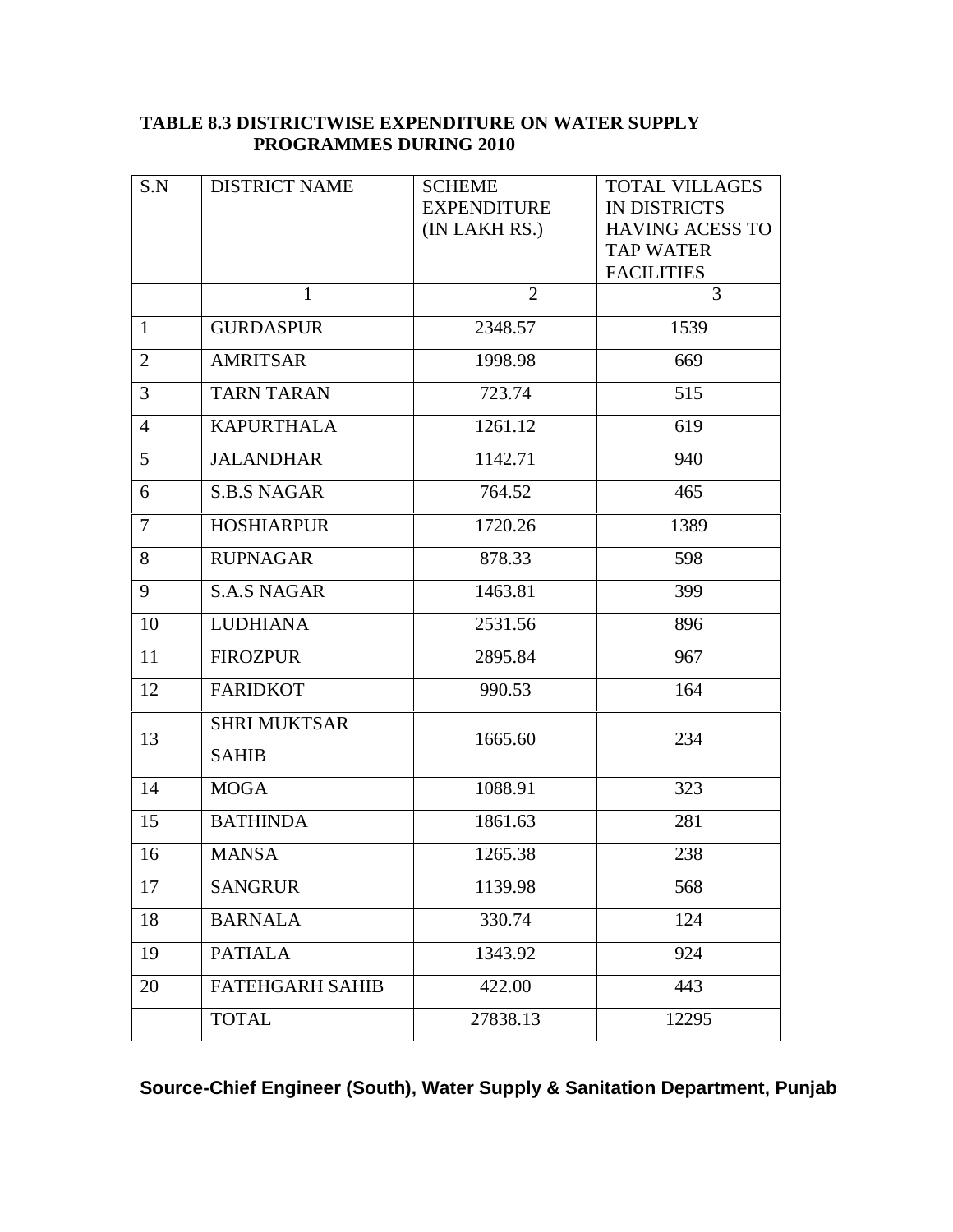**TABLE 8.3 DISTRICTWISE EXPENDITURE ON WATER SUPPLY PROGRAMMES DURING 2010**

| S.N | DISTRICT NAME | SCHEME EXPENDITURE (IN LAKH RS.) | TOTAL VILLAGES IN DISTRICTS HAVING ACESS TO TAP WATER FACILITIES |
|---|---|---|---|
| | 1 | 2 | 3 |
| 1 | GURDASPUR | 2348.57 | 1539 |
| 2 | AMRITSAR | 1998.98 | 669 |
| 3 | TARN TARAN | 723.74 | 515 |
| 4 | KAPURTHALA | 1261.12 | 619 |
| 5 | JALANDHAR | 1142.71 | 940 |
| 6 | S.B.S NAGAR | 764.52 | 465 |
| 7 | HOSHIARPUR | 1720.26 | 1389 |
| 8 | RUPNAGAR | 878.33 | 598 |
| 9 | S.A.S NAGAR | 1463.81 | 399 |
| 10 | LUDHIANA | 2531.56 | 896 |
| 11 | FIROZPUR | 2895.84 | 967 |
| 12 | FARIDKOT | 990.53 | 164 |
| 13 | SHRI MUKTSAR SAHIB | 1665.60 | 234 |
| 14 | MOGA | 1088.91 | 323 |
| 15 | BATHINDA | 1861.63 | 281 |
| 16 | MANSA | 1265.38 | 238 |
| 17 | SANGRUR | 1139.98 | 568 |
| 18 | BARNALA | 330.74 | 124 |
| 19 | PATIALA | 1343.92 | 924 |
| 20 | FATEHGARH SAHIB | 422.00 | 443 |
| | TOTAL | 27838.13 | 12295 |

**Source-Chief Engineer (South), Water Supply & Sanitation Department, Punjab**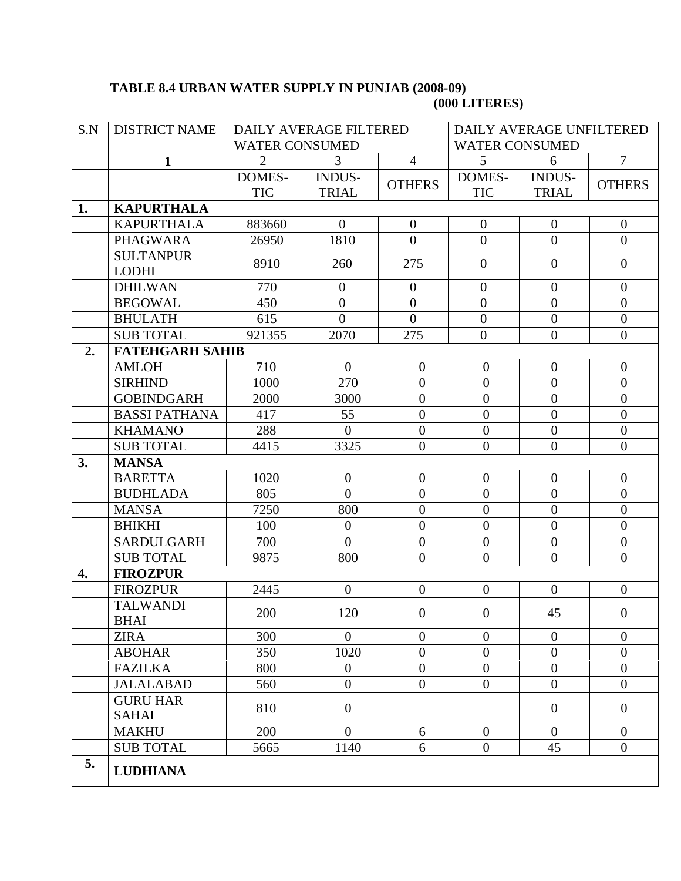**TABLE 8.4 URBAN WATER SUPPLY IN PUNJAB (2008-09)**

**(000 LITERES)**

| S.N | DISTRICT NAME | DAILY AVERAGE FILTERED WATER CONSUMED | | | DAILY AVERAGE UNFILTERED WATER CONSUMED | | |
|---|---|---|---|---|---|---|---|
| | **1** | 2 | 3 | 4 | 5 | 6 | 7 |
| | | DOMES-TIC | INDUS-TRIAL | OTHERS | DOMES-TIC | INDUS-TRIAL | OTHERS |
| **1.** | **KAPURTHALA** | | | | | | |
| | KAPURTHALA | 883660 | 0 | 0 | 0 | 0 | 0 |
| | PHAGWARA | 26950 | 1810 | 0 | 0 | 0 | 0 |
| | SULTANPUR LODHI | 8910 | 260 | 275 | 0 | 0 | 0 |
| | DHILWAN | 770 | 0 | 0 | 0 | 0 | 0 |
| | BEGOWAL | 450 | 0 | 0 | 0 | 0 | 0 |
| | BHULATH | 615 | 0 | 0 | 0 | 0 | 0 |
| | SUB TOTAL | 921355 | 2070 | 275 | 0 | 0 | 0 |
| **2.** | **FATEHGARH SAHIB** | | | | | | |
| | AMLOH | 710 | 0 | 0 | 0 | 0 | 0 |
| | SIRHIND | 1000 | 270 | 0 | 0 | 0 | 0 |
| | GOBINDGARH | 2000 | 3000 | 0 | 0 | 0 | 0 |
| | BASSI PATHANA | 417 | 55 | 0 | 0 | 0 | 0 |
| | KHAMANO | 288 | 0 | 0 | 0 | 0 | 0 |
| | SUB TOTAL | 4415 | 3325 | 0 | 0 | 0 | 0 |
| **3.** | **MANSA** | | | | | | |
| | BARETTA | 1020 | 0 | 0 | 0 | 0 | 0 |
| | BUDHLADA | 805 | 0 | 0 | 0 | 0 | 0 |
| | MANSA | 7250 | 800 | 0 | 0 | 0 | 0 |
| | BHIKHI | 100 | 0 | 0 | 0 | 0 | 0 |
| | SARDULGARH | 700 | 0 | 0 | 0 | 0 | 0 |
| | SUB TOTAL | 9875 | 800 | 0 | 0 | 0 | 0 |
| **4.** | **FIROZPUR** | | | | | | |
| | FIROZPUR | 2445 | 0 | 0 | 0 | 0 | 0 |
| | TALWANDI BHAI | 200 | 120 | 0 | 0 | 45 | 0 |
| | ZIRA | 300 | 0 | 0 | 0 | 0 | 0 |
| | ABOHAR | 350 | 1020 | 0 | 0 | 0 | 0 |
| | FAZILKA | 800 | 0 | 0 | 0 | 0 | 0 |
| | JALALABAD | 560 | 0 | 0 | 0 | 0 | 0 |
| | GURU HAR SAHAI | 810 | 0 | | | 0 | 0 |
| | MAKHU | 200 | 0 | 6 | 0 | 0 | 0 |
| | SUB TOTAL | 5665 | 1140 | 6 | 0 | 45 | 0 |
| **5.** | **LUDHIANA** | | | | | | |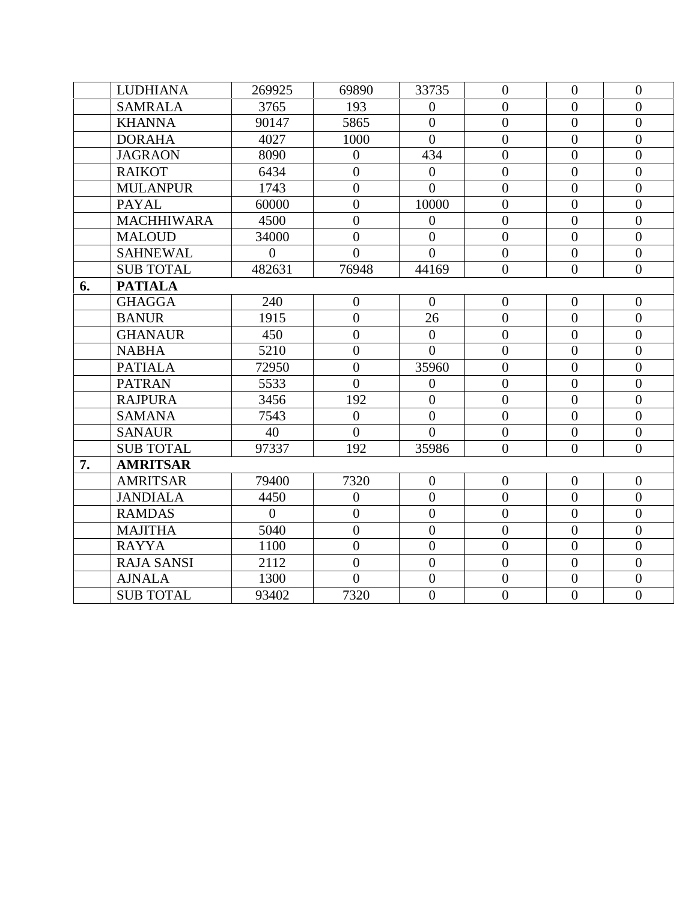| | | | | | | | |
|---|---|---|---|---|---|---|---|
| | LUDHIANA | 269925 | 69890 | 33735 | 0 | 0 | 0 |
| | SAMRALA | 3765 | 193 | 0 | 0 | 0 | 0 |
| | KHANNA | 90147 | 5865 | 0 | 0 | 0 | 0 |
| | DORAHA | 4027 | 1000 | 0 | 0 | 0 | 0 |
| | JAGRAON | 8090 | 0 | 434 | 0 | 0 | 0 |
| | RAIKOT | 6434 | 0 | 0 | 0 | 0 | 0 |
| | MULANPUR | 1743 | 0 | 0 | 0 | 0 | 0 |
| | PAYAL | 60000 | 0 | 10000 | 0 | 0 | 0 |
| | MACHHIWARA | 4500 | 0 | 0 | 0 | 0 | 0 |
| | MALOUD | 34000 | 0 | 0 | 0 | 0 | 0 |
| | SAHNEWAL | 0 | 0 | 0 | 0 | 0 | 0 |
| | SUB TOTAL | 482631 | 76948 | 44169 | 0 | 0 | 0 |
| **6.** | **PATIALA** | | | | | | |
| | GHAGGA | 240 | 0 | 0 | 0 | 0 | 0 |
| | BANUR | 1915 | 0 | 26 | 0 | 0 | 0 |
| | GHANAUR | 450 | 0 | 0 | 0 | 0 | 0 |
| | NABHA | 5210 | 0 | 0 | 0 | 0 | 0 |
| | PATIALA | 72950 | 0 | 35960 | 0 | 0 | 0 |
| | PATRAN | 5533 | 0 | 0 | 0 | 0 | 0 |
| | RAJPURA | 3456 | 192 | 0 | 0 | 0 | 0 |
| | SAMANA | 7543 | 0 | 0 | 0 | 0 | 0 |
| | SANAUR | 40 | 0 | 0 | 0 | 0 | 0 |
| | SUB TOTAL | 97337 | 192 | 35986 | 0 | 0 | 0 |
| **7.** | **AMRITSAR** | | | | | | |
| | AMRITSAR | 79400 | 7320 | 0 | 0 | 0 | 0 |
| | JANDIALA | 4450 | 0 | 0 | 0 | 0 | 0 |
| | RAMDAS | 0 | 0 | 0 | 0 | 0 | 0 |
| | MAJITHA | 5040 | 0 | 0 | 0 | 0 | 0 |
| | RAYYA | 1100 | 0 | 0 | 0 | 0 | 0 |
| | RAJA SANSI | 2112 | 0 | 0 | 0 | 0 | 0 |
| | AJNALA | 1300 | 0 | 0 | 0 | 0 | 0 |
| | SUB TOTAL | 93402 | 7320 | 0 | 0 | 0 | 0 |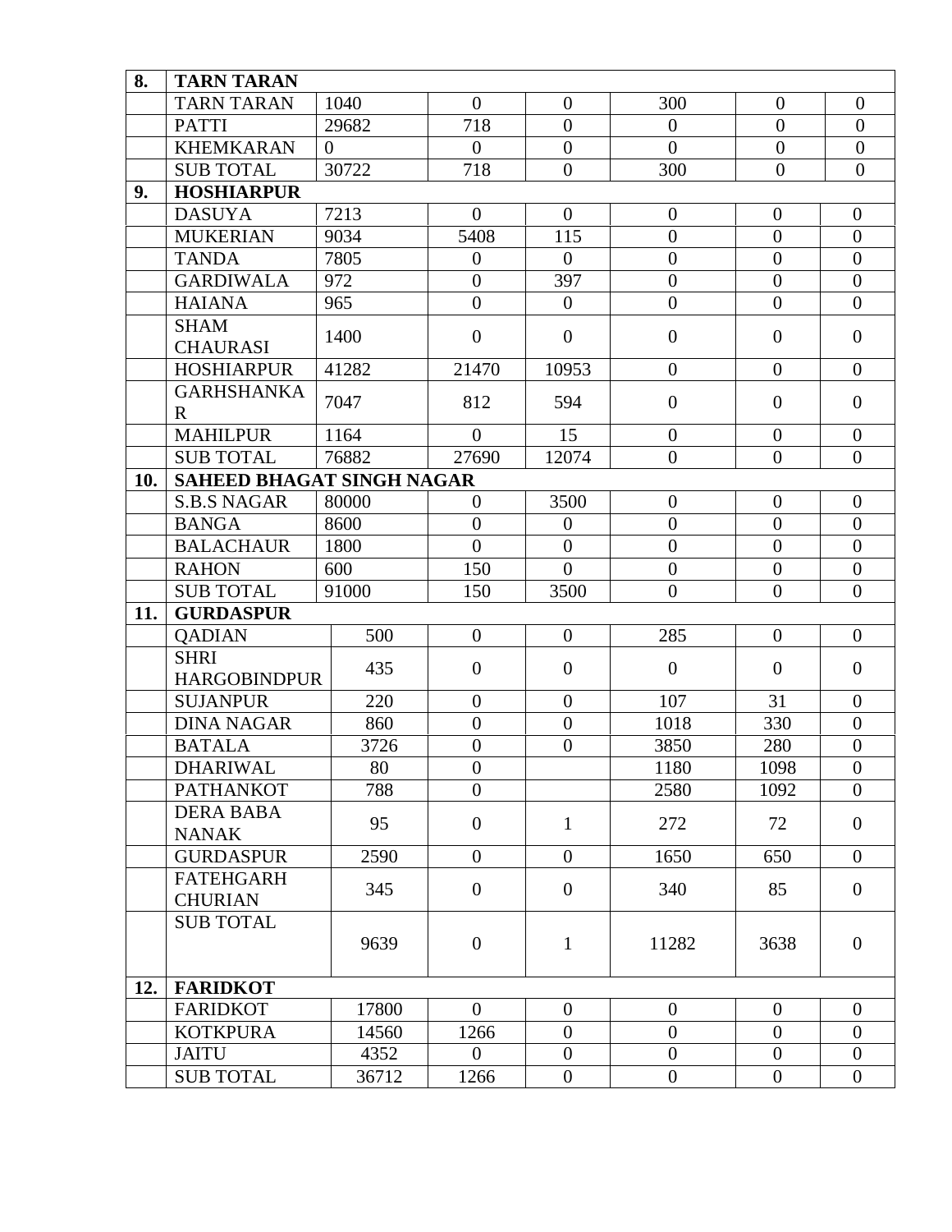| | | | | | | | |
|---|---|---|---|---|---|---|---|
| **8.** | **TARN TARAN** | | | | | | |
| | TARN TARAN | 1040 | 0 | 0 | 300 | 0 | 0 |
| | PATTI | 29682 | 718 | 0 | 0 | 0 | 0 |
| | KHEMKARAN | 0 | 0 | 0 | 0 | 0 | 0 |
| | SUB TOTAL | 30722 | 718 | 0 | 300 | 0 | 0 |
| **9.** | **HOSHIARPUR** | | | | | | |
| | DASUYA | 7213 | 0 | 0 | 0 | 0 | 0 |
| | MUKERIAN | 9034 | 5408 | 115 | 0 | 0 | 0 |
| | TANDA | 7805 | 0 | 0 | 0 | 0 | 0 |
| | GARDIWALA | 972 | 0 | 397 | 0 | 0 | 0 |
| | HAIANA | 965 | 0 | 0 | 0 | 0 | 0 |
| | SHAM CHAURASI | 1400 | 0 | 0 | 0 | 0 | 0 |
| | HOSHIARPUR | 41282 | 21470 | 10953 | 0 | 0 | 0 |
| | GARHSHANKAR | 7047 | 812 | 594 | 0 | 0 | 0 |
| | MAHILPUR | 1164 | 0 | 15 | 0 | 0 | 0 |
| | SUB TOTAL | 76882 | 27690 | 12074 | 0 | 0 | 0 |
| **10.** | **SAHEED BHAGAT SINGH NAGAR** | | | | | | |
| | S.B.S NAGAR | 80000 | 0 | 3500 | 0 | 0 | 0 |
| | BANGA | 8600 | 0 | 0 | 0 | 0 | 0 |
| | BALACHAUR | 1800 | 0 | 0 | 0 | 0 | 0 |
| | RAHON | 600 | 150 | 0 | 0 | 0 | 0 |
| | SUB TOTAL | 91000 | 150 | 3500 | 0 | 0 | 0 |
| **11.** | **GURDASPUR** | | | | | | |
| | QADIAN | 500 | 0 | 0 | 285 | 0 | 0 |
| | SHRI HARGOBINDPUR | 435 | 0 | 0 | 0 | 0 | 0 |
| | SUJANPUR | 220 | 0 | 0 | 107 | 31 | 0 |
| | DINA NAGAR | 860 | 0 | 0 | 1018 | 330 | 0 |
| | BATALA | 3726 | 0 | 0 | 3850 | 280 | 0 |
| | DHARIWAL | 80 | 0 | | 1180 | 1098 | 0 |
| | PATHANKOT | 788 | 0 | | 2580 | 1092 | 0 |
| | DERA BABA NANAK | 95 | 0 | 1 | 272 | 72 | 0 |
| | GURDASPUR | 2590 | 0 | 0 | 1650 | 650 | 0 |
| | FATEHGARH CHURIAN | 345 | 0 | 0 | 340 | 85 | 0 |
| | SUB TOTAL | 9639 | 0 | 1 | 11282 | 3638 | 0 |
| **12.** | **FARIDKOT** | | | | | | |
| | FARIDKOT | 17800 | 0 | 0 | 0 | 0 | 0 |
| | KOTKPURA | 14560 | 1266 | 0 | 0 | 0 | 0 |
| | JAITU | 4352 | 0 | 0 | 0 | 0 | 0 |
| | SUB TOTAL | 36712 | 1266 | 0 | 0 | 0 | 0 |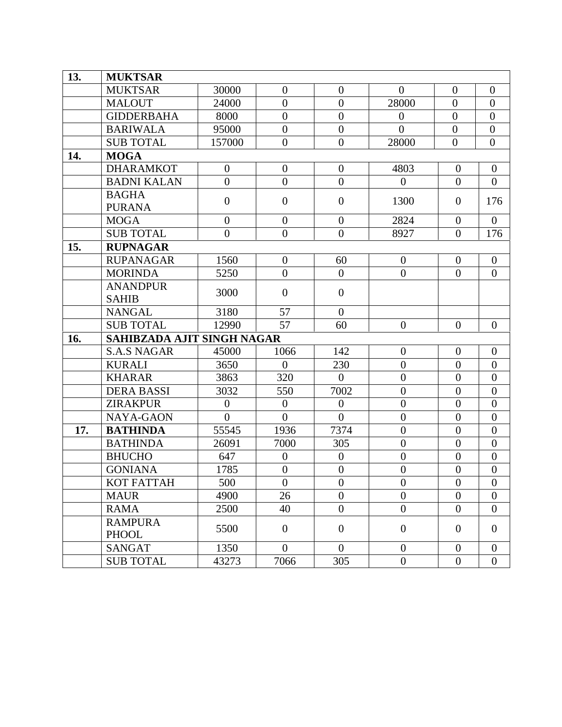| | | | | | | | |
|---|---|---|---|---|---|---|---|
| **13.** | **MUKTSAR** | | | | | | |
| | MUKTSAR | 30000 | 0 | 0 | 0 | 0 | 0 |
| | MALOUT | 24000 | 0 | 0 | 28000 | 0 | 0 |
| | GIDDERBAHA | 8000 | 0 | 0 | 0 | 0 | 0 |
| | BARIWALA | 95000 | 0 | 0 | 0 | 0 | 0 |
| | SUB TOTAL | 157000 | 0 | 0 | 28000 | 0 | 0 |
| **14.** | **MOGA** | | | | | | |
| | DHARAMKOT | 0 | 0 | 0 | 4803 | 0 | 0 |
| | BADNI KALAN | 0 | 0 | 0 | 0 | 0 | 0 |
| | BAGHA PURANA | 0 | 0 | 0 | 1300 | 0 | 176 |
| | MOGA | 0 | 0 | 0 | 2824 | 0 | 0 |
| | SUB TOTAL | 0 | 0 | 0 | 8927 | 0 | 176 |
| **15.** | **RUPNAGAR** | | | | | | |
| | RUPANAGAR | 1560 | 0 | 60 | 0 | 0 | 0 |
| | MORINDA | 5250 | 0 | 0 | 0 | 0 | 0 |
| | ANANDPUR SAHIB | 3000 | 0 | 0 | | | |
| | NANGAL | 3180 | 57 | 0 | | | |
| | SUB TOTAL | 12990 | 57 | 60 | 0 | 0 | 0 |
| **16.** | **SAHIBZADA AJIT SINGH NAGAR** | | | | | | |
| | S.A.S NAGAR | 45000 | 1066 | 142 | 0 | 0 | 0 |
| | KURALI | 3650 | 0 | 230 | 0 | 0 | 0 |
| | KHARAR | 3863 | 320 | 0 | 0 | 0 | 0 |
| | DERA BASSI | 3032 | 550 | 7002 | 0 | 0 | 0 |
| | ZIRAKPUR | 0 | 0 | 0 | 0 | 0 | 0 |
| | NAYA-GAON | 0 | 0 | 0 | 0 | 0 | 0 |
| **17.** | **BATHINDA** | 55545 | 1936 | 7374 | 0 | 0 | 0 |
| | BATHINDA | 26091 | 7000 | 305 | 0 | 0 | 0 |
| | BHUCHO | 647 | 0 | 0 | 0 | 0 | 0 |
| | GONIANA | 1785 | 0 | 0 | 0 | 0 | 0 |
| | KOT FATTAH | 500 | 0 | 0 | 0 | 0 | 0 |
| | MAUR | 4900 | 26 | 0 | 0 | 0 | 0 |
| | RAMA | 2500 | 40 | 0 | 0 | 0 | 0 |
| | RAMPURA PHOOL | 5500 | 0 | 0 | 0 | 0 | 0 |
| | SANGAT | 1350 | 0 | 0 | 0 | 0 | 0 |
| | SUB TOTAL | 43273 | 7066 | 305 | 0 | 0 | 0 |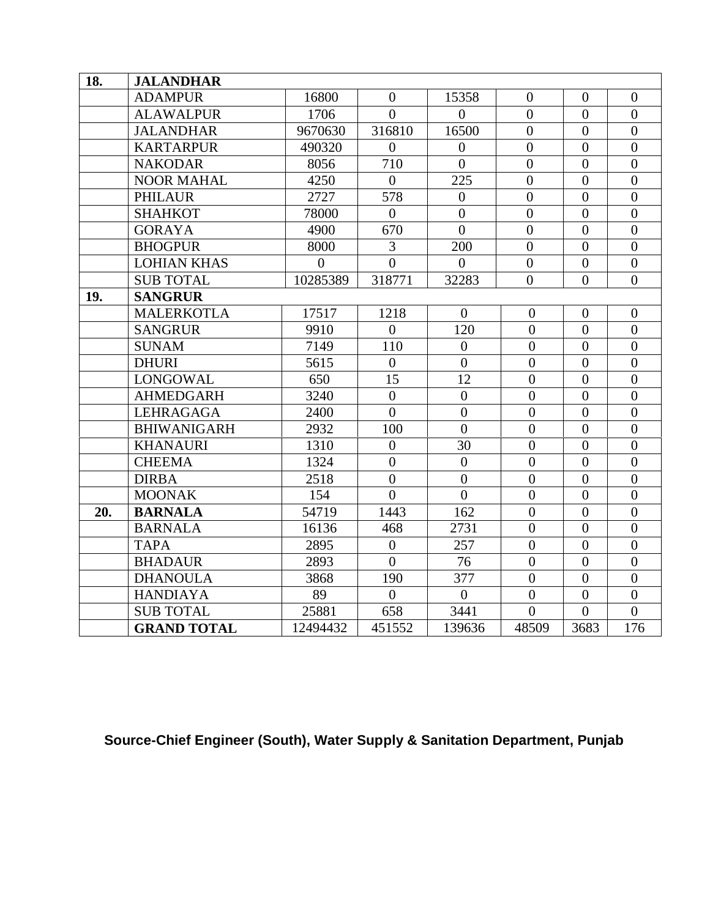| | | | | | | | |
|---|---|---|---|---|---|---|---|
| **18.** | **JALANDHAR** | | | | | | |
| | ADAMPUR | 16800 | 0 | 15358 | 0 | 0 | 0 |
| | ALAWALPUR | 1706 | 0 | 0 | 0 | 0 | 0 |
| | JALANDHAR | 9670630 | 316810 | 16500 | 0 | 0 | 0 |
| | KARTARPUR | 490320 | 0 | 0 | 0 | 0 | 0 |
| | NAKODAR | 8056 | 710 | 0 | 0 | 0 | 0 |
| | NOOR MAHAL | 4250 | 0 | 225 | 0 | 0 | 0 |
| | PHILAUR | 2727 | 578 | 0 | 0 | 0 | 0 |
| | SHAHKOT | 78000 | 0 | 0 | 0 | 0 | 0 |
| | GORAYA | 4900 | 670 | 0 | 0 | 0 | 0 |
| | BHOGPUR | 8000 | 3 | 200 | 0 | 0 | 0 |
| | LOHIAN KHAS | 0 | 0 | 0 | 0 | 0 | 0 |
| | SUB TOTAL | 10285389 | 318771 | 32283 | 0 | 0 | 0 |
| **19.** | **SANGRUR** | | | | | | |
| | MALERKOTLA | 17517 | 1218 | 0 | 0 | 0 | 0 |
| | SANGRUR | 9910 | 0 | 120 | 0 | 0 | 0 |
| | SUNAM | 7149 | 110 | 0 | 0 | 0 | 0 |
| | DHURI | 5615 | 0 | 0 | 0 | 0 | 0 |
| | LONGOWAL | 650 | 15 | 12 | 0 | 0 | 0 |
| | AHMEDGARH | 3240 | 0 | 0 | 0 | 0 | 0 |
| | LEHRAGAGA | 2400 | 0 | 0 | 0 | 0 | 0 |
| | BHIWANIGARH | 2932 | 100 | 0 | 0 | 0 | 0 |
| | KHANAURI | 1310 | 0 | 30 | 0 | 0 | 0 |
| | CHEEMA | 1324 | 0 | 0 | 0 | 0 | 0 |
| | DIRBA | 2518 | 0 | 0 | 0 | 0 | 0 |
| | MOONAK | 154 | 0 | 0 | 0 | 0 | 0 |
| **20.** | **BARNALA** | 54719 | 1443 | 162 | 0 | 0 | 0 |
| | BARNALA | 16136 | 468 | 2731 | 0 | 0 | 0 |
| | TAPA | 2895 | 0 | 257 | 0 | 0 | 0 |
| | BHADAUR | 2893 | 0 | 76 | 0 | 0 | 0 |
| | DHANOULA | 3868 | 190 | 377 | 0 | 0 | 0 |
| | HANDIAYA | 89 | 0 | 0 | 0 | 0 | 0 |
| | SUB TOTAL | 25881 | 658 | 3441 | 0 | 0 | 0 |
| | **GRAND TOTAL** | 12494432 | 451552 | 139636 | 48509 | 3683 | 176 |

**Source-Chief Engineer (South), Water Supply & Sanitation Department, Punjab**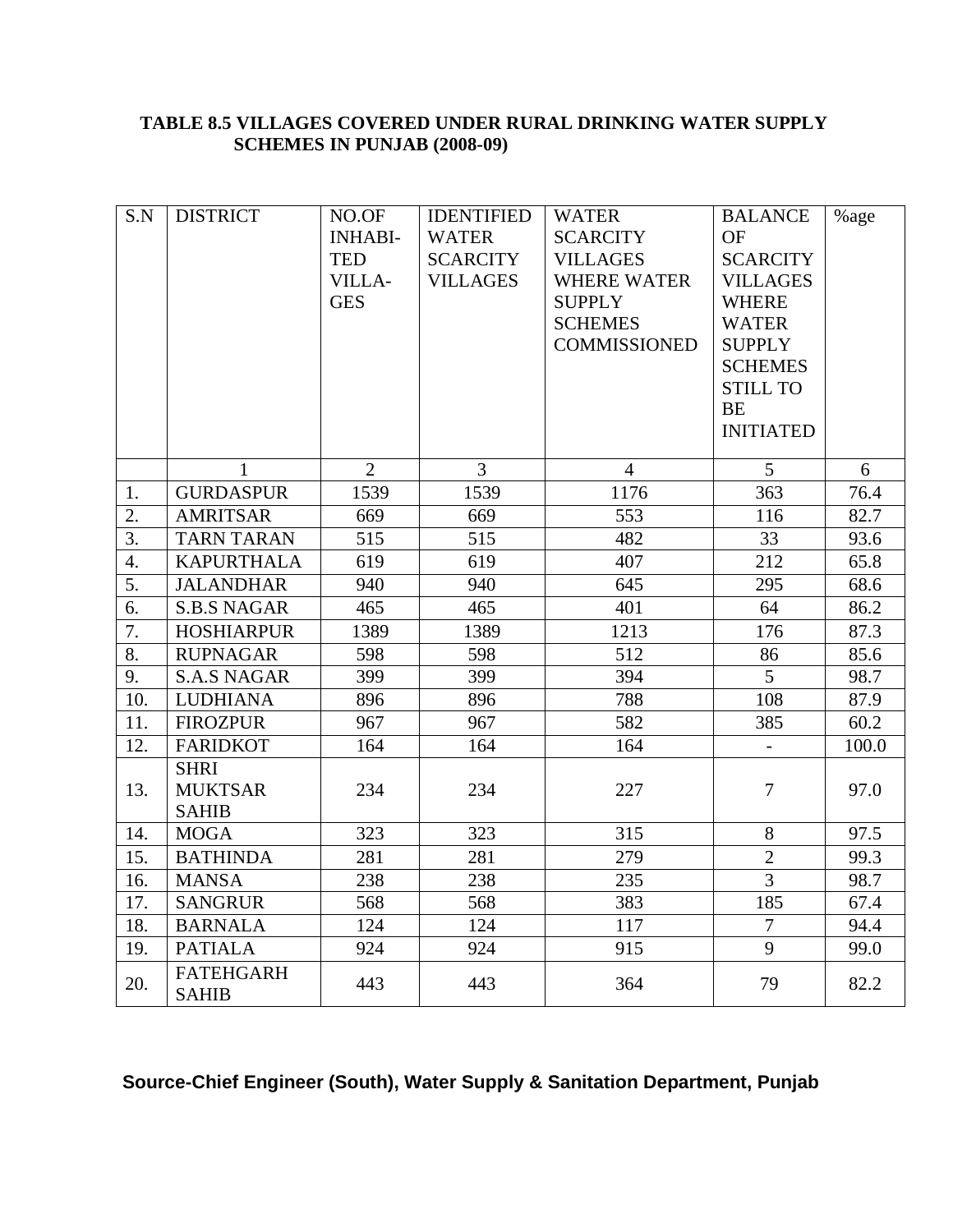**TABLE 8.5 VILLAGES COVERED UNDER RURAL DRINKING WATER SUPPLY SCHEMES IN PUNJAB (2008-09)**

| S.N | DISTRICT | NO.OF INHABI-TED VILLA-GES | IDENTIFIED WATER SCARCITY VILLAGES | WATER SCARCITY VILLAGES WHERE WATER SUPPLY SCHEMES COMMISSIONED | BALANCE OF SCARCITY VILLAGES WHERE WATER SUPPLY SCHEMES STILL TO BE INITIATED | %age |
|---|---|---|---|---|---|---|
| | 1 | 2 | 3 | 4 | 5 | 6 |
| 1. | GURDASPUR | 1539 | 1539 | 1176 | 363 | 76.4 |
| 2. | AMRITSAR | 669 | 669 | 553 | 116 | 82.7 |
| 3. | TARN TARAN | 515 | 515 | 482 | 33 | 93.6 |
| 4. | KAPURTHALA | 619 | 619 | 407 | 212 | 65.8 |
| 5. | JALANDHAR | 940 | 940 | 645 | 295 | 68.6 |
| 6. | S.B.S NAGAR | 465 | 465 | 401 | 64 | 86.2 |
| 7. | HOSHIARPUR | 1389 | 1389 | 1213 | 176 | 87.3 |
| 8. | RUPNAGAR | 598 | 598 | 512 | 86 | 85.6 |
| 9. | S.A.S NAGAR | 399 | 399 | 394 | 5 | 98.7 |
| 10. | LUDHIANA | 896 | 896 | 788 | 108 | 87.9 |
| 11. | FIROZPUR | 967 | 967 | 582 | 385 | 60.2 |
| 12. | FARIDKOT | 164 | 164 | 164 | - | 100.0 |
| 13. | SHRI MUKTSAR SAHIB | 234 | 234 | 227 | 7 | 97.0 |
| 14. | MOGA | 323 | 323 | 315 | 8 | 97.5 |
| 15. | BATHINDA | 281 | 281 | 279 | 2 | 99.3 |
| 16. | MANSA | 238 | 238 | 235 | 3 | 98.7 |
| 17. | SANGRUR | 568 | 568 | 383 | 185 | 67.4 |
| 18. | BARNALA | 124 | 124 | 117 | 7 | 94.4 |
| 19. | PATIALA | 924 | 924 | 915 | 9 | 99.0 |
| 20. | FATEHGARH SAHIB | 443 | 443 | 364 | 79 | 82.2 |

**Source-Chief Engineer (South), Water Supply & Sanitation Department, Punjab**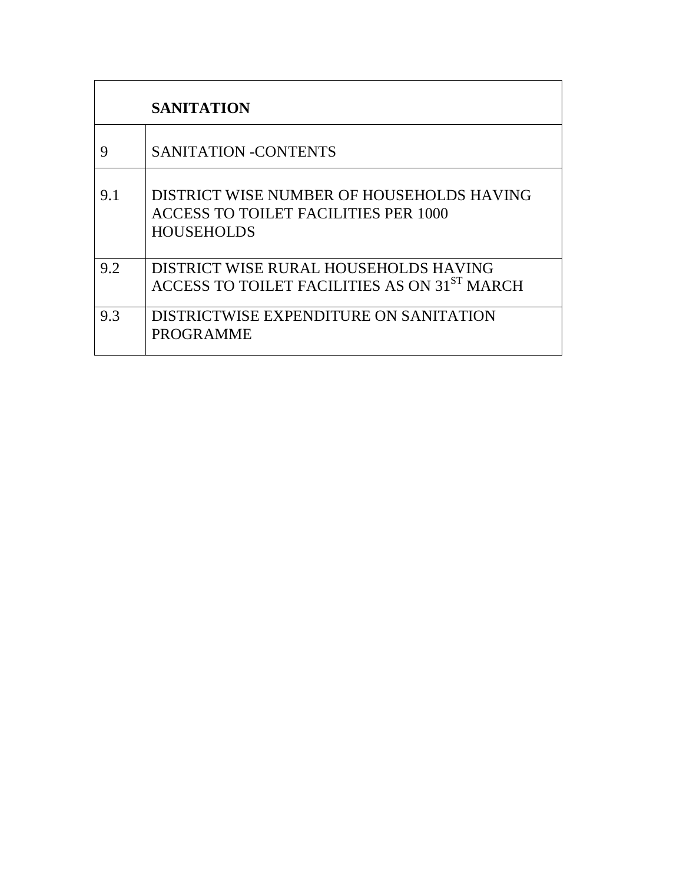| | SANITATION |
|---|---|
| 9 | SANITATION -CONTENTS |
| 9.1 | DISTRICT WISE NUMBER OF HOUSEHOLDS HAVING ACCESS TO TOILET FACILITIES PER 1000 HOUSEHOLDS |
| 9.2 | DISTRICT WISE RURAL HOUSEHOLDS HAVING ACCESS TO TOILET FACILITIES AS ON 31ST MARCH |
| 9.3 | DISTRICTWISE EXPENDITURE ON SANITATION PROGRAMME |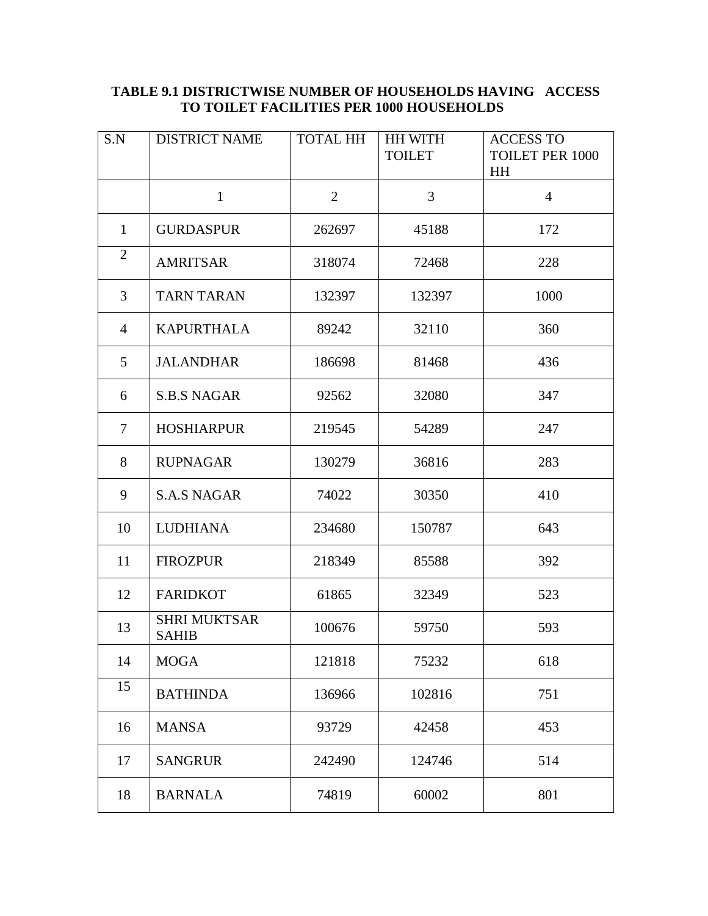**TABLE 9.1 DISTRICTWISE NUMBER OF HOUSEHOLDS HAVING ACCESS TO TOILET FACILITIES PER 1000 HOUSEHOLDS**

| S.N | DISTRICT NAME | TOTAL HH | HH WITH TOILET | ACCESS TO TOILET PER 1000 HH |
|---|---|---|---|---|
| | 1 | 2 | 3 | 4 |
| 1 | GURDASPUR | 262697 | 45188 | 172 |
| 2 | AMRITSAR | 318074 | 72468 | 228 |
| 3 | TARN TARAN | 132397 | 132397 | 1000 |
| 4 | KAPURTHALA | 89242 | 32110 | 360 |
| 5 | JALANDHAR | 186698 | 81468 | 436 |
| 6 | S.B.S NAGAR | 92562 | 32080 | 347 |
| 7 | HOSHIARPUR | 219545 | 54289 | 247 |
| 8 | RUPNAGAR | 130279 | 36816 | 283 |
| 9 | S.A.S NAGAR | 74022 | 30350 | 410 |
| 10 | LUDHIANA | 234680 | 150787 | 643 |
| 11 | FIROZPUR | 218349 | 85588 | 392 |
| 12 | FARIDKOT | 61865 | 32349 | 523 |
| 13 | SHRI MUKTSAR SAHIB | 100676 | 59750 | 593 |
| 14 | MOGA | 121818 | 75232 | 618 |
| 15 | BATHINDA | 136966 | 102816 | 751 |
| 16 | MANSA | 93729 | 42458 | 453 |
| 17 | SANGRUR | 242490 | 124746 | 514 |
| 18 | BARNALA | 74819 | 60002 | 801 |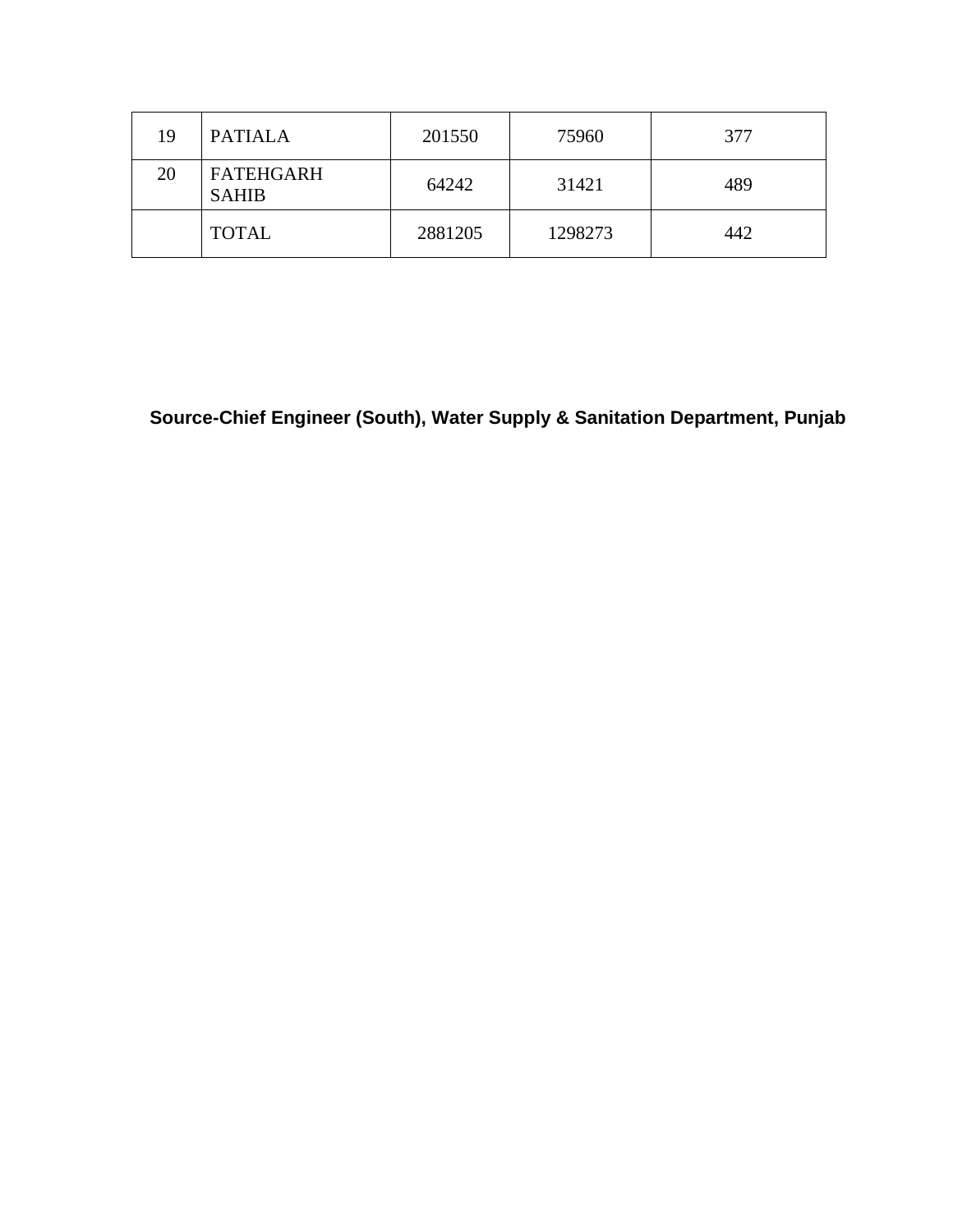| | | | | |
|---|---|---|---|---|
| 19 | PATIALA | 201550 | 75960 | 377 |
| 20 | FATEHGARH SAHIB | 64242 | 31421 | 489 |
| | TOTAL | 2881205 | 1298273 | 442 |

**Source-Chief Engineer (South), Water Supply & Sanitation Department, Punjab**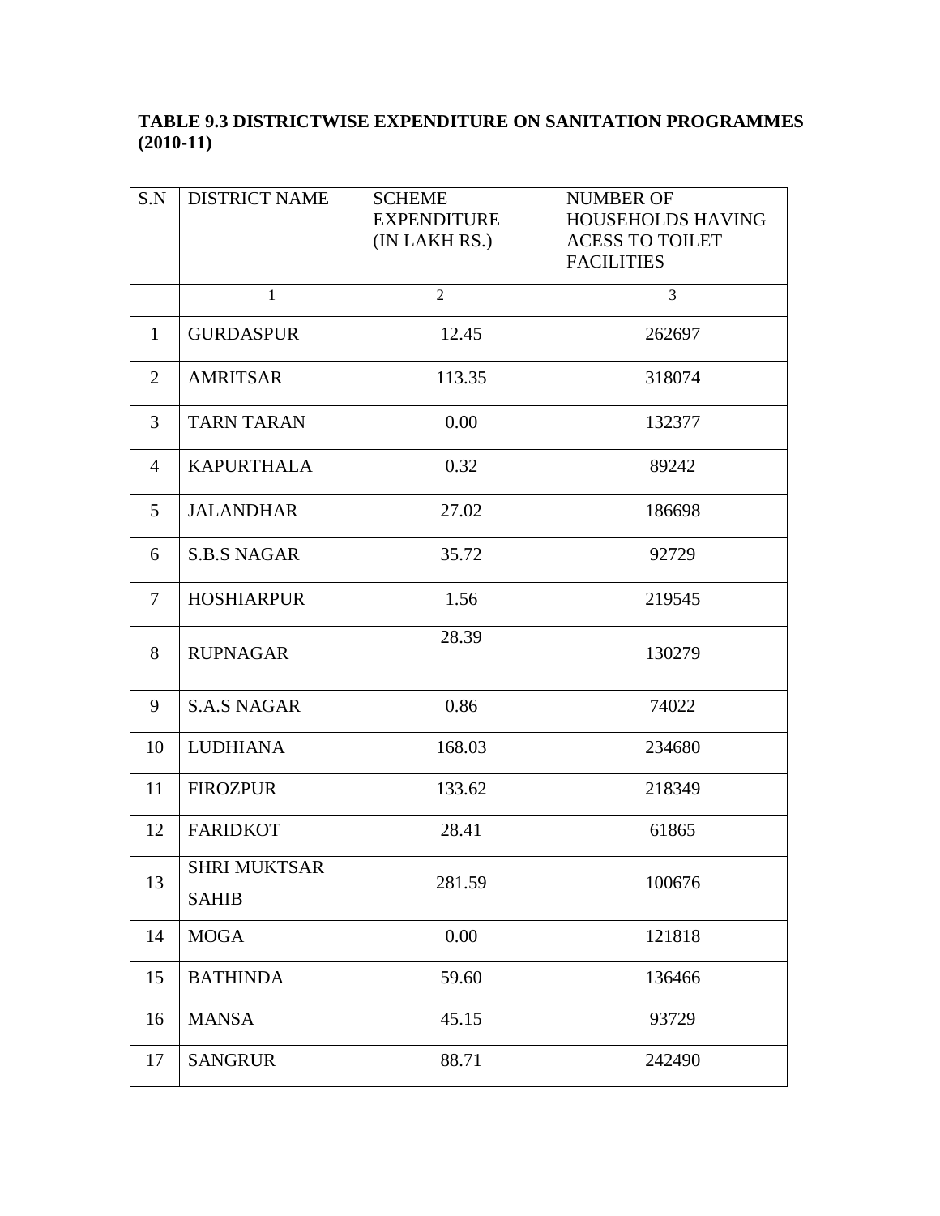**TABLE 9.3 DISTRICTWISE EXPENDITURE ON SANITATION PROGRAMMES (2010-11)**

| S.N | DISTRICT NAME | SCHEME EXPENDITURE (IN LAKH RS.) | NUMBER OF HOUSEHOLDS HAVING ACESS TO TOILET FACILITIES |
|---|---|---|---|
| | 1 | 2 | 3 |
| 1 | GURDASPUR | 12.45 | 262697 |
| 2 | AMRITSAR | 113.35 | 318074 |
| 3 | TARN TARAN | 0.00 | 132377 |
| 4 | KAPURTHALA | 0.32 | 89242 |
| 5 | JALANDHAR | 27.02 | 186698 |
| 6 | S.B.S NAGAR | 35.72 | 92729 |
| 7 | HOSHIARPUR | 1.56 | 219545 |
| 8 | RUPNAGAR | 28.39 | 130279 |
| 9 | S.A.S NAGAR | 0.86 | 74022 |
| 10 | LUDHIANA | 168.03 | 234680 |
| 11 | FIROZPUR | 133.62 | 218349 |
| 12 | FARIDKOT | 28.41 | 61865 |
| 13 | SHRI MUKTSAR SAHIB | 281.59 | 100676 |
| 14 | MOGA | 0.00 | 121818 |
| 15 | BATHINDA | 59.60 | 136466 |
| 16 | MANSA | 45.15 | 93729 |
| 17 | SANGRUR | 88.71 | 242490 |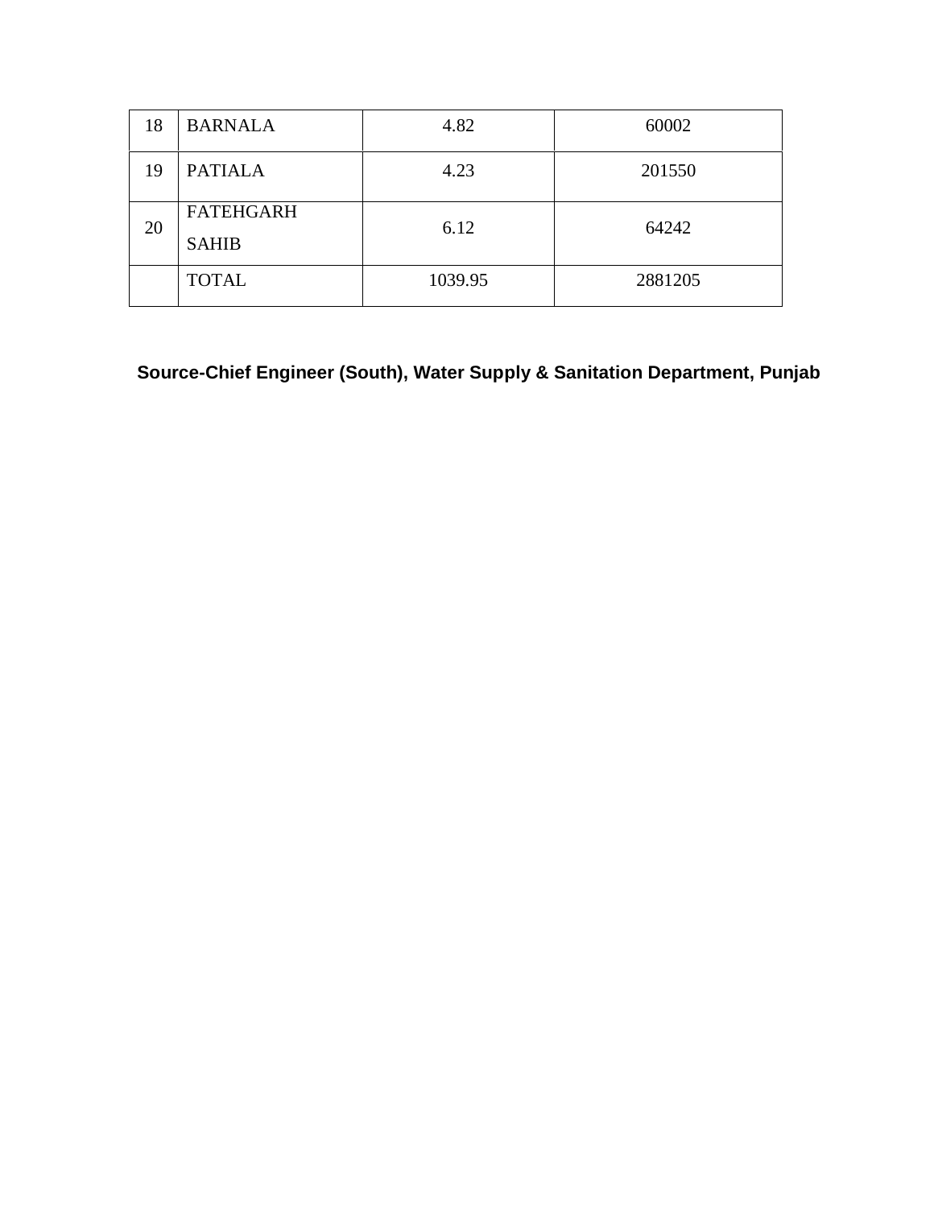| 18 | BARNALA | 4.82 | 60002 |
|---|---|---|---|
| 19 | PATIALA | 4.23 | 201550 |
| 20 | FATEHGARH SAHIB | 6.12 | 64242 |
| | TOTAL | 1039.95 | 2881205 |

**Source-Chief Engineer (South), Water Supply & Sanitation Department, Punjab**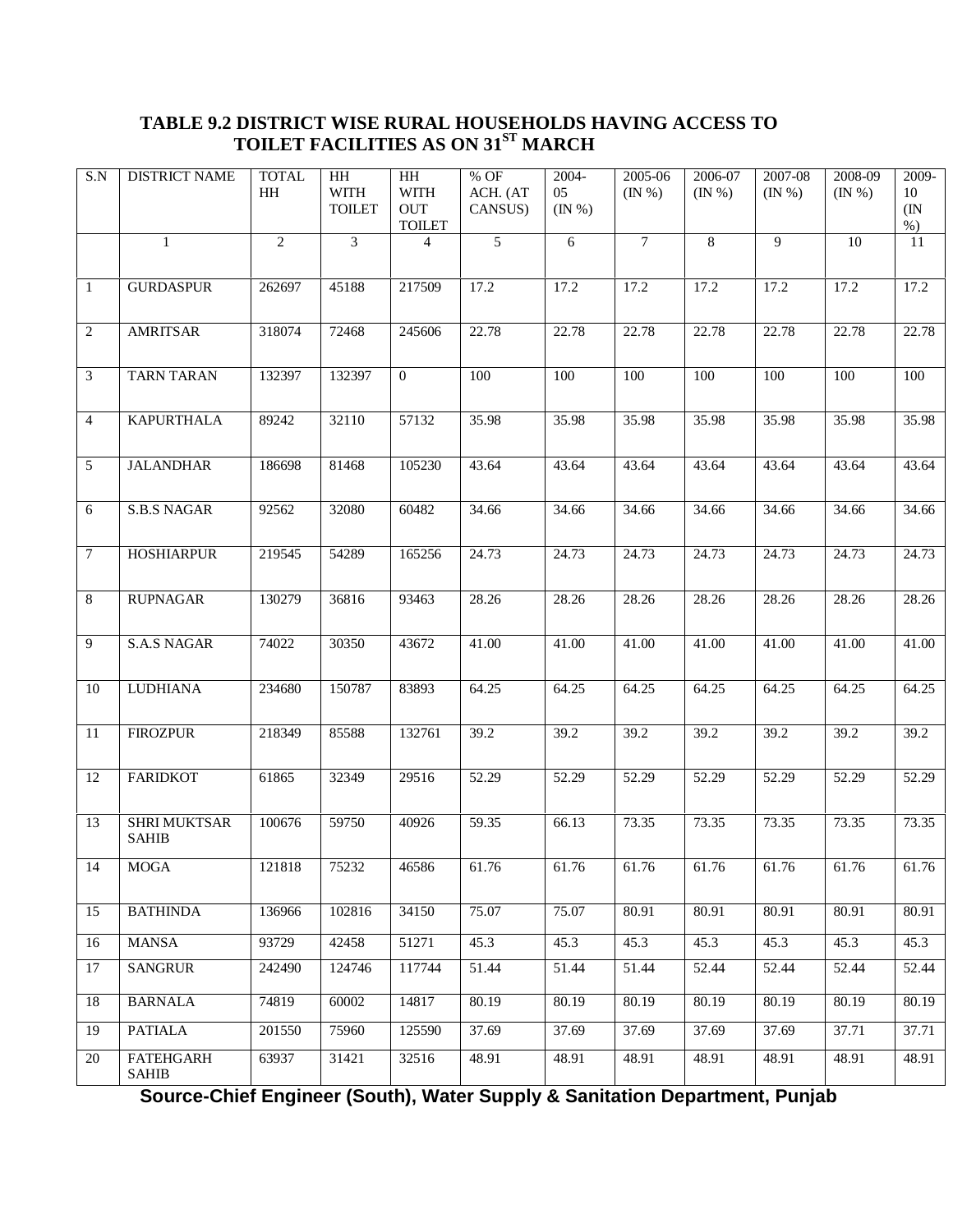### TABLE 9.2 DISTRICT WISE RURAL HOUSEHOLDS HAVING ACCESS TO TOILET FACILITIES AS ON 31[ST] MARCH

| S.N | DISTRICT NAME | TOTAL HH | HH WITH TOILET | HH WITH OUT TOILET | % OF ACH. (AT CANSUS) | 2004-05 (IN %) | 2005-06 (IN %) | 2006-07 (IN %) | 2007-08 (IN %) | 2008-09 (IN %) | 2009-10 (IN %) |
|---|---|---|---|---|---|---|---|---|---|---|---|
| | 1 | 2 | 3 | 4 | 5 | 6 | 7 | 8 | 9 | 10 | 11 |
| 1 | GURDASPUR | 262697 | 45188 | 217509 | 17.2 | 17.2 | 17.2 | 17.2 | 17.2 | 17.2 | 17.2 |
| 2 | AMRITSAR | 318074 | 72468 | 245606 | 22.78 | 22.78 | 22.78 | 22.78 | 22.78 | 22.78 | 22.78 |
| 3 | TARN TARAN | 132397 | 132397 | 0 | 100 | 100 | 100 | 100 | 100 | 100 | 100 |
| 4 | KAPURTHALA | 89242 | 32110 | 57132 | 35.98 | 35.98 | 35.98 | 35.98 | 35.98 | 35.98 | 35.98 |
| 5 | JALANDHAR | 186698 | 81468 | 105230 | 43.64 | 43.64 | 43.64 | 43.64 | 43.64 | 43.64 | 43.64 |
| 6 | S.B.S NAGAR | 92562 | 32080 | 60482 | 34.66 | 34.66 | 34.66 | 34.66 | 34.66 | 34.66 | 34.66 |
| 7 | HOSHIARPUR | 219545 | 54289 | 165256 | 24.73 | 24.73 | 24.73 | 24.73 | 24.73 | 24.73 | 24.73 |
| 8 | RUPNAGAR | 130279 | 36816 | 93463 | 28.26 | 28.26 | 28.26 | 28.26 | 28.26 | 28.26 | 28.26 |
| 9 | S.A.S NAGAR | 74022 | 30350 | 43672 | 41.00 | 41.00 | 41.00 | 41.00 | 41.00 | 41.00 | 41.00 |
| 10 | LUDHIANA | 234680 | 150787 | 83893 | 64.25 | 64.25 | 64.25 | 64.25 | 64.25 | 64.25 | 64.25 |
| 11 | FIROZPUR | 218349 | 85588 | 132761 | 39.2 | 39.2 | 39.2 | 39.2 | 39.2 | 39.2 | 39.2 |
| 12 | FARIDKOT | 61865 | 32349 | 29516 | 52.29 | 52.29 | 52.29 | 52.29 | 52.29 | 52.29 | 52.29 |
| 13 | SHRI MUKTSAR SAHIB | 100676 | 59750 | 40926 | 59.35 | 66.13 | 73.35 | 73.35 | 73.35 | 73.35 | 73.35 |
| 14 | MOGA | 121818 | 75232 | 46586 | 61.76 | 61.76 | 61.76 | 61.76 | 61.76 | 61.76 | 61.76 |
| 15 | BATHINDA | 136966 | 102816 | 34150 | 75.07 | 75.07 | 80.91 | 80.91 | 80.91 | 80.91 | 80.91 |
| 16 | MANSA | 93729 | 42458 | 51271 | 45.3 | 45.3 | 45.3 | 45.3 | 45.3 | 45.3 | 45.3 |
| 17 | SANGRUR | 242490 | 124746 | 117744 | 51.44 | 51.44 | 51.44 | 52.44 | 52.44 | 52.44 | 52.44 |
| 18 | BARNALA | 74819 | 60002 | 14817 | 80.19 | 80.19 | 80.19 | 80.19 | 80.19 | 80.19 | 80.19 |
| 19 | PATIALA | 201550 | 75960 | 125590 | 37.69 | 37.69 | 37.69 | 37.69 | 37.69 | 37.71 | 37.71 |
| 20 | FATEHGARH SAHIB | 63937 | 31421 | 32516 | 48.91 | 48.91 | 48.91 | 48.91 | 48.91 | 48.91 | 48.91 |

**Source-Chief Engineer (South), Water Supply & Sanitation Department, Punjab**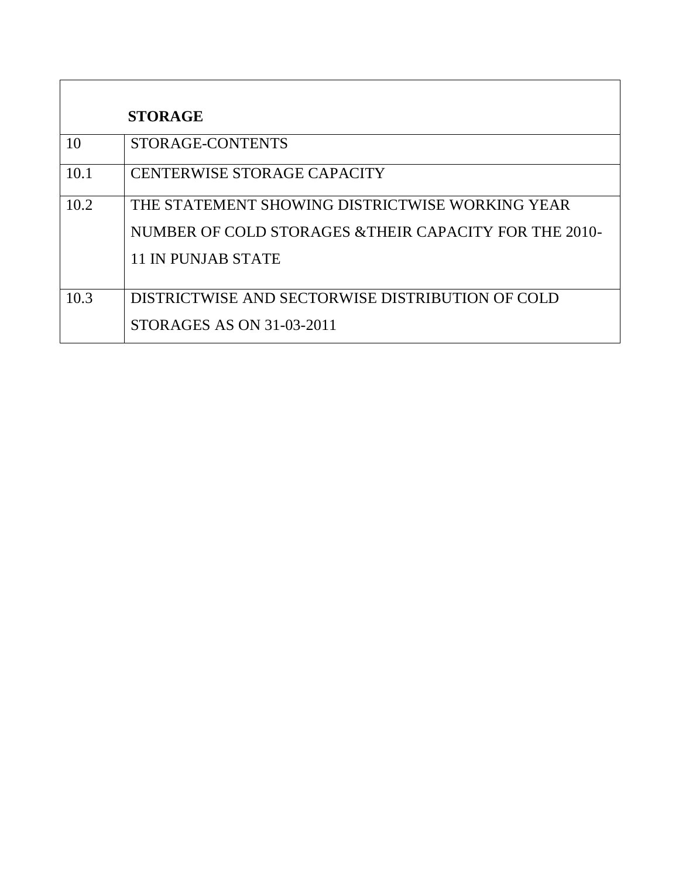| | STORAGE |
|---|---|
| 10 | STORAGE-CONTENTS |
| 10.1 | CENTERWISE STORAGE CAPACITY |
| 10.2 | THE STATEMENT SHOWING DISTRICTWISE WORKING YEAR NUMBER OF COLD STORAGES &THEIR CAPACITY FOR THE 2010-11 IN PUNJAB STATE |
| 10.3 | DISTRICTWISE AND SECTORWISE DISTRIBUTION OF COLD STORAGES AS ON 31-03-2011 |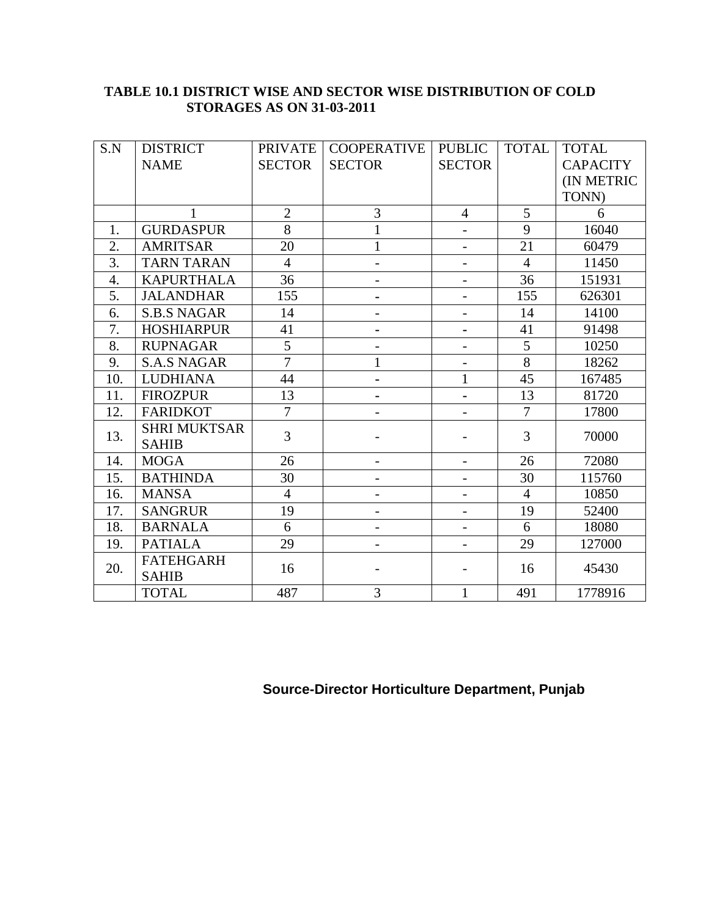**TABLE 10.1 DISTRICT WISE AND SECTOR WISE DISTRIBUTION OF COLD STORAGES AS ON 31-03-2011**

| S.N | DISTRICT NAME | PRIVATE SECTOR | COOPERATIVE SECTOR | PUBLIC SECTOR | TOTAL | TOTAL CAPACITY (IN METRIC TONN) |
|---|---|---|---|---|---|---|
| | 1 | 2 | 3 | 4 | 5 | 6 |
| 1. | GURDASPUR | 8 | 1 | - | 9 | 16040 |
| 2. | AMRITSAR | 20 | 1 | - | 21 | 60479 |
| 3. | TARN TARAN | 4 | - | - | 4 | 11450 |
| 4. | KAPURTHALA | 36 | - | - | 36 | 151931 |
| 5. | JALANDHAR | 155 | - | - | 155 | 626301 |
| 6. | S.B.S NAGAR | 14 | - | - | 14 | 14100 |
| 7. | HOSHIARPUR | 41 | - | - | 41 | 91498 |
| 8. | RUPNAGAR | 5 | - | - | 5 | 10250 |
| 9. | S.A.S NAGAR | 7 | 1 | - | 8 | 18262 |
| 10. | LUDHIANA | 44 | - | 1 | 45 | 167485 |
| 11. | FIROZPUR | 13 | - | - | 13 | 81720 |
| 12. | FARIDKOT | 7 | - | - | 7 | 17800 |
| 13. | SHRI MUKTSAR SAHIB | 3 | - | - | 3 | 70000 |
| 14. | MOGA | 26 | - | - | 26 | 72080 |
| 15. | BATHINDA | 30 | - | - | 30 | 115760 |
| 16. | MANSA | 4 | - | - | 4 | 10850 |
| 17. | SANGRUR | 19 | - | - | 19 | 52400 |
| 18. | BARNALA | 6 | - | - | 6 | 18080 |
| 19. | PATIALA | 29 | - | - | 29 | 127000 |
| 20. | FATEHGARH SAHIB | 16 | - | - | 16 | 45430 |
| | TOTAL | 487 | 3 | 1 | 491 | 1778916 |

**Source-Director Horticulture Department, Punjab**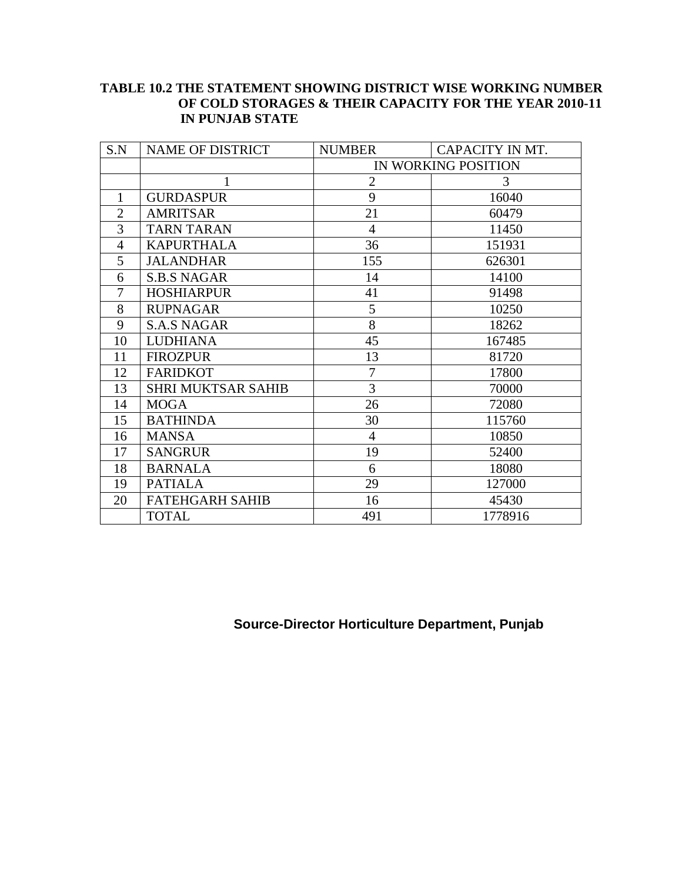**TABLE 10.2 THE STATEMENT SHOWING DISTRICT WISE WORKING NUMBER OF COLD STORAGES & THEIR CAPACITY FOR THE YEAR 2010-11 IN PUNJAB STATE**

| S.N | NAME OF DISTRICT | NUMBER | CAPACITY IN MT. |
|---|---|---|---|
| | | IN WORKING POSITION | |
| | 1 | 2 | 3 |
| 1 | GURDASPUR | 9 | 16040 |
| 2 | AMRITSAR | 21 | 60479 |
| 3 | TARN TARAN | 4 | 11450 |
| 4 | KAPURTHALA | 36 | 151931 |
| 5 | JALANDHAR | 155 | 626301 |
| 6 | S.B.S NAGAR | 14 | 14100 |
| 7 | HOSHIARPUR | 41 | 91498 |
| 8 | RUPNAGAR | 5 | 10250 |
| 9 | S.A.S NAGAR | 8 | 18262 |
| 10 | LUDHIANA | 45 | 167485 |
| 11 | FIROZPUR | 13 | 81720 |
| 12 | FARIDKOT | 7 | 17800 |
| 13 | SHRI MUKTSAR SAHIB | 3 | 70000 |
| 14 | MOGA | 26 | 72080 |
| 15 | BATHINDA | 30 | 115760 |
| 16 | MANSA | 4 | 10850 |
| 17 | SANGRUR | 19 | 52400 |
| 18 | BARNALA | 6 | 18080 |
| 19 | PATIALA | 29 | 127000 |
| 20 | FATEHGARH SAHIB | 16 | 45430 |
| | TOTAL | 491 | 1778916 |

**Source-Director Horticulture Department, Punjab**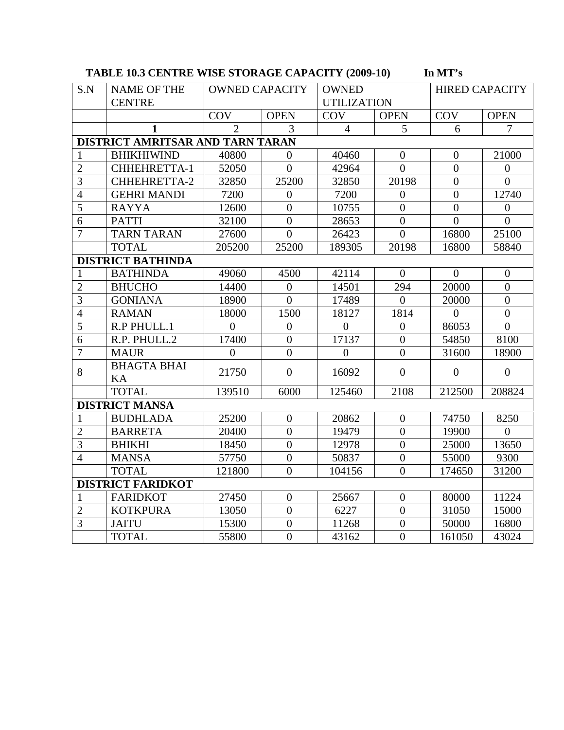**TABLE 10.3 CENTRE WISE STORAGE CAPACITY (2009-10) In MT's**

| S.N | NAME OF THE CENTRE | OWNED CAPACITY | | OWNED UTILIZATION | | HIRED CAPACITY | |
|---|---|---|---|---|---|---|---|
| | | COV | OPEN | COV | OPEN | COV | OPEN |
| | **1** | 2 | 3 | 4 | 5 | 6 | 7 |
| **DISTRICT AMRITSAR AND TARN TARAN** | | | | | | | |
| 1 | BHIKHIWIND | 40800 | 0 | 40460 | 0 | 0 | 21000 |
| 2 | CHHEHRETTA-1 | 52050 | 0 | 42964 | 0 | 0 | 0 |
| 3 | CHHEHRETTA-2 | 32850 | 25200 | 32850 | 20198 | 0 | 0 |
| 4 | GEHRI MANDI | 7200 | 0 | 7200 | 0 | 0 | 12740 |
| 5 | RAYYA | 12600 | 0 | 10755 | 0 | 0 | 0 |
| 6 | PATTI | 32100 | 0 | 28653 | 0 | 0 | 0 |
| 7 | TARN TARAN | 27600 | 0 | 26423 | 0 | 16800 | 25100 |
| | TOTAL | 205200 | 25200 | 189305 | 20198 | 16800 | 58840 |
| **DISTRICT BATHINDA** | | | | | | | |
| 1 | BATHINDA | 49060 | 4500 | 42114 | 0 | 0 | 0 |
| 2 | BHUCHO | 14400 | 0 | 14501 | 294 | 20000 | 0 |
| 3 | GONIANA | 18900 | 0 | 17489 | 0 | 20000 | 0 |
| 4 | RAMAN | 18000 | 1500 | 18127 | 1814 | 0 | 0 |
| 5 | R.P PHULL.1 | 0 | 0 | 0 | 0 | 86053 | 0 |
| 6 | R.P. PHULL.2 | 17400 | 0 | 17137 | 0 | 54850 | 8100 |
| 7 | MAUR | 0 | 0 | 0 | 0 | 31600 | 18900 |
| 8 | BHAGTA BHAI KA | 21750 | 0 | 16092 | 0 | 0 | 0 |
| | TOTAL | 139510 | 6000 | 125460 | 2108 | 212500 | 208824 |
| **DISTRICT MANSA** | | | | | | | |
| 1 | BUDHLADA | 25200 | 0 | 20862 | 0 | 74750 | 8250 |
| 2 | BARRETA | 20400 | 0 | 19479 | 0 | 19900 | 0 |
| 3 | BHIKHI | 18450 | 0 | 12978 | 0 | 25000 | 13650 |
| 4 | MANSA | 57750 | 0 | 50837 | 0 | 55000 | 9300 |
| | TOTAL | 121800 | 0 | 104156 | 0 | 174650 | 31200 |
| **DISTRICT FARIDKOT** | | | | | | | |
| 1 | FARIDKOT | 27450 | 0 | 25667 | 0 | 80000 | 11224 |
| 2 | KOTKPURA | 13050 | 0 | 6227 | 0 | 31050 | 15000 |
| 3 | JAITU | 15300 | 0 | 11268 | 0 | 50000 | 16800 |
| | TOTAL | 55800 | 0 | 43162 | 0 | 161050 | 43024 |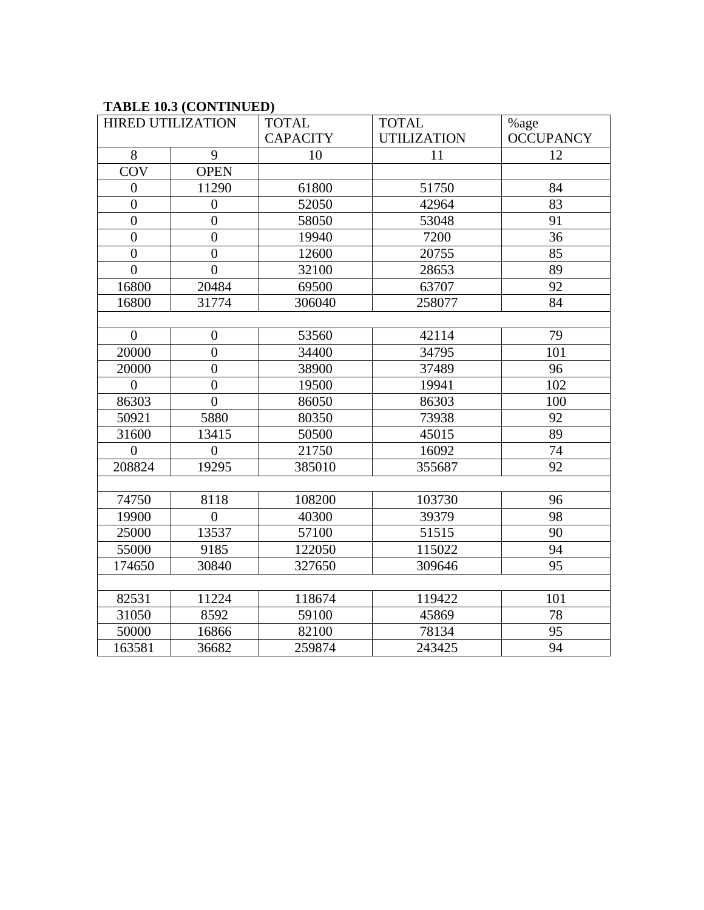**TABLE 10.3 (CONTINUED)**

| HIRED UTILIZATION | | TOTAL CAPACITY | TOTAL UTILIZATION | %age OCCUPANCY |
|---|---|---|---|---|
| 8 | 9 | 10 | 11 | 12 |
| COV | OPEN | | | |
| 0 | 11290 | 61800 | 51750 | 84 |
| 0 | 0 | 52050 | 42964 | 83 |
| 0 | 0 | 58050 | 53048 | 91 |
| 0 | 0 | 19940 | 7200 | 36 |
| 0 | 0 | 12600 | 20755 | 85 |
| 0 | 0 | 32100 | 28653 | 89 |
| 16800 | 20484 | 69500 | 63707 | 92 |
| 16800 | 31774 | 306040 | 258077 | 84 |
| | | | | |
| 0 | 0 | 53560 | 42114 | 79 |
| 20000 | 0 | 34400 | 34795 | 101 |
| 20000 | 0 | 38900 | 37489 | 96 |
| 0 | 0 | 19500 | 19941 | 102 |
| 86303 | 0 | 86050 | 86303 | 100 |
| 50921 | 5880 | 80350 | 73938 | 92 |
| 31600 | 13415 | 50500 | 45015 | 89 |
| 0 | 0 | 21750 | 16092 | 74 |
| 208824 | 19295 | 385010 | 355687 | 92 |
| | | | | |
| 74750 | 8118 | 108200 | 103730 | 96 |
| 19900 | 0 | 40300 | 39379 | 98 |
| 25000 | 13537 | 57100 | 51515 | 90 |
| 55000 | 9185 | 122050 | 115022 | 94 |
| 174650 | 30840 | 327650 | 309646 | 95 |
| | | | | |
| 82531 | 11224 | 118674 | 119422 | 101 |
| 31050 | 8592 | 59100 | 45869 | 78 |
| 50000 | 16866 | 82100 | 78134 | 95 |
| 163581 | 36682 | 259874 | 243425 | 94 |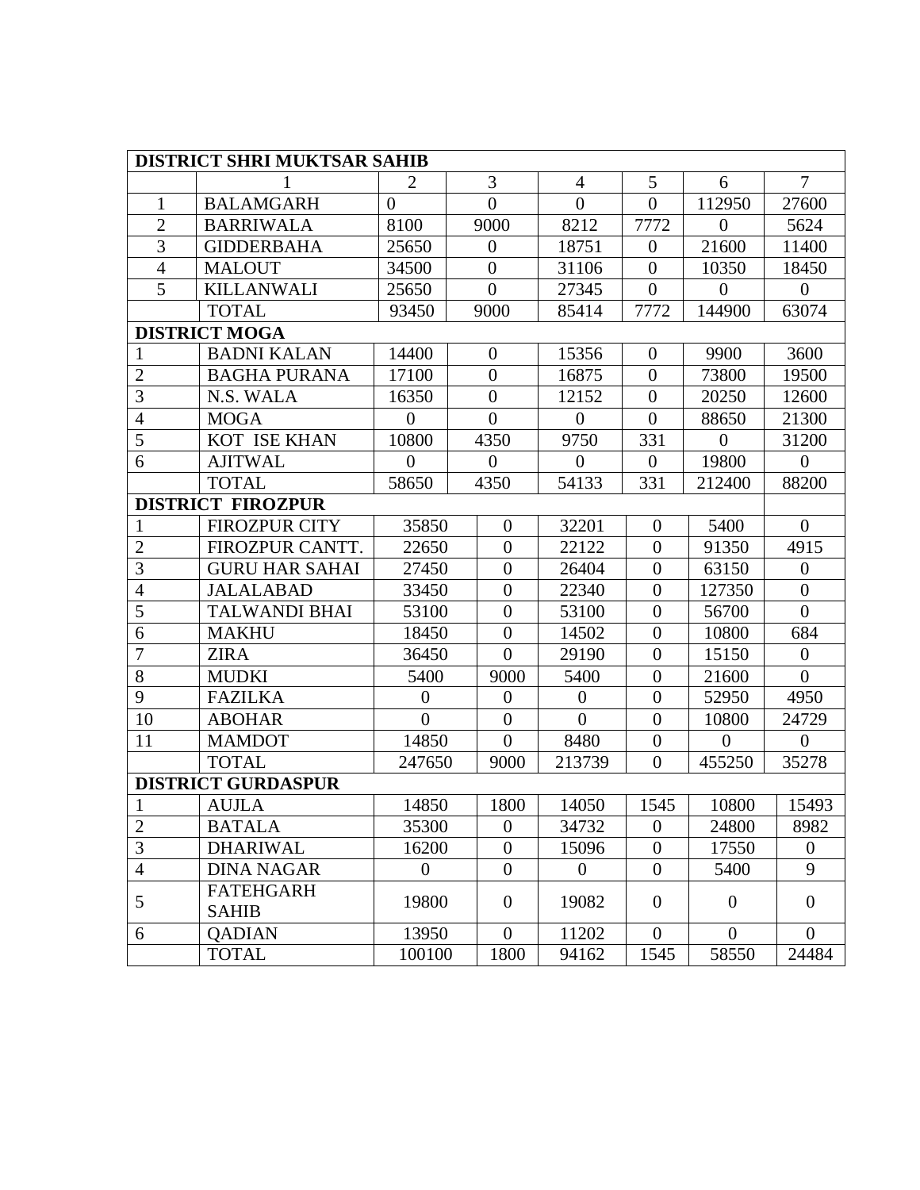| | | | | | | | |
|---|---|---|---|---|---|---|---|
| **DISTRICT SHRI MUKTSAR SAHIB** | | | | | | | |
| | 1 | 2 | 3 | 4 | 5 | 6 | 7 |
| 1 | BALAMGARH | 0 | 0 | 0 | 0 | 112950 | 27600 |
| 2 | BARRIWALA | 8100 | 9000 | 8212 | 7772 | 0 | 5624 |
| 3 | GIDDERBAHA | 25650 | 0 | 18751 | 0 | 21600 | 11400 |
| 4 | MALOUT | 34500 | 0 | 31106 | 0 | 10350 | 18450 |
| 5 | KILLANWALI | 25650 | 0 | 27345 | 0 | 0 | 0 |
| | TOTAL | 93450 | 9000 | 85414 | 7772 | 144900 | 63074 |
| **DISTRICT MOGA** | | | | | | | |
| 1 | BADNI KALAN | 14400 | 0 | 15356 | 0 | 9900 | 3600 |
| 2 | BAGHA PURANA | 17100 | 0 | 16875 | 0 | 73800 | 19500 |
| 3 | N.S. WALA | 16350 | 0 | 12152 | 0 | 20250 | 12600 |
| 4 | MOGA | 0 | 0 | 0 | 0 | 88650 | 21300 |
| 5 | KOT ISE KHAN | 10800 | 4350 | 9750 | 331 | 0 | 31200 |
| 6 | AJITWAL | 0 | 0 | 0 | 0 | 19800 | 0 |
| | TOTAL | 58650 | 4350 | 54133 | 331 | 212400 | 88200 |
| **DISTRICT FIROZPUR** | | | | | | | |
| 1 | FIROZPUR CITY | 35850 | 0 | 32201 | 0 | 5400 | 0 |
| 2 | FIROZPUR CANTT. | 22650 | 0 | 22122 | 0 | 91350 | 4915 |
| 3 | GURU HAR SAHAI | 27450 | 0 | 26404 | 0 | 63150 | 0 |
| 4 | JALALABAD | 33450 | 0 | 22340 | 0 | 127350 | 0 |
| 5 | TALWANDI BHAI | 53100 | 0 | 53100 | 0 | 56700 | 0 |
| 6 | MAKHU | 18450 | 0 | 14502 | 0 | 10800 | 684 |
| 7 | ZIRA | 36450 | 0 | 29190 | 0 | 15150 | 0 |
| 8 | MUDKI | 5400 | 9000 | 5400 | 0 | 21600 | 0 |
| 9 | FAZILKA | 0 | 0 | 0 | 0 | 52950 | 4950 |
| 10 | ABOHAR | 0 | 0 | 0 | 0 | 10800 | 24729 |
| 11 | MAMDOT | 14850 | 0 | 8480 | 0 | 0 | 0 |
| | TOTAL | 247650 | 9000 | 213739 | 0 | 455250 | 35278 |
| **DISTRICT GURDASPUR** | | | | | | | |
| 1 | AUJLA | 14850 | 1800 | 14050 | 1545 | 10800 | 15493 |
| 2 | BATALA | 35300 | 0 | 34732 | 0 | 24800 | 8982 |
| 3 | DHARIWAL | 16200 | 0 | 15096 | 0 | 17550 | 0 |
| 4 | DINA NAGAR | 0 | 0 | 0 | 0 | 5400 | 9 |
| 5 | FATEHGARH SAHIB | 19800 | 0 | 19082 | 0 | 0 | 0 |
| 6 | QADIAN | 13950 | 0 | 11202 | 0 | 0 | 0 |
| | TOTAL | 100100 | 1800 | 94162 | 1545 | 58550 | 24484 |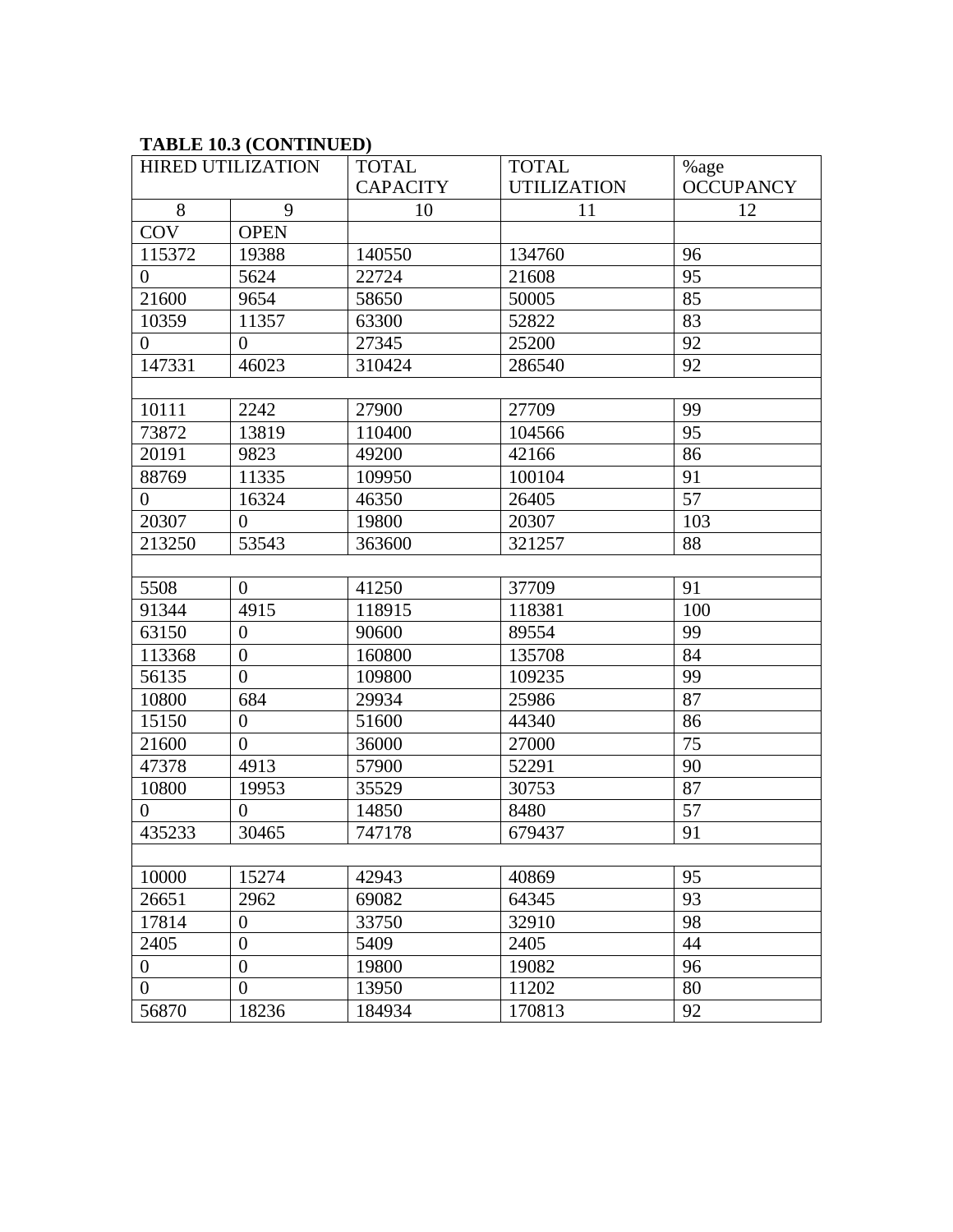**TABLE 10.3 (CONTINUED)**

| HIRED UTILIZATION | | TOTAL CAPACITY | TOTAL UTILIZATION | %age OCCUPANCY |
|---|---|---|---|---|
| 8 | 9 | 10 | 11 | 12 |
| COV | OPEN | | | |
| 115372 | 19388 | 140550 | 134760 | 96 |
| 0 | 5624 | 22724 | 21608 | 95 |
| 21600 | 9654 | 58650 | 50005 | 85 |
| 10359 | 11357 | 63300 | 52822 | 83 |
| 0 | 0 | 27345 | 25200 | 92 |
| 147331 | 46023 | 310424 | 286540 | 92 |
| | | | | |
| 10111 | 2242 | 27900 | 27709 | 99 |
| 73872 | 13819 | 110400 | 104566 | 95 |
| 20191 | 9823 | 49200 | 42166 | 86 |
| 88769 | 11335 | 109950 | 100104 | 91 |
| 0 | 16324 | 46350 | 26405 | 57 |
| 20307 | 0 | 19800 | 20307 | 103 |
| 213250 | 53543 | 363600 | 321257 | 88 |
| | | | | |
| 5508 | 0 | 41250 | 37709 | 91 |
| 91344 | 4915 | 118915 | 118381 | 100 |
| 63150 | 0 | 90600 | 89554 | 99 |
| 113368 | 0 | 160800 | 135708 | 84 |
| 56135 | 0 | 109800 | 109235 | 99 |
| 10800 | 684 | 29934 | 25986 | 87 |
| 15150 | 0 | 51600 | 44340 | 86 |
| 21600 | 0 | 36000 | 27000 | 75 |
| 47378 | 4913 | 57900 | 52291 | 90 |
| 10800 | 19953 | 35529 | 30753 | 87 |
| 0 | 0 | 14850 | 8480 | 57 |
| 435233 | 30465 | 747178 | 679437 | 91 |
| | | | | |
| 10000 | 15274 | 42943 | 40869 | 95 |
| 26651 | 2962 | 69082 | 64345 | 93 |
| 17814 | 0 | 33750 | 32910 | 98 |
| 2405 | 0 | 5409 | 2405 | 44 |
| 0 | 0 | 19800 | 19082 | 96 |
| 0 | 0 | 13950 | 11202 | 80 |
| 56870 | 18236 | 184934 | 170813 | 92 |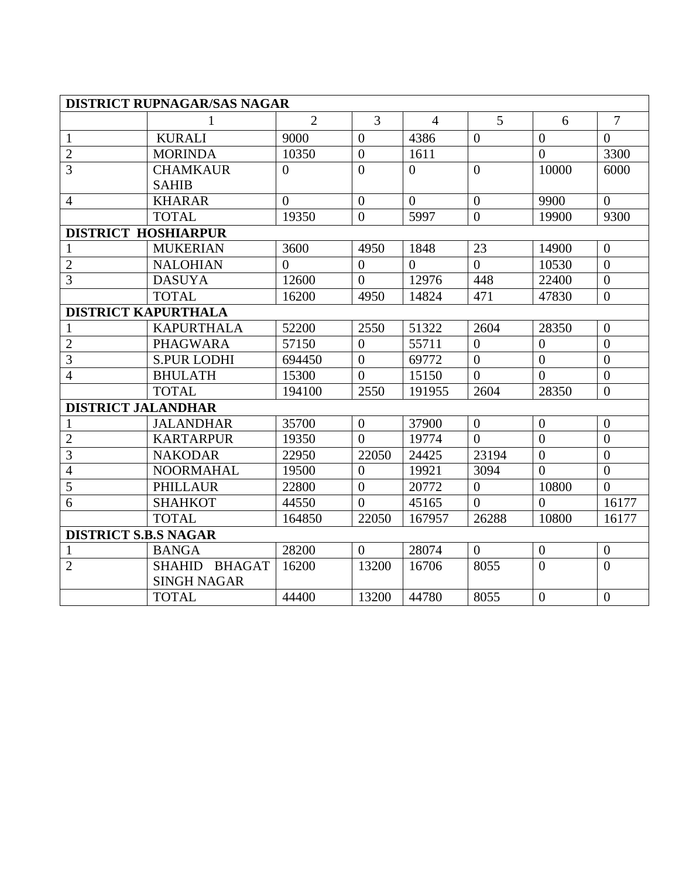| DISTRICT RUPNAGAR/SAS NAGAR | | | | | | | |
|---|---|---|---|---|---|---|---|
| | 1 | 2 | 3 | 4 | 5 | 6 | 7 |
| 1 | KURALI | 9000 | 0 | 4386 | 0 | 0 | 0 |
| 2 | MORINDA | 10350 | 0 | 1611 | | 0 | 3300 |
| 3 | CHAMKAUR SAHIB | 0 | 0 | 0 | 0 | 10000 | 6000 |
| 4 | KHARAR | 0 | 0 | 0 | 0 | 9900 | 0 |
| | TOTAL | 19350 | 0 | 5997 | 0 | 19900 | 9300 |
| **DISTRICT HOSHIARPUR** | | | | | | | |
| 1 | MUKERIAN | 3600 | 4950 | 1848 | 23 | 14900 | 0 |
| 2 | NALOHIAN | 0 | 0 | 0 | 0 | 10530 | 0 |
| 3 | DASUYA | 12600 | 0 | 12976 | 448 | 22400 | 0 |
| | TOTAL | 16200 | 4950 | 14824 | 471 | 47830 | 0 |
| **DISTRICT KAPURTHALA** | | | | | | | |
| 1 | KAPURTHALA | 52200 | 2550 | 51322 | 2604 | 28350 | 0 |
| 2 | PHAGWARA | 57150 | 0 | 55711 | 0 | 0 | 0 |
| 3 | S.PUR LODHI | 694450 | 0 | 69772 | 0 | 0 | 0 |
| 4 | BHULATH | 15300 | 0 | 15150 | 0 | 0 | 0 |
| | TOTAL | 194100 | 2550 | 191955 | 2604 | 28350 | 0 |
| **DISTRICT JALANDHAR** | | | | | | | |
| 1 | JALANDHAR | 35700 | 0 | 37900 | 0 | 0 | 0 |
| 2 | KARTARPUR | 19350 | 0 | 19774 | 0 | 0 | 0 |
| 3 | NAKODAR | 22950 | 22050 | 24425 | 23194 | 0 | 0 |
| 4 | NOORMAHAL | 19500 | 0 | 19921 | 3094 | 0 | 0 |
| 5 | PHILLAUR | 22800 | 0 | 20772 | 0 | 10800 | 0 |
| 6 | SHAHKOT | 44550 | 0 | 45165 | 0 | 0 | 16177 |
| | TOTAL | 164850 | 22050 | 167957 | 26288 | 10800 | 16177 |
| **DISTRICT S.B.S NAGAR** | | | | | | | |
| 1 | BANGA | 28200 | 0 | 28074 | 0 | 0 | 0 |
| 2 | SHAHID BHAGAT SINGH NAGAR | 16200 | 13200 | 16706 | 8055 | 0 | 0 |
| | TOTAL | 44400 | 13200 | 44780 | 8055 | 0 | 0 |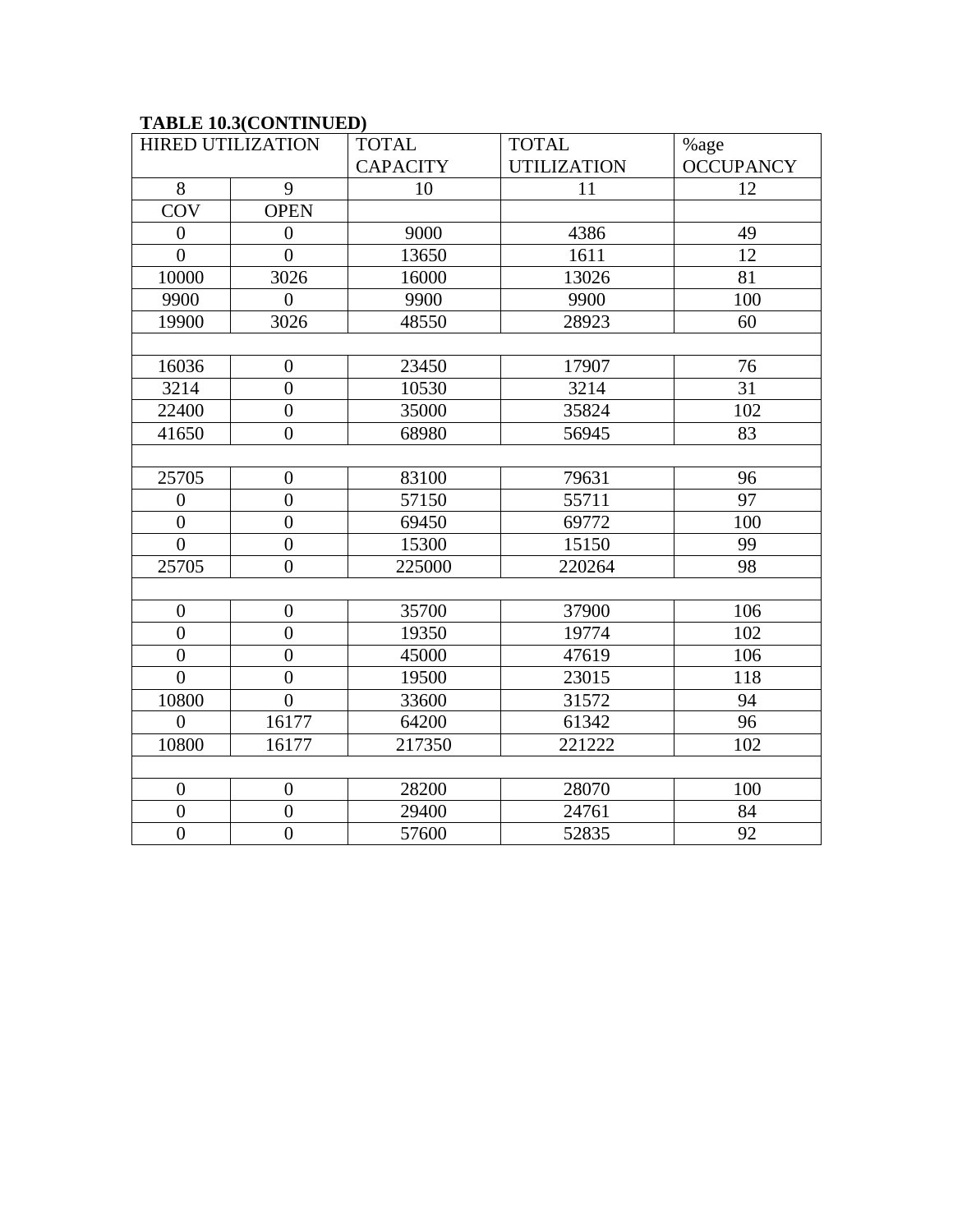**TABLE 10.3(CONTINUED)**

| HIRED UTILIZATION | | TOTAL CAPACITY | TOTAL UTILIZATION | %age OCCUPANCY |
|---|---|---|---|---|
| 8 | 9 | 10 | 11 | 12 |
| COV | OPEN | | | |
| 0 | 0 | 9000 | 4386 | 49 |
| 0 | 0 | 13650 | 1611 | 12 |
| 10000 | 3026 | 16000 | 13026 | 81 |
| 9900 | 0 | 9900 | 9900 | 100 |
| 19900 | 3026 | 48550 | 28923 | 60 |
| | | | | |
| 16036 | 0 | 23450 | 17907 | 76 |
| 3214 | 0 | 10530 | 3214 | 31 |
| 22400 | 0 | 35000 | 35824 | 102 |
| 41650 | 0 | 68980 | 56945 | 83 |
| | | | | |
| 25705 | 0 | 83100 | 79631 | 96 |
| 0 | 0 | 57150 | 55711 | 97 |
| 0 | 0 | 69450 | 69772 | 100 |
| 0 | 0 | 15300 | 15150 | 99 |
| 25705 | 0 | 225000 | 220264 | 98 |
| | | | | |
| 0 | 0 | 35700 | 37900 | 106 |
| 0 | 0 | 19350 | 19774 | 102 |
| 0 | 0 | 45000 | 47619 | 106 |
| 0 | 0 | 19500 | 23015 | 118 |
| 10800 | 0 | 33600 | 31572 | 94 |
| 0 | 16177 | 64200 | 61342 | 96 |
| 10800 | 16177 | 217350 | 221222 | 102 |
| | | | | |
| 0 | 0 | 28200 | 28070 | 100 |
| 0 | 0 | 29400 | 24761 | 84 |
| 0 | 0 | 57600 | 52835 | 92 |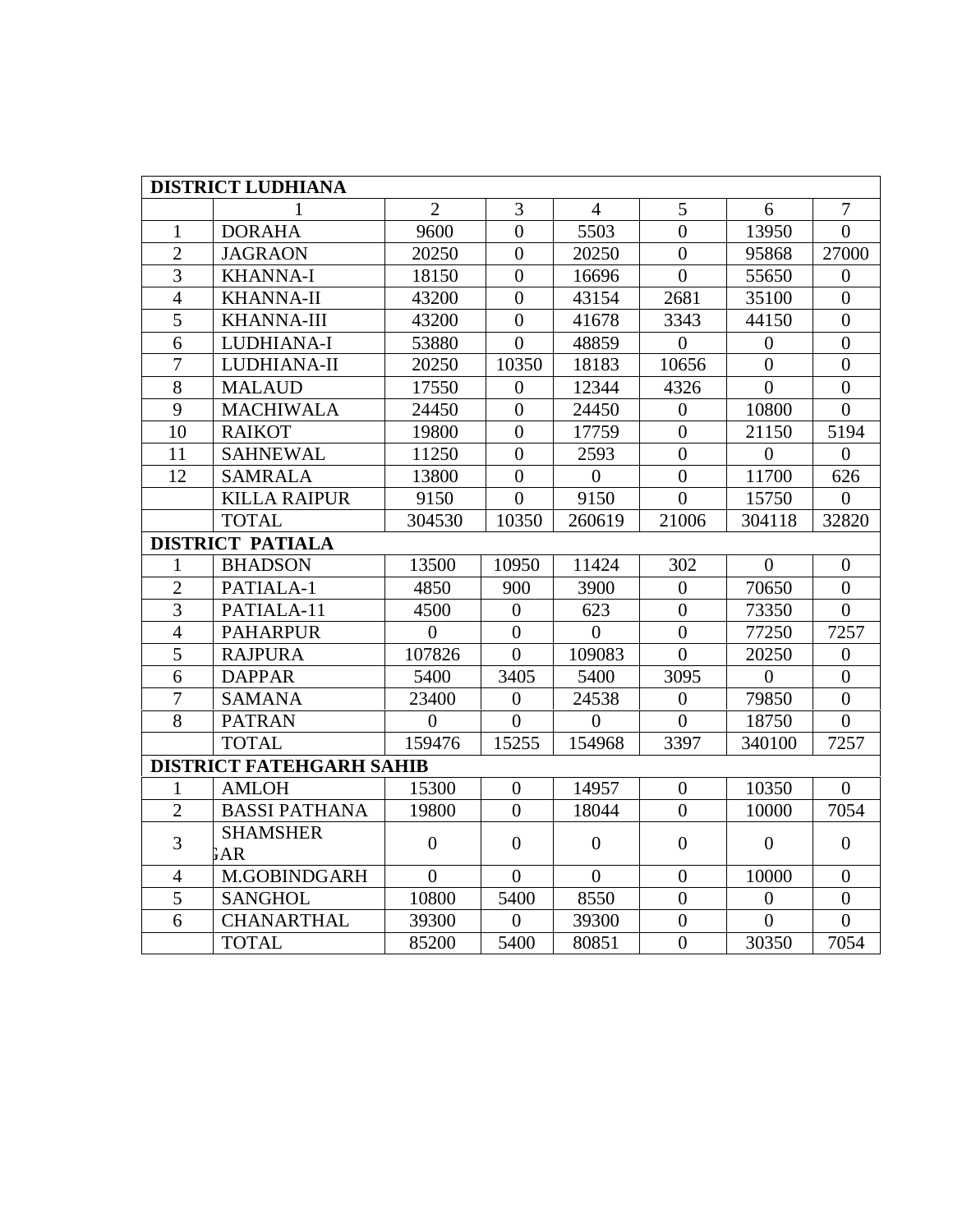| DISTRICT LUDHIANA | | | | | | | |
|---|---|---|---|---|---|---|---|
| | 1 | 2 | 3 | 4 | 5 | 6 | 7 |
| 1 | DORAHA | 9600 | 0 | 5503 | 0 | 13950 | 0 |
| 2 | JAGRAON | 20250 | 0 | 20250 | 0 | 95868 | 27000 |
| 3 | KHANNA-I | 18150 | 0 | 16696 | 0 | 55650 | 0 |
| 4 | KHANNA-II | 43200 | 0 | 43154 | 2681 | 35100 | 0 |
| 5 | KHANNA-III | 43200 | 0 | 41678 | 3343 | 44150 | 0 |
| 6 | LUDHIANA-I | 53880 | 0 | 48859 | 0 | 0 | 0 |
| 7 | LUDHIANA-II | 20250 | 10350 | 18183 | 10656 | 0 | 0 |
| 8 | MALAUD | 17550 | 0 | 12344 | 4326 | 0 | 0 |
| 9 | MACHIWALA | 24450 | 0 | 24450 | 0 | 10800 | 0 |
| 10 | RAIKOT | 19800 | 0 | 17759 | 0 | 21150 | 5194 |
| 11 | SAHNEWAL | 11250 | 0 | 2593 | 0 | 0 | 0 |
| 12 | SAMRALA | 13800 | 0 | 0 | 0 | 11700 | 626 |
| | KILLA RAIPUR | 9150 | 0 | 9150 | 0 | 15750 | 0 |
| | TOTAL | 304530 | 10350 | 260619 | 21006 | 304118 | 32820 |
| **DISTRICT PATIALA** | | | | | | | |
| 1 | BHADSON | 13500 | 10950 | 11424 | 302 | 0 | 0 |
| 2 | PATIALA-1 | 4850 | 900 | 3900 | 0 | 70650 | 0 |
| 3 | PATIALA-11 | 4500 | 0 | 623 | 0 | 73350 | 0 |
| 4 | PAHARPUR | 0 | 0 | 0 | 0 | 77250 | 7257 |
| 5 | RAJPURA | 107826 | 0 | 109083 | 0 | 20250 | 0 |
| 6 | DAPPAR | 5400 | 3405 | 5400 | 3095 | 0 | 0 |
| 7 | SAMANA | 23400 | 0 | 24538 | 0 | 79850 | 0 |
| 8 | PATRAN | 0 | 0 | 0 | 0 | 18750 | 0 |
| | TOTAL | 159476 | 15255 | 154968 | 3397 | 340100 | 7257 |
| **DISTRICT FATEHGARH SAHIB** | | | | | | | |
| 1 | AMLOH | 15300 | 0 | 14957 | 0 | 10350 | 0 |
| 2 | BASSI PATHANA | 19800 | 0 | 18044 | 0 | 10000 | 7054 |
| 3 | SHAMSHER GAR | 0 | 0 | 0 | 0 | 0 | 0 |
| 4 | M.GOBINDGARH | 0 | 0 | 0 | 0 | 10000 | 0 |
| 5 | SANGHOL | 10800 | 5400 | 8550 | 0 | 0 | 0 |
| 6 | CHANARTHAL | 39300 | 0 | 39300 | 0 | 0 | 0 |
| | TOTAL | 85200 | 5400 | 80851 | 0 | 30350 | 7054 |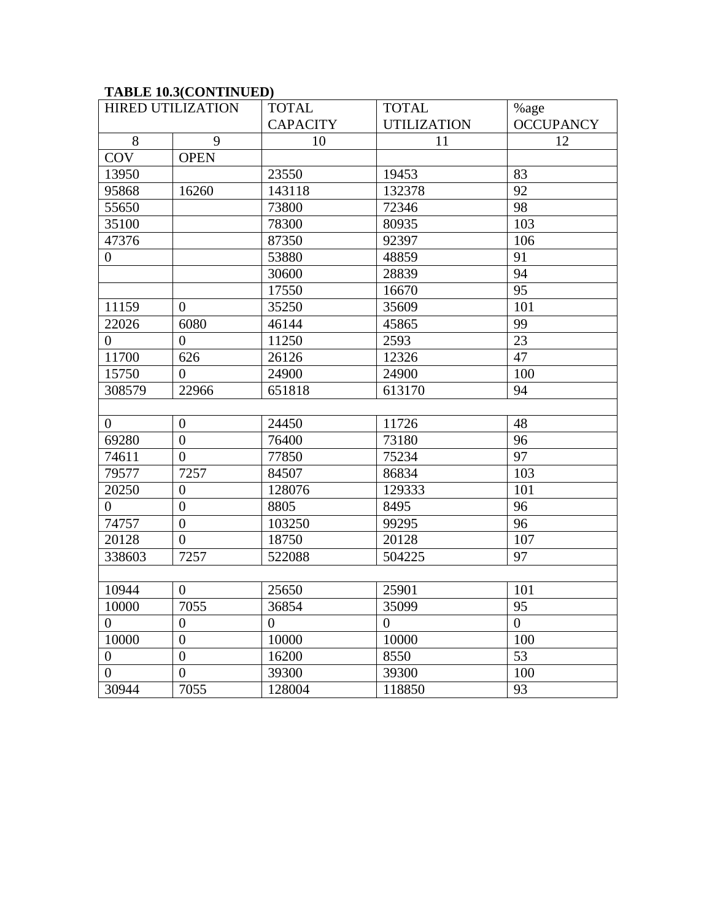**TABLE 10.3(CONTINUED)**

| HIRED UTILIZATION | | TOTAL CAPACITY | TOTAL UTILIZATION | %age OCCUPANCY |
|---|---|---|---|---|
| 8 | 9 | 10 | 11 | 12 |
| COV | OPEN | | | |
| 13950 | | 23550 | 19453 | 83 |
| 95868 | 16260 | 143118 | 132378 | 92 |
| 55650 | | 73800 | 72346 | 98 |
| 35100 | | 78300 | 80935 | 103 |
| 47376 | | 87350 | 92397 | 106 |
| 0 | | 53880 | 48859 | 91 |
| | | 30600 | 28839 | 94 |
| | | 17550 | 16670 | 95 |
| 11159 | 0 | 35250 | 35609 | 101 |
| 22026 | 6080 | 46144 | 45865 | 99 |
| 0 | 0 | 11250 | 2593 | 23 |
| 11700 | 626 | 26126 | 12326 | 47 |
| 15750 | 0 | 24900 | 24900 | 100 |
| 308579 | 22966 | 651818 | 613170 | 94 |
| | | | | |
| 0 | 0 | 24450 | 11726 | 48 |
| 69280 | 0 | 76400 | 73180 | 96 |
| 74611 | 0 | 77850 | 75234 | 97 |
| 79577 | 7257 | 84507 | 86834 | 103 |
| 20250 | 0 | 128076 | 129333 | 101 |
| 0 | 0 | 8805 | 8495 | 96 |
| 74757 | 0 | 103250 | 99295 | 96 |
| 20128 | 0 | 18750 | 20128 | 107 |
| 338603 | 7257 | 522088 | 504225 | 97 |
| | | | | |
| 10944 | 0 | 25650 | 25901 | 101 |
| 10000 | 7055 | 36854 | 35099 | 95 |
| 0 | 0 | 0 | 0 | 0 |
| 10000 | 0 | 10000 | 10000 | 100 |
| 0 | 0 | 16200 | 8550 | 53 |
| 0 | 0 | 39300 | 39300 | 100 |
| 30944 | 7055 | 128004 | 118850 | 93 |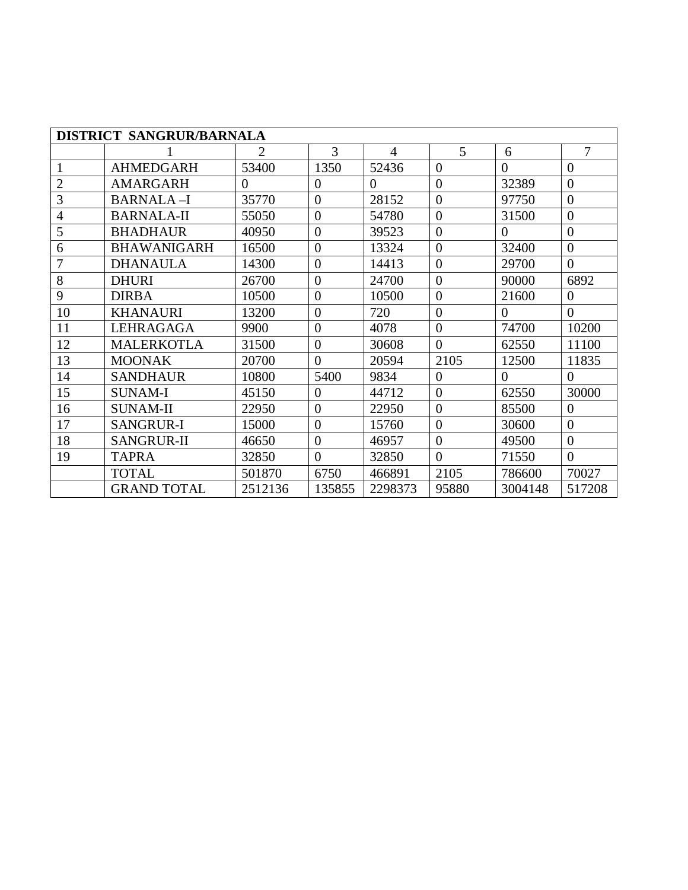| DISTRICT SANGRUR/BARNALA | | | | | | | |
|---|---|---|---|---|---|---|---|
| | 1 | 2 | 3 | 4 | 5 | 6 | 7 |
| 1 | AHMEDGARH | 53400 | 1350 | 52436 | 0 | 0 | 0 |
| 2 | AMARGARH | 0 | 0 | 0 | 0 | 32389 | 0 |
| 3 | BARNALA –I | 35770 | 0 | 28152 | 0 | 97750 | 0 |
| 4 | BARNALA-II | 55050 | 0 | 54780 | 0 | 31500 | 0 |
| 5 | BHADHAUR | 40950 | 0 | 39523 | 0 | 0 | 0 |
| 6 | BHAWANIGARH | 16500 | 0 | 13324 | 0 | 32400 | 0 |
| 7 | DHANAULA | 14300 | 0 | 14413 | 0 | 29700 | 0 |
| 8 | DHURI | 26700 | 0 | 24700 | 0 | 90000 | 6892 |
| 9 | DIRBA | 10500 | 0 | 10500 | 0 | 21600 | 0 |
| 10 | KHANAURI | 13200 | 0 | 720 | 0 | 0 | 0 |
| 11 | LEHRAGAGA | 9900 | 0 | 4078 | 0 | 74700 | 10200 |
| 12 | MALERKOTLA | 31500 | 0 | 30608 | 0 | 62550 | 11100 |
| 13 | MOONAK | 20700 | 0 | 20594 | 2105 | 12500 | 11835 |
| 14 | SANDHAUR | 10800 | 5400 | 9834 | 0 | 0 | 0 |
| 15 | SUNAM-I | 45150 | 0 | 44712 | 0 | 62550 | 30000 |
| 16 | SUNAM-II | 22950 | 0 | 22950 | 0 | 85500 | 0 |
| 17 | SANGRUR-I | 15000 | 0 | 15760 | 0 | 30600 | 0 |
| 18 | SANGRUR-II | 46650 | 0 | 46957 | 0 | 49500 | 0 |
| 19 | TAPRA | 32850 | 0 | 32850 | 0 | 71550 | 0 |
| | TOTAL | 501870 | 6750 | 466891 | 2105 | 786600 | 70027 |
| | GRAND TOTAL | 2512136 | 135855 | 2298373 | 95880 | 3004148 | 517208 |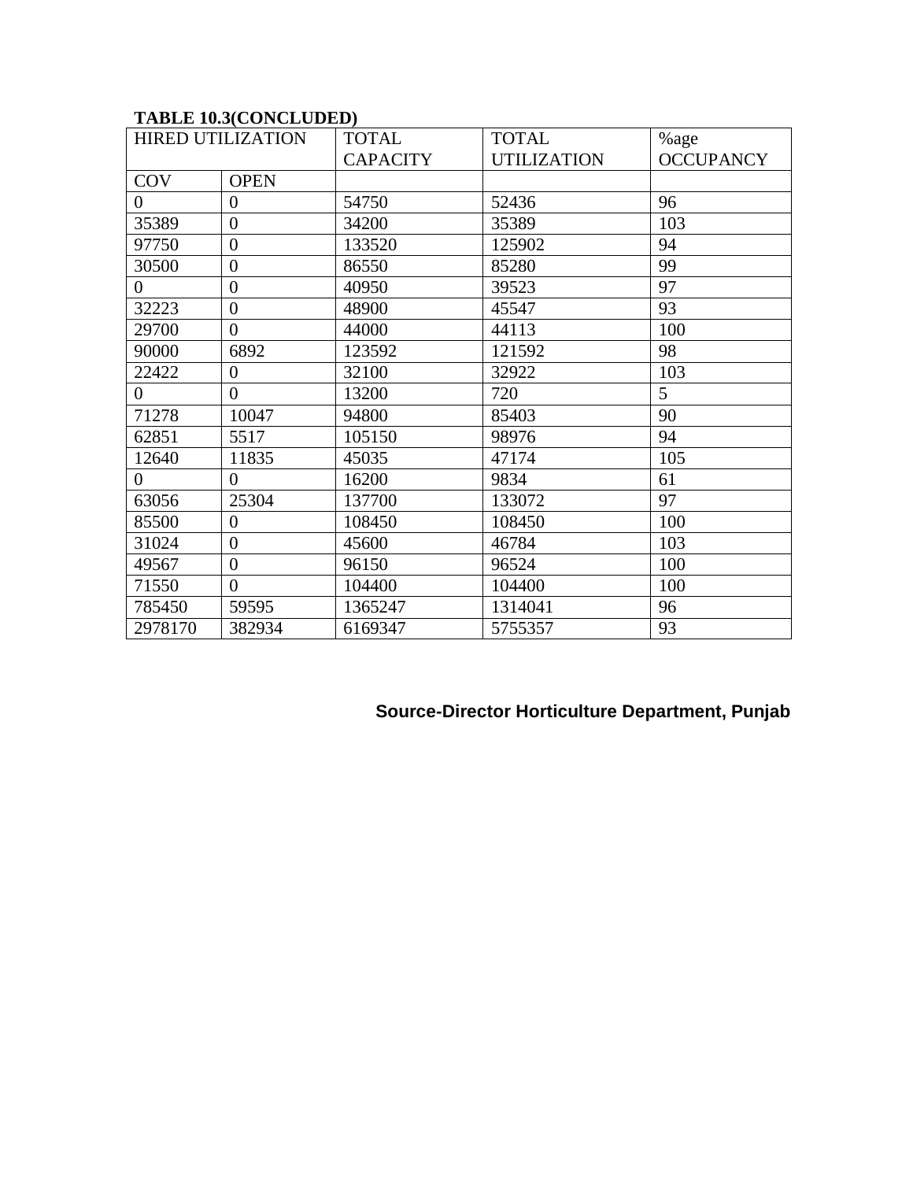**TABLE 10.3(CONCLUDED)**

| HIRED UTILIZATION | | TOTAL CAPACITY | TOTAL UTILIZATION | %age OCCUPANCY |
|---|---|---|---|---|
| COV | OPEN | | | |
| 0 | 0 | 54750 | 52436 | 96 |
| 35389 | 0 | 34200 | 35389 | 103 |
| 97750 | 0 | 133520 | 125902 | 94 |
| 30500 | 0 | 86550 | 85280 | 99 |
| 0 | 0 | 40950 | 39523 | 97 |
| 32223 | 0 | 48900 | 45547 | 93 |
| 29700 | 0 | 44000 | 44113 | 100 |
| 90000 | 6892 | 123592 | 121592 | 98 |
| 22422 | 0 | 32100 | 32922 | 103 |
| 0 | 0 | 13200 | 720 | 5 |
| 71278 | 10047 | 94800 | 85403 | 90 |
| 62851 | 5517 | 105150 | 98976 | 94 |
| 12640 | 11835 | 45035 | 47174 | 105 |
| 0 | 0 | 16200 | 9834 | 61 |
| 63056 | 25304 | 137700 | 133072 | 97 |
| 85500 | 0 | 108450 | 108450 | 100 |
| 31024 | 0 | 45600 | 46784 | 103 |
| 49567 | 0 | 96150 | 96524 | 100 |
| 71550 | 0 | 104400 | 104400 | 100 |
| 785450 | 59595 | 1365247 | 1314041 | 96 |
| 2978170 | 382934 | 6169347 | 5755357 | 93 |

**Source-Director Horticulture Department, Punjab**